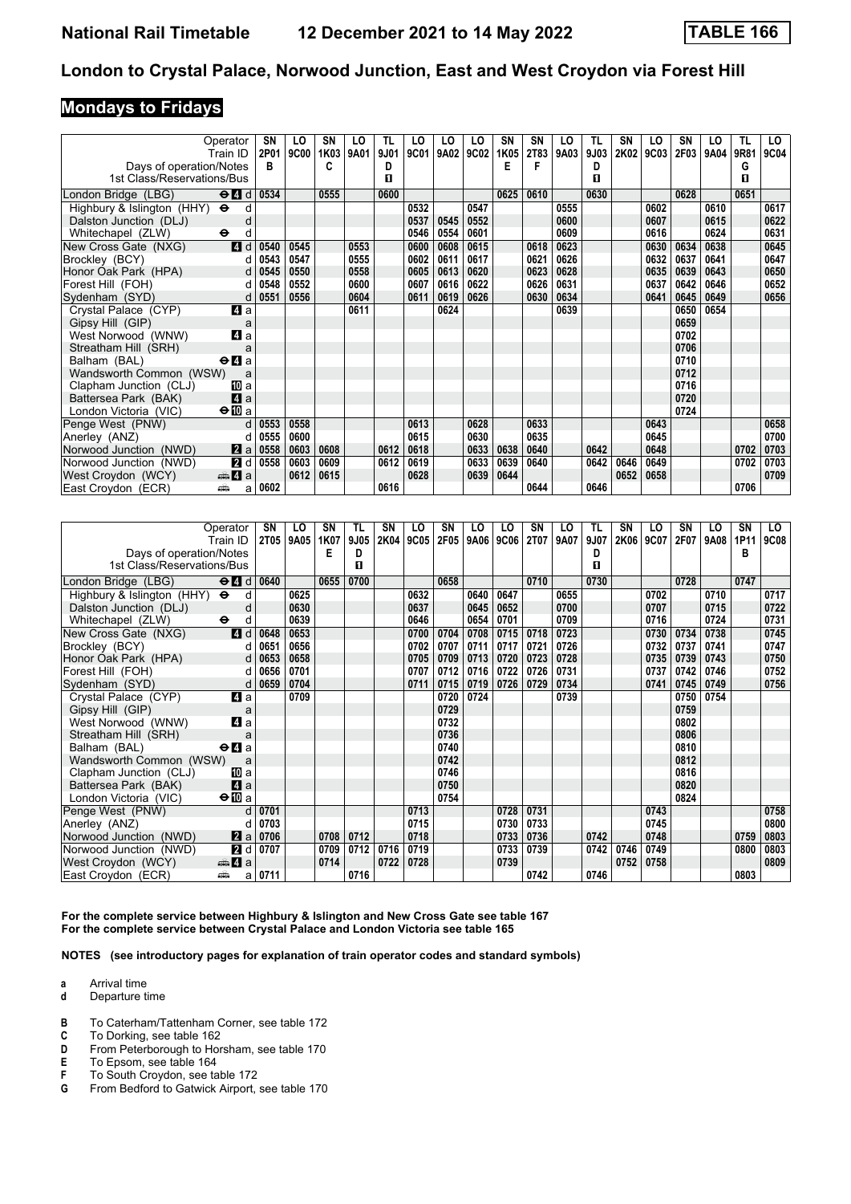# National Rail Timetable 12 December 2021 to 14 May 2022 TABLE 166

## London to Crystal Palace, Norwood Junction, East and West Croydon via Forest Hill

## Mondays to Fridays

| Operator | SN | LO | SN | LO | TL | LO | LO | LO | SN | SN | LO | TL | SN | LO | SN | LO | TL | LO |
|---|---|---|---|---|---|---|---|---|---|---|---|---|---|---|---|---|---|---|
| Train ID | 2P01 | 9C00 | 1K03 | 9A01 | 9J01 | 9C01 | 9A02 | 9C02 | 1K05 | 2T83 | 9A03 | 9J03 | 2K02 | 9C03 | 2F03 | 9A04 | 9R81 | 9C04 |
| Days of operation/Notes | B | | C | | D | | | | E | F | | D | | | | | G | |
| 1st Class/Reservations/Bus | | | | | 1 | | | | | | | 1 | | | | | 1 | |
| London Bridge (LBG) ⊖ 4 d | 0534 | | 0555 | | 0600 | | | | 0625 | 0610 | | 0630 | | | 0628 | | 0651 | |
| Highbury & Islington (HHY) ⊖ d | | | | | | 0532 | | 0547 | | | 0555 | | | 0602 | | 0610 | | 0617 |
| Dalston Junction (DLJ) d | | | | | | 0537 | 0545 | 0552 | | | 0600 | | | 0607 | | 0615 | | 0622 |
| Whitechapel (ZLW) ⊖ d | | | | | | 0546 | 0554 | 0601 | | | 0609 | | | 0616 | | 0624 | | 0631 |
| New Cross Gate (NXG) 4 d | 0540 | 0545 | | 0553 | | 0600 | 0608 | 0615 | | 0618 | 0623 | | | 0630 | 0634 | 0638 | | 0645 |
| Brockley (BCY) d | 0543 | 0547 | | 0555 | | 0602 | 0611 | 0617 | | 0621 | 0626 | | | 0632 | 0637 | 0641 | | 0647 |
| Honor Oak Park (HPA) d | 0545 | 0550 | | 0558 | | 0605 | 0613 | 0620 | | 0623 | 0628 | | | 0635 | 0639 | 0643 | | 0650 |
| Forest Hill (FOH) d | 0548 | 0552 | | 0600 | | 0607 | 0616 | 0622 | | 0626 | 0631 | | | 0637 | 0642 | 0646 | | 0652 |
| Sydenham (SYD) d | 0551 | 0556 | | 0604 | | 0611 | 0619 | 0626 | | 0630 | 0634 | | | 0641 | 0645 | 0649 | | 0656 |
| Crystal Palace (CYP) 4 a | | | | 0611 | | | 0624 | | | | 0639 | | | | 0650 | 0654 | | |
| Gipsy Hill (GIP) a | | | | | | | | | | | | | | | 0659 | | | |
| West Norwood (WNW) 4 a | | | | | | | | | | | | | | | 0702 | | | |
| Streatham Hill (SRH) a | | | | | | | | | | | | | | | 0706 | | | |
| Balham (BAL) ⊖ 4 a | | | | | | | | | | | | | | | 0710 | | | |
| Wandsworth Common (WSW) a | | | | | | | | | | | | | | | 0712 | | | |
| Clapham Junction (CLJ) 10 a | | | | | | | | | | | | | | | 0716 | | | |
| Battersea Park (BAK) 4 a | | | | | | | | | | | | | | | 0720 | | | |
| London Victoria (VIC) ⊖ 10 a | | | | | | | | | | | | | | | 0724 | | | |
| Penge West (PNW) d | 0553 | 0558 | | | | 0613 | | 0628 | | 0633 | | | | 0643 | | | | 0658 |
| Anerley (ANZ) d | 0555 | 0600 | | | | 0615 | | 0630 | | 0635 | | | | 0645 | | | | 0700 |
| Norwood Junction (NWD) 2 a | 0558 | 0603 | 0608 | | 0612 | 0618 | | 0633 | 0638 | 0640 | | 0642 | | 0648 | | | 0702 | 0703 |
| Norwood Junction (NWD) 2 d | 0558 | 0603 | 0609 | | 0612 | 0619 | | 0633 | 0639 | 0640 | | 0642 | 0646 | 0649 | | | 0702 | 0703 |
| West Croydon (WCY) 🚌 4 a | | 0612 | 0615 | | | 0628 | | 0639 | 0644 | | | | 0652 | 0658 | | | | 0709 |
| East Croydon (ECR) 🚌 a | 0602 | | | | 0616 | | | | | 0644 | | 0646 | | | | | 0706 | |

| Operator | SN | LO | SN | TL | SN | LO | SN | LO | LO | SN | LO | TL | SN | LO | SN | LO | SN | LO |
|---|---|---|---|---|---|---|---|---|---|---|---|---|---|---|---|---|---|---|
| Train ID | 2T05 | 9A05 | 1K07 | 9J05 | 2K04 | 9C05 | 2F05 | 9A06 | 9C06 | 2T07 | 9A07 | 9J07 | 2K06 | 9C07 | 2F07 | 9A08 | 1P11 | 9C08 |
| Days of operation/Notes | | | E | D | | | | | | | | D | | | | | B | |
| 1st Class/Reservations/Bus | | | | 1 | | | | | | | | 1 | | | | | | |
| London Bridge (LBG) ⊖ 4 d | 0640 | | 0655 | 0700 | | | 0658 | | | 0710 | | 0730 | | | 0728 | | 0747 | |
| Highbury & Islington (HHY) ⊖ d | | 0625 | | | | 0632 | | 0640 | 0647 | | 0655 | | | 0702 | | 0710 | | 0717 |
| Dalston Junction (DLJ) d | | 0630 | | | | 0637 | | 0645 | 0652 | | 0700 | | | 0707 | | 0715 | | 0722 |
| Whitechapel (ZLW) ⊖ d | | 0639 | | | | 0646 | | 0654 | 0701 | | 0709 | | | 0716 | | 0724 | | 0731 |
| New Cross Gate (NXG) 4 d | 0648 | 0653 | | | | 0700 | 0704 | 0708 | 0715 | 0718 | 0723 | | | 0730 | 0734 | 0738 | | 0745 |
| Brockley (BCY) d | 0651 | 0656 | | | | 0702 | 0707 | 0711 | 0717 | 0721 | 0726 | | | 0732 | 0737 | 0741 | | 0747 |
| Honor Oak Park (HPA) d | 0653 | 0658 | | | | 0705 | 0709 | 0713 | 0720 | 0723 | 0728 | | | 0735 | 0739 | 0743 | | 0750 |
| Forest Hill (FOH) d | 0656 | 0701 | | | | 0707 | 0712 | 0716 | 0722 | 0726 | 0731 | | | 0737 | 0742 | 0746 | | 0752 |
| Sydenham (SYD) d | 0659 | 0704 | | | | 0711 | 0715 | 0719 | 0726 | 0729 | 0734 | | | 0741 | 0745 | 0749 | | 0756 |
| Crystal Palace (CYP) 4 a | | 0709 | | | | | 0720 | 0724 | | | 0739 | | | | 0750 | 0754 | | |
| Gipsy Hill (GIP) a | | | | | | | 0729 | | | | | | | | 0759 | | | |
| West Norwood (WNW) 4 a | | | | | | | 0732 | | | | | | | | 0802 | | | |
| Streatham Hill (SRH) a | | | | | | | 0736 | | | | | | | | 0806 | | | |
| Balham (BAL) ⊖ 4 a | | | | | | | 0740 | | | | | | | | 0810 | | | |
| Wandsworth Common (WSW) a | | | | | | | 0742 | | | | | | | | 0812 | | | |
| Clapham Junction (CLJ) 10 a | | | | | | | 0746 | | | | | | | | 0816 | | | |
| Battersea Park (BAK) 4 a | | | | | | | 0750 | | | | | | | | 0820 | | | |
| London Victoria (VIC) ⊖ 10 a | | | | | | | 0754 | | | | | | | | 0824 | | | |
| Penge West (PNW) d | 0701 | | | | | 0713 | | | 0728 | 0731 | | | | 0743 | | | | 0758 |
| Anerley (ANZ) d | 0703 | | | | | 0715 | | | 0730 | 0733 | | | | 0745 | | | | 0800 |
| Norwood Junction (NWD) 2 a | 0706 | | 0708 | 0712 | | 0718 | | | 0733 | 0736 | | 0742 | | 0748 | | | 0759 | 0803 |
| Norwood Junction (NWD) 2 d | 0707 | | 0709 | 0712 | 0716 | 0719 | | | 0733 | 0739 | | 0742 | 0746 | 0749 | | | 0800 | 0803 |
| West Croydon (WCY) 🚌 4 a | | | 0714 | | 0722 | 0728 | | | 0739 | | | | 0752 | 0758 | | | | 0809 |
| East Croydon (ECR) 🚌 a | 0711 | | | 0716 | | | | | | 0742 | | 0746 | | | | | 0803 | |

**For the complete service between Highbury & Islington and New Cross Gate see table 167**
**For the complete service between Crystal Palace and London Victoria see table 165**

**NOTES (see introductory pages for explanation of train operator codes and standard symbols)**

- **a** Arrival time
- **d** Departure time

- **B** To Caterham/Tattenham Corner, see table 172
- **C** To Dorking, see table 162
- **D** From Peterborough to Horsham, see table 170
- **E** To Epsom, see table 164
- **F** To South Croydon, see table 172
- **G** From Bedford to Gatwick Airport, see table 170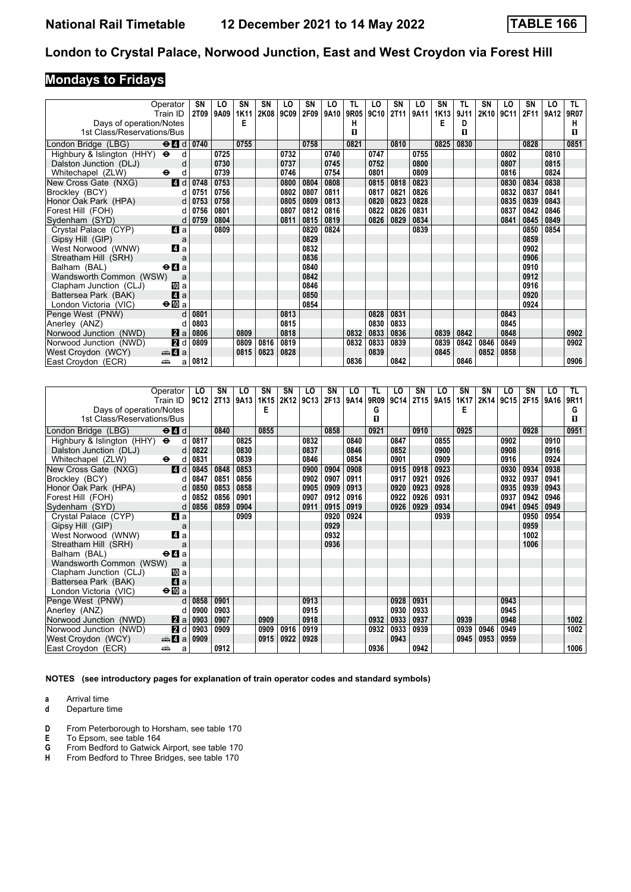# National Rail Timetable 12 December 2021 to 14 May 2022 TABLE 166

## London to Crystal Palace, Norwood Junction, East and West Croydon via Forest Hill

### Mondays to Fridays

| Operator | | SN | LO | SN | SN | LO | SN | LO | TL | LO | SN | LO | SN | TL | SN | LO | SN | LO | TL |
|---|---|---|---|---|---|---|---|---|---|---|---|---|---|---|---|---|---|---|---|
| Train ID | | 2T09 | 9A09 | 1K11 | 2K08 | 9C09 | 2F09 | 9A10 | 9R05 | 9C10 | 2T11 | 9A11 | 1K13 | 9J11 | 2K10 | 9C11 | 2F11 | 9A12 | 9R07 |
| Days of operation/Notes | | | | E | | | | | H | | | | E | D | | | | | H |
| 1st Class/Reservations/Bus | | | | | | | | | ◼ | | | | | ◼ | | | | | ◼ |
| London Bridge (LBG) | ⊖ 4 d | 0740 | | 0755 | | | 0758 | | 0821 | | 0810 | | 0825 | 0830 | | | 0828 | | 0851 |
| Highbury & Islington (HHY) ⊖ | d | | 0725 | | | 0732 | | 0740 | | 0747 | | 0755 | | | | 0802 | | 0810 | |
| Dalston Junction (DLJ) | d | | 0730 | | | 0737 | | 0745 | | 0752 | | 0800 | | | | 0807 | | 0815 | |
| Whitechapel (ZLW) ⊖ | d | | 0739 | | | 0746 | | 0754 | | 0801 | | 0809 | | | | 0816 | | 0824 | |
| New Cross Gate (NXG) | 4 d | 0748 | 0753 | | | 0800 | 0804 | 0808 | | 0815 | 0818 | 0823 | | | | 0830 | 0834 | 0838 | |
| Brockley (BCY) | d | 0751 | 0756 | | | 0802 | 0807 | 0811 | | 0817 | 0821 | 0826 | | | | 0832 | 0837 | 0841 | |
| Honor Oak Park (HPA) | d | 0753 | 0758 | | | 0805 | 0809 | 0813 | | 0820 | 0823 | 0828 | | | | 0835 | 0839 | 0843 | |
| Forest Hill (FOH) | d | 0756 | 0801 | | | 0807 | 0812 | 0816 | | 0822 | 0826 | 0831 | | | | 0837 | 0842 | 0846 | |
| Sydenham (SYD) | d | 0759 | 0804 | | | 0811 | 0815 | 0819 | | 0826 | 0829 | 0834 | | | | 0841 | 0845 | 0849 | |
| Crystal Palace (CYP) | 4 a | | 0809 | | | | 0820 | 0824 | | | | 0839 | | | | | 0850 | 0854 | |
| Gipsy Hill (GIP) | a | | | | | | 0829 | | | | | | | | | | 0859 | | |
| West Norwood (WNW) | 4 a | | | | | | 0832 | | | | | | | | | | 0902 | | |
| Streatham Hill (SRH) | a | | | | | | 0836 | | | | | | | | | | 0906 | | |
| Balham (BAL) | ⊖ 4 a | | | | | | 0840 | | | | | | | | | | 0910 | | |
| Wandsworth Common (WSW) | a | | | | | | 0842 | | | | | | | | | | 0912 | | |
| Clapham Junction (CLJ) | 10 a | | | | | | 0846 | | | | | | | | | | 0916 | | |
| Battersea Park (BAK) | 4 a | | | | | | 0850 | | | | | | | | | | 0920 | | |
| London Victoria (VIC) | ⊖ 10 a | | | | | | 0854 | | | | | | | | | | 0924 | | |
| Penge West (PNW) | d | 0801 | | | | 0813 | | | | 0828 | 0831 | | | | | 0843 | | | |
| Anerley (ANZ) | d | 0803 | | | | 0815 | | | | 0830 | 0833 | | | | | 0845 | | | |
| Norwood Junction (NWD) | 2 a | 0806 | | 0809 | | 0818 | | | 0832 | 0833 | 0836 | | 0839 | 0842 | | 0848 | | | 0902 |
| Norwood Junction (NWD) | 2 d | 0809 | | 0809 | 0816 | 0819 | | | 0832 | 0833 | 0839 | | 0839 | 0842 | 0846 | 0849 | | | 0902 |
| West Croydon (WCY) | 🚌 4 a | | | 0815 | 0823 | 0828 | | | | 0839 | | | 0845 | | 0852 | 0858 | | | |
| East Croydon (ECR) | 🚌 a | 0812 | | | | | | | 0836 | | 0842 | | | 0846 | | | | | 0906 |

| Operator | | LO | SN | LO | SN | SN | LO | SN | LO | TL | LO | SN | LO | SN | SN | LO | SN | LO | TL |
|---|---|---|---|---|---|---|---|---|---|---|---|---|---|---|---|---|---|---|---|
| Train ID | | 9C12 | 2T13 | 9A13 | 1K15 | 2K12 | 9C13 | 2F13 | 9A14 | 9R09 | 9C14 | 2T15 | 9A15 | 1K17 | 2K14 | 9C15 | 2F15 | 9A16 | 9R11 |
| Days of operation/Notes | | | | | E | | | | | G | | | | E | | | | | G |
| 1st Class/Reservations/Bus | | | | | | | | | | ◼ | | | | | | | | | ◼ |
| London Bridge (LBG) | ⊖ 4 d | | 0840 | | 0855 | | | 0858 | | 0921 | | 0910 | | 0925 | | | 0928 | | 0951 |
| Highbury & Islington (HHY) ⊖ | d | 0817 | | 0825 | | | 0832 | | 0840 | | 0847 | | 0855 | | | 0902 | | 0910 | |
| Dalston Junction (DLJ) | d | 0822 | | 0830 | | | 0837 | | 0846 | | 0852 | | 0900 | | | 0908 | | 0916 | |
| Whitechapel (ZLW) ⊖ | d | 0831 | | 0839 | | | 0846 | | 0854 | | 0901 | | 0909 | | | 0916 | | 0924 | |
| New Cross Gate (NXG) | 4 d | 0845 | 0848 | 0853 | | | 0900 | 0904 | 0908 | | 0915 | 0918 | 0923 | | | 0930 | 0934 | 0938 | |
| Brockley (BCY) | d | 0847 | 0851 | 0856 | | | 0902 | 0907 | 0911 | | 0917 | 0921 | 0926 | | | 0932 | 0937 | 0941 | |
| Honor Oak Park (HPA) | d | 0850 | 0853 | 0858 | | | 0905 | 0909 | 0913 | | 0920 | 0923 | 0928 | | | 0935 | 0939 | 0943 | |
| Forest Hill (FOH) | d | 0852 | 0856 | 0901 | | | 0907 | 0912 | 0916 | | 0922 | 0926 | 0931 | | | 0937 | 0942 | 0946 | |
| Sydenham (SYD) | d | 0856 | 0859 | 0904 | | | 0911 | 0915 | 0919 | | 0926 | 0929 | 0934 | | | 0941 | 0945 | 0949 | |
| Crystal Palace (CYP) | 4 a | | | 0909 | | | | 0920 | 0924 | | | | 0939 | | | | 0950 | 0954 | |
| Gipsy Hill (GIP) | a | | | | | | | 0929 | | | | | | | | | 0959 | | |
| West Norwood (WNW) | 4 a | | | | | | | 0932 | | | | | | | | | 1002 | | |
| Streatham Hill (SRH) | a | | | | | | | 0936 | | | | | | | | | 1006 | | |
| Balham (BAL) | ⊖ 4 a | | | | | | | | | | | | | | | | | | |
| Wandsworth Common (WSW) | a | | | | | | | | | | | | | | | | | | |
| Clapham Junction (CLJ) | 10 a | | | | | | | | | | | | | | | | | | |
| Battersea Park (BAK) | 4 a | | | | | | | | | | | | | | | | | | |
| London Victoria (VIC) | ⊖ 10 a | | | | | | | | | | | | | | | | | | |
| Penge West (PNW) | d | 0858 | 0901 | | | | 0913 | | | | 0928 | 0931 | | | | 0943 | | | |
| Anerley (ANZ) | d | 0900 | 0903 | | | | 0915 | | | | 0930 | 0933 | | | | 0945 | | | |
| Norwood Junction (NWD) | 2 a | 0903 | 0907 | | 0909 | | 0918 | | | 0932 | 0933 | 0937 | | 0939 | | 0948 | | | 1002 |
| Norwood Junction (NWD) | 2 d | 0903 | 0909 | | 0909 | 0916 | 0919 | | | 0932 | 0933 | 0939 | | 0939 | 0946 | 0949 | | | 1002 |
| West Croydon (WCY) | 🚌 4 a | 0909 | | | 0915 | 0922 | 0928 | | | | 0943 | | | 0945 | 0953 | 0959 | | | |
| East Croydon (ECR) | 🚌 a | | 0912 | | | | | | | 0936 | | 0942 | | | | | | | 1006 |

**NOTES (see introductory pages for explanation of train operator codes and standard symbols)**

- **a** Arrival time
- **d** Departure time

- **D** From Peterborough to Horsham, see table 170
- **E** To Epsom, see table 164
- **G** From Bedford to Gatwick Airport, see table 170
- **H** From Bedford to Three Bridges, see table 170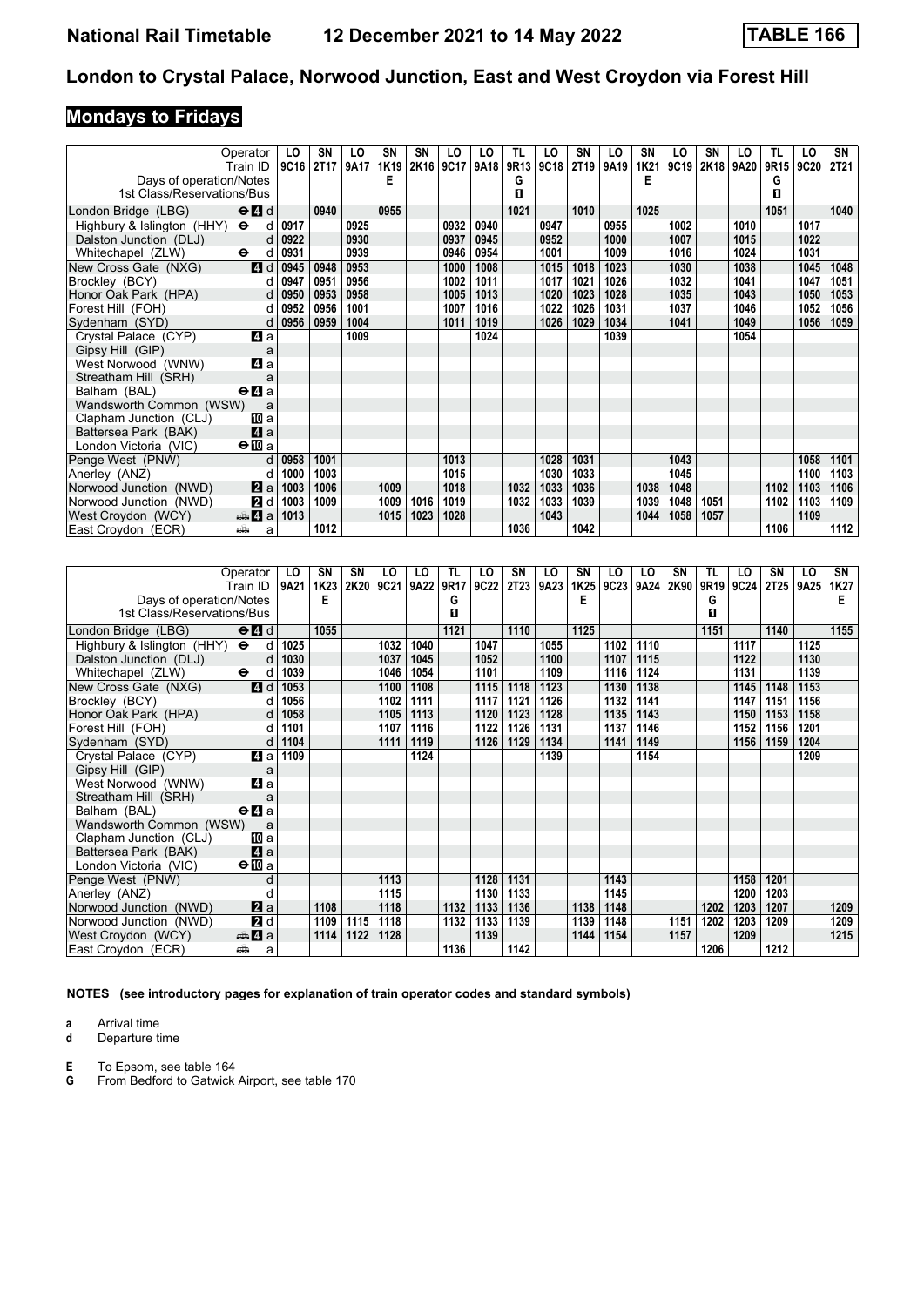## London to Crystal Palace, Norwood Junction, East and West Croydon via Forest Hill

### Mondays to Fridays

| Operator | LO | SN | LO | SN | SN | LO | LO | TL | LO | SN | LO | SN | LO | SN | LO | TL | LO | SN |
|---|---|---|---|---|---|---|---|---|---|---|---|---|---|---|---|---|---|---|
| Train ID | 9C16 | 2T17 | 9A17 | 1K19 | 2K16 | 9C17 | 9A18 | 9R13 | 9C18 | 2T19 | 9A19 | 1K21 | 9C19 | 2K18 | 9A20 | 9R15 | 9C20 | 2T21 |
| Days of operation/Notes | | | | E | | | | G | | | | E | | | | G | | |
| 1st Class/Reservations/Bus | | | | | | | | ■ | | | | | | | | ■ | | |
| London Bridge (LBG) ⊖ 4 d | | 0940 | | 0955 | | | | 1021 | | 1010 | | 1025 | | | | 1051 | | 1040 |
| Highbury & Islington (HHY) ⊖ d | 0917 | | 0925 | | | 0932 | 0940 | | 0947 | | 0955 | | 1002 | | 1010 | | 1017 | |
| Dalston Junction (DLJ) d | 0922 | | 0930 | | | 0937 | 0945 | | 0952 | | 1000 | | 1007 | | 1015 | | 1022 | |
| Whitechapel (ZLW) ⊖ d | 0931 | | 0939 | | | 0946 | 0954 | | 1001 | | 1009 | | 1016 | | 1024 | | 1031 | |
| New Cross Gate (NXG) 4 d | 0945 | 0948 | 0953 | | | 1000 | 1008 | | 1015 | 1018 | 1023 | | 1030 | | 1038 | | 1045 | 1048 |
| Brockley (BCY) d | 0947 | 0951 | 0956 | | | 1002 | 1011 | | 1017 | 1021 | 1026 | | 1032 | | 1041 | | 1047 | 1051 |
| Honor Oak Park (HPA) d | 0950 | 0953 | 0958 | | | 1005 | 1013 | | 1020 | 1023 | 1028 | | 1035 | | 1043 | | 1050 | 1053 |
| Forest Hill (FOH) d | 0952 | 0956 | 1001 | | | 1007 | 1016 | | 1022 | 1026 | 1031 | | 1037 | | 1046 | | 1052 | 1056 |
| Sydenham (SYD) d | 0956 | 0959 | 1004 | | | 1011 | 1019 | | 1026 | 1029 | 1034 | | 1041 | | 1049 | | 1056 | 1059 |
| Crystal Palace (CYP) 4 a | | | 1009 | | | | 1024 | | | | 1039 | | | | 1054 | | | |
| Gipsy Hill (GIP) a | | | | | | | | | | | | | | | | | | |
| West Norwood (WNW) 4 a | | | | | | | | | | | | | | | | | | |
| Streatham Hill (SRH) a | | | | | | | | | | | | | | | | | | |
| Balham (BAL) ⊖ 4 a | | | | | | | | | | | | | | | | | | |
| Wandsworth Common (WSW) a | | | | | | | | | | | | | | | | | | |
| Clapham Junction (CLJ) 10 a | | | | | | | | | | | | | | | | | | |
| Battersea Park (BAK) 4 a | | | | | | | | | | | | | | | | | | |
| London Victoria (VIC) ⊖ 10 a | | | | | | | | | | | | | | | | | | |
| Penge West (PNW) d | 0958 | 1001 | | | | 1013 | | | 1028 | 1031 | | | 1043 | | | | 1058 | 1101 |
| Anerley (ANZ) d | 1000 | 1003 | | | | 1015 | | | 1030 | 1033 | | | 1045 | | | | 1100 | 1103 |
| Norwood Junction (NWD) 2 a | 1003 | 1006 | | 1009 | | 1018 | | 1032 | 1033 | 1036 | | 1038 | 1048 | | | 1102 | 1103 | 1106 |
| Norwood Junction (NWD) 2 d | 1003 | 1009 | | 1009 | 1016 | 1019 | | 1032 | 1033 | 1039 | | 1039 | 1048 | 1051 | | 1102 | 1103 | 1109 |
| West Croydon (WCY) 4 a | 1013 | | | 1015 | 1023 | 1028 | | | 1043 | | | 1044 | 1058 | 1057 | | | 1109 | |
| East Croydon (ECR) a | | 1012 | | | | | | 1036 | | 1042 | | | | | | 1106 | | 1112 |

| Operator | LO | SN | SN | LO | LO | TL | LO | SN | LO | SN | LO | LO | SN | TL | LO | SN | LO | SN |
|---|---|---|---|---|---|---|---|---|---|---|---|---|---|---|---|---|---|---|
| Train ID | 9A21 | 1K23 | 2K20 | 9C21 | 9A22 | 9R17 | 9C22 | 2T23 | 9A23 | 1K25 | 9C23 | 9A24 | 2K90 | 9R19 | 9C24 | 2T25 | 9A25 | 1K27 |
| Days of operation/Notes | | E | | | | G | | | | E | | | | G | | | | E |
| 1st Class/Reservations/Bus | | | | | | ■ | | | | | | | | ■ | | | | |
| London Bridge (LBG) ⊖ 4 d | | 1055 | | | | 1121 | | 1110 | | 1125 | | | | 1151 | | 1140 | | 1155 |
| Highbury & Islington (HHY) ⊖ d | 1025 | | | 1032 | 1040 | | 1047 | | 1055 | | 1102 | 1110 | | | 1117 | | 1125 | |
| Dalston Junction (DLJ) d | 1030 | | | 1037 | 1045 | | 1052 | | 1100 | | 1107 | 1115 | | | 1122 | | 1130 | |
| Whitechapel (ZLW) ⊖ d | 1039 | | | 1046 | 1054 | | 1101 | | 1109 | | 1116 | 1124 | | | 1131 | | 1139 | |
| New Cross Gate (NXG) 4 d | 1053 | | | 1100 | 1108 | | 1115 | 1118 | 1123 | | 1130 | 1138 | | | 1145 | 1148 | 1153 | |
| Brockley (BCY) d | 1056 | | | 1102 | 1111 | | 1117 | 1121 | 1126 | | 1132 | 1141 | | | 1147 | 1151 | 1156 | |
| Honor Oak Park (HPA) d | 1058 | | | 1105 | 1113 | | 1120 | 1123 | 1128 | | 1135 | 1143 | | | 1150 | 1153 | 1158 | |
| Forest Hill (FOH) d | 1101 | | | 1107 | 1116 | | 1122 | 1126 | 1131 | | 1137 | 1146 | | | 1152 | 1156 | 1201 | |
| Sydenham (SYD) d | 1104 | | | 1111 | 1119 | | 1126 | 1129 | 1134 | | 1141 | 1149 | | | 1156 | 1159 | 1204 | |
| Crystal Palace (CYP) 4 a | 1109 | | | | 1124 | | | | 1139 | | | 1154 | | | | | 1209 | |
| Gipsy Hill (GIP) a | | | | | | | | | | | | | | | | | | |
| West Norwood (WNW) 4 a | | | | | | | | | | | | | | | | | | |
| Streatham Hill (SRH) a | | | | | | | | | | | | | | | | | | |
| Balham (BAL) ⊖ 4 a | | | | | | | | | | | | | | | | | | |
| Wandsworth Common (WSW) a | | | | | | | | | | | | | | | | | | |
| Clapham Junction (CLJ) 10 a | | | | | | | | | | | | | | | | | | |
| Battersea Park (BAK) 4 a | | | | | | | | | | | | | | | | | | |
| London Victoria (VIC) ⊖ 10 a | | | | | | | | | | | | | | | | | | |
| Penge West (PNW) d | | | | 1113 | | | 1128 | 1131 | | | 1143 | | | | 1158 | 1201 | | |
| Anerley (ANZ) d | | | | 1115 | | | 1130 | 1133 | | | 1145 | | | | 1200 | 1203 | | |
| Norwood Junction (NWD) 2 a | | 1108 | | 1118 | | 1132 | 1133 | 1136 | | 1138 | 1148 | | | 1202 | 1203 | 1207 | | 1209 |
| Norwood Junction (NWD) 2 d | | 1109 | 1115 | 1118 | | 1132 | 1133 | 1139 | | 1139 | 1148 | | 1151 | 1202 | 1203 | 1209 | | 1209 |
| West Croydon (WCY) 4 a | | 1114 | 1122 | 1128 | | | 1139 | | | 1144 | 1154 | | 1157 | | 1209 | | | 1215 |
| East Croydon (ECR) a | | | | | | 1136 | | 1142 | | | | | | 1206 | | 1212 | | |

**NOTES (see introductory pages for explanation of train operator codes and standard symbols)**

**a** Arrival time
**d** Departure time

**E** To Epsom, see table 164
**G** From Bedford to Gatwick Airport, see table 170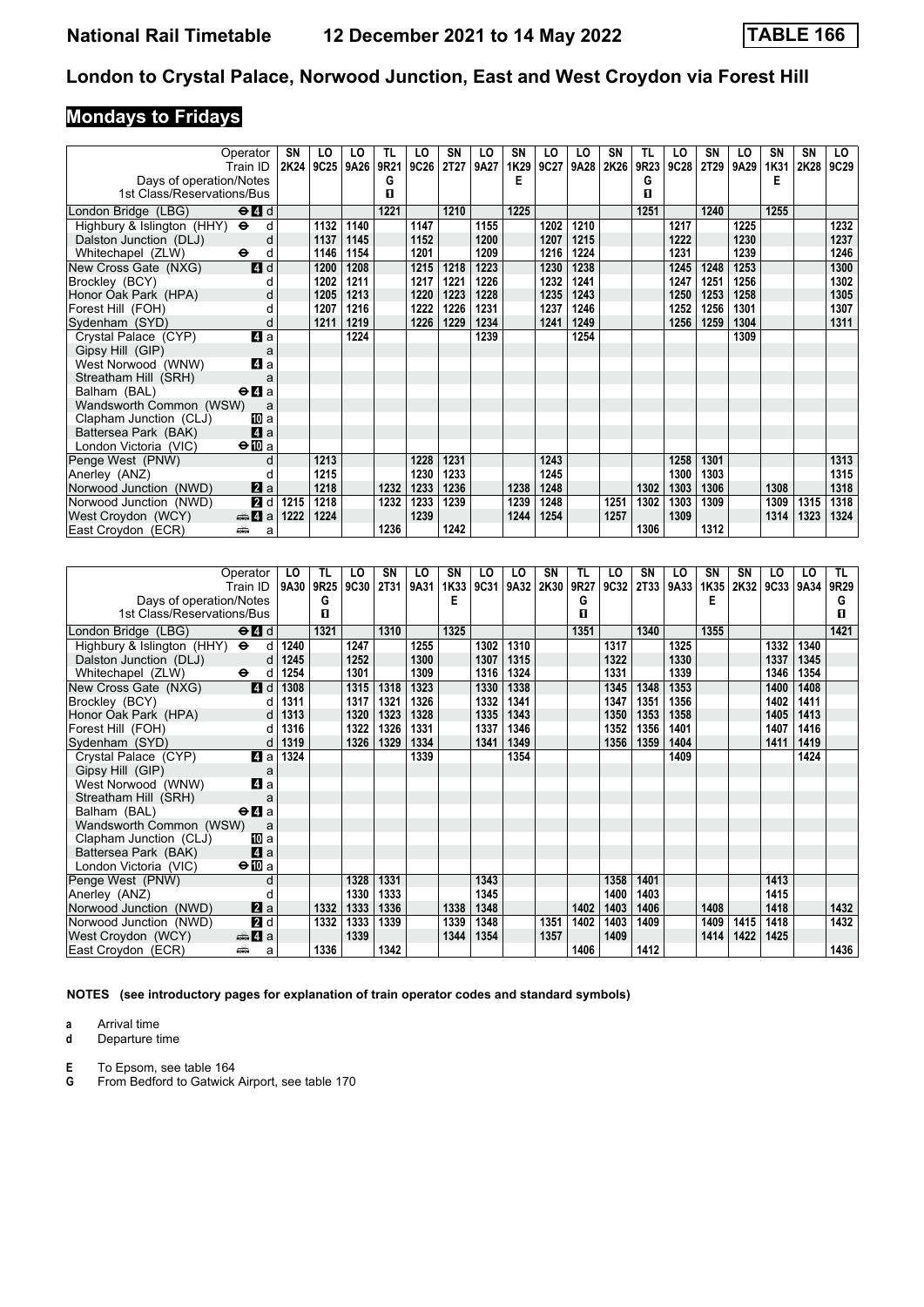# London to Crystal Palace, Norwood Junction, East and West Croydon via Forest Hill

## Mondays to Fridays

| Operator | SN | LO | LO | TL | LO | SN | LO | SN | LO | LO | SN | TL | LO | SN | LO | SN | SN | LO |
|---|---|---|---|---|---|---|---|---|---|---|---|---|---|---|---|---|---|---|
| Train ID | 2K24 | 9C25 | 9A26 | 9R21 | 9C26 | 2T27 | 9A27 | 1K29 | 9C27 | 9A28 | 2K26 | 9R23 | 9C28 | 2T29 | 9A29 | 1K31 | 2K28 | 9C29 |
| Days of operation/Notes | | | | G | | | | E | | | | G | | | | E | | |
| 1st Class/Reservations/Bus | | | | 1 | | | | | | | | 1 | | | | | | |
| London Bridge (LBG) ⊖ 4 d | | | | 1221 | | 1210 | | 1225 | | | | 1251 | | 1240 | | 1255 | | |
| Highbury & Islington (HHY) ⊖ d | | 1132 | 1140 | | 1147 | | 1155 | | 1202 | 1210 | | | 1217 | | 1225 | | | 1232 |
| Dalston Junction (DLJ) d | | 1137 | 1145 | | 1152 | | 1200 | | 1207 | 1215 | | | 1222 | | 1230 | | | 1237 |
| Whitechapel (ZLW) ⊖ d | | 1146 | 1154 | | 1201 | | 1209 | | 1216 | 1224 | | | 1231 | | 1239 | | | 1246 |
| New Cross Gate (NXG) 4 d | | 1200 | 1208 | | 1215 | 1218 | 1223 | | 1230 | 1238 | | | 1245 | 1248 | 1253 | | | 1300 |
| Brockley (BCY) d | | 1202 | 1211 | | 1217 | 1221 | 1226 | | 1232 | 1241 | | | 1247 | 1251 | 1256 | | | 1302 |
| Honor Oak Park (HPA) d | | 1205 | 1213 | | 1220 | 1223 | 1228 | | 1235 | 1243 | | | 1250 | 1253 | 1258 | | | 1305 |
| Forest Hill (FOH) d | | 1207 | 1216 | | 1222 | 1226 | 1231 | | 1237 | 1246 | | | 1252 | 1256 | 1301 | | | 1307 |
| Sydenham (SYD) d | | 1211 | 1219 | | 1226 | 1229 | 1234 | | 1241 | 1249 | | | 1256 | 1259 | 1304 | | | 1311 |
| Crystal Palace (CYP) 4 a | | | 1224 | | | | 1239 | | | 1254 | | | | | 1309 | | | |
| Gipsy Hill (GIP) a | | | | | | | | | | | | | | | | | | |
| West Norwood (WNW) 4 a | | | | | | | | | | | | | | | | | | |
| Streatham Hill (SRH) a | | | | | | | | | | | | | | | | | | |
| Balham (BAL) ⊖ 4 a | | | | | | | | | | | | | | | | | | |
| Wandsworth Common (WSW) a | | | | | | | | | | | | | | | | | | |
| Clapham Junction (CLJ) 10 a | | | | | | | | | | | | | | | | | | |
| Battersea Park (BAK) 4 a | | | | | | | | | | | | | | | | | | |
| London Victoria (VIC) ⊖ 10 a | | | | | | | | | | | | | | | | | | |
| Penge West (PNW) d | | 1213 | | | 1228 | 1231 | | | 1243 | | | | 1258 | 1301 | | | | 1313 |
| Anerley (ANZ) d | | 1215 | | | 1230 | 1233 | | | 1245 | | | | 1300 | 1303 | | | | 1315 |
| Norwood Junction (NWD) 2 a | | 1218 | | 1232 | 1233 | 1236 | | 1238 | 1248 | | | 1302 | 1303 | 1306 | | 1308 | | 1318 |
| Norwood Junction (NWD) 2 d | 1215 | 1218 | | 1232 | 1233 | 1239 | | 1239 | 1248 | | 1251 | 1302 | 1303 | 1309 | | 1309 | 1315 | 1318 |
| West Croydon (WCY) 🚌 4 a | 1222 | 1224 | | | 1239 | | | 1244 | 1254 | | 1257 | | 1309 | | | 1314 | 1323 | 1324 |
| East Croydon (ECR) 🚌 a | | | | 1236 | | 1242 | | | | | | 1306 | | 1312 | | | | |

| Operator | LO | TL | LO | SN | LO | SN | LO | LO | SN | TL | LO | SN | LO | SN | SN | LO | LO | TL |
|---|---|---|---|---|---|---|---|---|---|---|---|---|---|---|---|---|---|---|
| Train ID | 9A30 | 9R25 | 9C30 | 2T31 | 9A31 | 1K33 | 9C31 | 9A32 | 2K30 | 9R27 | 9C32 | 2T33 | 9A33 | 1K35 | 2K32 | 9C33 | 9A34 | 9R29 |
| Days of operation/Notes | | G | | | | E | | | | G | | | | E | | | | G |
| 1st Class/Reservations/Bus | | 1 | | | | | | | | 1 | | | | | | | | 1 |
| London Bridge (LBG) ⊖ 4 d | | 1321 | | 1310 | | 1325 | | | | 1351 | | 1340 | | 1355 | | | | 1421 |
| Highbury & Islington (HHY) ⊖ d | 1240 | | 1247 | | 1255 | | 1302 | 1310 | | | 1317 | | 1325 | | | 1332 | 1340 | |
| Dalston Junction (DLJ) d | 1245 | | 1252 | | 1300 | | 1307 | 1315 | | | 1322 | | 1330 | | | 1337 | 1345 | |
| Whitechapel (ZLW) ⊖ d | 1254 | | 1301 | | 1309 | | 1316 | 1324 | | | 1331 | | 1339 | | | 1346 | 1354 | |
| New Cross Gate (NXG) 4 d | 1308 | | 1315 | 1318 | 1323 | | 1330 | 1338 | | | 1345 | 1348 | 1353 | | | 1400 | 1408 | |
| Brockley (BCY) d | 1311 | | 1317 | 1321 | 1326 | | 1332 | 1341 | | | 1347 | 1351 | 1356 | | | 1402 | 1411 | |
| Honor Oak Park (HPA) d | 1313 | | 1320 | 1323 | 1328 | | 1335 | 1343 | | | 1350 | 1353 | 1358 | | | 1405 | 1413 | |
| Forest Hill (FOH) d | 1316 | | 1322 | 1326 | 1331 | | 1337 | 1346 | | | 1352 | 1356 | 1401 | | | 1407 | 1416 | |
| Sydenham (SYD) d | 1319 | | 1326 | 1329 | 1334 | | 1341 | 1349 | | | 1356 | 1359 | 1404 | | | 1411 | 1419 | |
| Crystal Palace (CYP) 4 a | 1324 | | | | 1339 | | | 1354 | | | | | 1409 | | | | 1424 | |
| Gipsy Hill (GIP) a | | | | | | | | | | | | | | | | | | |
| West Norwood (WNW) 4 a | | | | | | | | | | | | | | | | | | |
| Streatham Hill (SRH) a | | | | | | | | | | | | | | | | | | |
| Balham (BAL) ⊖ 4 a | | | | | | | | | | | | | | | | | | |
| Wandsworth Common (WSW) a | | | | | | | | | | | | | | | | | | |
| Clapham Junction (CLJ) 10 a | | | | | | | | | | | | | | | | | | |
| Battersea Park (BAK) 4 a | | | | | | | | | | | | | | | | | | |
| London Victoria (VIC) ⊖ 10 a | | | | | | | | | | | | | | | | | | |
| Penge West (PNW) d | | | 1328 | 1331 | | | 1343 | | | | 1358 | 1401 | | | | 1413 | | |
| Anerley (ANZ) d | | | 1330 | 1333 | | | 1345 | | | | 1400 | 1403 | | | | 1415 | | |
| Norwood Junction (NWD) 2 a | | 1332 | 1333 | 1336 | | 1338 | 1348 | | | 1402 | 1403 | 1406 | | 1408 | | 1418 | | 1432 |
| Norwood Junction (NWD) 2 d | | 1332 | 1333 | 1339 | | 1339 | 1348 | | 1351 | 1402 | 1403 | 1409 | | 1409 | 1415 | 1418 | | 1432 |
| West Croydon (WCY) 🚌 4 a | | | 1339 | | | 1344 | 1354 | | 1357 | | 1409 | | | 1414 | 1422 | 1425 | | |
| East Croydon (ECR) 🚌 a | | 1336 | | 1342 | | | | | | 1406 | | 1412 | | | | | | 1436 |

**NOTES (see introductory pages for explanation of train operator codes and standard symbols)**

**a** Arrival time
**d** Departure time

**E** To Epsom, see table 164
**G** From Bedford to Gatwick Airport, see table 170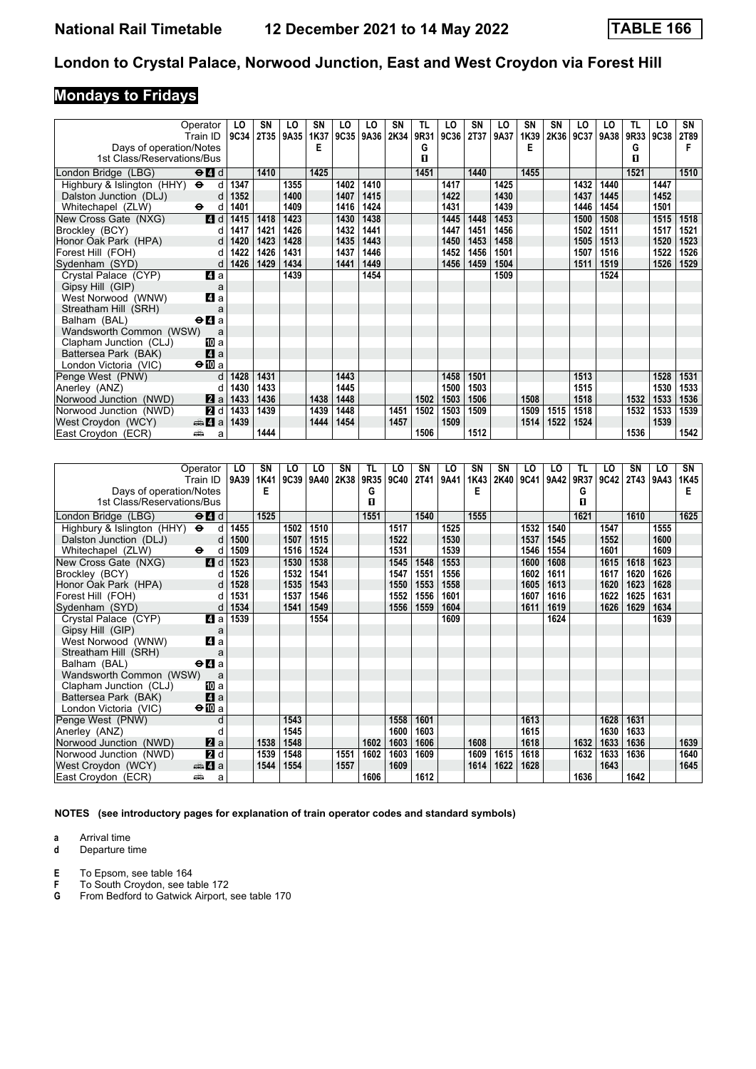# National Rail Timetable 12 December 2021 to 14 May 2022 TABLE 166

## London to Crystal Palace, Norwood Junction, East and West Croydon via Forest Hill

### Mondays to Fridays

| Operator | | LO | SN | LO | SN | LO | LO | SN | TL | LO | SN | LO | SN | SN | LO | LO | TL | LO | SN |
|---|---|---|---|---|---|---|---|---|---|---|---|---|---|---|---|---|---|---|---|
| Train ID | | 9C34 | 2T35 | 9A35 | 1K37 | 9C35 | 9A36 | 2K34 | 9R31 | 9C36 | 2T37 | 9A37 | 1K39 | 2K36 | 9C37 | 9A38 | 9R33 | 9C38 | 2T89 |
| Days of operation/Notes | | | | | E | | | | G | | | | E | | | | G | | F |
| 1st Class/Reservations/Bus | | | | | | | | | ■ | | | | | | | | ■ | | |
| London Bridge (LBG) | ⊖4 d | | 1410 | | 1425 | | | | 1451 | | 1440 | | 1455 | | | | 1521 | | 1510 |
| Highbury & Islington (HHY) | ⊖ d | 1347 | | 1355 | | 1402 | 1410 | | | 1417 | | 1425 | | | 1432 | 1440 | | 1447 | |
| Dalston Junction (DLJ) | d | 1352 | | 1400 | | 1407 | 1415 | | | 1422 | | 1430 | | | 1437 | 1445 | | 1452 | |
| Whitechapel (ZLW) | ⊖ d | 1401 | | 1409 | | 1416 | 1424 | | | 1431 | | 1439 | | | 1446 | 1454 | | 1501 | |
| New Cross Gate (NXG) | 4 d | 1415 | 1418 | 1423 | | 1430 | 1438 | | | 1445 | 1448 | 1453 | | | 1500 | 1508 | | 1515 | 1518 |
| Brockley (BCY) | d | 1417 | 1421 | 1426 | | 1432 | 1441 | | | 1447 | 1451 | 1456 | | | 1502 | 1511 | | 1517 | 1521 |
| Honor Oak Park (HPA) | d | 1420 | 1423 | 1428 | | 1435 | 1443 | | | 1450 | 1453 | 1458 | | | 1505 | 1513 | | 1520 | 1523 |
| Forest Hill (FOH) | d | 1422 | 1426 | 1431 | | 1437 | 1446 | | | 1452 | 1456 | 1501 | | | 1507 | 1516 | | 1522 | 1526 |
| Sydenham (SYD) | d | 1426 | 1429 | 1434 | | 1441 | 1449 | | | 1456 | 1459 | 1504 | | | 1511 | 1519 | | 1526 | 1529 |
| Crystal Palace (CYP) | 4 a | | | 1439 | | | 1454 | | | | | 1509 | | | | 1524 | | | |
| Gipsy Hill (GIP) | a | | | | | | | | | | | | | | | | | | |
| West Norwood (WNW) | 4 a | | | | | | | | | | | | | | | | | | |
| Streatham Hill (SRH) | a | | | | | | | | | | | | | | | | | | |
| Balham (BAL) | ⊖4 a | | | | | | | | | | | | | | | | | | |
| Wandsworth Common (WSW) | a | | | | | | | | | | | | | | | | | | |
| Clapham Junction (CLJ) | 10 a | | | | | | | | | | | | | | | | | | |
| Battersea Park (BAK) | 4 a | | | | | | | | | | | | | | | | | | |
| London Victoria (VIC) | ⊖10 a | | | | | | | | | | | | | | | | | | |
| Penge West (PNW) | d | 1428 | 1431 | | | 1443 | | | | 1458 | 1501 | | | | 1513 | | | 1528 | 1531 |
| Anerley (ANZ) | d | 1430 | 1433 | | | 1445 | | | | 1500 | 1503 | | | | 1515 | | | 1530 | 1533 |
| Norwood Junction (NWD) | 2 a | 1433 | 1436 | | 1438 | 1448 | | | 1502 | 1503 | 1506 | | 1508 | | 1518 | | 1532 | 1533 | 1536 |
| Norwood Junction (NWD) | 2 d | 1433 | 1439 | | 1439 | 1448 | | 1451 | 1502 | 1503 | 1509 | | 1509 | 1515 | 1518 | | 1532 | 1533 | 1539 |
| West Croydon (WCY) | 🚌4 a | 1439 | | | 1444 | 1454 | | 1457 | | 1509 | | | 1514 | 1522 | 1524 | | | 1539 | |
| East Croydon (ECR) | 🚌 a | | 1444 | | | | | | 1506 | | 1512 | | | | | | 1536 | | 1542 |

| Operator | | LO | SN | LO | LO | SN | TL | LO | SN | LO | SN | SN | LO | LO | TL | LO | SN | LO | SN |
|---|---|---|---|---|---|---|---|---|---|---|---|---|---|---|---|---|---|---|---|
| Train ID | | 9A39 | 1K41 | 9C39 | 9A40 | 2K38 | 9R35 | 9C40 | 2T41 | 9A41 | 1K43 | 2K40 | 9C41 | 9A42 | 9R37 | 9C42 | 2T43 | 9A43 | 1K45 |
| Days of operation/Notes | | | E | | | | G | | | | E | | | | G | | | | E |
| 1st Class/Reservations/Bus | | | | | | | ■ | | | | | | | | ■ | | | | |
| London Bridge (LBG) | ⊖4 d | | 1525 | | | | 1551 | | 1540 | | 1555 | | | | 1621 | | 1610 | | 1625 |
| Highbury & Islington (HHY) | ⊖ d | 1455 | | 1502 | 1510 | | | 1517 | | 1525 | | | 1532 | 1540 | | 1547 | | 1555 | |
| Dalston Junction (DLJ) | d | 1500 | | 1507 | 1515 | | | 1522 | | 1530 | | | 1537 | 1545 | | 1552 | | 1600 | |
| Whitechapel (ZLW) | ⊖ d | 1509 | | 1516 | 1524 | | | 1531 | | 1539 | | | 1546 | 1554 | | 1601 | | 1609 | |
| New Cross Gate (NXG) | 4 d | 1523 | | 1530 | 1538 | | | 1545 | 1548 | 1553 | | | 1600 | 1608 | | 1615 | 1618 | 1623 | |
| Brockley (BCY) | d | 1526 | | 1532 | 1541 | | | 1547 | 1551 | 1556 | | | 1602 | 1611 | | 1617 | 1620 | 1626 | |
| Honor Oak Park (HPA) | d | 1528 | | 1535 | 1543 | | | 1550 | 1553 | 1558 | | | 1605 | 1613 | | 1620 | 1623 | 1628 | |
| Forest Hill (FOH) | d | 1531 | | 1537 | 1546 | | | 1552 | 1556 | 1601 | | | 1607 | 1616 | | 1622 | 1625 | 1631 | |
| Sydenham (SYD) | d | 1534 | | 1541 | 1549 | | | 1556 | 1559 | 1604 | | | 1611 | 1619 | | 1626 | 1629 | 1634 | |
| Crystal Palace (CYP) | 4 a | 1539 | | | 1554 | | | | | 1609 | | | | 1624 | | | | 1639 | |
| Gipsy Hill (GIP) | a | | | | | | | | | | | | | | | | | | |
| West Norwood (WNW) | 4 a | | | | | | | | | | | | | | | | | | |
| Streatham Hill (SRH) | a | | | | | | | | | | | | | | | | | | |
| Balham (BAL) | ⊖4 a | | | | | | | | | | | | | | | | | | |
| Wandsworth Common (WSW) | a | | | | | | | | | | | | | | | | | | |
| Clapham Junction (CLJ) | 10 a | | | | | | | | | | | | | | | | | | |
| Battersea Park (BAK) | 4 a | | | | | | | | | | | | | | | | | | |
| London Victoria (VIC) | ⊖10 a | | | | | | | | | | | | | | | | | | |
| Penge West (PNW) | d | | | 1543 | | | | 1558 | 1601 | | | | 1613 | | | 1628 | 1631 | | |
| Anerley (ANZ) | d | | | 1545 | | | | 1600 | 1603 | | | | 1615 | | | 1630 | 1633 | | |
| Norwood Junction (NWD) | 2 a | | 1538 | 1548 | | | 1602 | 1603 | 1606 | | 1608 | | 1618 | | 1632 | 1633 | 1636 | | 1639 |
| Norwood Junction (NWD) | 2 d | | 1539 | 1548 | | 1551 | 1602 | 1603 | 1609 | | 1609 | 1615 | 1618 | | 1632 | 1633 | 1636 | | 1640 |
| West Croydon (WCY) | 🚌4 a | | 1544 | 1554 | | 1557 | | 1609 | | | 1614 | 1622 | 1628 | | | 1643 | | | 1645 |
| East Croydon (ECR) | 🚌 a | | | | | | 1606 | | 1612 | | | | | | 1636 | | 1642 | | |

**NOTES (see introductory pages for explanation of train operator codes and standard symbols)**

**a** Arrival time
**d** Departure time

**E** To Epsom, see table 164
**F** To South Croydon, see table 172
**G** From Bedford to Gatwick Airport, see table 170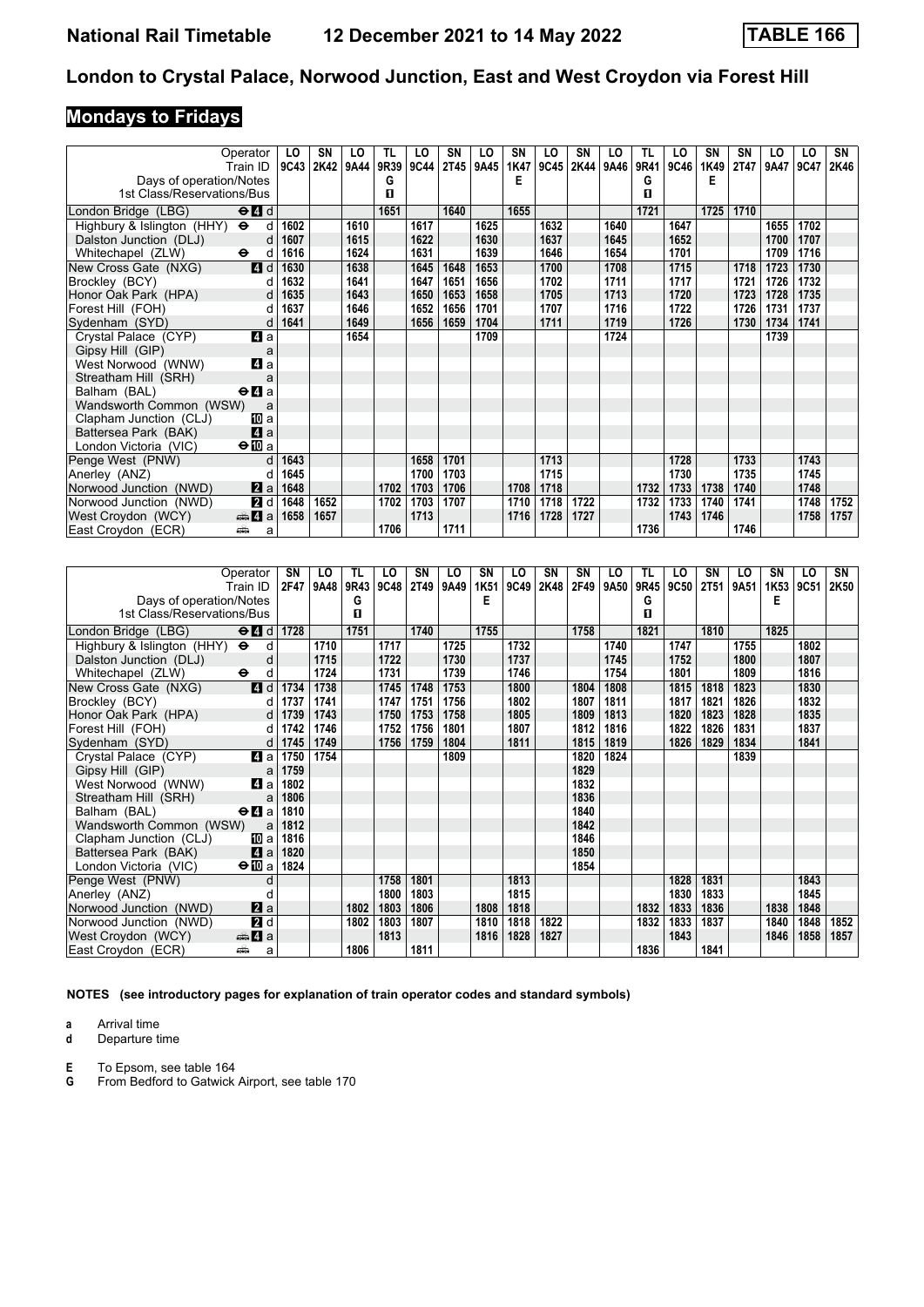# London to Crystal Palace, Norwood Junction, East and West Croydon via Forest Hill

## Mondays to Fridays

| Operator | LO | SN | LO | TL | LO | SN | LO | SN | LO | SN | LO | TL | LO | SN | SN | LO | LO | SN |
|---|---|---|---|---|---|---|---|---|---|---|---|---|---|---|---|---|---|---|
| Train ID | 9C43 | 2K42 | 9A44 | 9R39 | 9C44 | 2T45 | 9A45 | 1K47 | 9C45 | 2K44 | 9A46 | 9R41 | 9C46 | 1K49 | 2T47 | 9A47 | 9C47 | 2K46 |
| Days of operation/Notes | | | | G | | | | E | | | | G | | E | | | | |
| 1st Class/Reservations/Bus | | | | 1 | | | | | | | | 1 | | | | | | |
| London Bridge (LBG) ⊖ 4 d | | | | 1651 | | 1640 | | 1655 | | | | 1721 | | 1725 | 1710 | | | |
| Highbury & Islington (HHY) ⊖ d | 1602 | | 1610 | | 1617 | | 1625 | | 1632 | | 1640 | | 1647 | | | 1655 | 1702 | |
| Dalston Junction (DLJ) d | 1607 | | 1615 | | 1622 | | 1630 | | 1637 | | 1645 | | 1652 | | | 1700 | 1707 | |
| Whitechapel (ZLW) ⊖ d | 1616 | | 1624 | | 1631 | | 1639 | | 1646 | | 1654 | | 1701 | | | 1709 | 1716 | |
| New Cross Gate (NXG) 4 d | 1630 | | 1638 | | 1645 | 1648 | 1653 | | 1700 | | 1708 | | 1715 | | 1718 | 1723 | 1730 | |
| Brockley (BCY) d | 1632 | | 1641 | | 1647 | 1651 | 1656 | | 1702 | | 1711 | | 1717 | | 1721 | 1726 | 1732 | |
| Honor Oak Park (HPA) d | 1635 | | 1643 | | 1650 | 1653 | 1658 | | 1705 | | 1713 | | 1720 | | 1723 | 1728 | 1735 | |
| Forest Hill (FOH) d | 1637 | | 1646 | | 1652 | 1656 | 1701 | | 1707 | | 1716 | | 1722 | | 1726 | 1731 | 1737 | |
| Sydenham (SYD) d | 1641 | | 1649 | | 1656 | 1659 | 1704 | | 1711 | | 1719 | | 1726 | | 1730 | 1734 | 1741 | |
| Crystal Palace (CYP) 4 a | | | 1654 | | | | 1709 | | | | 1724 | | | | | 1739 | | |
| Gipsy Hill (GIP) a | | | | | | | | | | | | | | | | | | |
| West Norwood (WNW) 4 a | | | | | | | | | | | | | | | | | | |
| Streatham Hill (SRH) a | | | | | | | | | | | | | | | | | | |
| Balham (BAL) ⊖ 4 a | | | | | | | | | | | | | | | | | | |
| Wandsworth Common (WSW) a | | | | | | | | | | | | | | | | | | |
| Clapham Junction (CLJ) 10 a | | | | | | | | | | | | | | | | | | |
| Battersea Park (BAK) 4 a | | | | | | | | | | | | | | | | | | |
| London Victoria (VIC) ⊖ 10 a | | | | | | | | | | | | | | | | | | |
| Penge West (PNW) d | 1643 | | | | 1658 | 1701 | | | 1713 | | | | 1728 | | 1733 | | 1743 | |
| Anerley (ANZ) d | 1645 | | | | 1700 | 1703 | | | 1715 | | | | 1730 | | 1735 | | 1745 | |
| Norwood Junction (NWD) 2 a | 1648 | | | 1702 | 1703 | 1706 | | 1708 | 1718 | | | 1732 | 1733 | 1738 | 1740 | | 1748 | |
| Norwood Junction (NWD) 2 d | 1648 | 1652 | | 1702 | 1703 | 1707 | | 1710 | 1718 | 1722 | | 1732 | 1733 | 1740 | 1741 | | 1748 | 1752 |
| West Croydon (WCY) 🚌 4 a | 1658 | 1657 | | | 1713 | | | 1716 | 1728 | 1727 | | | 1743 | 1746 | | | 1758 | 1757 |
| East Croydon (ECR) 🚌 a | | | | 1706 | | 1711 | | | | | | 1736 | | | 1746 | | | |

| Operator | SN | LO | TL | LO | SN | LO | SN | LO | SN | SN | LO | TL | LO | SN | LO | SN | LO | SN |
|---|---|---|---|---|---|---|---|---|---|---|---|---|---|---|---|---|---|---|
| Train ID | 2F47 | 9A48 | 9R43 | 9C48 | 2T49 | 9A49 | 1K51 | 9C49 | 2K48 | 2F49 | 9A50 | 9R45 | 9C50 | 2T51 | 9A51 | 1K53 | 9C51 | 2K50 |
| Days of operation/Notes | | | G | | | | E | | | | | G | | | | E | | |
| 1st Class/Reservations/Bus | | | 1 | | | | | | | | | 1 | | | | | | |
| London Bridge (LBG) ⊖ 4 d | 1728 | | 1751 | | 1740 | | 1755 | | | 1758 | | 1821 | | 1810 | | 1825 | | |
| Highbury & Islington (HHY) ⊖ d | | 1710 | | 1717 | | 1725 | | 1732 | | | 1740 | | 1747 | | 1755 | | 1802 | |
| Dalston Junction (DLJ) d | | 1715 | | 1722 | | 1730 | | 1737 | | | 1745 | | 1752 | | 1800 | | 1807 | |
| Whitechapel (ZLW) ⊖ d | | 1724 | | 1731 | | 1739 | | 1746 | | | 1754 | | 1801 | | 1809 | | 1816 | |
| New Cross Gate (NXG) 4 d | 1734 | 1738 | | 1745 | 1748 | 1753 | | 1800 | | 1804 | 1808 | | 1815 | 1818 | 1823 | | 1830 | |
| Brockley (BCY) d | 1737 | 1741 | | 1747 | 1751 | 1756 | | 1802 | | 1807 | 1811 | | 1817 | 1821 | 1826 | | 1832 | |
| Honor Oak Park (HPA) d | 1739 | 1743 | | 1750 | 1753 | 1758 | | 1805 | | 1809 | 1813 | | 1820 | 1823 | 1828 | | 1835 | |
| Forest Hill (FOH) d | 1742 | 1746 | | 1752 | 1756 | 1801 | | 1807 | | 1812 | 1816 | | 1822 | 1826 | 1831 | | 1837 | |
| Sydenham (SYD) d | 1745 | 1749 | | 1756 | 1759 | 1804 | | 1811 | | 1815 | 1819 | | 1826 | 1829 | 1834 | | 1841 | |
| Crystal Palace (CYP) 4 a | 1750 | 1754 | | | | 1809 | | | | 1820 | 1824 | | | | 1839 | | | |
| Gipsy Hill (GIP) a | 1759 | | | | | | | | | 1829 | | | | | | | | |
| West Norwood (WNW) 4 a | 1802 | | | | | | | | | 1832 | | | | | | | | |
| Streatham Hill (SRH) a | 1806 | | | | | | | | | 1836 | | | | | | | | |
| Balham (BAL) ⊖ 4 a | 1810 | | | | | | | | | 1840 | | | | | | | | |
| Wandsworth Common (WSW) a | 1812 | | | | | | | | | 1842 | | | | | | | | |
| Clapham Junction (CLJ) 10 a | 1816 | | | | | | | | | 1846 | | | | | | | | |
| Battersea Park (BAK) 4 a | 1820 | | | | | | | | | 1850 | | | | | | | | |
| London Victoria (VIC) ⊖ 10 a | 1824 | | | | | | | | | 1854 | | | | | | | | |
| Penge West (PNW) d | | | | 1758 | 1801 | | | 1813 | | | | | 1828 | 1831 | | | 1843 | |
| Anerley (ANZ) d | | | | 1800 | 1803 | | | 1815 | | | | | 1830 | 1833 | | | 1845 | |
| Norwood Junction (NWD) 2 a | | | 1802 | 1803 | 1806 | | 1808 | 1818 | | | | 1832 | 1833 | 1836 | | 1838 | 1848 | |
| Norwood Junction (NWD) 2 d | | | 1802 | 1803 | 1807 | | 1810 | 1818 | 1822 | | | 1832 | 1833 | 1837 | | 1840 | 1848 | 1852 |
| West Croydon (WCY) 🚌 4 a | | | | 1813 | | | 1816 | 1828 | 1827 | | | | 1843 | | | 1846 | 1858 | 1857 |
| East Croydon (ECR) 🚌 a | | | 1806 | | 1811 | | | | | | | 1836 | | 1841 | | | | |

**NOTES (see introductory pages for explanation of train operator codes and standard symbols)**

**a** Arrival time
**d** Departure time

**E** To Epsom, see table 164
**G** From Bedford to Gatwick Airport, see table 170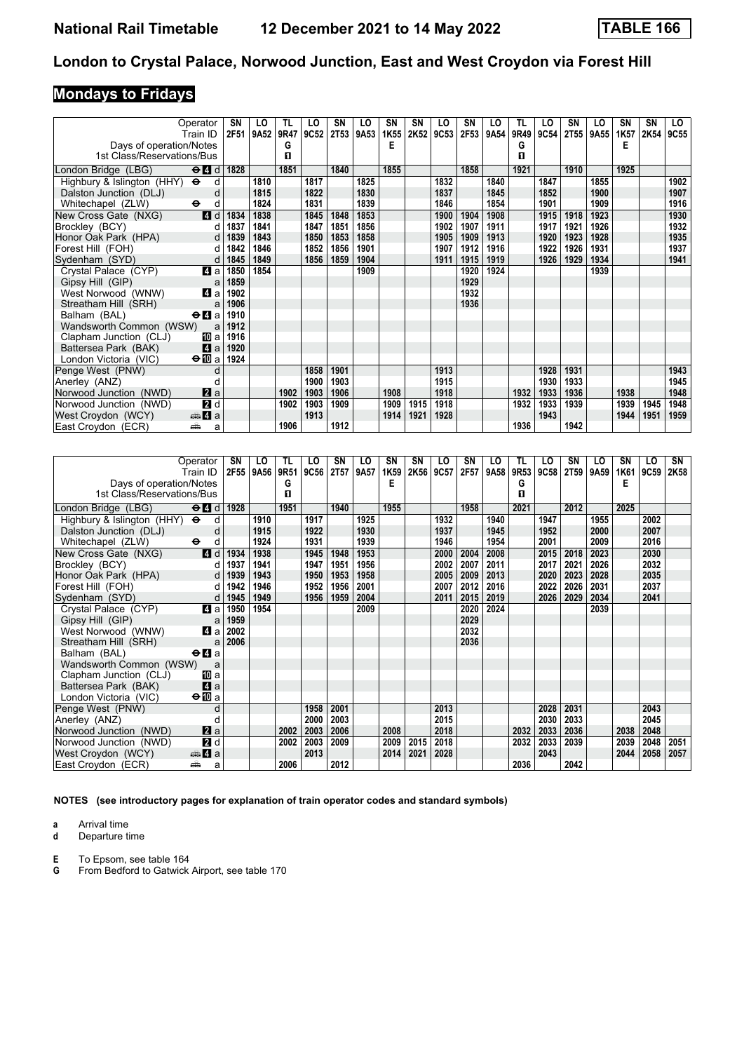# London to Crystal Palace, Norwood Junction, East and West Croydon via Forest Hill

## Mondays to Fridays

| Operator | | SN | LO | TL | LO | SN | LO | SN | SN | LO | SN | LO | TL | LO | SN | LO | SN | SN | LO |
|---|---|---|---|---|---|---|---|---|---|---|---|---|---|---|---|---|---|---|---|
| Train ID | | 2F51 | 9A52 | 9R47 | 9C52 | 2T53 | 9A53 | 1K55 | 2K52 | 9C53 | 2F53 | 9A54 | 9R49 | 9C54 | 2T55 | 9A55 | 1K57 | 2K54 | 9C55 |
| Days of operation/Notes | | | | G | | | | E | | | | | G | | | | E | | |
| 1st Class/Reservations/Bus | | | | 1 | | | | | | | | | 1 | | | | | | |
| London Bridge (LBG) | ⊖4 d | 1828 | | 1851 | | 1840 | | 1855 | | | 1858 | | 1921 | | 1910 | | 1925 | | |
| Highbury & Islington (HHY) | ⊖ d | | 1810 | | 1817 | | 1825 | | | 1832 | | 1840 | | 1847 | | 1855 | | | 1902 |
| Dalston Junction (DLJ) | d | | 1815 | | 1822 | | 1830 | | | 1837 | | 1845 | | 1852 | | 1900 | | | 1907 |
| Whitechapel (ZLW) | ⊖ d | | 1824 | | 1831 | | 1839 | | | 1846 | | 1854 | | 1901 | | 1909 | | | 1916 |
| New Cross Gate (NXG) | 4 d | 1834 | 1838 | | 1845 | 1848 | 1853 | | | 1900 | 1904 | 1908 | | 1915 | 1918 | 1923 | | | 1930 |
| Brockley (BCY) | d | 1837 | 1841 | | 1847 | 1851 | 1856 | | | 1902 | 1907 | 1911 | | 1917 | 1921 | 1926 | | | 1932 |
| Honor Oak Park (HPA) | d | 1839 | 1843 | | 1850 | 1853 | 1858 | | | 1905 | 1909 | 1913 | | 1920 | 1923 | 1928 | | | 1935 |
| Forest Hill (FOH) | d | 1842 | 1846 | | 1852 | 1856 | 1901 | | | 1907 | 1912 | 1916 | | 1922 | 1926 | 1931 | | | 1937 |
| Sydenham (SYD) | d | 1845 | 1849 | | 1856 | 1859 | 1904 | | | 1911 | 1915 | 1919 | | 1926 | 1929 | 1934 | | | 1941 |
| Crystal Palace (CYP) | 4 a | 1850 | 1854 | | | | 1909 | | | | 1920 | 1924 | | | | 1939 | | | |
| Gipsy Hill (GIP) | a | 1859 | | | | | | | | | 1929 | | | | | | | | |
| West Norwood (WNW) | 4 a | 1902 | | | | | | | | | 1932 | | | | | | | | |
| Streatham Hill (SRH) | a | 1906 | | | | | | | | | 1936 | | | | | | | | |
| Balham (BAL) | ⊖4 a | 1910 | | | | | | | | | | | | | | | | | |
| Wandsworth Common (WSW) | a | 1912 | | | | | | | | | | | | | | | | | |
| Clapham Junction (CLJ) | 10 a | 1916 | | | | | | | | | | | | | | | | | |
| Battersea Park (BAK) | 4 a | 1920 | | | | | | | | | | | | | | | | | |
| London Victoria (VIC) | ⊖10 a | 1924 | | | | | | | | | | | | | | | | | |
| Penge West (PNW) | d | | | | 1858 | 1901 | | | | 1913 | | | | 1928 | 1931 | | | | 1943 |
| Anerley (ANZ) | d | | | | 1900 | 1903 | | | | 1915 | | | | 1930 | 1933 | | | | 1945 |
| Norwood Junction (NWD) | 2 a | | | 1902 | 1903 | 1906 | | 1908 | | 1918 | | | 1932 | 1933 | 1936 | | 1938 | | 1948 |
| Norwood Junction (NWD) | 2 d | | | 1902 | 1903 | 1909 | | 1909 | 1915 | 1918 | | | 1932 | 1933 | 1939 | | 1939 | 1945 | 1948 |
| West Croydon (WCY) | 🚌4 a | | | | 1913 | | | 1914 | 1921 | 1928 | | | | 1943 | | | 1944 | 1951 | 1959 |
| East Croydon (ECR) | 🚌 a | | | 1906 | | 1912 | | | | | | | 1936 | | 1942 | | | | |

| Operator | | SN | LO | TL | LO | SN | LO | SN | SN | LO | SN | LO | TL | LO | SN | LO | SN | LO | SN |
|---|---|---|---|---|---|---|---|---|---|---|---|---|---|---|---|---|---|---|---|
| Train ID | | 2F55 | 9A56 | 9R51 | 9C56 | 2T57 | 9A57 | 1K59 | 2K56 | 9C57 | 2F57 | 9A58 | 9R53 | 9C58 | 2T59 | 9A59 | 1K61 | 9C59 | 2K58 |
| Days of operation/Notes | | | | G | | | | E | | | | | G | | | | E | | |
| 1st Class/Reservations/Bus | | | | 1 | | | | | | | | | 1 | | | | | | |
| London Bridge (LBG) | ⊖4 d | 1928 | | 1951 | | 1940 | | 1955 | | | 1958 | | 2021 | | 2012 | | 2025 | | |
| Highbury & Islington (HHY) | ⊖ d | | 1910 | | 1917 | | 1925 | | | 1932 | | 1940 | | 1947 | | 1955 | | 2002 | |
| Dalston Junction (DLJ) | d | | 1915 | | 1922 | | 1930 | | | 1937 | | 1945 | | 1952 | | 2000 | | 2007 | |
| Whitechapel (ZLW) | ⊖ d | | 1924 | | 1931 | | 1939 | | | 1946 | | 1954 | | 2001 | | 2009 | | 2016 | |
| New Cross Gate (NXG) | 4 d | 1934 | 1938 | | 1945 | 1948 | 1953 | | | 2000 | 2004 | 2008 | | 2015 | 2018 | 2023 | | 2030 | |
| Brockley (BCY) | d | 1937 | 1941 | | 1947 | 1951 | 1956 | | | 2002 | 2007 | 2011 | | 2017 | 2021 | 2026 | | 2032 | |
| Honor Oak Park (HPA) | d | 1939 | 1943 | | 1950 | 1953 | 1958 | | | 2005 | 2009 | 2013 | | 2020 | 2023 | 2028 | | 2035 | |
| Forest Hill (FOH) | d | 1942 | 1946 | | 1952 | 1956 | 2001 | | | 2007 | 2012 | 2016 | | 2022 | 2026 | 2031 | | 2037 | |
| Sydenham (SYD) | d | 1945 | 1949 | | 1956 | 1959 | 2004 | | | 2011 | 2015 | 2019 | | 2026 | 2029 | 2034 | | 2041 | |
| Crystal Palace (CYP) | 4 a | 1950 | 1954 | | | | 2009 | | | | 2020 | 2024 | | | | 2039 | | | |
| Gipsy Hill (GIP) | a | 1959 | | | | | | | | | 2029 | | | | | | | | |
| West Norwood (WNW) | 4 a | 2002 | | | | | | | | | 2032 | | | | | | | | |
| Streatham Hill (SRH) | a | 2006 | | | | | | | | | 2036 | | | | | | | | |
| Balham (BAL) | ⊖4 a | | | | | | | | | | | | | | | | | | |
| Wandsworth Common (WSW) | a | | | | | | | | | | | | | | | | | | |
| Clapham Junction (CLJ) | 10 a | | | | | | | | | | | | | | | | | | |
| Battersea Park (BAK) | 4 a | | | | | | | | | | | | | | | | | | |
| London Victoria (VIC) | ⊖10 a | | | | | | | | | | | | | | | | | | |
| Penge West (PNW) | d | | | | 1958 | 2001 | | | | 2013 | | | | 2028 | 2031 | | | 2043 | |
| Anerley (ANZ) | d | | | | 2000 | 2003 | | | | 2015 | | | | 2030 | 2033 | | | 2045 | |
| Norwood Junction (NWD) | 2 a | | | 2002 | 2003 | 2006 | | 2008 | | 2018 | | | 2032 | 2033 | 2036 | | 2038 | 2048 | |
| Norwood Junction (NWD) | 2 d | | | 2002 | 2003 | 2009 | | 2009 | 2015 | 2018 | | | 2032 | 2033 | 2039 | | 2039 | 2048 | 2051 |
| West Croydon (WCY) | 🚌4 a | | | | 2013 | | | 2014 | 2021 | 2028 | | | | 2043 | | | 2044 | 2058 | 2057 |
| East Croydon (ECR) | 🚌 a | | | 2006 | | 2012 | | | | | | | 2036 | | 2042 | | | | |

**NOTES (see introductory pages for explanation of train operator codes and standard symbols)**

- **a** Arrival time
- **d** Departure time

- **E** To Epsom, see table 164
- **G** From Bedford to Gatwick Airport, see table 170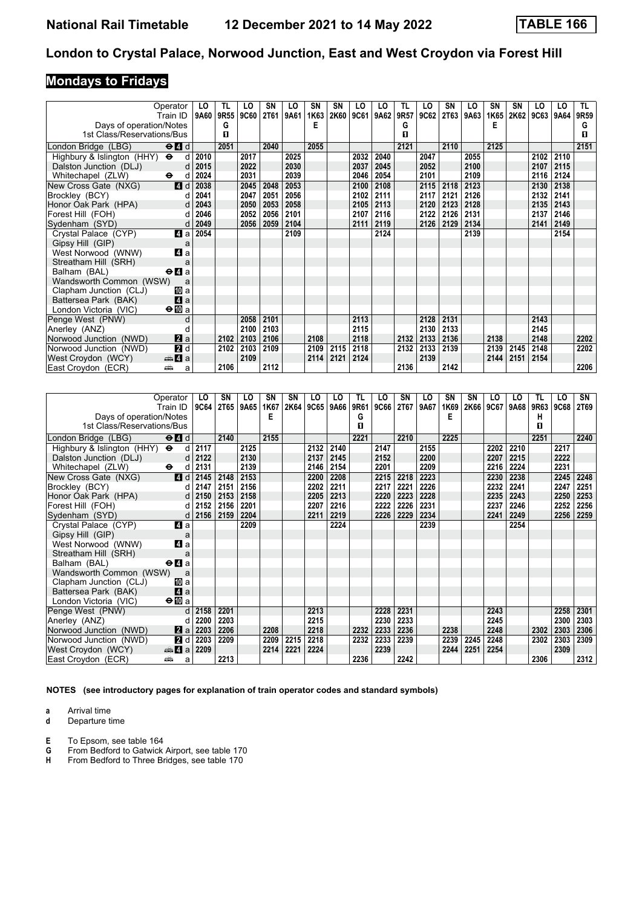# London to Crystal Palace, Norwood Junction, East and West Croydon via Forest Hill

## Mondays to Fridays

| Operator | | LO | TL | LO | SN | LO | SN | SN | LO | LO | TL | LO | SN | LO | SN | SN | LO | LO | TL |
|---|---|---|---|---|---|---|---|---|---|---|---|---|---|---|---|---|---|---|---|
| Train ID | | 9A60 | 9R55 | 9C60 | 2T61 | 9A61 | 1K63 | 2K60 | 9C61 | 9A62 | 9R57 | 9C62 | 2T63 | 9A63 | 1K65 | 2K62 | 9C63 | 9A64 | 9R59 |
| Days of operation/Notes | | | G | | | | E | | | | G | | | | E | | | | G |
| 1st Class/Reservations/Bus | | | 1 | | | | | | | | 1 | | | | | | | | 1 |
| London Bridge (LBG) | ⊖4 d | | 2051 | | 2040 | | 2055 | | | | 2121 | | 2110 | | 2125 | | | | 2151 |
| Highbury & Islington (HHY) ⊖ | d | 2010 | | 2017 | | 2025 | | | 2032 | 2040 | | 2047 | | 2055 | | | 2102 | 2110 | |
| Dalston Junction (DLJ) | d | 2015 | | 2022 | | 2030 | | | 2037 | 2045 | | 2052 | | 2100 | | | 2107 | 2115 | |
| Whitechapel (ZLW) ⊖ | d | 2024 | | 2031 | | 2039 | | | 2046 | 2054 | | 2101 | | 2109 | | | 2116 | 2124 | |
| New Cross Gate (NXG) | 4 d | 2038 | | 2045 | 2048 | 2053 | | | 2100 | 2108 | | 2115 | 2118 | 2123 | | | 2130 | 2138 | |
| Brockley (BCY) | d | 2041 | | 2047 | 2051 | 2056 | | | 2102 | 2111 | | 2117 | 2121 | 2126 | | | 2132 | 2141 | |
| Honor Oak Park (HPA) | d | 2043 | | 2050 | 2053 | 2058 | | | 2105 | 2113 | | 2120 | 2123 | 2128 | | | 2135 | 2143 | |
| Forest Hill (FOH) | d | 2046 | | 2052 | 2056 | 2101 | | | 2107 | 2116 | | 2122 | 2126 | 2131 | | | 2137 | 2146 | |
| Sydenham (SYD) | d | 2049 | | 2056 | 2059 | 2104 | | | 2111 | 2119 | | 2126 | 2129 | 2134 | | | 2141 | 2149 | |
| Crystal Palace (CYP) | 4 a | 2054 | | | | 2109 | | | | 2124 | | | | 2139 | | | | 2154 | |
| Gipsy Hill (GIP) | a | | | | | | | | | | | | | | | | | | |
| West Norwood (WNW) | 4 a | | | | | | | | | | | | | | | | | | |
| Streatham Hill (SRH) | a | | | | | | | | | | | | | | | | | | |
| Balham (BAL) | ⊖4 a | | | | | | | | | | | | | | | | | | |
| Wandsworth Common (WSW) | a | | | | | | | | | | | | | | | | | | |
| Clapham Junction (CLJ) | 10 a | | | | | | | | | | | | | | | | | | |
| Battersea Park (BAK) | 4 a | | | | | | | | | | | | | | | | | | |
| London Victoria (VIC) | ⊖10 a | | | | | | | | | | | | | | | | | | |
| Penge West (PNW) | d | | | 2058 | 2101 | | | | 2113 | | | 2128 | 2131 | | | | 2143 | | |
| Anerley (ANZ) | d | | | 2100 | 2103 | | | | 2115 | | | 2130 | 2133 | | | | 2145 | | |
| Norwood Junction (NWD) | 2 a | | 2102 | 2103 | 2106 | | 2108 | | 2118 | | 2132 | 2133 | 2136 | | 2138 | | 2148 | | 2202 |
| Norwood Junction (NWD) | 2 d | | 2102 | 2103 | 2109 | | 2109 | 2115 | 2118 | | 2132 | 2133 | 2139 | | 2139 | 2145 | 2148 | | 2202 |
| West Croydon (WCY) | 🚌4 a | | | 2109 | | | 2114 | 2121 | 2124 | | | 2139 | | | 2144 | 2151 | 2154 | | |
| East Croydon (ECR) | 🚌 a | | 2106 | | 2112 | | | | | | 2136 | | 2142 | | | | | | 2206 |

| Operator | | LO | SN | LO | SN | SN | LO | LO | TL | LO | SN | LO | SN | SN | LO | LO | TL | LO | SN |
|---|---|---|---|---|---|---|---|---|---|---|---|---|---|---|---|---|---|---|---|
| Train ID | | 9C64 | 2T65 | 9A65 | 1K67 | 2K64 | 9C65 | 9A66 | 9R61 | 9C66 | 2T67 | 9A67 | 1K69 | 2K66 | 9C67 | 9A68 | 9R63 | 9C68 | 2T69 |
| Days of operation/Notes | | | | | E | | | | G | | | | E | | | | H | | |
| 1st Class/Reservations/Bus | | | | | | | | | 1 | | | | | | | | 1 | | |
| London Bridge (LBG) | ⊖4 d | | 2140 | | 2155 | | | | 2221 | | 2210 | | 2225 | | | | 2251 | | 2240 |
| Highbury & Islington (HHY) ⊖ | d | 2117 | | 2125 | | | 2132 | 2140 | | 2147 | | 2155 | | | 2202 | 2210 | | 2217 | |
| Dalston Junction (DLJ) | d | 2122 | | 2130 | | | 2137 | 2145 | | 2152 | | 2200 | | | 2207 | 2215 | | 2222 | |
| Whitechapel (ZLW) ⊖ | d | 2131 | | 2139 | | | 2146 | 2154 | | 2201 | | 2209 | | | 2216 | 2224 | | 2231 | |
| New Cross Gate (NXG) | 4 d | 2145 | 2148 | 2153 | | | 2200 | 2208 | | 2215 | 2218 | 2223 | | | 2230 | 2238 | | 2245 | 2248 |
| Brockley (BCY) | d | 2147 | 2151 | 2156 | | | 2202 | 2211 | | 2217 | 2221 | 2226 | | | 2232 | 2241 | | 2247 | 2251 |
| Honor Oak Park (HPA) | d | 2150 | 2153 | 2158 | | | 2205 | 2213 | | 2220 | 2223 | 2228 | | | 2235 | 2243 | | 2250 | 2253 |
| Forest Hill (FOH) | d | 2152 | 2156 | 2201 | | | 2207 | 2216 | | 2222 | 2226 | 2231 | | | 2237 | 2246 | | 2252 | 2256 |
| Sydenham (SYD) | d | 2156 | 2159 | 2204 | | | 2211 | 2219 | | 2226 | 2229 | 2234 | | | 2241 | 2249 | | 2256 | 2259 |
| Crystal Palace (CYP) | 4 a | | | 2209 | | | | 2224 | | | | 2239 | | | | 2254 | | | |
| Gipsy Hill (GIP) | a | | | | | | | | | | | | | | | | | | |
| West Norwood (WNW) | 4 a | | | | | | | | | | | | | | | | | | |
| Streatham Hill (SRH) | a | | | | | | | | | | | | | | | | | | |
| Balham (BAL) | ⊖4 a | | | | | | | | | | | | | | | | | | |
| Wandsworth Common (WSW) | a | | | | | | | | | | | | | | | | | | |
| Clapham Junction (CLJ) | 10 a | | | | | | | | | | | | | | | | | | |
| Battersea Park (BAK) | 4 a | | | | | | | | | | | | | | | | | | |
| London Victoria (VIC) | ⊖10 a | | | | | | | | | | | | | | | | | | |
| Penge West (PNW) | d | 2158 | 2201 | | | | 2213 | | | 2228 | 2231 | | | | 2243 | | | 2258 | 2301 |
| Anerley (ANZ) | d | 2200 | 2203 | | | | 2215 | | | 2230 | 2233 | | | | 2245 | | | 2300 | 2303 |
| Norwood Junction (NWD) | 2 a | 2203 | 2206 | | 2208 | | 2218 | | 2232 | 2233 | 2236 | | 2238 | | 2248 | | 2302 | 2303 | 2306 |
| Norwood Junction (NWD) | 2 d | 2203 | 2209 | | 2209 | 2215 | 2218 | | 2232 | 2233 | 2239 | | 2239 | 2245 | 2248 | | 2302 | 2303 | 2309 |
| West Croydon (WCY) | 🚌4 a | 2209 | | | 2214 | 2221 | 2224 | | | 2239 | | | 2244 | 2251 | 2254 | | | 2309 | |
| East Croydon (ECR) | 🚌 a | | 2213 | | | | | | 2236 | | 2242 | | | | | | 2306 | | 2312 |

**NOTES (see introductory pages for explanation of train operator codes and standard symbols)**

- **a** Arrival time
- **d** Departure time

- **E** To Epsom, see table 164
- **G** From Bedford to Gatwick Airport, see table 170
- **H** From Bedford to Three Bridges, see table 170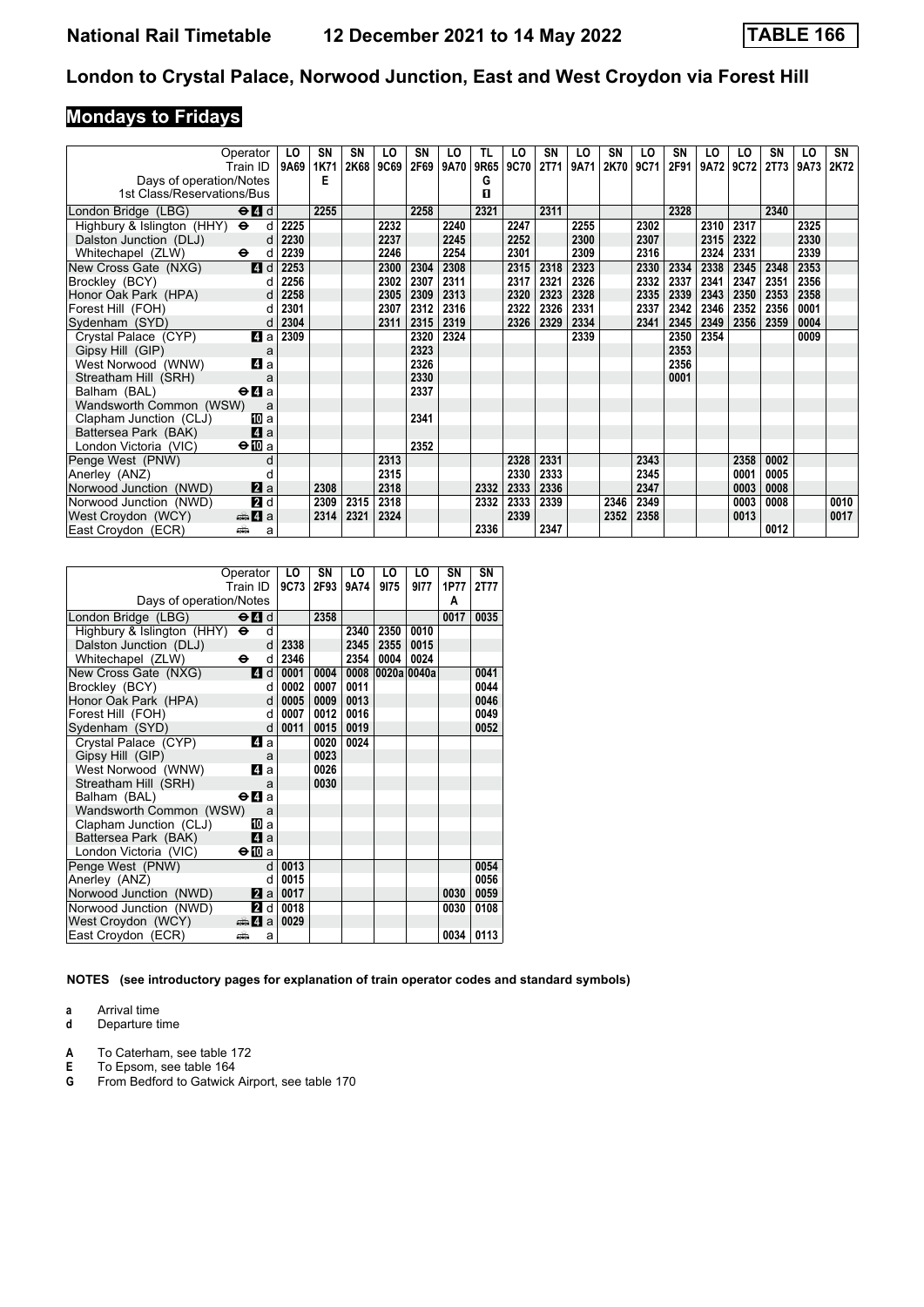# London to Crystal Palace, Norwood Junction, East and West Croydon via Forest Hill

## Mondays to Fridays

| Operator | LO | SN | SN | LO | SN | LO | TL | LO | SN | LO | SN | LO | SN | LO | LO | SN | LO | SN |
|---|---|---|---|---|---|---|---|---|---|---|---|---|---|---|---|---|---|---|
| Train ID | 9A69 | 1K71 | 2K68 | 9C69 | 2F69 | 9A70 | 9R65 | 9C70 | 2T71 | 9A71 | 2K70 | 9C71 | 2F91 | 9A72 | 9C72 | 2T73 | 9A73 | 2K72 |
| Days of operation/Notes | | E | | | | | G | | | | | | | | | | | |
| 1st Class/Reservations/Bus | | | | | | | 1 | | | | | | | | | | | |
| London Bridge (LBG) ⊖ 4 d | | 2255 | | | 2258 | | 2321 | | 2311 | | | | 2328 | | | 2340 | | |
| Highbury & Islington (HHY) ⊖ d | 2225 | | | 2232 | | 2240 | | 2247 | | 2255 | | 2302 | | 2310 | 2317 | | 2325 | |
| Dalston Junction (DLJ) d | 2230 | | | 2237 | | 2245 | | 2252 | | 2300 | | 2307 | | 2315 | 2322 | | 2330 | |
| Whitechapel (ZLW) ⊖ d | 2239 | | | 2246 | | 2254 | | 2301 | | 2309 | | 2316 | | 2324 | 2331 | | 2339 | |
| New Cross Gate (NXG) 4 d | 2253 | | | 2300 | 2304 | 2308 | | 2315 | 2318 | 2323 | | 2330 | 2334 | 2338 | 2345 | 2348 | 2353 | |
| Brockley (BCY) d | 2256 | | | 2302 | 2307 | 2311 | | 2317 | 2321 | 2326 | | 2332 | 2337 | 2341 | 2347 | 2351 | 2356 | |
| Honor Oak Park (HPA) d | 2258 | | | 2305 | 2309 | 2313 | | 2320 | 2323 | 2328 | | 2335 | 2339 | 2343 | 2350 | 2353 | 2358 | |
| Forest Hill (FOH) d | 2301 | | | 2307 | 2312 | 2316 | | 2322 | 2326 | 2331 | | 2337 | 2342 | 2346 | 2352 | 2356 | 0001 | |
| Sydenham (SYD) d | 2304 | | | 2311 | 2315 | 2319 | | 2326 | 2329 | 2334 | | 2341 | 2345 | 2349 | 2356 | 2359 | 0004 | |
| Crystal Palace (CYP) 4 a | 2309 | | | | 2320 | 2324 | | | | 2339 | | | 2350 | 2354 | | | 0009 | |
| Gipsy Hill (GIP) a | | | | | 2323 | | | | | | | | 2353 | | | | | |
| West Norwood (WNW) 4 a | | | | | 2326 | | | | | | | | 2356 | | | | | |
| Streatham Hill (SRH) a | | | | | 2330 | | | | | | | | 0001 | | | | | |
| Balham (BAL) ⊖ 4 a | | | | | 2337 | | | | | | | | | | | | | |
| Wandsworth Common (WSW) a | | | | | | | | | | | | | | | | | | |
| Clapham Junction (CLJ) 10 a | | | | | 2341 | | | | | | | | | | | | | |
| Battersea Park (BAK) 4 a | | | | | | | | | | | | | | | | | | |
| London Victoria (VIC) ⊖ 10 a | | | | | 2352 | | | | | | | | | | | | | |
| Penge West (PNW) d | | | | 2313 | | | | 2328 | 2331 | | | 2343 | | | 2358 | 0002 | | |
| Anerley (ANZ) d | | | | 2315 | | | | 2330 | 2333 | | | 2345 | | | 0001 | 0005 | | |
| Norwood Junction (NWD) 2 a | | 2308 | | 2318 | | | 2332 | 2333 | 2336 | | | 2347 | | | 0003 | 0008 | | |
| Norwood Junction (NWD) 2 d | | 2309 | 2315 | 2318 | | | 2332 | 2333 | 2339 | | 2346 | 2349 | | | 0003 | 0008 | | 0010 |
| West Croydon (WCY) 4 a | | 2314 | 2321 | 2324 | | | | 2339 | | | 2352 | 2358 | | | 0013 | | | 0017 |
| East Croydon (ECR) a | | | | | | | 2336 | | 2347 | | | | | | | 0012 | | |

| Operator | LO | SN | LO | LO | LO | SN | SN |
|---|---|---|---|---|---|---|---|
| Train ID | 9C73 | 2F93 | 9A74 | 9I75 | 9I77 | 1P77 | 2T77 |
| Days of operation/Notes | | | | | | A | |
| London Bridge (LBG) ⊖ 4 d | | 2358 | | | | 0017 | 0035 |
| Highbury & Islington (HHY) ⊖ d | | | 2340 | 2350 | 0010 | | |
| Dalston Junction (DLJ) d | 2338 | | 2345 | 2355 | 0015 | | |
| Whitechapel (ZLW) ⊖ d | 2346 | | 2354 | 0004 | 0024 | | |
| New Cross Gate (NXG) 4 d | 0001 | 0004 | 0008 | 0020a | 0040a | | 0041 |
| Brockley (BCY) d | 0002 | 0007 | 0011 | | | | 0044 |
| Honor Oak Park (HPA) d | 0005 | 0009 | 0013 | | | | 0046 |
| Forest Hill (FOH) d | 0007 | 0012 | 0016 | | | | 0049 |
| Sydenham (SYD) d | 0011 | 0015 | 0019 | | | | 0052 |
| Crystal Palace (CYP) 4 a | | 0020 | 0024 | | | | |
| Gipsy Hill (GIP) a | | 0023 | | | | | |
| West Norwood (WNW) 4 a | | 0026 | | | | | |
| Streatham Hill (SRH) a | | 0030 | | | | | |
| Balham (BAL) ⊖ 4 a | | | | | | | |
| Wandsworth Common (WSW) a | | | | | | | |
| Clapham Junction (CLJ) 10 a | | | | | | | |
| Battersea Park (BAK) 4 a | | | | | | | |
| London Victoria (VIC) ⊖ 10 a | | | | | | | |
| Penge West (PNW) d | 0013 | | | | | | 0054 |
| Anerley (ANZ) d | 0015 | | | | | | 0056 |
| Norwood Junction (NWD) 2 a | 0017 | | | | | 0030 | 0059 |
| Norwood Junction (NWD) 2 d | 0018 | | | | | 0030 | 0108 |
| West Croydon (WCY) 4 a | 0029 | | | | | | |
| East Croydon (ECR) a | | | | | | 0034 | 0113 |

**NOTES (see introductory pages for explanation of train operator codes and standard symbols)**

**a** Arrival time
**d** Departure time

**A** To Caterham, see table 172
**E** To Epsom, see table 164
**G** From Bedford to Gatwick Airport, see table 170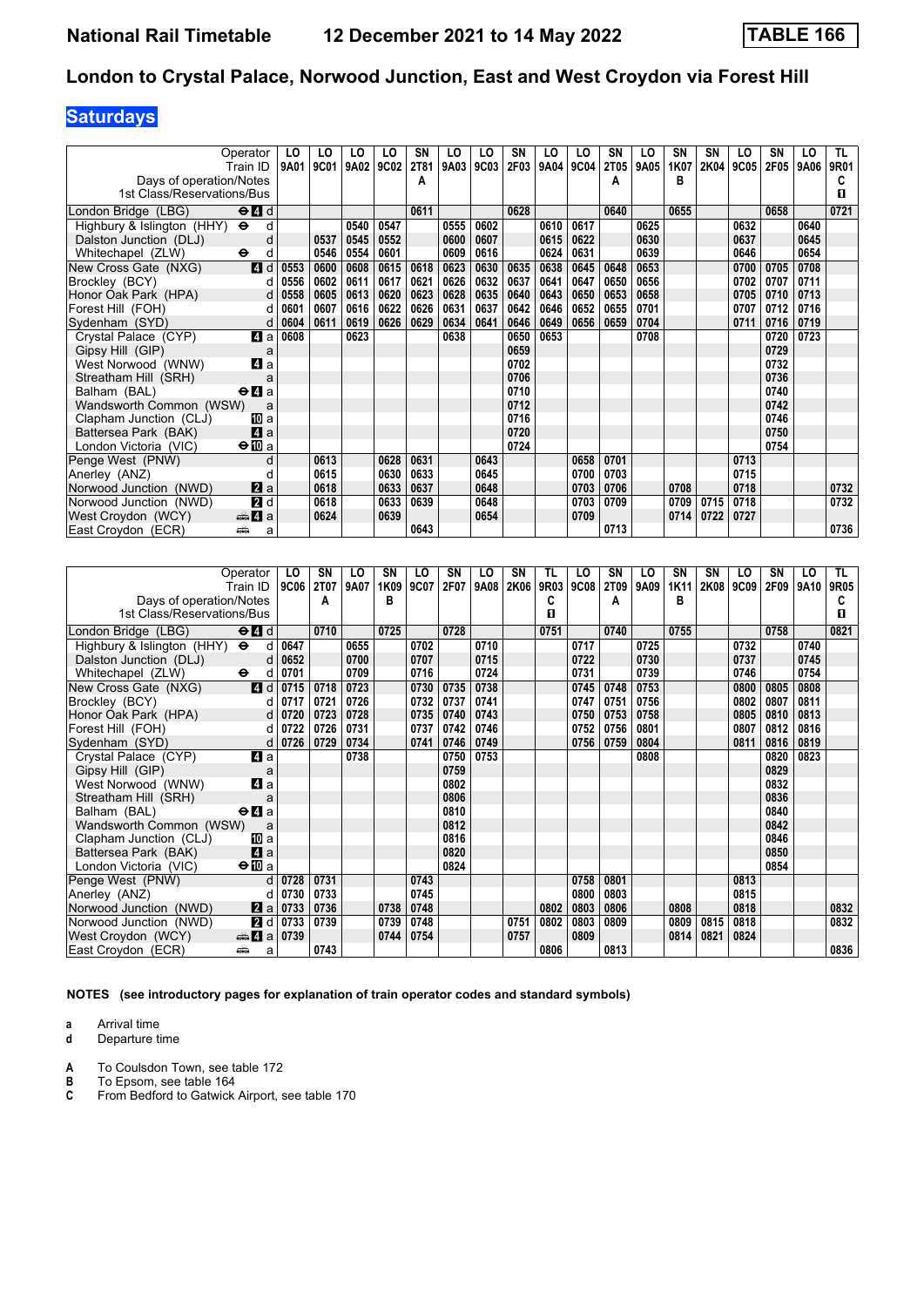# National Rail Timetable 12 December 2021 to 14 May 2022 TABLE 166

## London to Crystal Palace, Norwood Junction, East and West Croydon via Forest Hill

### Saturdays

| Operator | | LO | LO | LO | LO | SN | LO | LO | SN | LO | LO | SN | LO | SN | SN | LO | SN | LO | TL |
|---|---|---|---|---|---|---|---|---|---|---|---|---|---|---|---|---|---|---|---|
| Train ID | | 9A01 | 9C01 | 9A02 | 9C02 | 2T81 | 9A03 | 9C03 | 2F03 | 9A04 | 9C04 | 2T05 | 9A05 | 1K07 | 2K04 | 9C05 | 2F05 | 9A06 | 9R01 |
| Days of operation/Notes | | | | | | A | | | | | | A | | B | | | | | C |
| 1st Class/Reservations/Bus | | | | | | | | | | | | | | | | | | | 1 |
| London Bridge (LBG) | ⊖4 d | | | | | 0611 | | | 0628 | | | 0640 | | 0655 | | | 0658 | | 0721 |
| Highbury & Islington (HHY) | ⊖ d | | | 0540 | 0547 | | 0555 | 0602 | | 0610 | 0617 | | 0625 | | | 0632 | | 0640 | |
| Dalston Junction (DLJ) | d | | 0537 | 0545 | 0552 | | 0600 | 0607 | | 0615 | 0622 | | 0630 | | | 0637 | | 0645 | |
| Whitechapel (ZLW) | ⊖ d | | 0546 | 0554 | 0601 | | 0609 | 0616 | | 0624 | 0631 | | 0639 | | | 0646 | | 0654 | |
| New Cross Gate (NXG) | 4 d | 0553 | 0600 | 0608 | 0615 | 0618 | 0623 | 0630 | 0635 | 0638 | 0645 | 0648 | 0653 | | | 0700 | 0705 | 0708 | |
| Brockley (BCY) | d | 0556 | 0602 | 0611 | 0617 | 0621 | 0626 | 0632 | 0637 | 0641 | 0647 | 0650 | 0656 | | | 0702 | 0707 | 0711 | |
| Honor Oak Park (HPA) | d | 0558 | 0605 | 0613 | 0620 | 0623 | 0628 | 0635 | 0640 | 0643 | 0650 | 0653 | 0658 | | | 0705 | 0710 | 0713 | |
| Forest Hill (FOH) | d | 0601 | 0607 | 0616 | 0622 | 0626 | 0631 | 0637 | 0642 | 0646 | 0652 | 0655 | 0701 | | | 0707 | 0712 | 0716 | |
| Sydenham (SYD) | d | 0604 | 0611 | 0619 | 0626 | 0629 | 0634 | 0641 | 0646 | 0649 | 0656 | 0659 | 0704 | | | 0711 | 0716 | 0719 | |
| Crystal Palace (CYP) | 4 a | 0608 | | 0623 | | | 0638 | | 0650 | 0653 | | | 0708 | | | | 0720 | 0723 | |
| Gipsy Hill (GIP) | a | | | | | | | | 0659 | | | | | | | | 0729 | | |
| West Norwood (WNW) | 4 a | | | | | | | | 0702 | | | | | | | | 0732 | | |
| Streatham Hill (SRH) | a | | | | | | | | 0706 | | | | | | | | 0736 | | |
| Balham (BAL) | ⊖4 a | | | | | | | | 0710 | | | | | | | | 0740 | | |
| Wandsworth Common (WSW) | a | | | | | | | | 0712 | | | | | | | | 0742 | | |
| Clapham Junction (CLJ) | 10 a | | | | | | | | 0716 | | | | | | | | 0746 | | |
| Battersea Park (BAK) | 4 a | | | | | | | | 0720 | | | | | | | | 0750 | | |
| London Victoria (VIC) | ⊖10 a | | | | | | | | 0724 | | | | | | | | 0754 | | |
| Penge West (PNW) | d | | 0613 | | 0628 | 0631 | | 0643 | | | 0658 | 0701 | | | | 0713 | | | |
| Anerley (ANZ) | d | | 0615 | | 0630 | 0633 | | 0645 | | | 0700 | 0703 | | | | 0715 | | | |
| Norwood Junction (NWD) | 2 a | | 0618 | | 0633 | 0637 | | 0648 | | | 0703 | 0706 | | 0708 | | 0718 | | | 0732 |
| Norwood Junction (NWD) | 2 d | | 0618 | | 0633 | 0639 | | 0648 | | | 0703 | 0709 | | 0709 | 0715 | 0718 | | | 0732 |
| West Croydon (WCY) | 🚌4 a | | 0624 | | 0639 | | | 0654 | | | 0709 | | | 0714 | 0722 | 0727 | | | |
| East Croydon (ECR) | 🚌 a | | | | | 0643 | | | | | | 0713 | | | | | | | 0736 |

| Operator | | LO | SN | LO | SN | LO | SN | LO | SN | TL | LO | SN | LO | SN | SN | LO | SN | LO | TL |
|---|---|---|---|---|---|---|---|---|---|---|---|---|---|---|---|---|---|---|---|
| Train ID | | 9C06 | 2T07 | 9A07 | 1K09 | 9C07 | 2F07 | 9A08 | 2K06 | 9R03 | 9C08 | 2T09 | 9A09 | 1K11 | 2K08 | 9C09 | 2F09 | 9A10 | 9R05 |
| Days of operation/Notes | | | A | | B | | | | | C | | A | | B | | | | | C |
| 1st Class/Reservations/Bus | | | | | | | | | | 1 | | | | | | | | | 1 |
| London Bridge (LBG) | ⊖4 d | | 0710 | | 0725 | | 0728 | | | 0751 | | 0740 | | 0755 | | | 0758 | | 0821 |
| Highbury & Islington (HHY) | ⊖ d | 0647 | | 0655 | | 0702 | | 0710 | | | 0717 | | 0725 | | | 0732 | | 0740 | |
| Dalston Junction (DLJ) | d | 0652 | | 0700 | | 0707 | | 0715 | | | 0722 | | 0730 | | | 0737 | | 0745 | |
| Whitechapel (ZLW) | ⊖ d | 0701 | | 0709 | | 0716 | | 0724 | | | 0731 | | 0739 | | | 0746 | | 0754 | |
| New Cross Gate (NXG) | 4 d | 0715 | 0718 | 0723 | | 0730 | 0735 | 0738 | | | 0745 | 0748 | 0753 | | | 0800 | 0805 | 0808 | |
| Brockley (BCY) | d | 0717 | 0721 | 0726 | | 0732 | 0737 | 0741 | | | 0747 | 0751 | 0756 | | | 0802 | 0807 | 0811 | |
| Honor Oak Park (HPA) | d | 0720 | 0723 | 0728 | | 0735 | 0740 | 0743 | | | 0750 | 0753 | 0758 | | | 0805 | 0810 | 0813 | |
| Forest Hill (FOH) | d | 0722 | 0726 | 0731 | | 0737 | 0742 | 0746 | | | 0752 | 0756 | 0801 | | | 0807 | 0812 | 0816 | |
| Sydenham (SYD) | d | 0726 | 0729 | 0734 | | 0741 | 0746 | 0749 | | | 0756 | 0759 | 0804 | | | 0811 | 0816 | 0819 | |
| Crystal Palace (CYP) | 4 a | | | 0738 | | | 0750 | 0753 | | | | | 0808 | | | | 0820 | 0823 | |
| Gipsy Hill (GIP) | a | | | | | | 0759 | | | | | | | | | | 0829 | | |
| West Norwood (WNW) | 4 a | | | | | | 0802 | | | | | | | | | | 0832 | | |
| Streatham Hill (SRH) | a | | | | | | 0806 | | | | | | | | | | 0836 | | |
| Balham (BAL) | ⊖4 a | | | | | | 0810 | | | | | | | | | | 0840 | | |
| Wandsworth Common (WSW) | a | | | | | | 0812 | | | | | | | | | | 0842 | | |
| Clapham Junction (CLJ) | 10 a | | | | | | 0816 | | | | | | | | | | 0846 | | |
| Battersea Park (BAK) | 4 a | | | | | | 0820 | | | | | | | | | | 0850 | | |
| London Victoria (VIC) | ⊖10 a | | | | | | 0824 | | | | | | | | | | 0854 | | |
| Penge West (PNW) | d | 0728 | 0731 | | | 0743 | | | | | 0758 | 0801 | | | | 0813 | | | |
| Anerley (ANZ) | d | 0730 | 0733 | | | 0745 | | | | | 0800 | 0803 | | | | 0815 | | | |
| Norwood Junction (NWD) | 2 a | 0733 | 0736 | | 0738 | 0748 | | | | 0802 | 0803 | 0806 | | 0808 | | 0818 | | | 0832 |
| Norwood Junction (NWD) | 2 d | 0733 | 0739 | | 0739 | 0748 | | | 0751 | 0802 | 0803 | 0809 | | 0809 | 0815 | 0818 | | | 0832 |
| West Croydon (WCY) | 🚌4 a | 0739 | | | 0744 | 0754 | | | 0757 | | 0809 | | | 0814 | 0821 | 0824 | | | |
| East Croydon (ECR) | 🚌 a | | 0743 | | | | | | | 0806 | | 0813 | | | | | | | 0836 |

**NOTES (see introductory pages for explanation of train operator codes and standard symbols)**

**a** Arrival time
**d** Departure time

**A** To Coulsdon Town, see table 172
**B** To Epsom, see table 164
**C** From Bedford to Gatwick Airport, see table 170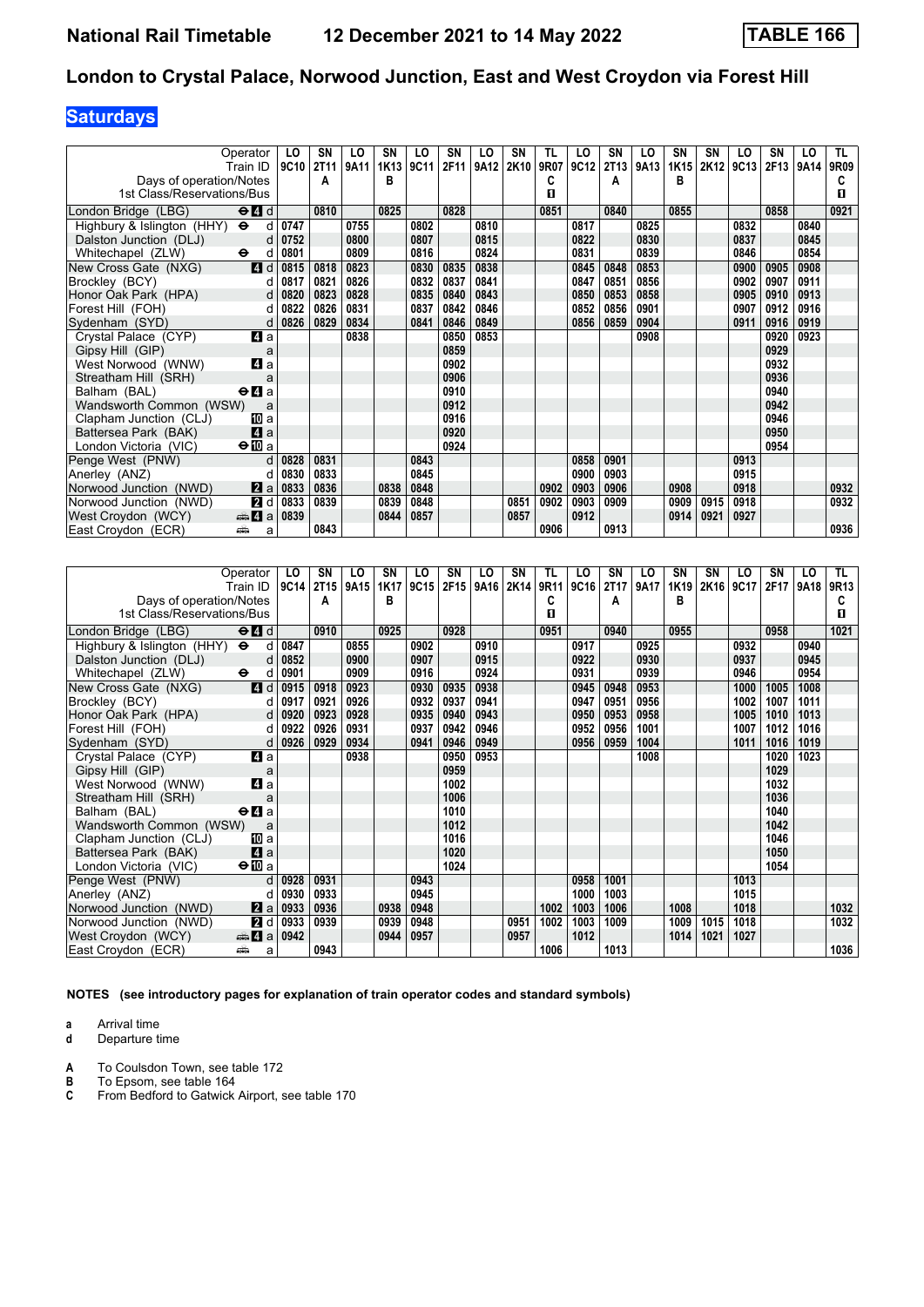# National Rail Timetable — 12 December 2021 to 14 May 2022 — TABLE 166

## London to Crystal Palace, Norwood Junction, East and West Croydon via Forest Hill

### Saturdays

| Operator | | LO | SN | LO | SN | LO | SN | LO | SN | TL | LO | SN | LO | SN | SN | LO | SN | LO | TL |
|---|---|---|---|---|---|---|---|---|---|---|---|---|---|---|---|---|---|---|---|
| Train ID | | 9C10 | 2T11 | 9A11 | 1K13 | 9C11 | 2F11 | 9A12 | 2K10 | 9R07 | 9C12 | 2T13 | 9A13 | 1K15 | 2K12 | 9C13 | 2F13 | 9A14 | 9R09 |
| Days of operation/Notes | | | A | | B | | | | | C | | A | | B | | | | | C |
| 1st Class/Reservations/Bus | | | | | | | | | | ■ | | | | | | | | | ■ |
| London Bridge (LBG) | ⊖ 4 d | | 0810 | | 0825 | | 0828 | | | 0851 | | 0840 | | 0855 | | | 0858 | | 0921 |
| Highbury & Islington (HHY) | ⊖ d | 0747 | | 0755 | | 0802 | | 0810 | | | 0817 | | 0825 | | | 0832 | | 0840 | |
| Dalston Junction (DLJ) | d | 0752 | | 0800 | | 0807 | | 0815 | | | 0822 | | 0830 | | | 0837 | | 0845 | |
| Whitechapel (ZLW) | ⊖ d | 0801 | | 0809 | | 0816 | | 0824 | | | 0831 | | 0839 | | | 0846 | | 0854 | |
| New Cross Gate (NXG) | 4 d | 0815 | 0818 | 0823 | | 0830 | 0835 | 0838 | | | 0845 | 0848 | 0853 | | | 0900 | 0905 | 0908 | |
| Brockley (BCY) | d | 0817 | 0821 | 0826 | | 0832 | 0837 | 0841 | | | 0847 | 0851 | 0856 | | | 0902 | 0907 | 0911 | |
| Honor Oak Park (HPA) | d | 0820 | 0823 | 0828 | | 0835 | 0840 | 0843 | | | 0850 | 0853 | 0858 | | | 0905 | 0910 | 0913 | |
| Forest Hill (FOH) | d | 0822 | 0826 | 0831 | | 0837 | 0842 | 0846 | | | 0852 | 0856 | 0901 | | | 0907 | 0912 | 0916 | |
| Sydenham (SYD) | d | 0826 | 0829 | 0834 | | 0841 | 0846 | 0849 | | | 0856 | 0859 | 0904 | | | 0911 | 0916 | 0919 | |
| Crystal Palace (CYP) | 4 a | | | 0838 | | | 0850 | 0853 | | | | | 0908 | | | | 0920 | 0923 | |
| Gipsy Hill (GIP) | a | | | | | | 0859 | | | | | | | | | | 0929 | | |
| West Norwood (WNW) | 4 a | | | | | | 0902 | | | | | | | | | | 0932 | | |
| Streatham Hill (SRH) | a | | | | | | 0906 | | | | | | | | | | 0936 | | |
| Balham (BAL) | ⊖ 4 a | | | | | | 0910 | | | | | | | | | | 0940 | | |
| Wandsworth Common (WSW) | a | | | | | | 0912 | | | | | | | | | | 0942 | | |
| Clapham Junction (CLJ) | 10 a | | | | | | 0916 | | | | | | | | | | 0946 | | |
| Battersea Park (BAK) | 4 a | | | | | | 0920 | | | | | | | | | | 0950 | | |
| London Victoria (VIC) | ⊖ 10 a | | | | | | 0924 | | | | | | | | | | 0954 | | |
| Penge West (PNW) | d | 0828 | 0831 | | | 0843 | | | | | 0858 | 0901 | | | | 0913 | | | |
| Anerley (ANZ) | d | 0830 | 0833 | | | 0845 | | | | | 0900 | 0903 | | | | 0915 | | | |
| Norwood Junction (NWD) | 2 a | 0833 | 0836 | | 0838 | 0848 | | | | 0902 | 0903 | 0906 | | 0908 | | 0918 | | | 0932 |
| Norwood Junction (NWD) | 2 d | 0833 | 0839 | | 0839 | 0848 | | | 0851 | 0902 | 0903 | 0909 | | 0909 | 0915 | 0918 | | | 0932 |
| West Croydon (WCY) | 🚌 4 a | 0839 | | | 0844 | 0857 | | | 0857 | | 0912 | | | 0914 | 0921 | 0927 | | | |
| East Croydon (ECR) | 🚌 a | | 0843 | | | | | | | 0906 | | 0913 | | | | | | | 0936 |

| Operator | | LO | SN | LO | SN | LO | SN | LO | SN | TL | LO | SN | LO | SN | SN | LO | SN | LO | TL |
|---|---|---|---|---|---|---|---|---|---|---|---|---|---|---|---|---|---|---|---|
| Train ID | | 9C14 | 2T15 | 9A15 | 1K17 | 9C15 | 2F15 | 9A16 | 2K14 | 9R11 | 9C16 | 2T17 | 9A17 | 1K19 | 2K16 | 9C17 | 2F17 | 9A18 | 9R13 |
| Days of operation/Notes | | | A | | B | | | | | C | | A | | B | | | | | C |
| 1st Class/Reservations/Bus | | | | | | | | | | ■ | | | | | | | | | ■ |
| London Bridge (LBG) | ⊖ 4 d | | 0910 | | 0925 | | 0928 | | | 0951 | | 0940 | | 0955 | | | 0958 | | 1021 |
| Highbury & Islington (HHY) | ⊖ d | 0847 | | 0855 | | 0902 | | 0910 | | | 0917 | | 0925 | | | 0932 | | 0940 | |
| Dalston Junction (DLJ) | d | 0852 | | 0900 | | 0907 | | 0915 | | | 0922 | | 0930 | | | 0937 | | 0945 | |
| Whitechapel (ZLW) | ⊖ d | 0901 | | 0909 | | 0916 | | 0924 | | | 0931 | | 0939 | | | 0946 | | 0954 | |
| New Cross Gate (NXG) | 4 d | 0915 | 0918 | 0923 | | 0930 | 0935 | 0938 | | | 0945 | 0948 | 0953 | | | 1000 | 1005 | 1008 | |
| Brockley (BCY) | d | 0917 | 0921 | 0926 | | 0932 | 0937 | 0941 | | | 0947 | 0951 | 0956 | | | 1002 | 1007 | 1011 | |
| Honor Oak Park (HPA) | d | 0920 | 0923 | 0928 | | 0935 | 0940 | 0943 | | | 0950 | 0953 | 0958 | | | 1005 | 1010 | 1013 | |
| Forest Hill (FOH) | d | 0922 | 0926 | 0931 | | 0937 | 0942 | 0946 | | | 0952 | 0956 | 1001 | | | 1007 | 1012 | 1016 | |
| Sydenham (SYD) | d | 0926 | 0929 | 0934 | | 0941 | 0946 | 0949 | | | 0956 | 0959 | 1004 | | | 1011 | 1016 | 1019 | |
| Crystal Palace (CYP) | 4 a | | | 0938 | | | 0950 | 0953 | | | | | 1008 | | | | 1020 | 1023 | |
| Gipsy Hill (GIP) | a | | | | | | 0959 | | | | | | | | | | 1029 | | |
| West Norwood (WNW) | 4 a | | | | | | 1002 | | | | | | | | | | 1032 | | |
| Streatham Hill (SRH) | a | | | | | | 1006 | | | | | | | | | | 1036 | | |
| Balham (BAL) | ⊖ 4 a | | | | | | 1010 | | | | | | | | | | 1040 | | |
| Wandsworth Common (WSW) | a | | | | | | 1012 | | | | | | | | | | 1042 | | |
| Clapham Junction (CLJ) | 10 a | | | | | | 1016 | | | | | | | | | | 1046 | | |
| Battersea Park (BAK) | 4 a | | | | | | 1020 | | | | | | | | | | 1050 | | |
| London Victoria (VIC) | ⊖ 10 a | | | | | | 1024 | | | | | | | | | | 1054 | | |
| Penge West (PNW) | d | 0928 | 0931 | | | 0943 | | | | | 0958 | 1001 | | | | 1013 | | | |
| Anerley (ANZ) | d | 0930 | 0933 | | | 0945 | | | | | 1000 | 1003 | | | | 1015 | | | |
| Norwood Junction (NWD) | 2 a | 0933 | 0936 | | 0938 | 0948 | | | | 1002 | 1003 | 1006 | | 1008 | | 1018 | | | 1032 |
| Norwood Junction (NWD) | 2 d | 0933 | 0939 | | 0939 | 0948 | | | 0951 | 1002 | 1003 | 1009 | | 1009 | 1015 | 1018 | | | 1032 |
| West Croydon (WCY) | 🚌 4 a | 0942 | | | 0944 | 0957 | | | 0957 | | 1012 | | | 1014 | 1021 | 1027 | | | |
| East Croydon (ECR) | 🚌 a | | 0943 | | | | | | | 1006 | | 1013 | | | | | | | 1036 |

**NOTES (see introductory pages for explanation of train operator codes and standard symbols)**

- **a** Arrival time
- **d** Departure time

- **A** To Coulsdon Town, see table 172
- **B** To Epsom, see table 164
- **C** From Bedford to Gatwick Airport, see table 170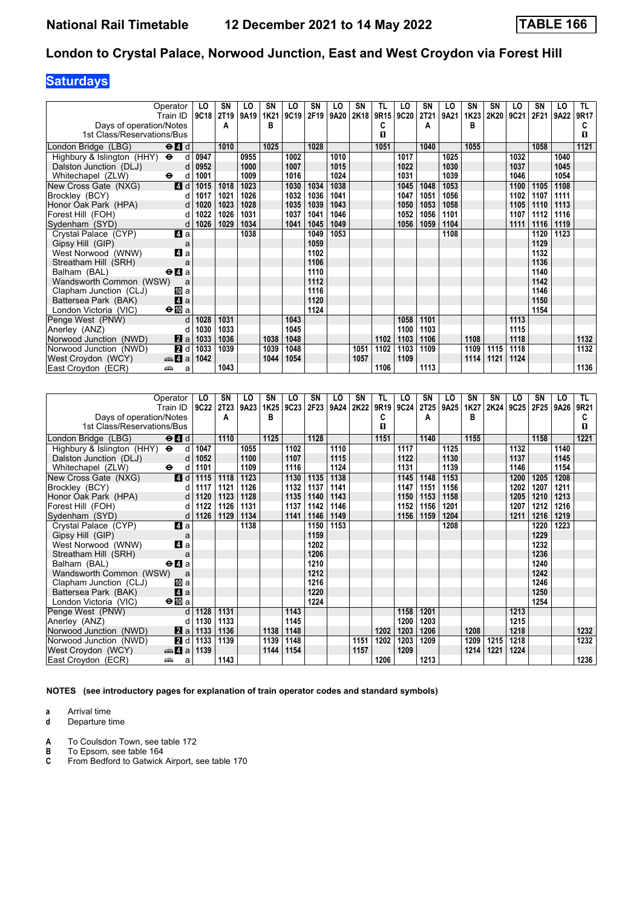# London to Crystal Palace, Norwood Junction, East and West Croydon via Forest Hill

## Saturdays

| Operator | LO | SN | LO | SN | LO | SN | LO | SN | TL | LO | SN | LO | SN | SN | LO | SN | LO | TL |
|---|---|---|---|---|---|---|---|---|---|---|---|---|---|---|---|---|---|---|
| Train ID | 9C18 | 2T19 | 9A19 | 1K21 | 9C19 | 2F19 | 9A20 | 2K18 | 9R15 | 9C20 | 2T21 | 9A21 | 1K23 | 2K20 | 9C21 | 2F21 | 9A22 | 9R17 |
| Days of operation/Notes | | A | | B | | | | | C | | A | | B | | | | | C |
| 1st Class/Reservations/Bus | | | | | | | | | 1 | | | | | | | | | 1 |
| London Bridge (LBG) ⊖ 4 d | | 1010 | | 1025 | | 1028 | | | 1051 | | 1040 | | 1055 | | | 1058 | | 1121 |
| Highbury & Islington (HHY) ⊖ d | 0947 | | 0955 | | 1002 | | 1010 | | | 1017 | | 1025 | | | 1032 | | 1040 | |
| Dalston Junction (DLJ) d | 0952 | | 1000 | | 1007 | | 1015 | | | 1022 | | 1030 | | | 1037 | | 1045 | |
| Whitechapel (ZLW) ⊖ d | 1001 | | 1009 | | 1016 | | 1024 | | | 1031 | | 1039 | | | 1046 | | 1054 | |
| New Cross Gate (NXG) 4 d | 1015 | 1018 | 1023 | | 1030 | 1034 | 1038 | | | 1045 | 1048 | 1053 | | | 1100 | 1105 | 1108 | |
| Brockley (BCY) d | 1017 | 1021 | 1026 | | 1032 | 1036 | 1041 | | | 1047 | 1051 | 1056 | | | 1102 | 1107 | 1111 | |
| Honor Oak Park (HPA) d | 1020 | 1023 | 1028 | | 1035 | 1039 | 1043 | | | 1050 | 1053 | 1058 | | | 1105 | 1110 | 1113 | |
| Forest Hill (FOH) d | 1022 | 1026 | 1031 | | 1037 | 1041 | 1046 | | | 1052 | 1056 | 1101 | | | 1107 | 1112 | 1116 | |
| Sydenham (SYD) d | 1026 | 1029 | 1034 | | 1041 | 1045 | 1049 | | | 1056 | 1059 | 1104 | | | 1111 | 1116 | 1119 | |
| Crystal Palace (CYP) 4 a | | | 1038 | | | 1049 | 1053 | | | | | 1108 | | | | 1120 | 1123 | |
| Gipsy Hill (GIP) a | | | | | | 1059 | | | | | | | | | | 1129 | | |
| West Norwood (WNW) 4 a | | | | | | 1102 | | | | | | | | | | 1132 | | |
| Streatham Hill (SRH) a | | | | | | 1106 | | | | | | | | | | 1136 | | |
| Balham (BAL) ⊖ 4 a | | | | | | 1110 | | | | | | | | | | 1140 | | |
| Wandsworth Common (WSW) a | | | | | | 1112 | | | | | | | | | | 1142 | | |
| Clapham Junction (CLJ) 10 a | | | | | | 1116 | | | | | | | | | | 1146 | | |
| Battersea Park (BAK) 4 a | | | | | | 1120 | | | | | | | | | | 1150 | | |
| London Victoria (VIC) ⊖ 10 a | | | | | | 1124 | | | | | | | | | | 1154 | | |
| Penge West (PNW) d | 1028 | 1031 | | | 1043 | | | | | 1058 | 1101 | | | | 1113 | | | |
| Anerley (ANZ) d | 1030 | 1033 | | | 1045 | | | | | 1100 | 1103 | | | | 1115 | | | |
| Norwood Junction (NWD) 2 a | 1033 | 1036 | | 1038 | 1048 | | | | 1102 | 1103 | 1106 | | 1108 | | 1118 | | | 1132 |
| Norwood Junction (NWD) 2 d | 1033 | 1039 | | 1039 | 1048 | | | 1051 | 1102 | 1103 | 1109 | | 1109 | 1115 | 1118 | | | 1132 |
| West Croydon (WCY) 4 a | 1042 | | | 1044 | 1054 | | | 1057 | | 1109 | | | 1114 | 1121 | 1124 | | | |
| East Croydon (ECR) a | | 1043 | | | | | | | 1106 | | 1113 | | | | | | | 1136 |

| Operator | LO | SN | LO | SN | LO | SN | LO | SN | TL | LO | SN | LO | SN | SN | LO | SN | LO | TL |
|---|---|---|---|---|---|---|---|---|---|---|---|---|---|---|---|---|---|---|
| Train ID | 9C22 | 2T23 | 9A23 | 1K25 | 9C23 | 2F23 | 9A24 | 2K22 | 9R19 | 9C24 | 2T25 | 9A25 | 1K27 | 2K24 | 9C25 | 2F25 | 9A26 | 9R21 |
| Days of operation/Notes | | A | | B | | | | | C | | A | | B | | | | | C |
| 1st Class/Reservations/Bus | | | | | | | | | 1 | | | | | | | | | 1 |
| London Bridge (LBG) ⊖ 4 d | | 1110 | | 1125 | | 1128 | | | 1151 | | 1140 | | 1155 | | | 1158 | | 1221 |
| Highbury & Islington (HHY) ⊖ d | 1047 | | 1055 | | 1102 | | 1110 | | | 1117 | | 1125 | | | 1132 | | 1140 | |
| Dalston Junction (DLJ) d | 1052 | | 1100 | | 1107 | | 1115 | | | 1122 | | 1130 | | | 1137 | | 1145 | |
| Whitechapel (ZLW) ⊖ d | 1101 | | 1109 | | 1116 | | 1124 | | | 1131 | | 1139 | | | 1146 | | 1154 | |
| New Cross Gate (NXG) 4 d | 1115 | 1118 | 1123 | | 1130 | 1135 | 1138 | | | 1145 | 1148 | 1153 | | | 1200 | 1205 | 1208 | |
| Brockley (BCY) d | 1117 | 1121 | 1126 | | 1132 | 1137 | 1141 | | | 1147 | 1151 | 1156 | | | 1202 | 1207 | 1211 | |
| Honor Oak Park (HPA) d | 1120 | 1123 | 1128 | | 1135 | 1140 | 1143 | | | 1150 | 1153 | 1158 | | | 1205 | 1210 | 1213 | |
| Forest Hill (FOH) d | 1122 | 1126 | 1131 | | 1137 | 1142 | 1146 | | | 1152 | 1156 | 1201 | | | 1207 | 1212 | 1216 | |
| Sydenham (SYD) d | 1126 | 1129 | 1134 | | 1141 | 1146 | 1149 | | | 1156 | 1159 | 1204 | | | 1211 | 1216 | 1219 | |
| Crystal Palace (CYP) 4 a | | | 1138 | | | 1150 | 1153 | | | | | 1208 | | | | 1220 | 1223 | |
| Gipsy Hill (GIP) a | | | | | | 1159 | | | | | | | | | | 1229 | | |
| West Norwood (WNW) 4 a | | | | | | 1202 | | | | | | | | | | 1232 | | |
| Streatham Hill (SRH) a | | | | | | 1206 | | | | | | | | | | 1236 | | |
| Balham (BAL) ⊖ 4 a | | | | | | 1210 | | | | | | | | | | 1240 | | |
| Wandsworth Common (WSW) a | | | | | | 1212 | | | | | | | | | | 1242 | | |
| Clapham Junction (CLJ) 10 a | | | | | | 1216 | | | | | | | | | | 1246 | | |
| Battersea Park (BAK) 4 a | | | | | | 1220 | | | | | | | | | | 1250 | | |
| London Victoria (VIC) ⊖ 10 a | | | | | | 1224 | | | | | | | | | | 1254 | | |
| Penge West (PNW) d | 1128 | 1131 | | | 1143 | | | | | 1158 | 1201 | | | | 1213 | | | |
| Anerley (ANZ) d | 1130 | 1133 | | | 1145 | | | | | 1200 | 1203 | | | | 1215 | | | |
| Norwood Junction (NWD) 2 a | 1133 | 1136 | | 1138 | 1148 | | | | 1202 | 1203 | 1206 | | 1208 | | 1218 | | | 1232 |
| Norwood Junction (NWD) 2 d | 1133 | 1139 | | 1139 | 1148 | | | 1151 | 1202 | 1203 | 1209 | | 1209 | 1215 | 1218 | | | 1232 |
| West Croydon (WCY) 4 a | 1139 | | | 1144 | 1154 | | | 1157 | | 1209 | | | 1214 | 1221 | 1224 | | | |
| East Croydon (ECR) a | | 1143 | | | | | | | 1206 | | 1213 | | | | | | | 1236 |

**NOTES (see introductory pages for explanation of train operator codes and standard symbols)**

**a** Arrival time
**d** Departure time

**A** To Coulsdon Town, see table 172
**B** To Epsom, see table 164
**C** From Bedford to Gatwick Airport, see table 170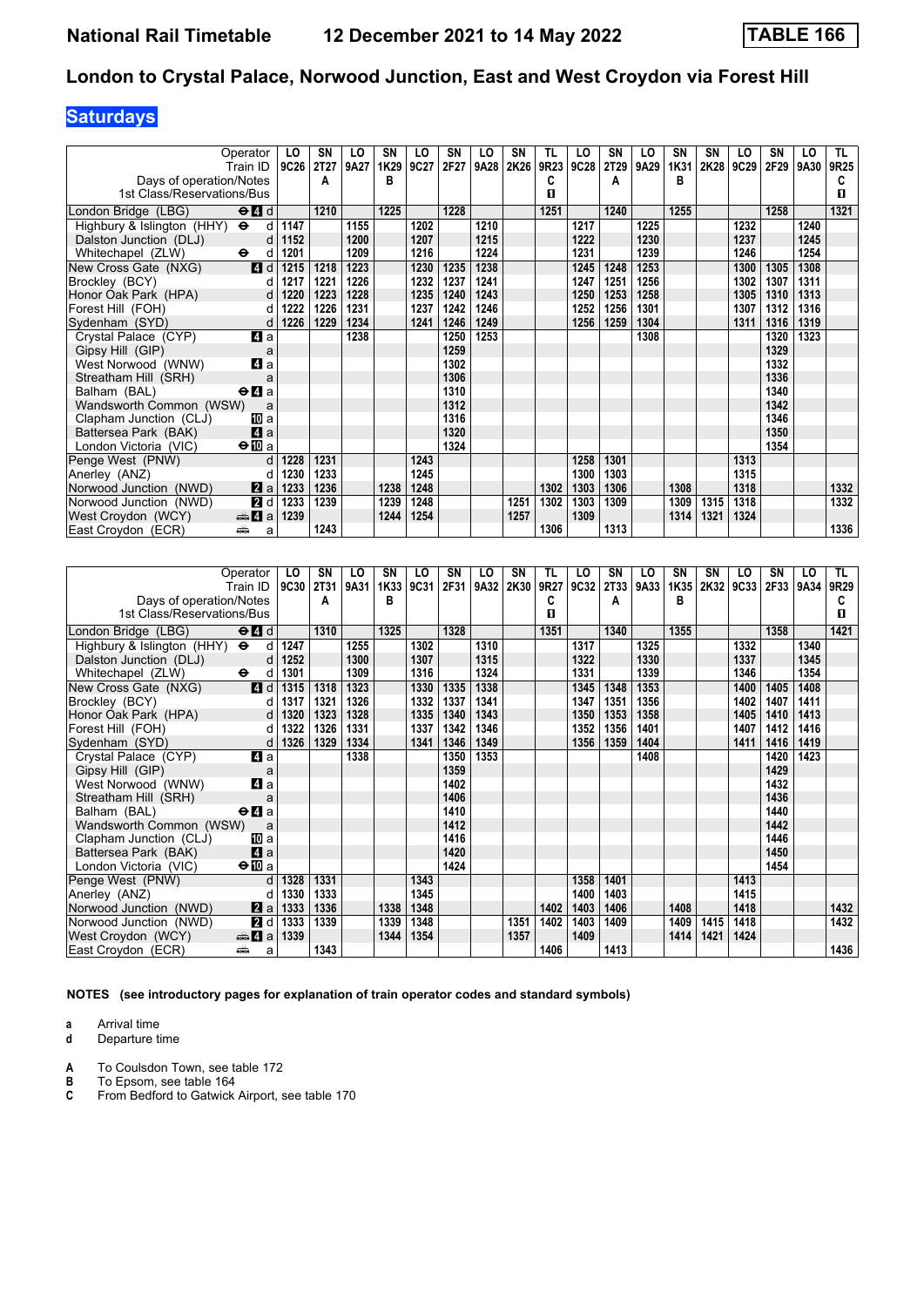# London to Crystal Palace, Norwood Junction, East and West Croydon via Forest Hill

## Saturdays

| Operator | | LO | SN | LO | SN | LO | SN | LO | SN | TL | LO | SN | LO | SN | SN | LO | SN | LO | TL |
|---|---|---|---|---|---|---|---|---|---|---|---|---|---|---|---|---|---|---|---|
| Train ID | | 9C26 | 2T27 | 9A27 | 1K29 | 9C27 | 2F27 | 9A28 | 2K26 | 9R23 | 9C28 | 2T29 | 9A29 | 1K31 | 2K28 | 9C29 | 2F29 | 9A30 | 9R25 |
| Days of operation/Notes | | | A | | B | | | | | C | | A | | B | | | | | C |
| 1st Class/Reservations/Bus | | | | | | | | | | ■ | | | | | | | | | ■ |
| London Bridge (LBG) | ⊖ 4 d | | 1210 | | 1225 | | 1228 | | | 1251 | | 1240 | | 1255 | | | 1258 | | 1321 |
| Highbury & Islington (HHY) | ⊖ d | 1147 | | 1155 | | 1202 | | 1210 | | | 1217 | | 1225 | | | 1232 | | 1240 | |
| Dalston Junction (DLJ) | d | 1152 | | 1200 | | 1207 | | 1215 | | | 1222 | | 1230 | | | 1237 | | 1245 | |
| Whitechapel (ZLW) | ⊖ d | 1201 | | 1209 | | 1216 | | 1224 | | | 1231 | | 1239 | | | 1246 | | 1254 | |
| New Cross Gate (NXG) | 4 d | 1215 | 1218 | 1223 | | 1230 | 1235 | 1238 | | | 1245 | 1248 | 1253 | | | 1300 | 1305 | 1308 | |
| Brockley (BCY) | d | 1217 | 1221 | 1226 | | 1232 | 1237 | 1241 | | | 1247 | 1251 | 1256 | | | 1302 | 1307 | 1311 | |
| Honor Oak Park (HPA) | d | 1220 | 1223 | 1228 | | 1235 | 1240 | 1243 | | | 1250 | 1253 | 1258 | | | 1305 | 1310 | 1313 | |
| Forest Hill (FOH) | d | 1222 | 1226 | 1231 | | 1237 | 1242 | 1246 | | | 1252 | 1256 | 1301 | | | 1307 | 1312 | 1316 | |
| Sydenham (SYD) | d | 1226 | 1229 | 1234 | | 1241 | 1246 | 1249 | | | 1256 | 1259 | 1304 | | | 1311 | 1316 | 1319 | |
| Crystal Palace (CYP) | 4 a | | | 1238 | | | 1250 | 1253 | | | | | 1308 | | | | 1320 | 1323 | |
| Gipsy Hill (GIP) | a | | | | | | 1259 | | | | | | | | | | 1329 | | |
| West Norwood (WNW) | 4 a | | | | | | 1302 | | | | | | | | | | 1332 | | |
| Streatham Hill (SRH) | a | | | | | | 1306 | | | | | | | | | | 1336 | | |
| Balham (BAL) | ⊖ 4 a | | | | | | 1310 | | | | | | | | | | 1340 | | |
| Wandsworth Common (WSW) | a | | | | | | 1312 | | | | | | | | | | 1342 | | |
| Clapham Junction (CLJ) | 10 a | | | | | | 1316 | | | | | | | | | | 1346 | | |
| Battersea Park (BAK) | 4 a | | | | | | 1320 | | | | | | | | | | 1350 | | |
| London Victoria (VIC) | ⊖ 10 a | | | | | | 1324 | | | | | | | | | | 1354 | | |
| Penge West (PNW) | d | 1228 | 1231 | | | 1243 | | | | | 1258 | 1301 | | | | 1313 | | | |
| Anerley (ANZ) | d | 1230 | 1233 | | | 1245 | | | | | 1300 | 1303 | | | | 1315 | | | |
| Norwood Junction (NWD) | 2 a | 1233 | 1236 | | 1238 | 1248 | | | | 1302 | 1303 | 1306 | | 1308 | | 1318 | | | 1332 |
| Norwood Junction (NWD) | 2 d | 1233 | 1239 | | 1239 | 1248 | | | 1251 | 1302 | 1303 | 1309 | | 1309 | 1315 | 1318 | | | 1332 |
| West Croydon (WCY) | 🚌 4 a | 1239 | | | 1244 | 1254 | | | 1257 | | 1309 | | | 1314 | 1321 | 1324 | | | |
| East Croydon (ECR) | 🚌 a | | 1243 | | | | | | | 1306 | | 1313 | | | | | | | 1336 |

| Operator | | LO | SN | LO | SN | LO | SN | LO | SN | TL | LO | SN | LO | SN | SN | LO | SN | LO | TL |
|---|---|---|---|---|---|---|---|---|---|---|---|---|---|---|---|---|---|---|---|
| Train ID | | 9C30 | 2T31 | 9A31 | 1K33 | 9C31 | 2F31 | 9A32 | 2K30 | 9R27 | 9C32 | 2T33 | 9A33 | 1K35 | 2K32 | 9C33 | 2F33 | 9A34 | 9R29 |
| Days of operation/Notes | | | A | | B | | | | | C | | A | | B | | | | | C |
| 1st Class/Reservations/Bus | | | | | | | | | | ■ | | | | | | | | | ■ |
| London Bridge (LBG) | ⊖ 4 d | | 1310 | | 1325 | | 1328 | | | 1351 | | 1340 | | 1355 | | | 1358 | | 1421 |
| Highbury & Islington (HHY) | ⊖ d | 1247 | | 1255 | | 1302 | | 1310 | | | 1317 | | 1325 | | | 1332 | | 1340 | |
| Dalston Junction (DLJ) | d | 1252 | | 1300 | | 1307 | | 1315 | | | 1322 | | 1330 | | | 1337 | | 1345 | |
| Whitechapel (ZLW) | ⊖ d | 1301 | | 1309 | | 1316 | | 1324 | | | 1331 | | 1339 | | | 1346 | | 1354 | |
| New Cross Gate (NXG) | 4 d | 1315 | 1318 | 1323 | | 1330 | 1335 | 1338 | | | 1345 | 1348 | 1353 | | | 1400 | 1405 | 1408 | |
| Brockley (BCY) | d | 1317 | 1321 | 1326 | | 1332 | 1337 | 1341 | | | 1347 | 1351 | 1356 | | | 1402 | 1407 | 1411 | |
| Honor Oak Park (HPA) | d | 1320 | 1323 | 1328 | | 1335 | 1340 | 1343 | | | 1350 | 1353 | 1358 | | | 1405 | 1410 | 1413 | |
| Forest Hill (FOH) | d | 1322 | 1326 | 1331 | | 1337 | 1342 | 1346 | | | 1352 | 1356 | 1401 | | | 1407 | 1412 | 1416 | |
| Sydenham (SYD) | d | 1326 | 1329 | 1334 | | 1341 | 1346 | 1349 | | | 1356 | 1359 | 1404 | | | 1411 | 1416 | 1419 | |
| Crystal Palace (CYP) | 4 a | | | 1338 | | | 1350 | 1353 | | | | | 1408 | | | | 1420 | 1423 | |
| Gipsy Hill (GIP) | a | | | | | | 1359 | | | | | | | | | | 1429 | | |
| West Norwood (WNW) | 4 a | | | | | | 1402 | | | | | | | | | | 1432 | | |
| Streatham Hill (SRH) | a | | | | | | 1406 | | | | | | | | | | 1436 | | |
| Balham (BAL) | ⊖ 4 a | | | | | | 1410 | | | | | | | | | | 1440 | | |
| Wandsworth Common (WSW) | a | | | | | | 1412 | | | | | | | | | | 1442 | | |
| Clapham Junction (CLJ) | 10 a | | | | | | 1416 | | | | | | | | | | 1446 | | |
| Battersea Park (BAK) | 4 a | | | | | | 1420 | | | | | | | | | | 1450 | | |
| London Victoria (VIC) | ⊖ 10 a | | | | | | 1424 | | | | | | | | | | 1454 | | |
| Penge West (PNW) | d | 1328 | 1331 | | | 1343 | | | | | 1358 | 1401 | | | | 1413 | | | |
| Anerley (ANZ) | d | 1330 | 1333 | | | 1345 | | | | | 1400 | 1403 | | | | 1415 | | | |
| Norwood Junction (NWD) | 2 a | 1333 | 1336 | | 1338 | 1348 | | | | 1402 | 1403 | 1406 | | 1408 | | 1418 | | | 1432 |
| Norwood Junction (NWD) | 2 d | 1333 | 1339 | | 1339 | 1348 | | | 1351 | 1402 | 1403 | 1409 | | 1409 | 1415 | 1418 | | | 1432 |
| West Croydon (WCY) | 🚌 4 a | 1339 | | | 1344 | 1354 | | | 1357 | | 1409 | | | 1414 | 1421 | 1424 | | | |
| East Croydon (ECR) | 🚌 a | | 1343 | | | | | | | 1406 | | 1413 | | | | | | | 1436 |

**NOTES (see introductory pages for explanation of train operator codes and standard symbols)**

**a** Arrival time
**d** Departure time

**A** To Coulsdon Town, see table 172
**B** To Epsom, see table 164
**C** From Bedford to Gatwick Airport, see table 170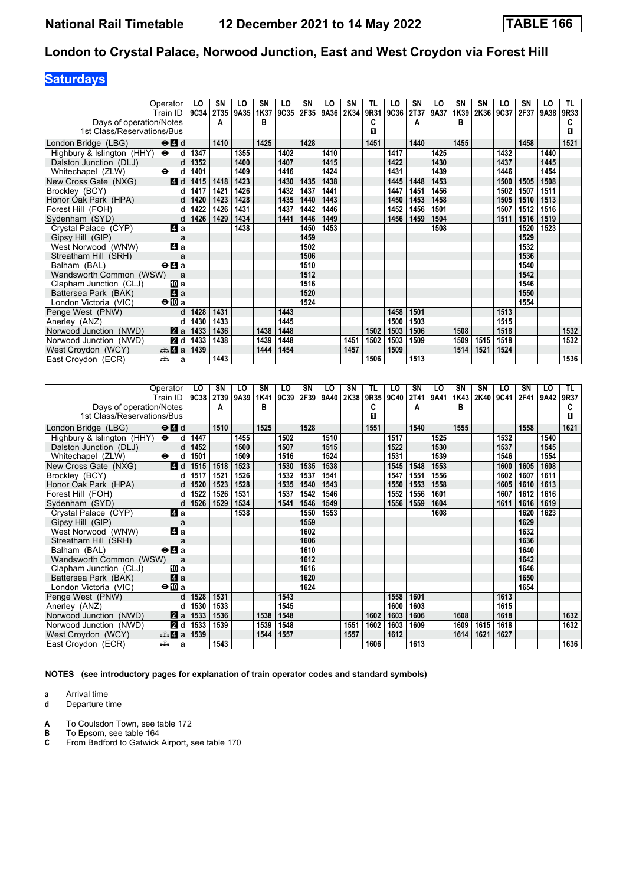# London to Crystal Palace, Norwood Junction, East and West Croydon via Forest Hill

## Saturdays

| Operator | | LO | SN | LO | SN | LO | SN | LO | SN | TL | LO | SN | LO | SN | SN | LO | SN | LO | TL |
|---|---|---|---|---|---|---|---|---|---|---|---|---|---|---|---|---|---|---|---|
| Train ID | | 9C34 | 2T35 | 9A35 | 1K37 | 9C35 | 2F35 | 9A36 | 2K34 | 9R31 | 9C36 | 2T37 | 9A37 | 1K39 | 2K36 | 9C37 | 2F37 | 9A38 | 9R33 |
| Days of operation/Notes | | | A | | B | | | | | C | | A | | B | | | | | C |
| 1st Class/Reservations/Bus | | | | | | | | | | 1 | | | | | | | | | 1 |
| London Bridge (LBG) | d | | 1410 | | 1425 | | 1428 | | | 1451 | | 1440 | | 1455 | | | 1458 | | 1521 |
| Highbury & Islington (HHY) | d | 1347 | | 1355 | | 1402 | | 1410 | | | 1417 | | 1425 | | | 1432 | | 1440 | |
| Dalston Junction (DLJ) | d | 1352 | | 1400 | | 1407 | | 1415 | | | 1422 | | 1430 | | | 1437 | | 1445 | |
| Whitechapel (ZLW) | d | 1401 | | 1409 | | 1416 | | 1424 | | | 1431 | | 1439 | | | 1446 | | 1454 | |
| New Cross Gate (NXG) | d | 1415 | 1418 | 1423 | | 1430 | 1435 | 1438 | | | 1445 | 1448 | 1453 | | | 1500 | 1505 | 1508 | |
| Brockley (BCY) | d | 1417 | 1421 | 1426 | | 1432 | 1437 | 1441 | | | 1447 | 1451 | 1456 | | | 1502 | 1507 | 1511 | |
| Honor Oak Park (HPA) | d | 1420 | 1423 | 1428 | | 1435 | 1440 | 1443 | | | 1450 | 1453 | 1458 | | | 1505 | 1510 | 1513 | |
| Forest Hill (FOH) | d | 1422 | 1426 | 1431 | | 1437 | 1442 | 1446 | | | 1452 | 1456 | 1501 | | | 1507 | 1512 | 1516 | |
| Sydenham (SYD) | d | 1426 | 1429 | 1434 | | 1441 | 1446 | 1449 | | | 1456 | 1459 | 1504 | | | 1511 | 1516 | 1519 | |
| Crystal Palace (CYP) | a | | | 1438 | | | 1450 | 1453 | | | | | 1508 | | | | 1520 | 1523 | |
| Gipsy Hill (GIP) | a | | | | | | 1459 | | | | | | | | | | 1529 | | |
| West Norwood (WNW) | a | | | | | | 1502 | | | | | | | | | | 1532 | | |
| Streatham Hill (SRH) | a | | | | | | 1506 | | | | | | | | | | 1536 | | |
| Balham (BAL) | a | | | | | | 1510 | | | | | | | | | | 1540 | | |
| Wandsworth Common (WSW) | a | | | | | | 1512 | | | | | | | | | | 1542 | | |
| Clapham Junction (CLJ) | a | | | | | | 1516 | | | | | | | | | | 1546 | | |
| Battersea Park (BAK) | a | | | | | | 1520 | | | | | | | | | | 1550 | | |
| London Victoria (VIC) | a | | | | | | 1524 | | | | | | | | | | 1554 | | |
| Penge West (PNW) | d | 1428 | 1431 | | | 1443 | | | | | 1458 | 1501 | | | | 1513 | | | |
| Anerley (ANZ) | d | 1430 | 1433 | | | 1445 | | | | | 1500 | 1503 | | | | 1515 | | | |
| Norwood Junction (NWD) | a | 1433 | 1436 | | 1438 | 1448 | | | | 1502 | 1503 | 1506 | | 1508 | | 1518 | | | 1532 |
| Norwood Junction (NWD) | d | 1433 | 1438 | | 1439 | 1448 | | | 1451 | 1502 | 1503 | 1509 | | 1509 | 1515 | 1518 | | | 1532 |
| West Croydon (WCY) | a | 1439 | | | 1444 | 1454 | | | 1457 | | 1509 | | | 1514 | 1521 | 1524 | | | |
| East Croydon (ECR) | a | | 1443 | | | | | | | 1506 | | 1513 | | | | | | | 1536 |

| Operator | | LO | SN | LO | SN | LO | SN | LO | SN | TL | LO | SN | LO | SN | SN | LO | SN | LO | TL |
|---|---|---|---|---|---|---|---|---|---|---|---|---|---|---|---|---|---|---|---|
| Train ID | | 9C38 | 2T39 | 9A39 | 1K41 | 9C39 | 2F39 | 9A40 | 2K38 | 9R35 | 9C40 | 2T41 | 9A41 | 1K43 | 2K40 | 9C41 | 2F41 | 9A42 | 9R37 |
| Days of operation/Notes | | | A | | B | | | | | C | | A | | B | | | | | C |
| 1st Class/Reservations/Bus | | | | | | | | | | 1 | | | | | | | | | 1 |
| London Bridge (LBG) | d | | 1510 | | 1525 | | 1528 | | | 1551 | | 1540 | | 1555 | | | 1558 | | 1621 |
| Highbury & Islington (HHY) | d | 1447 | | 1455 | | 1502 | | 1510 | | | 1517 | | 1525 | | | 1532 | | 1540 | |
| Dalston Junction (DLJ) | d | 1452 | | 1500 | | 1507 | | 1515 | | | 1522 | | 1530 | | | 1537 | | 1545 | |
| Whitechapel (ZLW) | d | 1501 | | 1509 | | 1516 | | 1524 | | | 1531 | | 1539 | | | 1546 | | 1554 | |
| New Cross Gate (NXG) | d | 1515 | 1518 | 1523 | | 1530 | 1535 | 1538 | | | 1545 | 1548 | 1553 | | | 1600 | 1605 | 1608 | |
| Brockley (BCY) | d | 1517 | 1521 | 1526 | | 1532 | 1537 | 1541 | | | 1547 | 1551 | 1556 | | | 1602 | 1607 | 1611 | |
| Honor Oak Park (HPA) | d | 1520 | 1523 | 1528 | | 1535 | 1540 | 1543 | | | 1550 | 1553 | 1558 | | | 1605 | 1610 | 1613 | |
| Forest Hill (FOH) | d | 1522 | 1526 | 1531 | | 1537 | 1542 | 1546 | | | 1552 | 1556 | 1601 | | | 1607 | 1612 | 1616 | |
| Sydenham (SYD) | d | 1526 | 1529 | 1534 | | 1541 | 1546 | 1549 | | | 1556 | 1559 | 1604 | | | 1611 | 1616 | 1619 | |
| Crystal Palace (CYP) | a | | | 1538 | | | 1550 | 1553 | | | | | 1608 | | | | 1620 | 1623 | |
| Gipsy Hill (GIP) | a | | | | | | 1559 | | | | | | | | | | 1629 | | |
| West Norwood (WNW) | a | | | | | | 1602 | | | | | | | | | | 1632 | | |
| Streatham Hill (SRH) | a | | | | | | 1606 | | | | | | | | | | 1636 | | |
| Balham (BAL) | a | | | | | | 1610 | | | | | | | | | | 1640 | | |
| Wandsworth Common (WSW) | a | | | | | | 1612 | | | | | | | | | | 1642 | | |
| Clapham Junction (CLJ) | a | | | | | | 1616 | | | | | | | | | | 1646 | | |
| Battersea Park (BAK) | a | | | | | | 1620 | | | | | | | | | | 1650 | | |
| London Victoria (VIC) | a | | | | | | 1624 | | | | | | | | | | 1654 | | |
| Penge West (PNW) | d | 1528 | 1531 | | | 1543 | | | | | 1558 | 1601 | | | | 1613 | | | |
| Anerley (ANZ) | d | 1530 | 1533 | | | 1545 | | | | | 1600 | 1603 | | | | 1615 | | | |
| Norwood Junction (NWD) | a | 1533 | 1536 | | 1538 | 1548 | | | | 1602 | 1603 | 1606 | | 1608 | | 1618 | | | 1632 |
| Norwood Junction (NWD) | d | 1533 | 1539 | | 1539 | 1548 | | | 1551 | 1602 | 1603 | 1609 | | 1609 | 1615 | 1618 | | | 1632 |
| West Croydon (WCY) | a | 1539 | | | 1544 | 1557 | | | 1557 | | 1612 | | | 1614 | 1621 | 1627 | | | |
| East Croydon (ECR) | a | | 1543 | | | | | | | 1606 | | 1613 | | | | | | | 1636 |

**NOTES (see introductory pages for explanation of train operator codes and standard symbols)**

- **a** Arrival time
- **d** Departure time

- **A** To Coulsdon Town, see table 172
- **B** To Epsom, see table 164
- **C** From Bedford to Gatwick Airport, see table 170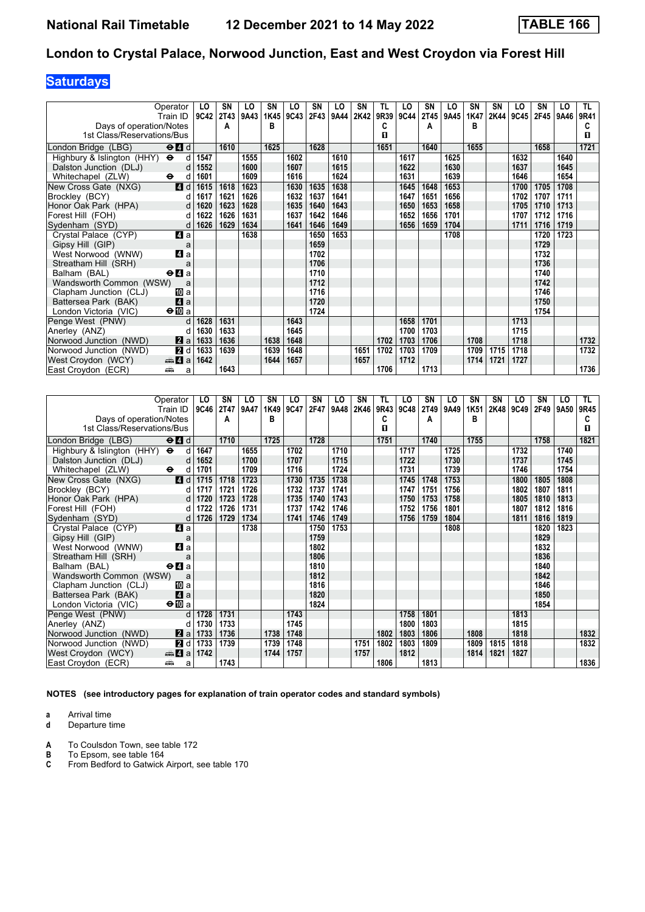**National Rail Timetable** **12 December 2021 to 14 May 2022** **TABLE 166**

## London to Crystal Palace, Norwood Junction, East and West Croydon via Forest Hill

### Saturdays

| Operator | | LO | SN | LO | SN | LO | SN | LO | SN | TL | LO | SN | LO | SN | SN | LO | SN | LO | TL |
|---|---|---|---|---|---|---|---|---|---|---|---|---|---|---|---|---|---|---|---|
| Train ID | | 9C42 | 2T43 | 9A43 | 1K45 | 9C43 | 2F43 | 9A44 | 2K42 | 9R39 | 9C44 | 2T45 | 9A45 | 1K47 | 2K44 | 9C45 | 2F45 | 9A46 | 9R41 |
| Days of operation/Notes | | | A | | B | | | | | C | | A | | B | | | | | C |
| 1st Class/Reservations/Bus | | | | | | | | | | ■ | | | | | | | | | ■ |
| London Bridge (LBG) | ⊖4 d | | 1610 | | 1625 | | 1628 | | | 1651 | | 1640 | | 1655 | | | 1658 | | 1721 |
| Highbury & Islington (HHY) | ⊖ d | 1547 | | 1555 | | 1602 | | 1610 | | | 1617 | | 1625 | | | 1632 | | 1640 | |
| Dalston Junction (DLJ) | d | 1552 | | 1600 | | 1607 | | 1615 | | | 1622 | | 1630 | | | 1637 | | 1645 | |
| Whitechapel (ZLW) | ⊖ d | 1601 | | 1609 | | 1616 | | 1624 | | | 1631 | | 1639 | | | 1646 | | 1654 | |
| New Cross Gate (NXG) | 4 d | 1615 | 1618 | 1623 | | 1630 | 1635 | 1638 | | | 1645 | 1648 | 1653 | | | 1700 | 1705 | 1708 | |
| Brockley (BCY) | d | 1617 | 1621 | 1626 | | 1632 | 1637 | 1641 | | | 1647 | 1651 | 1656 | | | 1702 | 1707 | 1711 | |
| Honor Oak Park (HPA) | d | 1620 | 1623 | 1628 | | 1635 | 1640 | 1643 | | | 1650 | 1653 | 1658 | | | 1705 | 1710 | 1713 | |
| Forest Hill (FOH) | d | 1622 | 1626 | 1631 | | 1637 | 1642 | 1646 | | | 1652 | 1656 | 1701 | | | 1707 | 1712 | 1716 | |
| Sydenham (SYD) | d | 1626 | 1629 | 1634 | | 1641 | 1646 | 1649 | | | 1656 | 1659 | 1704 | | | 1711 | 1716 | 1719 | |
| Crystal Palace (CYP) | 4 a | | | 1638 | | | 1650 | 1653 | | | | | 1708 | | | | 1720 | 1723 | |
| Gipsy Hill (GIP) | a | | | | | | 1659 | | | | | | | | | | 1729 | | |
| West Norwood (WNW) | 4 a | | | | | | 1702 | | | | | | | | | | 1732 | | |
| Streatham Hill (SRH) | a | | | | | | 1706 | | | | | | | | | | 1736 | | |
| Balham (BAL) | ⊖4 a | | | | | | 1710 | | | | | | | | | | 1740 | | |
| Wandsworth Common (WSW) | a | | | | | | 1712 | | | | | | | | | | 1742 | | |
| Clapham Junction (CLJ) | 10 a | | | | | | 1716 | | | | | | | | | | 1746 | | |
| Battersea Park (BAK) | 4 a | | | | | | 1720 | | | | | | | | | | 1750 | | |
| London Victoria (VIC) | ⊖10 a | | | | | | 1724 | | | | | | | | | | 1754 | | |
| Penge West (PNW) | d | 1628 | 1631 | | | 1643 | | | | | 1658 | 1701 | | | | 1713 | | | |
| Anerley (ANZ) | d | 1630 | 1633 | | | 1645 | | | | | 1700 | 1703 | | | | 1715 | | | |
| Norwood Junction (NWD) | 2 a | 1633 | 1636 | | 1638 | 1648 | | | | 1702 | 1703 | 1706 | | 1708 | | 1718 | | | 1732 |
| Norwood Junction (NWD) | 2 d | 1633 | 1639 | | 1639 | 1648 | | | 1651 | 1702 | 1703 | 1709 | | 1709 | 1715 | 1718 | | | 1732 |
| West Croydon (WCY) | 🚌4 a | 1642 | | | 1644 | 1657 | | | 1657 | | 1712 | | | 1714 | 1721 | 1727 | | | |
| East Croydon (ECR) | 🚌 a | | 1643 | | | | | | | 1706 | | 1713 | | | | | | | 1736 |

| Operator | | LO | SN | LO | SN | LO | SN | LO | SN | TL | LO | SN | LO | SN | SN | LO | SN | LO | TL |
|---|---|---|---|---|---|---|---|---|---|---|---|---|---|---|---|---|---|---|---|
| Train ID | | 9C46 | 2T47 | 9A47 | 1K49 | 9C47 | 2F47 | 9A48 | 2K46 | 9R43 | 9C48 | 2T49 | 9A49 | 1K51 | 2K48 | 9C49 | 2F49 | 9A50 | 9R45 |
| Days of operation/Notes | | | A | | B | | | | | C | | A | | B | | | | | C |
| 1st Class/Reservations/Bus | | | | | | | | | | ■ | | | | | | | | | ■ |
| London Bridge (LBG) | ⊖4 d | | 1710 | | 1725 | | 1728 | | | 1751 | | 1740 | | 1755 | | | 1758 | | 1821 |
| Highbury & Islington (HHY) | ⊖ d | 1647 | | 1655 | | 1702 | | 1710 | | | 1717 | | 1725 | | | 1732 | | 1740 | |
| Dalston Junction (DLJ) | d | 1652 | | 1700 | | 1707 | | 1715 | | | 1722 | | 1730 | | | 1737 | | 1745 | |
| Whitechapel (ZLW) | ⊖ d | 1701 | | 1709 | | 1716 | | 1724 | | | 1731 | | 1739 | | | 1746 | | 1754 | |
| New Cross Gate (NXG) | 4 d | 1715 | 1718 | 1723 | | 1730 | 1735 | 1738 | | | 1745 | 1748 | 1753 | | | 1800 | 1805 | 1808 | |
| Brockley (BCY) | d | 1717 | 1721 | 1726 | | 1732 | 1737 | 1741 | | | 1747 | 1751 | 1756 | | | 1802 | 1807 | 1811 | |
| Honor Oak Park (HPA) | d | 1720 | 1723 | 1728 | | 1735 | 1740 | 1743 | | | 1750 | 1753 | 1758 | | | 1805 | 1810 | 1813 | |
| Forest Hill (FOH) | d | 1722 | 1726 | 1731 | | 1737 | 1742 | 1746 | | | 1752 | 1756 | 1801 | | | 1807 | 1812 | 1816 | |
| Sydenham (SYD) | d | 1726 | 1729 | 1734 | | 1741 | 1746 | 1749 | | | 1756 | 1759 | 1804 | | | 1811 | 1816 | 1819 | |
| Crystal Palace (CYP) | 4 a | | | 1738 | | | 1750 | 1753 | | | | | 1808 | | | | 1820 | 1823 | |
| Gipsy Hill (GIP) | a | | | | | | 1759 | | | | | | | | | | 1829 | | |
| West Norwood (WNW) | 4 a | | | | | | 1802 | | | | | | | | | | 1832 | | |
| Streatham Hill (SRH) | a | | | | | | 1806 | | | | | | | | | | 1836 | | |
| Balham (BAL) | ⊖4 a | | | | | | 1810 | | | | | | | | | | 1840 | | |
| Wandsworth Common (WSW) | a | | | | | | 1812 | | | | | | | | | | 1842 | | |
| Clapham Junction (CLJ) | 10 a | | | | | | 1816 | | | | | | | | | | 1846 | | |
| Battersea Park (BAK) | 4 a | | | | | | 1820 | | | | | | | | | | 1850 | | |
| London Victoria (VIC) | ⊖10 a | | | | | | 1824 | | | | | | | | | | 1854 | | |
| Penge West (PNW) | d | 1728 | 1731 | | | 1743 | | | | | 1758 | 1801 | | | | 1813 | | | |
| Anerley (ANZ) | d | 1730 | 1733 | | | 1745 | | | | | 1800 | 1803 | | | | 1815 | | | |
| Norwood Junction (NWD) | 2 a | 1733 | 1736 | | 1738 | 1748 | | | | 1802 | 1803 | 1806 | | 1808 | | 1818 | | | 1832 |
| Norwood Junction (NWD) | 2 d | 1733 | 1739 | | 1739 | 1748 | | | 1751 | 1802 | 1803 | 1809 | | 1809 | 1815 | 1818 | | | 1832 |
| West Croydon (WCY) | 🚌4 a | 1742 | | | 1744 | 1757 | | | 1757 | | 1812 | | | 1814 | 1821 | 1827 | | | |
| East Croydon (ECR) | 🚌 a | | 1743 | | | | | | | 1806 | | 1813 | | | | | | | 1836 |

**NOTES (see introductory pages for explanation of train operator codes and standard symbols)**

**a** Arrival time
**d** Departure time

**A** To Coulsdon Town, see table 172
**B** To Epsom, see table 164
**C** From Bedford to Gatwick Airport, see table 170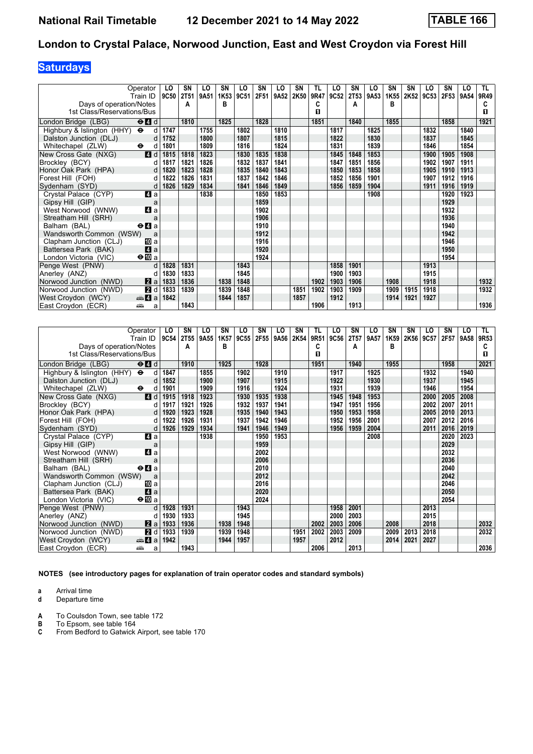**National Rail Timetable 12 December 2021 to 14 May 2022 TABLE 166**

## London to Crystal Palace, Norwood Junction, East and West Croydon via Forest Hill

### Saturdays

| Operator | | LO | SN | LO | SN | LO | SN | LO | SN | TL | LO | SN | LO | SN | SN | LO | SN | LO | TL |
|---|---|---|---|---|---|---|---|---|---|---|---|---|---|---|---|---|---|---|---|
| Train ID | | 9C50 | 2T51 | 9A51 | 1K53 | 9C51 | 2F51 | 9A52 | 2K50 | 9R47 | 9C52 | 2T53 | 9A53 | 1K55 | 2K52 | 9C53 | 2F53 | 9A54 | 9R49 |
| Days of operation/Notes | | | A | | B | | | | | C | | A | | B | | | | | C |
| 1st Class/Reservations/Bus | | | | | | | | | | ▮ | | | | | | | | | ▮ |
| London Bridge (LBG) | ⊖ 4 d | | 1810 | | 1825 | | 1828 | | | 1851 | | 1840 | | 1855 | | | 1858 | | 1921 |
| Highbury & Islington (HHY) | ⊖ d | 1747 | | 1755 | | 1802 | | 1810 | | | 1817 | | 1825 | | | 1832 | | 1840 | |
| Dalston Junction (DLJ) | d | 1752 | | 1800 | | 1807 | | 1815 | | | 1822 | | 1830 | | | 1837 | | 1845 | |
| Whitechapel (ZLW) | ⊖ d | 1801 | | 1809 | | 1816 | | 1824 | | | 1831 | | 1839 | | | 1846 | | 1854 | |
| New Cross Gate (NXG) | 4 d | 1815 | 1818 | 1823 | | 1830 | 1835 | 1838 | | | 1845 | 1848 | 1853 | | | 1900 | 1905 | 1908 | |
| Brockley (BCY) | d | 1817 | 1821 | 1826 | | 1832 | 1837 | 1841 | | | 1847 | 1851 | 1856 | | | 1902 | 1907 | 1911 | |
| Honor Oak Park (HPA) | d | 1820 | 1823 | 1828 | | 1835 | 1840 | 1843 | | | 1850 | 1853 | 1858 | | | 1905 | 1910 | 1913 | |
| Forest Hill (FOH) | d | 1822 | 1826 | 1831 | | 1837 | 1842 | 1846 | | | 1852 | 1856 | 1901 | | | 1907 | 1912 | 1916 | |
| Sydenham (SYD) | d | 1826 | 1829 | 1834 | | 1841 | 1846 | 1849 | | | 1856 | 1859 | 1904 | | | 1911 | 1916 | 1919 | |
| Crystal Palace (CYP) | 4 a | | | 1838 | | | 1850 | 1853 | | | | | 1908 | | | | 1920 | 1923 | |
| Gipsy Hill (GIP) | a | | | | | | 1859 | | | | | | | | | | 1929 | | |
| West Norwood (WNW) | 4 a | | | | | | 1902 | | | | | | | | | | 1932 | | |
| Streatham Hill (SRH) | a | | | | | | 1906 | | | | | | | | | | 1936 | | |
| Balham (BAL) | ⊖ 4 a | | | | | | 1910 | | | | | | | | | | 1940 | | |
| Wandsworth Common (WSW) | a | | | | | | 1912 | | | | | | | | | | 1942 | | |
| Clapham Junction (CLJ) | 10 a | | | | | | 1916 | | | | | | | | | | 1946 | | |
| Battersea Park (BAK) | 4 a | | | | | | 1920 | | | | | | | | | | 1950 | | |
| London Victoria (VIC) | ⊖ 10 a | | | | | | 1924 | | | | | | | | | | 1954 | | |
| Penge West (PNW) | d | 1828 | 1831 | | | 1843 | | | | | 1858 | 1901 | | | | 1913 | | | |
| Anerley (ANZ) | d | 1830 | 1833 | | | 1845 | | | | | 1900 | 1903 | | | | 1915 | | | |
| Norwood Junction (NWD) | 2 a | 1833 | 1836 | | 1838 | 1848 | | | | 1902 | 1903 | 1906 | | 1908 | | 1918 | | | 1932 |
| Norwood Junction (NWD) | 2 d | 1833 | 1839 | | 1839 | 1848 | | | 1851 | 1902 | 1903 | 1909 | | 1909 | 1915 | 1918 | | | 1932 |
| West Croydon (WCY) | 🚌 4 a | 1842 | | | 1844 | 1857 | | | 1857 | | 1912 | | | 1914 | 1921 | 1927 | | | |
| East Croydon (ECR) | 🚌 a | | 1843 | | | | | | | 1906 | | 1913 | | | | | | | 1936 |

| Operator | | LO | SN | LO | SN | LO | SN | LO | SN | TL | LO | SN | LO | SN | SN | LO | SN | LO | TL |
|---|---|---|---|---|---|---|---|---|---|---|---|---|---|---|---|---|---|---|---|
| Train ID | | 9C54 | 2T55 | 9A55 | 1K57 | 9C55 | 2F55 | 9A56 | 2K54 | 9R51 | 9C56 | 2T57 | 9A57 | 1K59 | 2K56 | 9C57 | 2F57 | 9A58 | 9R53 |
| Days of operation/Notes | | | A | | B | | | | | C | | A | | B | | | | | C |
| 1st Class/Reservations/Bus | | | | | | | | | | ▮ | | | | | | | | | ▮ |
| London Bridge (LBG) | ⊖ 4 d | | 1910 | | 1925 | | 1928 | | | 1951 | | 1940 | | 1955 | | | 1958 | | 2021 |
| Highbury & Islington (HHY) | ⊖ d | 1847 | | 1855 | | 1902 | | 1910 | | | 1917 | | 1925 | | | 1932 | | 1940 | |
| Dalston Junction (DLJ) | d | 1852 | | 1900 | | 1907 | | 1915 | | | 1922 | | 1930 | | | 1937 | | 1945 | |
| Whitechapel (ZLW) | ⊖ d | 1901 | | 1909 | | 1916 | | 1924 | | | 1931 | | 1939 | | | 1946 | | 1954 | |
| New Cross Gate (NXG) | 4 d | 1915 | 1918 | 1923 | | 1930 | 1935 | 1938 | | | 1945 | 1948 | 1953 | | | 2000 | 2005 | 2008 | |
| Brockley (BCY) | d | 1917 | 1921 | 1926 | | 1932 | 1937 | 1941 | | | 1947 | 1951 | 1956 | | | 2002 | 2007 | 2011 | |
| Honor Oak Park (HPA) | d | 1920 | 1923 | 1928 | | 1935 | 1940 | 1943 | | | 1950 | 1953 | 1958 | | | 2005 | 2010 | 2013 | |
| Forest Hill (FOH) | d | 1922 | 1926 | 1931 | | 1937 | 1942 | 1946 | | | 1952 | 1956 | 2001 | | | 2007 | 2012 | 2016 | |
| Sydenham (SYD) | d | 1926 | 1929 | 1934 | | 1941 | 1946 | 1949 | | | 1956 | 1959 | 2004 | | | 2011 | 2016 | 2019 | |
| Crystal Palace (CYP) | 4 a | | | 1938 | | | 1950 | 1953 | | | | | 2008 | | | | 2020 | 2023 | |
| Gipsy Hill (GIP) | a | | | | | | 1959 | | | | | | | | | | 2029 | | |
| West Norwood (WNW) | 4 a | | | | | | 2002 | | | | | | | | | | 2032 | | |
| Streatham Hill (SRH) | a | | | | | | 2006 | | | | | | | | | | 2036 | | |
| Balham (BAL) | ⊖ 4 a | | | | | | 2010 | | | | | | | | | | 2040 | | |
| Wandsworth Common (WSW) | a | | | | | | 2012 | | | | | | | | | | 2042 | | |
| Clapham Junction (CLJ) | 10 a | | | | | | 2016 | | | | | | | | | | 2046 | | |
| Battersea Park (BAK) | 4 a | | | | | | 2020 | | | | | | | | | | 2050 | | |
| London Victoria (VIC) | ⊖ 10 a | | | | | | 2024 | | | | | | | | | | 2054 | | |
| Penge West (PNW) | d | 1928 | 1931 | | | 1943 | | | | | 1958 | 2001 | | | | 2013 | | | |
| Anerley (ANZ) | d | 1930 | 1933 | | | 1945 | | | | | 2000 | 2003 | | | | 2015 | | | |
| Norwood Junction (NWD) | 2 a | 1933 | 1936 | | 1938 | 1948 | | | | 2002 | 2003 | 2006 | | 2008 | | 2018 | | | 2032 |
| Norwood Junction (NWD) | 2 d | 1933 | 1939 | | 1939 | 1948 | | | 1951 | 2002 | 2003 | 2009 | | 2009 | 2013 | 2018 | | | 2032 |
| West Croydon (WCY) | 🚌 4 a | 1942 | | | 1944 | 1957 | | | 1957 | | 2012 | | | 2014 | 2021 | 2027 | | | |
| East Croydon (ECR) | 🚌 a | | 1943 | | | | | | | 2006 | | 2013 | | | | | | | 2036 |

**NOTES (see introductory pages for explanation of train operator codes and standard symbols)**

**a** Arrival time
**d** Departure time

**A** To Coulsdon Town, see table 172
**B** To Epsom, see table 164
**C** From Bedford to Gatwick Airport, see table 170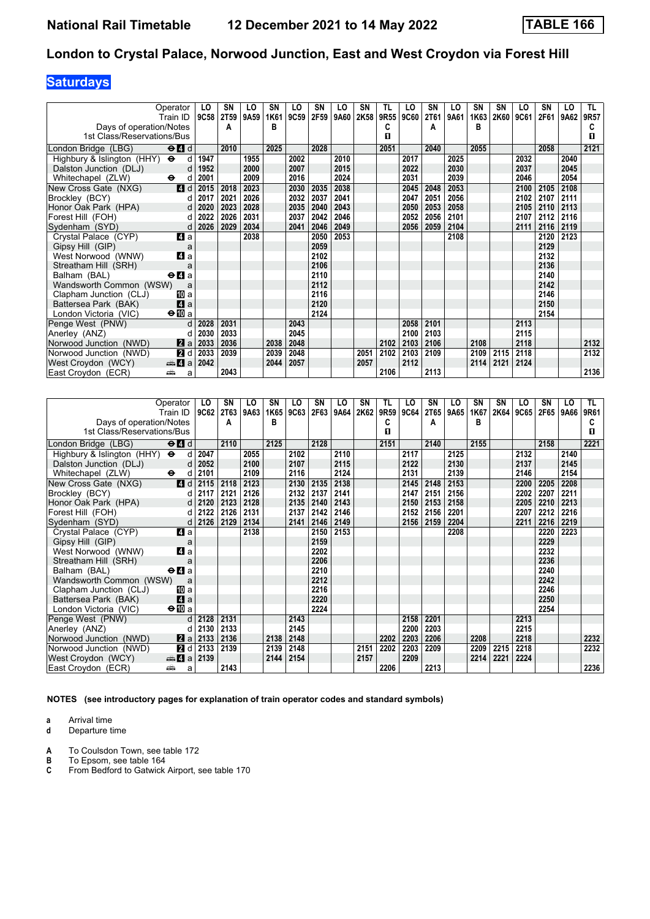# National Rail Timetable 12 December 2021 to 14 May 2022 TABLE 166

## London to Crystal Palace, Norwood Junction, East and West Croydon via Forest Hill

**Saturdays**

| Operator | | LO | SN | LO | SN | LO | SN | LO | SN | TL | LO | SN | LO | SN | SN | LO | SN | LO | TL |
|---|---|---|---|---|---|---|---|---|---|---|---|---|---|---|---|---|---|---|---|
| Train ID | | 9C58 | 2T59 | 9A59 | 1K61 | 9C59 | 2F59 | 9A60 | 2K58 | 9R55 | 9C60 | 2T61 | 9A61 | 1K63 | 2K60 | 9C61 | 2F61 | 9A62 | 9R57 |
| Days of operation/Notes | | | A | | B | | | | | C | | A | | B | | | | | C |
| 1st Class/Reservations/Bus | | | | | | | | | | ◼ | | | | | | | | | ◼ |
| London Bridge (LBG) | ⊖4 d | | 2010 | | 2025 | | 2028 | | | 2051 | | 2040 | | 2055 | | | 2058 | | 2121 |
| Highbury & Islington (HHY) | ⊖ d | 1947 | | 1955 | | 2002 | | 2010 | | | 2017 | | 2025 | | | 2032 | | 2040 | |
| Dalston Junction (DLJ) | d | 1952 | | 2000 | | 2007 | | 2015 | | | 2022 | | 2030 | | | 2037 | | 2045 | |
| Whitechapel (ZLW) | ⊖ d | 2001 | | 2009 | | 2016 | | 2024 | | | 2031 | | 2039 | | | 2046 | | 2054 | |
| New Cross Gate (NXG) | 4 d | 2015 | 2018 | 2023 | | 2030 | 2035 | 2038 | | | 2045 | 2048 | 2053 | | | 2100 | 2105 | 2108 | |
| Brockley (BCY) | d | 2017 | 2021 | 2026 | | 2032 | 2037 | 2041 | | | 2047 | 2051 | 2056 | | | 2102 | 2107 | 2111 | |
| Honor Oak Park (HPA) | d | 2020 | 2023 | 2028 | | 2035 | 2040 | 2043 | | | 2050 | 2053 | 2058 | | | 2105 | 2110 | 2113 | |
| Forest Hill (FOH) | d | 2022 | 2026 | 2031 | | 2037 | 2042 | 2046 | | | 2052 | 2056 | 2101 | | | 2107 | 2112 | 2116 | |
| Sydenham (SYD) | d | 2026 | 2029 | 2034 | | 2041 | 2046 | 2049 | | | 2056 | 2059 | 2104 | | | 2111 | 2116 | 2119 | |
| Crystal Palace (CYP) | 4 a | | | 2038 | | | 2050 | 2053 | | | | | 2108 | | | | 2120 | 2123 | |
| Gipsy Hill (GIP) | a | | | | | | 2059 | | | | | | | | | | 2129 | | |
| West Norwood (WNW) | 4 a | | | | | | 2102 | | | | | | | | | | 2132 | | |
| Streatham Hill (SRH) | a | | | | | | 2106 | | | | | | | | | | 2136 | | |
| Balham (BAL) | ⊖4 a | | | | | | 2110 | | | | | | | | | | 2140 | | |
| Wandsworth Common (WSW) | a | | | | | | 2112 | | | | | | | | | | 2142 | | |
| Clapham Junction (CLJ) | 10 a | | | | | | 2116 | | | | | | | | | | 2146 | | |
| Battersea Park (BAK) | 4 a | | | | | | 2120 | | | | | | | | | | 2150 | | |
| London Victoria (VIC) | ⊖10 a | | | | | | 2124 | | | | | | | | | | 2154 | | |
| Penge West (PNW) | d | 2028 | 2031 | | | 2043 | | | | | 2058 | 2101 | | | | 2113 | | | |
| Anerley (ANZ) | d | 2030 | 2033 | | | 2045 | | | | | 2100 | 2103 | | | | 2115 | | | |
| Norwood Junction (NWD) | 2 a | 2033 | 2036 | | 2038 | 2048 | | | | 2102 | 2103 | 2106 | | 2108 | | 2118 | | | 2132 |
| Norwood Junction (NWD) | 2 d | 2033 | 2039 | | 2039 | 2048 | | | 2051 | 2102 | 2103 | 2109 | | 2109 | 2115 | 2118 | | | 2132 |
| West Croydon (WCY) | 🚌4 a | 2042 | | | 2044 | 2057 | | | 2057 | | 2112 | | | 2114 | 2121 | 2124 | | | |
| East Croydon (ECR) | 🚌 a | | 2043 | | | | | | | 2106 | | 2113 | | | | | | | 2136 |

| Operator | | LO | SN | LO | SN | LO | SN | LO | SN | TL | LO | SN | LO | SN | SN | LO | SN | LO | TL |
|---|---|---|---|---|---|---|---|---|---|---|---|---|---|---|---|---|---|---|---|
| Train ID | | 9C62 | 2T63 | 9A63 | 1K65 | 9C63 | 2F63 | 9A64 | 2K62 | 9R59 | 9C64 | 2T65 | 9A65 | 1K67 | 2K64 | 9C65 | 2F65 | 9A66 | 9R61 |
| Days of operation/Notes | | | A | | B | | | | | C | | A | | B | | | | | C |
| 1st Class/Reservations/Bus | | | | | | | | | | ◼ | | | | | | | | | ◼ |
| London Bridge (LBG) | ⊖4 d | | 2110 | | 2125 | | 2128 | | | 2151 | | 2140 | | 2155 | | | 2158 | | 2221 |
| Highbury & Islington (HHY) | ⊖ d | 2047 | | 2055 | | 2102 | | 2110 | | | 2117 | | 2125 | | | 2132 | | 2140 | |
| Dalston Junction (DLJ) | d | 2052 | | 2100 | | 2107 | | 2115 | | | 2122 | | 2130 | | | 2137 | | 2145 | |
| Whitechapel (ZLW) | ⊖ d | 2101 | | 2109 | | 2116 | | 2124 | | | 2131 | | 2139 | | | 2146 | | 2154 | |
| New Cross Gate (NXG) | 4 d | 2115 | 2118 | 2123 | | 2130 | 2135 | 2138 | | | 2145 | 2148 | 2153 | | | 2200 | 2205 | 2208 | |
| Brockley (BCY) | d | 2117 | 2121 | 2126 | | 2132 | 2137 | 2141 | | | 2147 | 2151 | 2156 | | | 2202 | 2207 | 2211 | |
| Honor Oak Park (HPA) | d | 2120 | 2123 | 2128 | | 2135 | 2140 | 2143 | | | 2150 | 2153 | 2158 | | | 2205 | 2210 | 2213 | |
| Forest Hill (FOH) | d | 2122 | 2126 | 2131 | | 2137 | 2142 | 2146 | | | 2152 | 2156 | 2201 | | | 2207 | 2212 | 2216 | |
| Sydenham (SYD) | d | 2126 | 2129 | 2134 | | 2141 | 2146 | 2149 | | | 2156 | 2159 | 2204 | | | 2211 | 2216 | 2219 | |
| Crystal Palace (CYP) | 4 a | | | 2138 | | | 2150 | 2153 | | | | | 2208 | | | | 2220 | 2223 | |
| Gipsy Hill (GIP) | a | | | | | | 2159 | | | | | | | | | | 2229 | | |
| West Norwood (WNW) | 4 a | | | | | | 2202 | | | | | | | | | | 2232 | | |
| Streatham Hill (SRH) | a | | | | | | 2206 | | | | | | | | | | 2236 | | |
| Balham (BAL) | ⊖4 a | | | | | | 2210 | | | | | | | | | | 2240 | | |
| Wandsworth Common (WSW) | a | | | | | | 2212 | | | | | | | | | | 2242 | | |
| Clapham Junction (CLJ) | 10 a | | | | | | 2216 | | | | | | | | | | 2246 | | |
| Battersea Park (BAK) | 4 a | | | | | | 2220 | | | | | | | | | | 2250 | | |
| London Victoria (VIC) | ⊖10 a | | | | | | 2224 | | | | | | | | | | 2254 | | |
| Penge West (PNW) | d | 2128 | 2131 | | | 2143 | | | | | 2158 | 2201 | | | | 2213 | | | |
| Anerley (ANZ) | d | 2130 | 2133 | | | 2145 | | | | | 2200 | 2203 | | | | 2215 | | | |
| Norwood Junction (NWD) | 2 a | 2133 | 2136 | | 2138 | 2148 | | | | 2202 | 2203 | 2206 | | 2208 | | 2218 | | | 2232 |
| Norwood Junction (NWD) | 2 d | 2133 | 2139 | | 2139 | 2148 | | | 2151 | 2202 | 2203 | 2209 | | 2209 | 2215 | 2218 | | | 2232 |
| West Croydon (WCY) | 🚌4 a | 2139 | | | 2144 | 2154 | | | 2157 | | 2209 | | | 2214 | 2221 | 2224 | | | |
| East Croydon (ECR) | 🚌 a | | 2143 | | | | | | | 2206 | | 2213 | | | | | | | 2236 |

**NOTES (see introductory pages for explanation of train operator codes and standard symbols)**

- **a** Arrival time
- **d** Departure time

- **A** To Coulsdon Town, see table 172
- **B** To Epsom, see table 164
- **C** From Bedford to Gatwick Airport, see table 170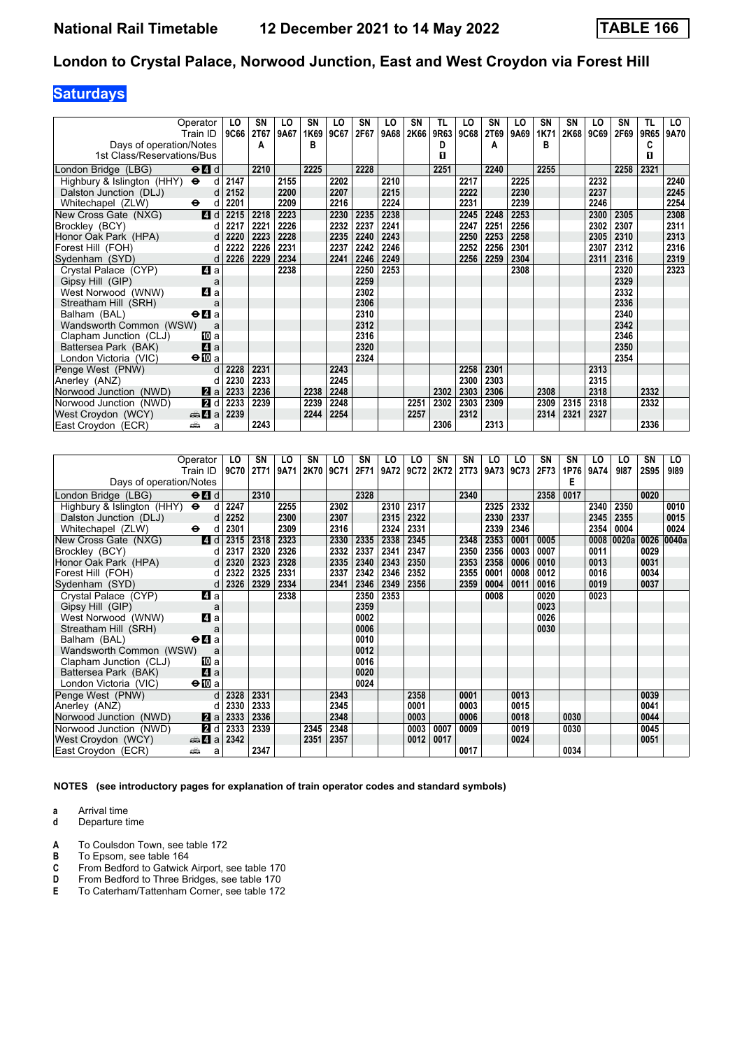# National Rail Timetable 12 December 2021 to 14 May 2022 TABLE 166

## London to Crystal Palace, Norwood Junction, East and West Croydon via Forest Hill

### Saturdays

| Operator | | LO | SN | LO | SN | LO | SN | LO | SN | TL | LO | SN | LO | SN | SN | LO | SN | TL | LO |
|---|---|---|---|---|---|---|---|---|---|---|---|---|---|---|---|---|---|---|---|
| Train ID | | 9C66 | 2T67 | 9A67 | 1K69 | 9C67 | 2F67 | 9A68 | 2K66 | 9R63 | 9C68 | 2T69 | 9A69 | 1K71 | 2K68 | 9C69 | 2F69 | 9R65 | 9A70 |
| Days of operation/Notes | | | A | | B | | | | | D | | A | | B | | | | C | |
| 1st Class/Reservations/Bus | | | | | | | | | | ■ | | | | | | | | ■ | |
| London Bridge (LBG) | ⊖ 4 d | | 2210 | | 2225 | | 2228 | | | 2251 | | 2240 | | 2255 | | | 2258 | 2321 | |
| Highbury & Islington (HHY) | ⊖ d | 2147 | | 2155 | | 2202 | | 2210 | | | 2217 | | 2225 | | | 2232 | | | 2240 |
| Dalston Junction (DLJ) | d | 2152 | | 2200 | | 2207 | | 2215 | | | 2222 | | 2230 | | | 2237 | | | 2245 |
| Whitechapel (ZLW) | ⊖ d | 2201 | | 2209 | | 2216 | | 2224 | | | 2231 | | 2239 | | | 2246 | | | 2254 |
| New Cross Gate (NXG) | 4 d | 2215 | 2218 | 2223 | | 2230 | 2235 | 2238 | | | 2245 | 2248 | 2253 | | | 2300 | 2305 | | 2308 |
| Brockley (BCY) | d | 2217 | 2221 | 2226 | | 2232 | 2237 | 2241 | | | 2247 | 2251 | 2256 | | | 2302 | 2307 | | 2311 |
| Honor Oak Park (HPA) | d | 2220 | 2223 | 2228 | | 2235 | 2240 | 2243 | | | 2250 | 2253 | 2258 | | | 2305 | 2310 | | 2313 |
| Forest Hill (FOH) | d | 2222 | 2226 | 2231 | | 2237 | 2242 | 2246 | | | 2252 | 2256 | 2301 | | | 2307 | 2312 | | 2316 |
| Sydenham (SYD) | d | 2226 | 2229 | 2234 | | 2241 | 2246 | 2249 | | | 2256 | 2259 | 2304 | | | 2311 | 2316 | | 2319 |
| Crystal Palace (CYP) | 4 a | | | 2238 | | | 2250 | 2253 | | | | | 2308 | | | | 2320 | | 2323 |
| Gipsy Hill (GIP) | a | | | | | | 2259 | | | | | | | | | | 2329 | | |
| West Norwood (WNW) | 4 a | | | | | | 2302 | | | | | | | | | | 2332 | | |
| Streatham Hill (SRH) | a | | | | | | 2306 | | | | | | | | | | 2336 | | |
| Balham (BAL) | ⊖ 4 a | | | | | | 2310 | | | | | | | | | | 2340 | | |
| Wandsworth Common (WSW) | a | | | | | | 2312 | | | | | | | | | | 2342 | | |
| Clapham Junction (CLJ) | 10 a | | | | | | 2316 | | | | | | | | | | 2346 | | |
| Battersea Park (BAK) | 4 a | | | | | | 2320 | | | | | | | | | | 2350 | | |
| London Victoria (VIC) | ⊖ 10 a | | | | | | 2324 | | | | | | | | | | 2354 | | |
| Penge West (PNW) | d | 2228 | 2231 | | | 2243 | | | | | 2258 | 2301 | | | | 2313 | | | |
| Anerley (ANZ) | d | 2230 | 2233 | | | 2245 | | | | | 2300 | 2303 | | | | 2315 | | | |
| Norwood Junction (NWD) | 2 a | 2233 | 2236 | | 2238 | 2248 | | | | 2302 | 2303 | 2306 | | 2308 | | 2318 | | 2332 | |
| Norwood Junction (NWD) | 2 d | 2233 | 2239 | | 2239 | 2248 | | | 2251 | 2302 | 2303 | 2309 | | 2309 | 2315 | 2318 | | 2332 | |
| West Croydon (WCY) | 🚌 4 a | 2239 | | | 2244 | 2254 | | | 2257 | | 2312 | | | 2314 | 2321 | 2327 | | | |
| East Croydon (ECR) | 🚌 a | | 2243 | | | | | | | 2306 | | 2313 | | | | | | 2336 | |

| Operator | | LO | SN | LO | SN | LO | SN | LO | LO | SN | SN | LO | LO | SN | SN | LO | LO | SN | LO |
|---|---|---|---|---|---|---|---|---|---|---|---|---|---|---|---|---|---|---|---|
| Train ID | | 9C70 | 2T71 | 9A71 | 2K70 | 9C71 | 2F71 | 9A72 | 9C72 | 2K72 | 2T73 | 9A73 | 9C73 | 2F73 | 1P76 | 9A74 | 9I87 | 2S95 | 9I89 |
| Days of operation/Notes | | | | | | | | | | | | | | | E | | | | |
| London Bridge (LBG) | ⊖ 4 d | | 2310 | | | | 2328 | | | | 2340 | | | 2358 | 0017 | | | 0020 | |
| Highbury & Islington (HHY) | ⊖ d | 2247 | | 2255 | | 2302 | | 2310 | 2317 | | | 2325 | 2332 | | | 2340 | 2350 | | 0010 |
| Dalston Junction (DLJ) | d | 2252 | | 2300 | | 2307 | | 2315 | 2322 | | | 2330 | 2337 | | | 2345 | 2355 | | 0015 |
| Whitechapel (ZLW) | ⊖ d | 2301 | | 2309 | | 2316 | | 2324 | 2331 | | | 2339 | 2346 | | | 2354 | 0004 | | 0024 |
| New Cross Gate (NXG) | 4 d | 2315 | 2318 | 2323 | | 2330 | 2335 | 2338 | 2345 | | 2348 | 2353 | 0001 | 0005 | | 0008 | 0020a | 0026 | 0040a |
| Brockley (BCY) | d | 2317 | 2320 | 2326 | | 2332 | 2337 | 2341 | 2347 | | 2350 | 2356 | 0003 | 0007 | | 0011 | | 0029 | |
| Honor Oak Park (HPA) | d | 2320 | 2323 | 2328 | | 2335 | 2340 | 2343 | 2350 | | 2353 | 2358 | 0006 | 0010 | | 0013 | | 0031 | |
| Forest Hill (FOH) | d | 2322 | 2325 | 2331 | | 2337 | 2342 | 2346 | 2352 | | 2355 | 0001 | 0008 | 0012 | | 0016 | | 0034 | |
| Sydenham (SYD) | d | 2326 | 2329 | 2334 | | 2341 | 2346 | 2349 | 2356 | | 2359 | 0004 | 0011 | 0016 | | 0019 | | 0037 | |
| Crystal Palace (CYP) | 4 a | | | 2338 | | | 2350 | 2353 | | | | 0008 | | 0020 | | 0023 | | | |
| Gipsy Hill (GIP) | a | | | | | | 2359 | | | | | | | 0023 | | | | | |
| West Norwood (WNW) | 4 a | | | | | | 0002 | | | | | | | 0026 | | | | | |
| Streatham Hill (SRH) | a | | | | | | 0006 | | | | | | | 0030 | | | | | |
| Balham (BAL) | ⊖ 4 a | | | | | | 0010 | | | | | | | | | | | | |
| Wandsworth Common (WSW) | a | | | | | | 0012 | | | | | | | | | | | | |
| Clapham Junction (CLJ) | 10 a | | | | | | 0016 | | | | | | | | | | | | |
| Battersea Park (BAK) | 4 a | | | | | | 0020 | | | | | | | | | | | | |
| London Victoria (VIC) | ⊖ 10 a | | | | | | 0024 | | | | | | | | | | | | |
| Penge West (PNW) | d | 2328 | 2331 | | | 2343 | | | 2358 | | 0001 | | 0013 | | | | | 0039 | |
| Anerley (ANZ) | d | 2330 | 2333 | | | 2345 | | | 0001 | | 0003 | | 0015 | | | | | 0041 | |
| Norwood Junction (NWD) | 2 a | 2333 | 2336 | | | 2348 | | | 0003 | | 0006 | | 0018 | | 0030 | | | 0044 | |
| Norwood Junction (NWD) | 2 d | 2333 | 2339 | | 2345 | 2348 | | | 0003 | 0007 | 0009 | | 0019 | | 0030 | | | 0045 | |
| West Croydon (WCY) | 🚌 4 a | 2342 | | | 2351 | 2357 | | | 0012 | 0017 | | | 0024 | | | | | 0051 | |
| East Croydon (ECR) | 🚌 a | | 2347 | | | | | | | | 0017 | | | | 0034 | | | | |

**NOTES (see introductory pages for explanation of train operator codes and standard symbols)**

**a** Arrival time
**d** Departure time

**A** To Coulsdon Town, see table 172
**B** To Epsom, see table 164
**C** From Bedford to Gatwick Airport, see table 170
**D** From Bedford to Three Bridges, see table 170
**E** To Caterham/Tattenham Corner, see table 172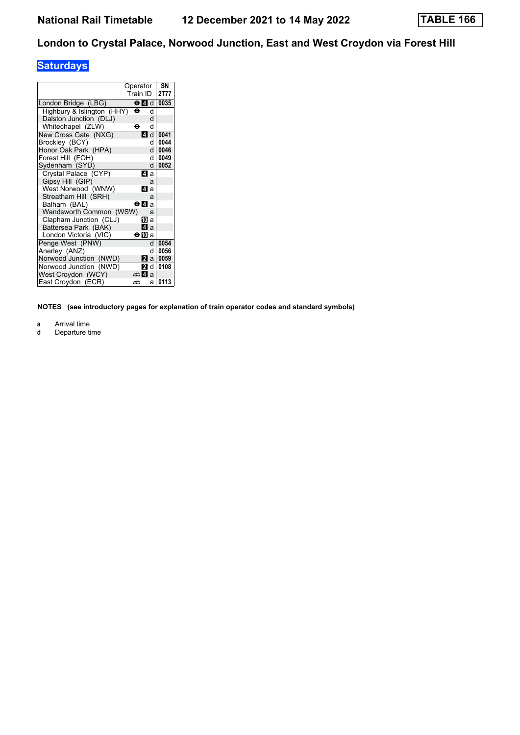# National Rail Timetable 12 December 2021 to 14 May 2022 TABLE 166

## London to Crystal Palace, Norwood Junction, East and West Croydon via Forest Hill

### Saturdays

| Operator | | SN |
|---|---|---|
| Train ID | | 2T77 |
| London Bridge (LBG) | ⊖ 4 d | 0035 |
| Highbury & Islington (HHY) | ⊖ d | |
| Dalston Junction (DLJ) | d | |
| Whitechapel (ZLW) | ⊖ d | |
| New Cross Gate (NXG) | 4 d | 0041 |
| Brockley (BCY) | d | 0044 |
| Honor Oak Park (HPA) | d | 0046 |
| Forest Hill (FOH) | d | 0049 |
| Sydenham (SYD) | d | 0052 |
| Crystal Palace (CYP) | 4 a | |
| Gipsy Hill (GIP) | a | |
| West Norwood (WNW) | 4 a | |
| Streatham Hill (SRH) | a | |
| Balham (BAL) | ⊖ 4 a | |
| Wandsworth Common (WSW) | a | |
| Clapham Junction (CLJ) | 10 a | |
| Battersea Park (BAK) | 4 a | |
| London Victoria (VIC) | ⊖ 10 a | |
| Penge West (PNW) | d | 0054 |
| Anerley (ANZ) | d | 0056 |
| Norwood Junction (NWD) | 2 a | 0059 |
| Norwood Junction (NWD) | 2 d | 0108 |
| West Croydon (WCY) | 🚋 4 a | |
| East Croydon (ECR) | 🚋 a | 0113 |

**NOTES (see introductory pages for explanation of train operator codes and standard symbols)**

**a** Arrival time
**d** Departure time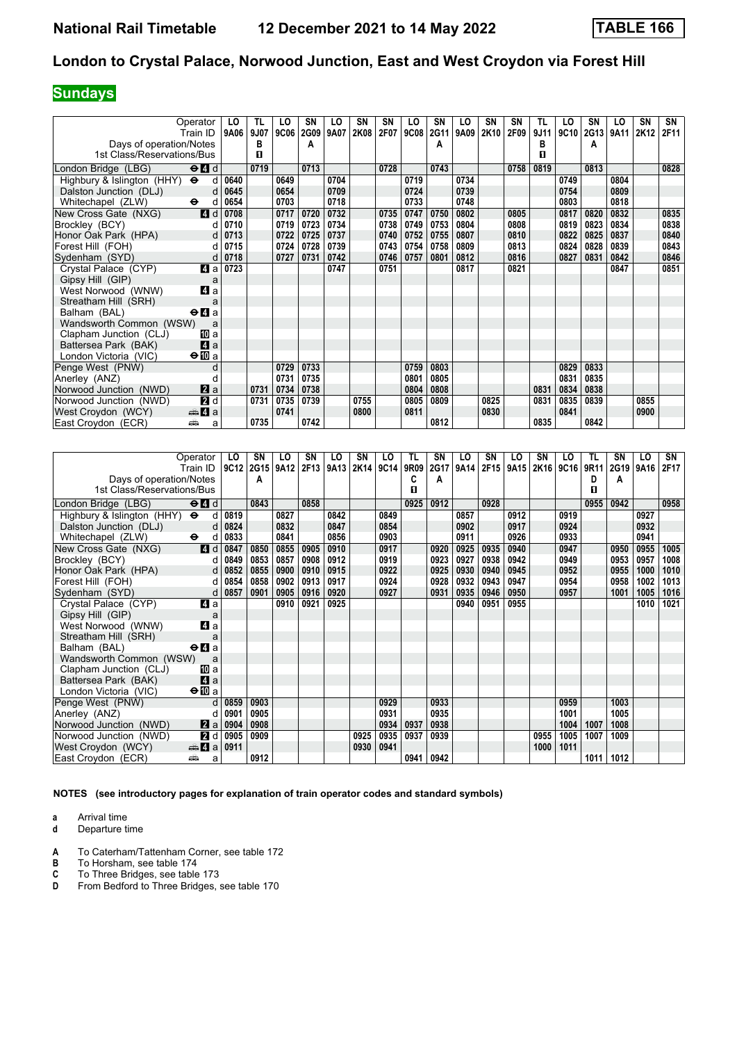# National Rail Timetable 12 December 2021 to 14 May 2022 TABLE 166

## London to Crystal Palace, Norwood Junction, East and West Croydon via Forest Hill

**Sundays**

| Operator | | LO | TL | LO | SN | LO | SN | SN | LO | SN | LO | SN | SN | TL | LO | SN | LO | SN | SN |
|---|---|---|---|---|---|---|---|---|---|---|---|---|---|---|---|---|---|---|---|
| Train ID | | 9A06 | 9J07 | 9C06 | 2G09 | 9A07 | 2K08 | 2F07 | 9C08 | 2G11 | 9A09 | 2K10 | 2F09 | 9J11 | 9C10 | 2G13 | 9A11 | 2K12 | 2F11 |
| Days of operation/Notes | | | B | | A | | | | | A | | | | B | | A | | | |
| 1st Class/Reservations/Bus | | | 1 | | | | | | | | | | | 1 | | | | | |
| London Bridge (LBG) | d | | 0719 | | 0713 | | | 0728 | | 0743 | | | 0758 | 0819 | | 0813 | | | 0828 |
| Highbury & Islington (HHY) | d | 0640 | | 0649 | | 0704 | | | 0719 | | 0734 | | | | 0749 | | 0804 | | |
| Dalston Junction (DLJ) | d | 0645 | | 0654 | | 0709 | | | 0724 | | 0739 | | | | 0754 | | 0809 | | |
| Whitechapel (ZLW) | d | 0654 | | 0703 | | 0718 | | | 0733 | | 0748 | | | | 0803 | | 0818 | | |
| New Cross Gate (NXG) | d | 0708 | | 0717 | 0720 | 0732 | | 0735 | 0747 | 0750 | 0802 | | 0805 | | 0817 | 0820 | 0832 | | 0835 |
| Brockley (BCY) | d | 0710 | | 0719 | 0723 | 0734 | | 0738 | 0749 | 0753 | 0804 | | 0808 | | 0819 | 0823 | 0834 | | 0838 |
| Honor Oak Park (HPA) | d | 0713 | | 0722 | 0725 | 0737 | | 0740 | 0752 | 0755 | 0807 | | 0810 | | 0822 | 0825 | 0837 | | 0840 |
| Forest Hill (FOH) | d | 0715 | | 0724 | 0728 | 0739 | | 0743 | 0754 | 0758 | 0809 | | 0813 | | 0824 | 0828 | 0839 | | 0843 |
| Sydenham (SYD) | d | 0718 | | 0727 | 0731 | 0742 | | 0746 | 0757 | 0801 | 0812 | | 0816 | | 0827 | 0831 | 0842 | | 0846 |
| Crystal Palace (CYP) | a | 0723 | | | | 0747 | | 0751 | | | 0817 | | 0821 | | | | 0847 | | 0851 |
| Gipsy Hill (GIP) | a | | | | | | | | | | | | | | | | | | |
| West Norwood (WNW) | a | | | | | | | | | | | | | | | | | | |
| Streatham Hill (SRH) | a | | | | | | | | | | | | | | | | | | |
| Balham (BAL) | a | | | | | | | | | | | | | | | | | | |
| Wandsworth Common (WSW) | a | | | | | | | | | | | | | | | | | | |
| Clapham Junction (CLJ) | a | | | | | | | | | | | | | | | | | | |
| Battersea Park (BAK) | a | | | | | | | | | | | | | | | | | | |
| London Victoria (VIC) | a | | | | | | | | | | | | | | | | | | |
| Penge West (PNW) | d | | | 0729 | 0733 | | | | 0759 | 0803 | | | | | 0829 | 0833 | | | |
| Anerley (ANZ) | d | | | 0731 | 0735 | | | | 0801 | 0805 | | | | | 0831 | 0835 | | | |
| Norwood Junction (NWD) | a | | 0731 | 0734 | 0738 | | | | 0804 | 0808 | | | | 0831 | 0834 | 0838 | | | |
| Norwood Junction (NWD) | d | | 0731 | 0735 | 0739 | | 0755 | | 0805 | 0809 | | 0825 | | 0831 | 0835 | 0839 | | 0855 | |
| West Croydon (WCY) | a | | | 0741 | | | 0800 | | 0811 | | | 0830 | | | 0841 | | | 0900 | |
| East Croydon (ECR) | a | | 0735 | | 0742 | | | | | 0812 | | | | 0835 | | 0842 | | | |

| Operator | | LO | SN | LO | SN | LO | SN | LO | TL | SN | LO | SN | LO | SN | LO | TL | SN | LO | SN |
|---|---|---|---|---|---|---|---|---|---|---|---|---|---|---|---|---|---|---|---|
| Train ID | | 9C12 | 2G15 | 9A12 | 2F13 | 9A13 | 2K14 | 9C14 | 9R09 | 2G17 | 9A14 | 2F15 | 9A15 | 2K16 | 9C16 | 9R11 | 2G19 | 9A16 | 2F17 |
| Days of operation/Notes | | | A | | | | | | C | A | | | | | | D | A | | |
| 1st Class/Reservations/Bus | | | | | | | | | 1 | | | | | | | 1 | | | |
| London Bridge (LBG) | d | | 0843 | | 0858 | | | | 0925 | 0912 | | 0928 | | | | 0955 | 0942 | | 0958 |
| Highbury & Islington (HHY) | d | 0819 | | 0827 | | 0842 | | 0849 | | | 0857 | | 0912 | | 0919 | | | 0927 | |
| Dalston Junction (DLJ) | d | 0824 | | 0832 | | 0847 | | 0854 | | | 0902 | | 0917 | | 0924 | | | 0932 | |
| Whitechapel (ZLW) | d | 0833 | | 0841 | | 0856 | | 0903 | | | 0911 | | 0926 | | 0933 | | | 0941 | |
| New Cross Gate (NXG) | d | 0847 | 0850 | 0855 | 0905 | 0910 | | 0917 | | 0920 | 0925 | 0935 | 0940 | | 0947 | | 0950 | 0955 | 1005 |
| Brockley (BCY) | d | 0849 | 0853 | 0857 | 0908 | 0912 | | 0919 | | 0923 | 0927 | 0938 | 0942 | | 0949 | | 0953 | 0957 | 1008 |
| Honor Oak Park (HPA) | d | 0852 | 0855 | 0900 | 0910 | 0915 | | 0922 | | 0925 | 0930 | 0940 | 0945 | | 0952 | | 0955 | 1000 | 1010 |
| Forest Hill (FOH) | d | 0854 | 0858 | 0902 | 0913 | 0917 | | 0924 | | 0928 | 0932 | 0943 | 0947 | | 0954 | | 0958 | 1002 | 1013 |
| Sydenham (SYD) | d | 0857 | 0901 | 0905 | 0916 | 0920 | | 0927 | | 0931 | 0935 | 0946 | 0950 | | 0957 | | 1001 | 1005 | 1016 |
| Crystal Palace (CYP) | a | | | 0910 | 0921 | 0925 | | | | | 0940 | 0951 | 0955 | | | | | 1010 | 1021 |
| Gipsy Hill (GIP) | a | | | | | | | | | | | | | | | | | | |
| West Norwood (WNW) | a | | | | | | | | | | | | | | | | | | |
| Streatham Hill (SRH) | a | | | | | | | | | | | | | | | | | | |
| Balham (BAL) | a | | | | | | | | | | | | | | | | | | |
| Wandsworth Common (WSW) | a | | | | | | | | | | | | | | | | | | |
| Clapham Junction (CLJ) | a | | | | | | | | | | | | | | | | | | |
| Battersea Park (BAK) | a | | | | | | | | | | | | | | | | | | |
| London Victoria (VIC) | a | | | | | | | | | | | | | | | | | | |
| Penge West (PNW) | d | 0859 | 0903 | | | | | 0929 | | 0933 | | | | | 0959 | | 1003 | | |
| Anerley (ANZ) | d | 0901 | 0905 | | | | | 0931 | | 0935 | | | | | 1001 | | 1005 | | |
| Norwood Junction (NWD) | a | 0904 | 0908 | | | | | 0934 | 0937 | 0938 | | | | | 1004 | 1007 | 1008 | | |
| Norwood Junction (NWD) | d | 0905 | 0909 | | | | 0925 | 0935 | 0937 | 0939 | | | | 0955 | 1005 | 1007 | 1009 | | |
| West Croydon (WCY) | a | 0911 | | | | | 0930 | 0941 | | | | | | 1000 | 1011 | | | | |
| East Croydon (ECR) | a | | 0912 | | | | | | 0941 | 0942 | | | | | | 1011 | 1012 | | |

**NOTES (see introductory pages for explanation of train operator codes and standard symbols)**

- **a** Arrival time
- **d** Departure time

- **A** To Caterham/Tattenham Corner, see table 172
- **B** To Horsham, see table 174
- **C** To Three Bridges, see table 173
- **D** From Bedford to Three Bridges, see table 170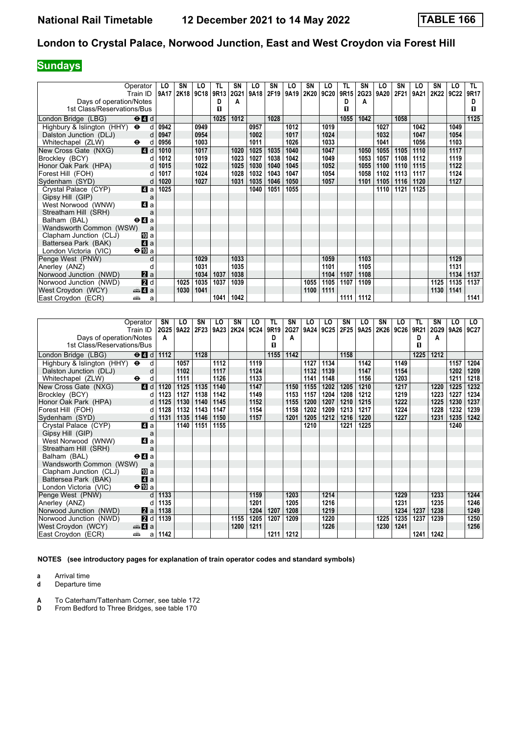# National Rail Timetable 12 December 2021 to 14 May 2022 TABLE 166

## London to Crystal Palace, Norwood Junction, East and West Croydon via Forest Hill

**Sundays**

| Operator | | LO | SN | LO | TL | SN | LO | SN | LO | SN | LO | TL | SN | LO | SN | LO | SN | LO | TL |
|---|---|---|---|---|---|---|---|---|---|---|---|---|---|---|---|---|---|---|---|
| Train ID | | 9A17 | 2K18 | 9C18 | 9R13 | 2G21 | 9A18 | 2F19 | 9A19 | 2K20 | 9C20 | 9R15 | 2G23 | 9A20 | 2F21 | 9A21 | 2K22 | 9C22 | 9R17 |
| Days of operation/Notes | | | | | D | A | | | | | | D | A | | | | | | D |
| 1st Class/Reservations/Bus | | | | | ■ | | | | | | | ■ | | | | | | | ■ |
| London Bridge (LBG) | ⊖4 d | | | | 1025 | 1012 | | 1028 | | | | 1055 | 1042 | | 1058 | | | | 1125 |
| Highbury & Islington (HHY) | ⊖ d | 0942 | | 0949 | | | 0957 | | 1012 | | 1019 | | | 1027 | | 1042 | | 1049 | |
| Dalston Junction (DLJ) | d | 0947 | | 0954 | | | 1002 | | 1017 | | 1024 | | | 1032 | | 1047 | | 1054 | |
| Whitechapel (ZLW) | ⊖ d | 0956 | | 1003 | | | 1011 | | 1026 | | 1033 | | | 1041 | | 1056 | | 1103 | |
| New Cross Gate (NXG) | 4 d | 1010 | | 1017 | | 1020 | 1025 | 1035 | 1040 | | 1047 | | 1050 | 1055 | 1105 | 1110 | | 1117 | |
| Brockley (BCY) | d | 1012 | | 1019 | | 1023 | 1027 | 1038 | 1042 | | 1049 | | 1053 | 1057 | 1108 | 1112 | | 1119 | |
| Honor Oak Park (HPA) | d | 1015 | | 1022 | | 1025 | 1030 | 1040 | 1045 | | 1052 | | 1055 | 1100 | 1110 | 1115 | | 1122 | |
| Forest Hill (FOH) | d | 1017 | | 1024 | | 1028 | 1032 | 1043 | 1047 | | 1054 | | 1058 | 1102 | 1113 | 1117 | | 1124 | |
| Sydenham (SYD) | d | 1020 | | 1027 | | 1031 | 1035 | 1046 | 1050 | | 1057 | | 1101 | 1105 | 1116 | 1120 | | 1127 | |
| Crystal Palace (CYP) | 4 a | 1025 | | | | | 1040 | 1051 | 1055 | | | | | 1110 | 1121 | 1125 | | | |
| Gipsy Hill (GIP) | a | | | | | | | | | | | | | | | | | | |
| West Norwood (WNW) | 4 a | | | | | | | | | | | | | | | | | | |
| Streatham Hill (SRH) | a | | | | | | | | | | | | | | | | | | |
| Balham (BAL) | ⊖4 a | | | | | | | | | | | | | | | | | | |
| Wandsworth Common (WSW) | a | | | | | | | | | | | | | | | | | | |
| Clapham Junction (CLJ) | 10 a | | | | | | | | | | | | | | | | | | |
| Battersea Park (BAK) | 4 a | | | | | | | | | | | | | | | | | | |
| London Victoria (VIC) | ⊖10 a | | | | | | | | | | | | | | | | | | |
| Penge West (PNW) | d | | | 1029 | | 1033 | | | | | 1059 | | 1103 | | | | | 1129 | |
| Anerley (ANZ) | d | | | 1031 | | 1035 | | | | | 1101 | | 1105 | | | | | 1131 | |
| Norwood Junction (NWD) | 2 a | | | 1034 | 1037 | 1038 | | | | | 1104 | 1107 | 1108 | | | | | 1134 | 1137 |
| Norwood Junction (NWD) | 2 d | | 1025 | 1035 | 1037 | 1039 | | | | 1055 | 1105 | 1107 | 1109 | | | | 1125 | 1135 | 1137 |
| West Croydon (WCY) | 🚌4 a | | 1030 | 1041 | | | | | | 1100 | 1111 | | | | | | 1130 | 1141 | |
| East Croydon (ECR) | 🚌 a | | | | 1041 | 1042 | | | | | | 1111 | 1112 | | | | | | 1141 |

| Operator | | SN | LO | SN | LO | SN | LO | TL | SN | LO | LO | SN | LO | SN | LO | TL | SN | LO | LO |
|---|---|---|---|---|---|---|---|---|---|---|---|---|---|---|---|---|---|---|---|
| Train ID | | 2G25 | 9A22 | 2F23 | 9A23 | 2K24 | 9C24 | 9R19 | 2G27 | 9A24 | 9C25 | 2F25 | 9A25 | 2K26 | 9C26 | 9R21 | 2G29 | 9A26 | 9C27 |
| Days of operation/Notes | | A | | | | | | D | A | | | | | | | D | A | | |
| 1st Class/Reservations/Bus | | | | | | | | ■ | | | | | | | | ■ | | | |
| London Bridge (LBG) | ⊖4 d | 1112 | | 1128 | | | | 1155 | 1142 | | | 1158 | | | | 1225 | 1212 | | |
| Highbury & Islington (HHY) | ⊖ d | | 1057 | | 1112 | | 1119 | | | 1127 | 1134 | | 1142 | | 1149 | | | 1157 | 1204 |
| Dalston Junction (DLJ) | d | | 1102 | | 1117 | | 1124 | | | 1132 | 1139 | | 1147 | | 1154 | | | 1202 | 1209 |
| Whitechapel (ZLW) | ⊖ d | | 1111 | | 1126 | | 1133 | | | 1141 | 1148 | | 1156 | | 1203 | | | 1211 | 1218 |
| New Cross Gate (NXG) | 4 d | 1120 | 1125 | 1135 | 1140 | | 1147 | | 1150 | 1155 | 1202 | 1205 | 1210 | | 1217 | | 1220 | 1225 | 1232 |
| Brockley (BCY) | d | 1123 | 1127 | 1138 | 1142 | | 1149 | | 1153 | 1157 | 1204 | 1208 | 1212 | | 1219 | | 1223 | 1227 | 1234 |
| Honor Oak Park (HPA) | d | 1125 | 1130 | 1140 | 1145 | | 1152 | | 1155 | 1200 | 1207 | 1210 | 1215 | | 1222 | | 1225 | 1230 | 1237 |
| Forest Hill (FOH) | d | 1128 | 1132 | 1143 | 1147 | | 1154 | | 1158 | 1202 | 1209 | 1213 | 1217 | | 1224 | | 1228 | 1232 | 1239 |
| Sydenham (SYD) | d | 1131 | 1135 | 1146 | 1150 | | 1157 | | 1201 | 1205 | 1212 | 1216 | 1220 | | 1227 | | 1231 | 1235 | 1242 |
| Crystal Palace (CYP) | 4 a | | 1140 | 1151 | 1155 | | | | | 1210 | | 1221 | 1225 | | | | | 1240 | |
| Gipsy Hill (GIP) | a | | | | | | | | | | | | | | | | | | |
| West Norwood (WNW) | 4 a | | | | | | | | | | | | | | | | | | |
| Streatham Hill (SRH) | a | | | | | | | | | | | | | | | | | | |
| Balham (BAL) | ⊖4 a | | | | | | | | | | | | | | | | | | |
| Wandsworth Common (WSW) | a | | | | | | | | | | | | | | | | | | |
| Clapham Junction (CLJ) | 10 a | | | | | | | | | | | | | | | | | | |
| Battersea Park (BAK) | 4 a | | | | | | | | | | | | | | | | | | |
| London Victoria (VIC) | ⊖10 a | | | | | | | | | | | | | | | | | | |
| Penge West (PNW) | d | 1133 | | | | | 1159 | | 1203 | | 1214 | | | | 1229 | | 1233 | | 1244 |
| Anerley (ANZ) | d | 1135 | | | | | 1201 | | 1205 | | 1216 | | | | 1231 | | 1235 | | 1246 |
| Norwood Junction (NWD) | 2 a | 1138 | | | | | 1204 | 1207 | 1208 | | 1219 | | | | 1234 | 1237 | 1238 | | 1249 |
| Norwood Junction (NWD) | 2 d | 1139 | | | | 1155 | 1205 | 1207 | 1209 | | 1220 | | | 1225 | 1235 | 1237 | 1239 | | 1250 |
| West Croydon (WCY) | 🚌4 a | | | | | 1200 | 1211 | | | | 1226 | | | 1230 | 1241 | | | | 1256 |
| East Croydon (ECR) | 🚌 a | 1142 | | | | | | 1211 | 1212 | | | | | | | 1241 | 1242 | | |

**NOTES (see introductory pages for explanation of train operator codes and standard symbols)**

- **a** Arrival time
- **d** Departure time

- **A** To Caterham/Tattenham Corner, see table 172
- **D** From Bedford to Three Bridges, see table 170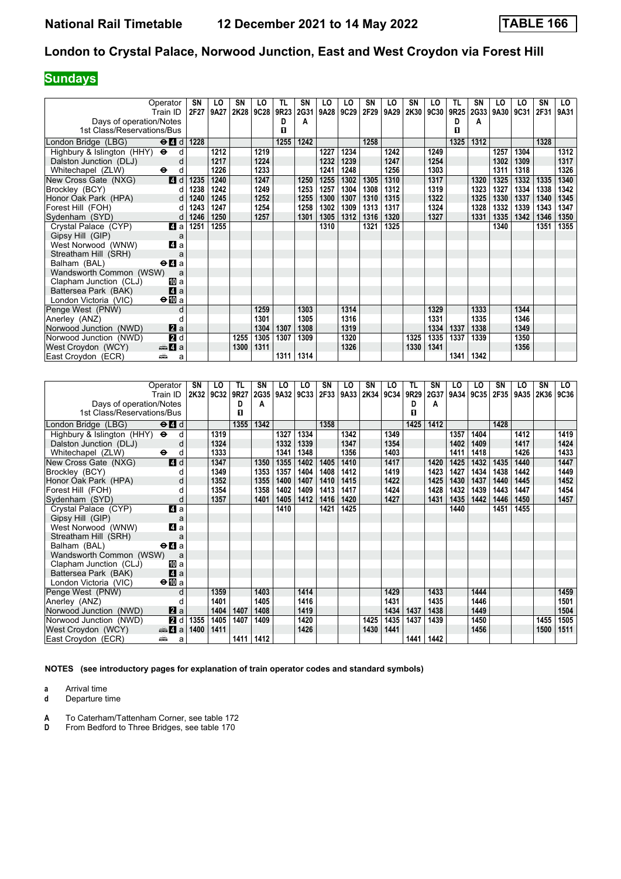# National Rail Timetable 12 December 2021 to 14 May 2022 TABLE 166

## London to Crystal Palace, Norwood Junction, East and West Croydon via Forest Hill

**Sundays**

| Operator | | SN | LO | SN | LO | TL | SN | LO | LO | SN | LO | SN | LO | TL | SN | LO | LO | SN | LO |
|---|---|---|---|---|---|---|---|---|---|---|---|---|---|---|---|---|---|---|---|
| Train ID | | 2F27 | 9A27 | 2K28 | 9C28 | 9R23 | 2G31 | 9A28 | 9C29 | 2F29 | 9A29 | 2K30 | 9C30 | 9R25 | 2G33 | 9A30 | 9C31 | 2F31 | 9A31 |
| Days of operation/Notes | | | | | | D | A | | | | | | | D | A | | | | |
| 1st Class/Reservations/Bus | | | | | | 1 | | | | | | | | 1 | | | | | |
| London Bridge (LBG) | ⊖4 d | 1228 | | | | 1255 | 1242 | | | 1258 | | | | 1325 | 1312 | | | 1328 | |
| Highbury & Islington (HHY) | ⊖ d | | 1212 | | 1219 | | | 1227 | 1234 | | 1242 | | 1249 | | | 1257 | 1304 | | 1312 |
| Dalston Junction (DLJ) | d | | 1217 | | 1224 | | | 1232 | 1239 | | 1247 | | 1254 | | | 1302 | 1309 | | 1317 |
| Whitechapel (ZLW) | ⊖ d | | 1226 | | 1233 | | | 1241 | 1248 | | 1256 | | 1303 | | | 1311 | 1318 | | 1326 |
| New Cross Gate (NXG) | 4 d | 1235 | 1240 | | 1247 | | 1250 | 1255 | 1302 | 1305 | 1310 | | 1317 | | 1320 | 1325 | 1332 | 1335 | 1340 |
| Brockley (BCY) | d | 1238 | 1242 | | 1249 | | 1253 | 1257 | 1304 | 1308 | 1312 | | 1319 | | 1323 | 1327 | 1334 | 1338 | 1342 |
| Honor Oak Park (HPA) | d | 1240 | 1245 | | 1252 | | 1255 | 1300 | 1307 | 1310 | 1315 | | 1322 | | 1325 | 1330 | 1337 | 1340 | 1345 |
| Forest Hill (FOH) | d | 1243 | 1247 | | 1254 | | 1258 | 1302 | 1309 | 1313 | 1317 | | 1324 | | 1328 | 1332 | 1339 | 1343 | 1347 |
| Sydenham (SYD) | d | 1246 | 1250 | | 1257 | | 1301 | 1305 | 1312 | 1316 | 1320 | | 1327 | | 1331 | 1335 | 1342 | 1346 | 1350 |
| Crystal Palace (CYP) | 4 a | 1251 | 1255 | | | | | 1310 | | 1321 | 1325 | | | | | 1340 | | 1351 | 1355 |
| Gipsy Hill (GIP) | a | | | | | | | | | | | | | | | | | | |
| West Norwood (WNW) | 4 a | | | | | | | | | | | | | | | | | | |
| Streatham Hill (SRH) | a | | | | | | | | | | | | | | | | | | |
| Balham (BAL) | ⊖4 a | | | | | | | | | | | | | | | | | | |
| Wandsworth Common (WSW) | a | | | | | | | | | | | | | | | | | | |
| Clapham Junction (CLJ) | 10 a | | | | | | | | | | | | | | | | | | |
| Battersea Park (BAK) | 4 a | | | | | | | | | | | | | | | | | | |
| London Victoria (VIC) | ⊖10 a | | | | | | | | | | | | | | | | | | |
| Penge West (PNW) | d | | | | 1259 | | 1303 | | 1314 | | | | 1329 | | 1333 | | 1344 | | |
| Anerley (ANZ) | d | | | | 1301 | | 1305 | | 1316 | | | | 1331 | | 1335 | | 1346 | | |
| Norwood Junction (NWD) | 2 a | | | | 1304 | 1307 | 1308 | | 1319 | | | | 1334 | 1337 | 1338 | | 1349 | | |
| Norwood Junction (NWD) | 2 d | | | 1255 | 1305 | 1307 | 1309 | | 1320 | | | 1325 | 1335 | 1337 | 1339 | | 1350 | | |
| West Croydon (WCY) | 🚌4 a | | | 1300 | 1311 | | | | 1326 | | | 1330 | 1341 | | | | 1356 | | |
| East Croydon (ECR) | 🚌 a | | | | | 1311 | 1314 | | | | | | | 1341 | 1342 | | | | |

| Operator | | SN | LO | TL | SN | LO | LO | SN | LO | SN | LO | TL | SN | LO | LO | SN | LO | SN | LO |
|---|---|---|---|---|---|---|---|---|---|---|---|---|---|---|---|---|---|---|---|
| Train ID | | 2K32 | 9C32 | 9R27 | 2G35 | 9A32 | 9C33 | 2F33 | 9A33 | 2K34 | 9C34 | 9R29 | 2G37 | 9A34 | 9C35 | 2F35 | 9A35 | 2K36 | 9C36 |
| Days of operation/Notes | | | | D | A | | | | | | | D | A | | | | | | |
| 1st Class/Reservations/Bus | | | | 1 | | | | | | | | 1 | | | | | | | |
| London Bridge (LBG) | ⊖4 d | | | 1355 | 1342 | | | 1358 | | | | 1425 | 1412 | | | 1428 | | | |
| Highbury & Islington (HHY) | ⊖ d | | 1319 | | | 1327 | 1334 | | 1342 | | 1349 | | | 1357 | 1404 | | 1412 | | 1419 |
| Dalston Junction (DLJ) | d | | 1324 | | | 1332 | 1339 | | 1347 | | 1354 | | | 1402 | 1409 | | 1417 | | 1424 |
| Whitechapel (ZLW) | ⊖ d | | 1333 | | | 1341 | 1348 | | 1356 | | 1403 | | | 1411 | 1418 | | 1426 | | 1433 |
| New Cross Gate (NXG) | 4 d | | 1347 | | 1350 | 1355 | 1402 | 1405 | 1410 | | 1417 | | 1420 | 1425 | 1432 | 1435 | 1440 | | 1447 |
| Brockley (BCY) | d | | 1349 | | 1353 | 1357 | 1404 | 1408 | 1412 | | 1419 | | 1423 | 1427 | 1434 | 1438 | 1442 | | 1449 |
| Honor Oak Park (HPA) | d | | 1352 | | 1355 | 1400 | 1407 | 1410 | 1415 | | 1422 | | 1425 | 1430 | 1437 | 1440 | 1445 | | 1452 |
| Forest Hill (FOH) | d | | 1354 | | 1358 | 1402 | 1409 | 1413 | 1417 | | 1424 | | 1428 | 1432 | 1439 | 1443 | 1447 | | 1454 |
| Sydenham (SYD) | d | | 1357 | | 1401 | 1405 | 1412 | 1416 | 1420 | | 1427 | | 1431 | 1435 | 1442 | 1446 | 1450 | | 1457 |
| Crystal Palace (CYP) | 4 a | | | | | 1410 | | 1421 | 1425 | | | | | 1440 | | 1451 | 1455 | | |
| Gipsy Hill (GIP) | a | | | | | | | | | | | | | | | | | | |
| West Norwood (WNW) | 4 a | | | | | | | | | | | | | | | | | | |
| Streatham Hill (SRH) | a | | | | | | | | | | | | | | | | | | |
| Balham (BAL) | ⊖4 a | | | | | | | | | | | | | | | | | | |
| Wandsworth Common (WSW) | a | | | | | | | | | | | | | | | | | | |
| Clapham Junction (CLJ) | 10 a | | | | | | | | | | | | | | | | | | |
| Battersea Park (BAK) | 4 a | | | | | | | | | | | | | | | | | | |
| London Victoria (VIC) | ⊖10 a | | | | | | | | | | | | | | | | | | |
| Penge West (PNW) | d | | 1359 | | 1403 | | 1414 | | | | 1429 | | 1433 | | 1444 | | | | 1459 |
| Anerley (ANZ) | d | | 1401 | | 1405 | | 1416 | | | | 1431 | | 1435 | | 1446 | | | | 1501 |
| Norwood Junction (NWD) | 2 a | | 1404 | 1407 | 1408 | | 1419 | | | | 1434 | 1437 | 1438 | | 1449 | | | | 1504 |
| Norwood Junction (NWD) | 2 d | 1355 | 1405 | 1407 | 1409 | | 1420 | | | 1425 | 1435 | 1437 | 1439 | | 1450 | | | 1455 | 1505 |
| West Croydon (WCY) | 🚌4 a | 1400 | 1411 | | | | 1426 | | | 1430 | 1441 | | | | 1456 | | | 1500 | 1511 |
| East Croydon (ECR) | 🚌 a | | | 1411 | 1412 | | | | | | | 1441 | 1442 | | | | | | |

**NOTES (see introductory pages for explanation of train operator codes and standard symbols)**

**a** Arrival time
**d** Departure time

**A** To Caterham/Tattenham Corner, see table 172
**D** From Bedford to Three Bridges, see table 170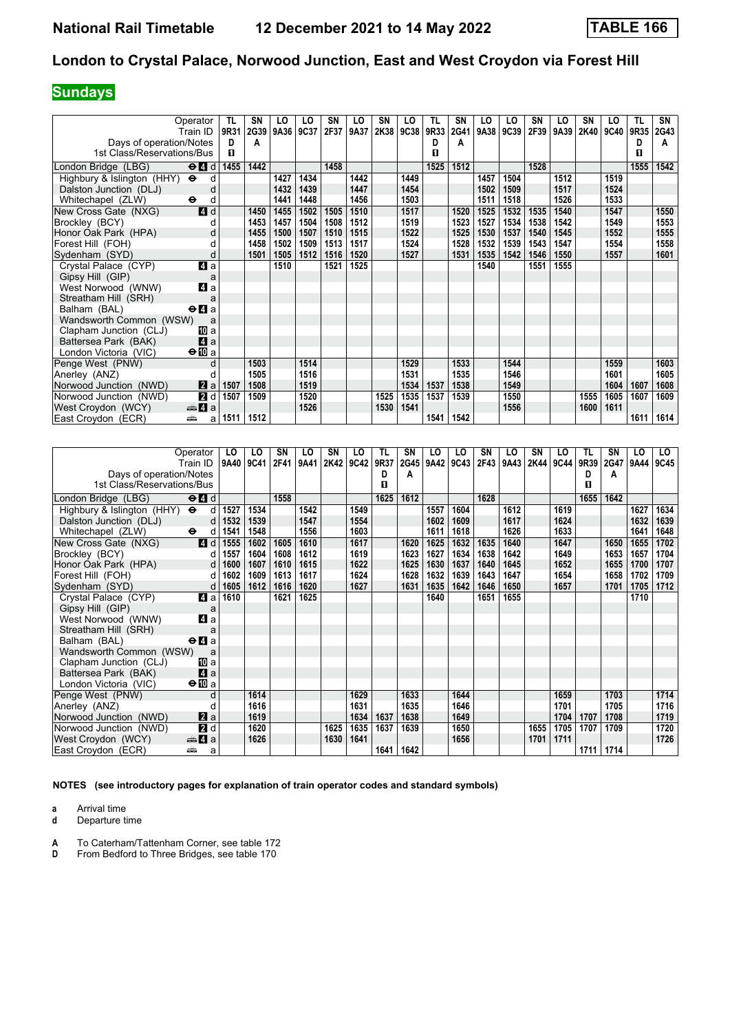# London to Crystal Palace, Norwood Junction, East and West Croydon via Forest Hill

## Sundays

| Operator | TL | SN | LO | LO | SN | LO | SN | LO | TL | SN | LO | LO | SN | LO | SN | LO | TL | SN |
|---|---|---|---|---|---|---|---|---|---|---|---|---|---|---|---|---|---|---|
| Train ID | 9R31 | 2G39 | 9A36 | 9C37 | 2F37 | 9A37 | 2K38 | 9C38 | 9R33 | 2G41 | 9A38 | 9C39 | 2F39 | 9A39 | 2K40 | 9C40 | 9R35 | 2G43 |
| Days of operation/Notes | D | A | | | | | | | D | A | | | | | | | D | A |
| 1st Class/Reservations/Bus | ■ | | | | | | | | ■ | | | | | | | | ■ | |
| London Bridge (LBG) ⊖ 4 d | 1455 | 1442 | | | 1458 | | | | 1525 | 1512 | | | 1528 | | | | 1555 | 1542 |
| Highbury & Islington (HHY) ⊖ d | | | 1427 | 1434 | | 1442 | | 1449 | | | 1457 | 1504 | | 1512 | | 1519 | | |
| Dalston Junction (DLJ) d | | | 1432 | 1439 | | 1447 | | 1454 | | | 1502 | 1509 | | 1517 | | 1524 | | |
| Whitechapel (ZLW) ⊖ d | | | 1441 | 1448 | | 1456 | | 1503 | | | 1511 | 1518 | | 1526 | | 1533 | | |
| New Cross Gate (NXG) 4 d | | 1450 | 1455 | 1502 | 1505 | 1510 | | 1517 | | 1520 | 1525 | 1532 | 1535 | 1540 | | 1547 | | 1550 |
| Brockley (BCY) d | | 1453 | 1457 | 1504 | 1508 | 1512 | | 1519 | | 1523 | 1527 | 1534 | 1538 | 1542 | | 1549 | | 1553 |
| Honor Oak Park (HPA) d | | 1455 | 1500 | 1507 | 1510 | 1515 | | 1522 | | 1525 | 1530 | 1537 | 1540 | 1545 | | 1552 | | 1555 |
| Forest Hill (FOH) d | | 1458 | 1502 | 1509 | 1513 | 1517 | | 1524 | | 1528 | 1532 | 1539 | 1543 | 1547 | | 1554 | | 1558 |
| Sydenham (SYD) d | | 1501 | 1505 | 1512 | 1516 | 1520 | | 1527 | | 1531 | 1535 | 1542 | 1546 | 1550 | | 1557 | | 1601 |
| Crystal Palace (CYP) 4 a | | | 1510 | | 1521 | 1525 | | | | | 1540 | | 1551 | 1555 | | | | |
| Gipsy Hill (GIP) a | | | | | | | | | | | | | | | | | | |
| West Norwood (WNW) 4 a | | | | | | | | | | | | | | | | | | |
| Streatham Hill (SRH) a | | | | | | | | | | | | | | | | | | |
| Balham (BAL) ⊖ 4 a | | | | | | | | | | | | | | | | | | |
| Wandsworth Common (WSW) a | | | | | | | | | | | | | | | | | | |
| Clapham Junction (CLJ) 10 a | | | | | | | | | | | | | | | | | | |
| Battersea Park (BAK) 4 a | | | | | | | | | | | | | | | | | | |
| London Victoria (VIC) ⊖ 10 a | | | | | | | | | | | | | | | | | | |
| Penge West (PNW) d | | 1503 | | 1514 | | | | 1529 | | 1533 | | 1544 | | | | 1559 | | 1603 |
| Anerley (ANZ) d | | 1505 | | 1516 | | | | 1531 | | 1535 | | 1546 | | | | 1601 | | 1605 |
| Norwood Junction (NWD) 2 a | 1507 | 1508 | | 1519 | | | | 1534 | 1537 | 1538 | | 1549 | | | | 1604 | 1607 | 1608 |
| Norwood Junction (NWD) 2 d | 1507 | 1509 | | 1520 | | | 1525 | 1535 | 1537 | 1539 | | 1550 | | | 1555 | 1605 | 1607 | 1609 |
| West Croydon (WCY) 🚌 4 a | | | | 1526 | | | 1530 | 1541 | | | | 1556 | | | 1600 | 1611 | | |
| East Croydon (ECR) 🚌 a | 1511 | 1512 | | | | | | | 1541 | 1542 | | | | | | | 1611 | 1614 |

| Operator | LO | LO | SN | LO | SN | LO | TL | SN | LO | LO | SN | LO | SN | LO | TL | SN | LO | LO |
|---|---|---|---|---|---|---|---|---|---|---|---|---|---|---|---|---|---|---|
| Train ID | 9A40 | 9C41 | 2F41 | 9A41 | 2K42 | 9C42 | 9R37 | 2G45 | 9A42 | 9C43 | 2F43 | 9A43 | 2K44 | 9C44 | 9R39 | 2G47 | 9A44 | 9C45 |
| Days of operation/Notes | | | | | | | D | A | | | | | | | D | A | | |
| 1st Class/Reservations/Bus | | | | | | | ■ | | | | | | | | ■ | | | |
| London Bridge (LBG) ⊖ 4 d | | | 1558 | | | | 1625 | 1612 | | | 1628 | | | | 1655 | 1642 | | |
| Highbury & Islington (HHY) ⊖ d | 1527 | 1534 | | 1542 | | 1549 | | | 1557 | 1604 | | 1612 | | 1619 | | | 1627 | 1634 |
| Dalston Junction (DLJ) d | 1532 | 1539 | | 1547 | | 1554 | | | 1602 | 1609 | | 1617 | | 1624 | | | 1632 | 1639 |
| Whitechapel (ZLW) ⊖ d | 1541 | 1548 | | 1556 | | 1603 | | | 1611 | 1618 | | 1626 | | 1633 | | | 1641 | 1648 |
| New Cross Gate (NXG) 4 d | 1555 | 1602 | 1605 | 1610 | | 1617 | | 1620 | 1625 | 1632 | 1635 | 1640 | | 1647 | | 1650 | 1655 | 1702 |
| Brockley (BCY) d | 1557 | 1604 | 1608 | 1612 | | 1619 | | 1623 | 1627 | 1634 | 1638 | 1642 | | 1649 | | 1653 | 1657 | 1704 |
| Honor Oak Park (HPA) d | 1600 | 1607 | 1610 | 1615 | | 1622 | | 1625 | 1630 | 1637 | 1640 | 1645 | | 1652 | | 1655 | 1700 | 1707 |
| Forest Hill (FOH) d | 1602 | 1609 | 1613 | 1617 | | 1624 | | 1628 | 1632 | 1639 | 1643 | 1647 | | 1654 | | 1658 | 1702 | 1709 |
| Sydenham (SYD) d | 1605 | 1612 | 1616 | 1620 | | 1627 | | 1631 | 1635 | 1642 | 1646 | 1650 | | 1657 | | 1701 | 1705 | 1712 |
| Crystal Palace (CYP) 4 a | 1610 | | 1621 | 1625 | | | | | 1640 | | 1651 | 1655 | | | | | 1710 | |
| Gipsy Hill (GIP) a | | | | | | | | | | | | | | | | | | |
| West Norwood (WNW) 4 a | | | | | | | | | | | | | | | | | | |
| Streatham Hill (SRH) a | | | | | | | | | | | | | | | | | | |
| Balham (BAL) ⊖ 4 a | | | | | | | | | | | | | | | | | | |
| Wandsworth Common (WSW) a | | | | | | | | | | | | | | | | | | |
| Clapham Junction (CLJ) 10 a | | | | | | | | | | | | | | | | | | |
| Battersea Park (BAK) 4 a | | | | | | | | | | | | | | | | | | |
| London Victoria (VIC) ⊖ 10 a | | | | | | | | | | | | | | | | | | |
| Penge West (PNW) d | | 1614 | | | | 1629 | | 1633 | | 1644 | | | | 1659 | | 1703 | | 1714 |
| Anerley (ANZ) d | | 1616 | | | | 1631 | | 1635 | | 1646 | | | | 1701 | | 1705 | | 1716 |
| Norwood Junction (NWD) 2 a | | 1619 | | | | 1634 | 1637 | 1638 | | 1649 | | | | 1704 | 1707 | 1708 | | 1719 |
| Norwood Junction (NWD) 2 d | | 1620 | | | 1625 | 1635 | 1637 | 1639 | | 1650 | | | 1655 | 1705 | 1707 | 1709 | | 1720 |
| West Croydon (WCY) 🚌 4 a | | 1626 | | | 1630 | 1641 | | | | 1656 | | | 1701 | 1711 | | | | 1726 |
| East Croydon (ECR) 🚌 a | | | | | | | 1641 | 1642 | | | | | | | 1711 | 1714 | | |

**NOTES (see introductory pages for explanation of train operator codes and standard symbols)**

**a** Arrival time
**d** Departure time

**A** To Caterham/Tattenham Corner, see table 172
**D** From Bedford to Three Bridges, see table 170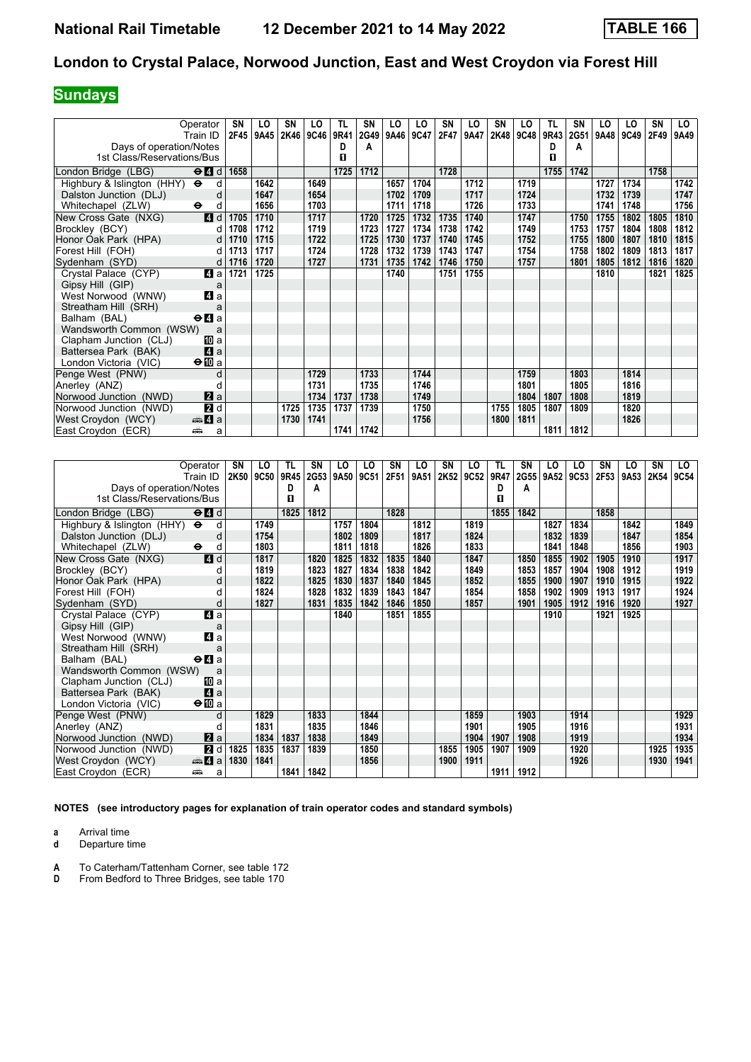# London to Crystal Palace, Norwood Junction, East and West Croydon via Forest Hill

## Sundays

| Operator | SN | LO | SN | LO | TL | SN | LO | LO | SN | LO | SN | LO | TL | SN | LO | LO | SN | LO |
|---|---|---|---|---|---|---|---|---|---|---|---|---|---|---|---|---|---|---|
| Train ID | 2F45 | 9A45 | 2K46 | 9C46 | 9R41 | 2G49 | 9A46 | 9C47 | 2F47 | 9A47 | 2K48 | 9C48 | 9R43 | 2G51 | 9A48 | 9C49 | 2F49 | 9A49 |
| Days of operation/Notes | | | | | D | A | | | | | | | D | A | | | | |
| 1st Class/Reservations/Bus | | | | | ■ | | | | | | | | ■ | | | | | |
| London Bridge (LBG) ⊖ 4 d | 1658 | | | | 1725 | 1712 | | | 1728 | | | | 1755 | 1742 | | | 1758 | |
| Highbury & Islington (HHY) ⊖ d | | 1642 | | 1649 | | | 1657 | 1704 | | 1712 | | 1719 | | | 1727 | 1734 | | 1742 |
| Dalston Junction (DLJ) d | | 1647 | | 1654 | | | 1702 | 1709 | | 1717 | | 1724 | | | 1732 | 1739 | | 1747 |
| Whitechapel (ZLW) ⊖ d | | 1656 | | 1703 | | | 1711 | 1718 | | 1726 | | 1733 | | | 1741 | 1748 | | 1756 |
| New Cross Gate (NXG) 4 d | 1705 | 1710 | | 1717 | | 1720 | 1725 | 1732 | 1735 | 1740 | | 1747 | | 1750 | 1755 | 1802 | 1805 | 1810 |
| Brockley (BCY) d | 1708 | 1712 | | 1719 | | 1723 | 1727 | 1734 | 1738 | 1742 | | 1749 | | 1753 | 1757 | 1804 | 1808 | 1812 |
| Honor Oak Park (HPA) d | 1710 | 1715 | | 1722 | | 1725 | 1730 | 1737 | 1740 | 1745 | | 1752 | | 1755 | 1800 | 1807 | 1810 | 1815 |
| Forest Hill (FOH) d | 1713 | 1717 | | 1724 | | 1728 | 1732 | 1739 | 1743 | 1747 | | 1754 | | 1758 | 1802 | 1809 | 1813 | 1817 |
| Sydenham (SYD) d | 1716 | 1720 | | 1727 | | 1731 | 1735 | 1742 | 1746 | 1750 | | 1757 | | 1801 | 1805 | 1812 | 1816 | 1820 |
| Crystal Palace (CYP) 4 a | 1721 | 1725 | | | | | 1740 | | 1751 | 1755 | | | | | 1810 | | 1821 | 1825 |
| Gipsy Hill (GIP) a | | | | | | | | | | | | | | | | | | |
| West Norwood (WNW) 4 a | | | | | | | | | | | | | | | | | | |
| Streatham Hill (SRH) a | | | | | | | | | | | | | | | | | | |
| Balham (BAL) ⊖ 4 a | | | | | | | | | | | | | | | | | | |
| Wandsworth Common (WSW) a | | | | | | | | | | | | | | | | | | |
| Clapham Junction (CLJ) 10 a | | | | | | | | | | | | | | | | | | |
| Battersea Park (BAK) 4 a | | | | | | | | | | | | | | | | | | |
| London Victoria (VIC) ⊖ 10 a | | | | | | | | | | | | | | | | | | |
| Penge West (PNW) d | | | | 1729 | | 1733 | | 1744 | | | | 1759 | | 1803 | | 1814 | | |
| Anerley (ANZ) d | | | | 1731 | | 1735 | | 1746 | | | | 1801 | | 1805 | | 1816 | | |
| Norwood Junction (NWD) 2 a | | | | 1734 | 1737 | 1738 | | 1749 | | | | 1804 | 1807 | 1808 | | 1819 | | |
| Norwood Junction (NWD) 2 d | | | 1725 | 1735 | 1737 | 1739 | | 1750 | | | 1755 | 1805 | 1807 | 1809 | | 1820 | | |
| West Croydon (WCY) 4 a | | | 1730 | 1741 | | | | 1756 | | | 1800 | 1811 | | | | 1826 | | |
| East Croydon (ECR) a | | | | | 1741 | 1742 | | | | | | | 1811 | 1812 | | | | |

| Operator | SN | LO | TL | SN | LO | LO | SN | LO | SN | LO | TL | SN | LO | LO | SN | LO | SN | LO |
|---|---|---|---|---|---|---|---|---|---|---|---|---|---|---|---|---|---|---|
| Train ID | 2K50 | 9C50 | 9R45 | 2G53 | 9A50 | 9C51 | 2F51 | 9A51 | 2K52 | 9C52 | 9R47 | 2G55 | 9A52 | 9C53 | 2F53 | 9A53 | 2K54 | 9C54 |
| Days of operation/Notes | | | D | A | | | | | | | D | A | | | | | | |
| 1st Class/Reservations/Bus | | | ■ | | | | | | | | ■ | | | | | | | |
| London Bridge (LBG) ⊖ 4 d | | | 1825 | 1812 | | | 1828 | | | | 1855 | 1842 | | | 1858 | | | |
| Highbury & Islington (HHY) ⊖ d | | 1749 | | | 1757 | 1804 | | 1812 | | 1819 | | | 1827 | 1834 | | 1842 | | 1849 |
| Dalston Junction (DLJ) d | | 1754 | | | 1802 | 1809 | | 1817 | | 1824 | | | 1832 | 1839 | | 1847 | | 1854 |
| Whitechapel (ZLW) ⊖ d | | 1803 | | | 1811 | 1818 | | 1826 | | 1833 | | | 1841 | 1848 | | 1856 | | 1903 |
| New Cross Gate (NXG) 4 d | | 1817 | | 1820 | 1825 | 1832 | 1835 | 1840 | | 1847 | | 1850 | 1855 | 1902 | 1905 | 1910 | | 1917 |
| Brockley (BCY) d | | 1819 | | 1823 | 1827 | 1834 | 1838 | 1842 | | 1849 | | 1853 | 1857 | 1904 | 1908 | 1912 | | 1919 |
| Honor Oak Park (HPA) d | | 1822 | | 1825 | 1830 | 1837 | 1840 | 1845 | | 1852 | | 1855 | 1900 | 1907 | 1910 | 1915 | | 1922 |
| Forest Hill (FOH) d | | 1824 | | 1828 | 1832 | 1839 | 1843 | 1847 | | 1854 | | 1858 | 1902 | 1909 | 1913 | 1917 | | 1924 |
| Sydenham (SYD) d | | 1827 | | 1831 | 1835 | 1842 | 1846 | 1850 | | 1857 | | 1901 | 1905 | 1912 | 1916 | 1920 | | 1927 |
| Crystal Palace (CYP) 4 a | | | | | 1840 | | 1851 | 1855 | | | | | 1910 | | 1921 | 1925 | | |
| Gipsy Hill (GIP) a | | | | | | | | | | | | | | | | | | |
| West Norwood (WNW) 4 a | | | | | | | | | | | | | | | | | | |
| Streatham Hill (SRH) a | | | | | | | | | | | | | | | | | | |
| Balham (BAL) ⊖ 4 a | | | | | | | | | | | | | | | | | | |
| Wandsworth Common (WSW) a | | | | | | | | | | | | | | | | | | |
| Clapham Junction (CLJ) 10 a | | | | | | | | | | | | | | | | | | |
| Battersea Park (BAK) 4 a | | | | | | | | | | | | | | | | | | |
| London Victoria (VIC) ⊖ 10 a | | | | | | | | | | | | | | | | | | |
| Penge West (PNW) d | | 1829 | | 1833 | | 1844 | | | | 1859 | | 1903 | | 1914 | | | | 1929 |
| Anerley (ANZ) d | | 1831 | | 1835 | | 1846 | | | | 1901 | | 1905 | | 1916 | | | | 1931 |
| Norwood Junction (NWD) 2 a | | 1834 | 1837 | 1838 | | 1849 | | | | 1904 | 1907 | 1908 | | 1919 | | | | 1934 |
| Norwood Junction (NWD) 2 d | 1825 | 1835 | 1837 | 1839 | | 1850 | | | 1855 | 1905 | 1907 | 1909 | | 1920 | | | 1925 | 1935 |
| West Croydon (WCY) 4 a | 1830 | 1841 | | | | 1856 | | | 1900 | 1911 | | | | 1926 | | | 1930 | 1941 |
| East Croydon (ECR) a | | | 1841 | 1842 | | | | | | | 1911 | 1912 | | | | | | |

**NOTES (see introductory pages for explanation of train operator codes and standard symbols)**

**a** Arrival time
**d** Departure time

**A** To Caterham/Tattenham Corner, see table 172
**D** From Bedford to Three Bridges, see table 170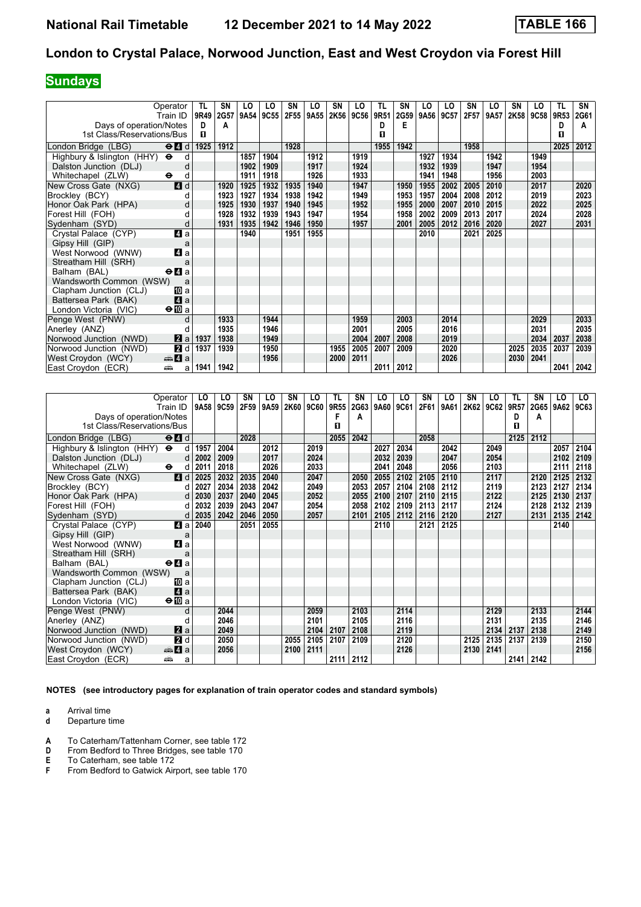# London to Crystal Palace, Norwood Junction, East and West Croydon via Forest Hill

**Sundays**

| Operator | TL | SN | LO | LO | SN | LO | SN | LO | TL | SN | LO | LO | SN | LO | SN | LO | TL | SN |
|---|---|---|---|---|---|---|---|---|---|---|---|---|---|---|---|---|---|---|
| Train ID | 9R49 | 2G57 | 9A54 | 9C55 | 2F55 | 9A55 | 2K56 | 9C56 | 9R51 | 2G59 | 9A56 | 9C57 | 2F57 | 9A57 | 2K58 | 9C58 | 9R53 | 2G61 |
| Days of operation/Notes | D | A | | | | | | | D | E | | | | | | | D | A |
| 1st Class/Reservations/Bus | ■ | | | | | | | | ■ | | | | | | | | ■ | |
| London Bridge (LBG) d | 1925 | 1912 | | | 1928 | | | | 1955 | 1942 | | | 1958 | | | | 2025 | 2012 |
| Highbury & Islington (HHY) d | | | 1857 | 1904 | | 1912 | | 1919 | | | 1927 | 1934 | | 1942 | | 1949 | | |
| Dalston Junction (DLJ) d | | | 1902 | 1909 | | 1917 | | 1924 | | | 1932 | 1939 | | 1947 | | 1954 | | |
| Whitechapel (ZLW) d | | | 1911 | 1918 | | 1926 | | 1933 | | | 1941 | 1948 | | 1956 | | 2003 | | |
| New Cross Gate (NXG) d | | 1920 | 1925 | 1932 | 1935 | 1940 | | 1947 | | 1950 | 1955 | 2002 | 2005 | 2010 | | 2017 | | 2020 |
| Brockley (BCY) d | | 1923 | 1927 | 1934 | 1938 | 1942 | | 1949 | | 1953 | 1957 | 2004 | 2008 | 2012 | | 2019 | | 2023 |
| Honor Oak Park (HPA) d | | 1925 | 1930 | 1937 | 1940 | 1945 | | 1952 | | 1955 | 2000 | 2007 | 2010 | 2015 | | 2022 | | 2025 |
| Forest Hill (FOH) d | | 1928 | 1932 | 1939 | 1943 | 1947 | | 1954 | | 1958 | 2002 | 2009 | 2013 | 2017 | | 2024 | | 2028 |
| Sydenham (SYD) d | | 1931 | 1935 | 1942 | 1946 | 1950 | | 1957 | | 2001 | 2005 | 2012 | 2016 | 2020 | | 2027 | | 2031 |
| Crystal Palace (CYP) a | | | 1940 | | 1951 | 1955 | | | | | 2010 | | 2021 | 2025 | | | | |
| Gipsy Hill (GIP) a | | | | | | | | | | | | | | | | | | |
| West Norwood (WNW) a | | | | | | | | | | | | | | | | | | |
| Streatham Hill (SRH) a | | | | | | | | | | | | | | | | | | |
| Balham (BAL) a | | | | | | | | | | | | | | | | | | |
| Wandsworth Common (WSW) a | | | | | | | | | | | | | | | | | | |
| Clapham Junction (CLJ) a | | | | | | | | | | | | | | | | | | |
| Battersea Park (BAK) a | | | | | | | | | | | | | | | | | | |
| London Victoria (VIC) a | | | | | | | | | | | | | | | | | | |
| Penge West (PNW) d | | 1933 | | 1944 | | | | 1959 | | 2003 | | 2014 | | | | 2029 | | 2033 |
| Anerley (ANZ) d | | 1935 | | 1946 | | | | 2001 | | 2005 | | 2016 | | | | 2031 | | 2035 |
| Norwood Junction (NWD) a | 1937 | 1938 | | 1949 | | | | 2004 | 2007 | 2008 | | 2019 | | | | 2034 | 2037 | 2038 |
| Norwood Junction (NWD) d | 1937 | 1939 | | 1950 | | | 1955 | 2005 | 2007 | 2009 | | 2020 | | | 2025 | 2035 | 2037 | 2039 |
| West Croydon (WCY) a | | | | 1956 | | | 2000 | 2011 | | | | 2026 | | | 2030 | 2041 | | |
| East Croydon (ECR) a | 1941 | 1942 | | | | | | | 2011 | 2012 | | | | | | | 2041 | 2042 |

| Operator | LO | LO | SN | LO | SN | LO | TL | SN | LO | LO | SN | LO | SN | LO | TL | SN | LO | LO |
|---|---|---|---|---|---|---|---|---|---|---|---|---|---|---|---|---|---|---|
| Train ID | 9A58 | 9C59 | 2F59 | 9A59 | 2K60 | 9C60 | 9R55 | 2G63 | 9A60 | 9C61 | 2F61 | 9A61 | 2K62 | 9C62 | 9R57 | 2G65 | 9A62 | 9C63 |
| Days of operation/Notes | | | | | | | F | A | | | | | | | D | A | | |
| 1st Class/Reservations/Bus | | | | | | | ■ | | | | | | | | ■ | | | |
| London Bridge (LBG) d | | | 2028 | | | | 2055 | 2042 | | | 2058 | | | | 2125 | 2112 | | |
| Highbury & Islington (HHY) d | 1957 | 2004 | | 2012 | | 2019 | | | 2027 | 2034 | | 2042 | | 2049 | | | 2057 | 2104 |
| Dalston Junction (DLJ) d | 2002 | 2009 | | 2017 | | 2024 | | | 2032 | 2039 | | 2047 | | 2054 | | | 2102 | 2109 |
| Whitechapel (ZLW) d | 2011 | 2018 | | 2026 | | 2033 | | | 2041 | 2048 | | 2056 | | 2103 | | | 2111 | 2118 |
| New Cross Gate (NXG) d | 2025 | 2032 | 2035 | 2040 | | 2047 | | 2050 | 2055 | 2102 | 2105 | 2110 | | 2117 | | 2120 | 2125 | 2132 |
| Brockley (BCY) d | 2027 | 2034 | 2038 | 2042 | | 2049 | | 2053 | 2057 | 2104 | 2108 | 2112 | | 2119 | | 2123 | 2127 | 2134 |
| Honor Oak Park (HPA) d | 2030 | 2037 | 2040 | 2045 | | 2052 | | 2055 | 2100 | 2107 | 2110 | 2115 | | 2122 | | 2125 | 2130 | 2137 |
| Forest Hill (FOH) d | 2032 | 2039 | 2043 | 2047 | | 2054 | | 2058 | 2102 | 2109 | 2113 | 2117 | | 2124 | | 2128 | 2132 | 2139 |
| Sydenham (SYD) d | 2035 | 2042 | 2046 | 2050 | | 2057 | | 2101 | 2105 | 2112 | 2116 | 2120 | | 2127 | | 2131 | 2135 | 2142 |
| Crystal Palace (CYP) a | 2040 | | 2051 | 2055 | | | | | 2110 | | 2121 | 2125 | | | | | 2140 | |
| Gipsy Hill (GIP) a | | | | | | | | | | | | | | | | | | |
| West Norwood (WNW) a | | | | | | | | | | | | | | | | | | |
| Streatham Hill (SRH) a | | | | | | | | | | | | | | | | | | |
| Balham (BAL) a | | | | | | | | | | | | | | | | | | |
| Wandsworth Common (WSW) a | | | | | | | | | | | | | | | | | | |
| Clapham Junction (CLJ) a | | | | | | | | | | | | | | | | | | |
| Battersea Park (BAK) a | | | | | | | | | | | | | | | | | | |
| London Victoria (VIC) a | | | | | | | | | | | | | | | | | | |
| Penge West (PNW) d | | 2044 | | | | 2059 | | 2103 | | 2114 | | | | 2129 | | 2133 | | 2144 |
| Anerley (ANZ) d | | 2046 | | | | 2101 | | 2105 | | 2116 | | | | 2131 | | 2135 | | 2146 |
| Norwood Junction (NWD) a | | 2049 | | | | 2104 | 2107 | 2108 | | 2119 | | | | 2134 | 2137 | 2138 | | 2149 |
| Norwood Junction (NWD) d | | 2050 | | | 2055 | 2105 | 2107 | 2109 | | 2120 | | | 2125 | 2135 | 2137 | 2139 | | 2150 |
| West Croydon (WCY) a | | 2056 | | | 2100 | 2111 | | | | 2126 | | | 2130 | 2141 | | | | 2156 |
| East Croydon (ECR) a | | | | | | | 2111 | 2112 | | | | | | | 2141 | 2142 | | |

**NOTES (see introductory pages for explanation of train operator codes and standard symbols)**

- **a** Arrival time
- **d** Departure time

- **A** To Caterham/Tattenham Corner, see table 172
- **D** From Bedford to Three Bridges, see table 170
- **E** To Caterham, see table 172
- **F** From Bedford to Gatwick Airport, see table 170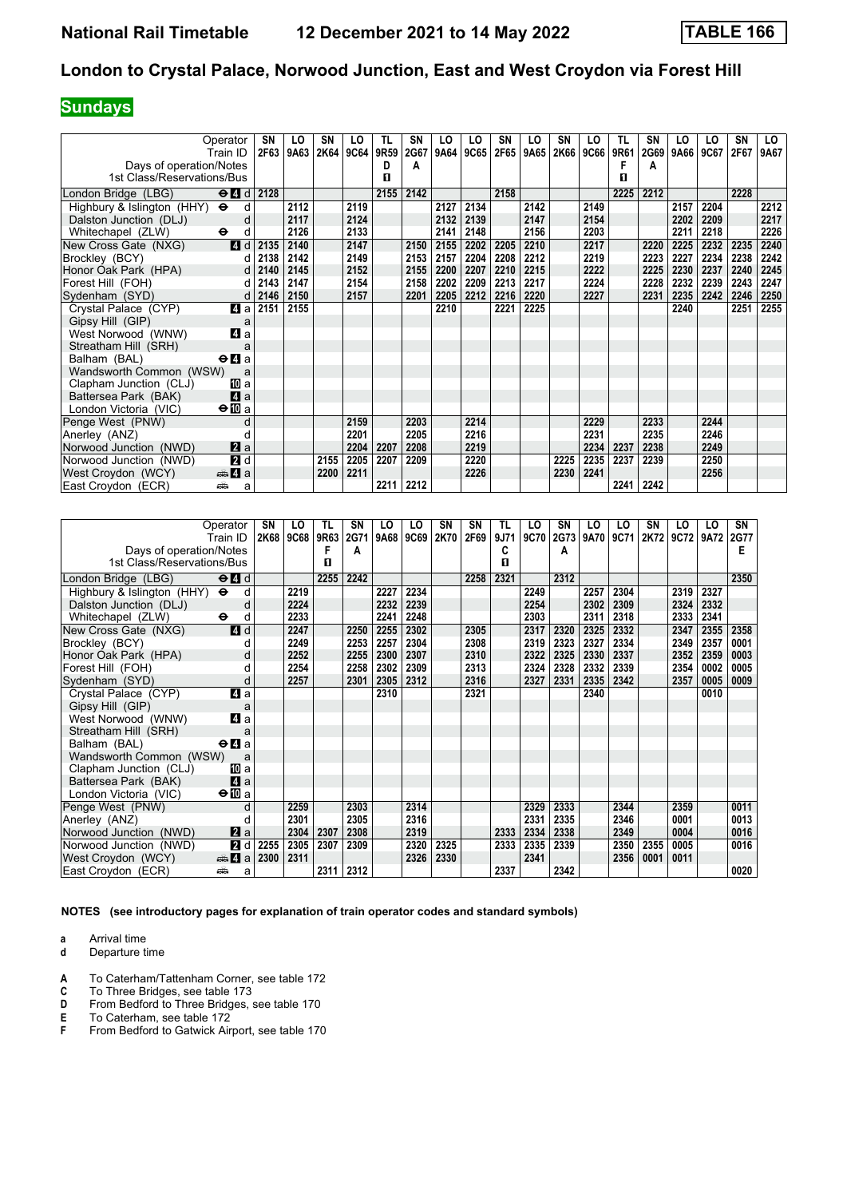# National Rail Timetable — 12 December 2021 to 14 May 2022 — TABLE 166

## London to Crystal Palace, Norwood Junction, East and West Croydon via Forest Hill

### Sundays

| Operator | | SN | LO | SN | LO | TL | SN | LO | LO | SN | LO | SN | LO | TL | SN | LO | LO | SN | LO |
|---|---|---|---|---|---|---|---|---|---|---|---|---|---|---|---|---|---|---|---|
| Train ID | | 2F63 | 9A63 | 2K64 | 9C64 | 9R59 | 2G67 | 9A64 | 9C65 | 2F65 | 9A65 | 2K66 | 9C66 | 9R61 | 2G69 | 9A66 | 9C67 | 2F67 | 9A67 |
| Days of operation/Notes | | | | | | D | A | | | | | | | F | A | | | | |
| 1st Class/Reservations/Bus | | | | | | 1 | | | | | | | | 1 | | | | | |
| London Bridge (LBG) | ⊖ 4 d | 2128 | | | | 2155 | 2142 | | | 2158 | | | | 2225 | 2212 | | | 2228 | |
| Highbury & Islington (HHY) ⊖ | d | | 2112 | | 2119 | | | 2127 | 2134 | | 2142 | | 2149 | | | 2157 | 2204 | | 2212 |
| Dalston Junction (DLJ) | d | | 2117 | | 2124 | | | 2132 | 2139 | | 2147 | | 2154 | | | 2202 | 2209 | | 2217 |
| Whitechapel (ZLW) ⊖ | d | | 2126 | | 2133 | | | 2141 | 2148 | | 2156 | | 2203 | | | 2211 | 2218 | | 2226 |
| New Cross Gate (NXG) | 4 d | 2135 | 2140 | | 2147 | | 2150 | 2155 | 2202 | 2205 | 2210 | | 2217 | | 2220 | 2225 | 2232 | 2235 | 2240 |
| Brockley (BCY) | d | 2138 | 2142 | | 2149 | | 2153 | 2157 | 2204 | 2208 | 2212 | | 2219 | | 2223 | 2227 | 2234 | 2238 | 2242 |
| Honor Oak Park (HPA) | d | 2140 | 2145 | | 2152 | | 2155 | 2200 | 2207 | 2210 | 2215 | | 2222 | | 2225 | 2230 | 2237 | 2240 | 2245 |
| Forest Hill (FOH) | d | 2143 | 2147 | | 2154 | | 2158 | 2202 | 2209 | 2213 | 2217 | | 2224 | | 2228 | 2232 | 2239 | 2243 | 2247 |
| Sydenham (SYD) | d | 2146 | 2150 | | 2157 | | 2201 | 2205 | 2212 | 2216 | 2220 | | 2227 | | 2231 | 2235 | 2242 | 2246 | 2250 |
| Crystal Palace (CYP) | 4 a | 2151 | 2155 | | | | | 2210 | | 2221 | 2225 | | | | | 2240 | | 2251 | 2255 |
| Gipsy Hill (GIP) | a | | | | | | | | | | | | | | | | | | |
| West Norwood (WNW) | 4 a | | | | | | | | | | | | | | | | | | |
| Streatham Hill (SRH) | a | | | | | | | | | | | | | | | | | | |
| Balham (BAL) | ⊖ 4 a | | | | | | | | | | | | | | | | | | |
| Wandsworth Common (WSW) | a | | | | | | | | | | | | | | | | | | |
| Clapham Junction (CLJ) | 10 a | | | | | | | | | | | | | | | | | | |
| Battersea Park (BAK) | 4 a | | | | | | | | | | | | | | | | | | |
| London Victoria (VIC) | ⊖ 10 a | | | | | | | | | | | | | | | | | | |
| Penge West (PNW) | d | | | | 2159 | | 2203 | | 2214 | | | | 2229 | | 2233 | | 2244 | | |
| Anerley (ANZ) | d | | | | 2201 | | 2205 | | 2216 | | | | 2231 | | 2235 | | 2246 | | |
| Norwood Junction (NWD) | 2 a | | | | 2204 | 2207 | 2208 | | 2219 | | | | 2234 | 2237 | 2238 | | 2249 | | |
| Norwood Junction (NWD) | 2 d | | | 2155 | 2205 | 2207 | 2209 | | 2220 | | | 2225 | 2235 | 2237 | 2239 | | 2250 | | |
| West Croydon (WCY) | 🚌 4 a | | | 2200 | 2211 | | | | 2226 | | | 2230 | 2241 | | | | 2256 | | |
| East Croydon (ECR) | 🚌 a | | | | | 2211 | 2212 | | | | | | | 2241 | 2242 | | | | |

| Operator | | SN | LO | TL | SN | LO | LO | SN | SN | TL | LO | SN | LO | LO | SN | LO | LO | SN |
|---|---|---|---|---|---|---|---|---|---|---|---|---|---|---|---|---|---|---|
| Train ID | | 2K68 | 9C68 | 9R63 | 2G71 | 9A68 | 9C69 | 2K70 | 2F69 | 9J71 | 9C70 | 2G73 | 9A70 | 9C71 | 2K72 | 9C72 | 9A72 | 2G77 |
| Days of operation/Notes | | | | F | A | | | | | C | | A | | | | | | E |
| 1st Class/Reservations/Bus | | | | 1 | | | | | | 1 | | | | | | | | |
| London Bridge (LBG) | ⊖ 4 d | | | 2255 | 2242 | | | | 2258 | 2321 | | 2312 | | | | | | 2350 |
| Highbury & Islington (HHY) ⊖ | d | | 2219 | | | 2227 | 2234 | | | | 2249 | | 2257 | 2304 | | 2319 | 2327 | |
| Dalston Junction (DLJ) | d | | 2224 | | | 2232 | 2239 | | | | 2254 | | 2302 | 2309 | | 2324 | 2332 | |
| Whitechapel (ZLW) ⊖ | d | | 2233 | | | 2241 | 2248 | | | | 2303 | | 2311 | 2318 | | 2333 | 2341 | |
| New Cross Gate (NXG) | 4 d | | 2247 | | 2250 | 2255 | 2302 | | 2305 | | 2317 | 2320 | 2325 | 2332 | | 2347 | 2355 | 2358 |
| Brockley (BCY) | d | | 2249 | | 2253 | 2257 | 2304 | | 2308 | | 2319 | 2323 | 2327 | 2334 | | 2349 | 2357 | 0001 |
| Honor Oak Park (HPA) | d | | 2252 | | 2255 | 2300 | 2307 | | 2310 | | 2322 | 2325 | 2330 | 2337 | | 2352 | 2359 | 0003 |
| Forest Hill (FOH) | d | | 2254 | | 2258 | 2302 | 2309 | | 2313 | | 2324 | 2328 | 2332 | 2339 | | 2354 | 0002 | 0005 |
| Sydenham (SYD) | d | | 2257 | | 2301 | 2305 | 2312 | | 2316 | | 2327 | 2331 | 2335 | 2342 | | 2357 | 0005 | 0009 |
| Crystal Palace (CYP) | 4 a | | | | | 2310 | | | 2321 | | | | 2340 | | | | 0010 | |
| Gipsy Hill (GIP) | a | | | | | | | | | | | | | | | | | |
| West Norwood (WNW) | 4 a | | | | | | | | | | | | | | | | | |
| Streatham Hill (SRH) | a | | | | | | | | | | | | | | | | | |
| Balham (BAL) | ⊖ 4 a | | | | | | | | | | | | | | | | | |
| Wandsworth Common (WSW) | a | | | | | | | | | | | | | | | | | |
| Clapham Junction (CLJ) | 10 a | | | | | | | | | | | | | | | | | |
| Battersea Park (BAK) | 4 a | | | | | | | | | | | | | | | | | |
| London Victoria (VIC) | ⊖ 10 a | | | | | | | | | | | | | | | | | |
| Penge West (PNW) | d | | 2259 | | 2303 | | 2314 | | | | 2329 | 2333 | | 2344 | | 2359 | | 0011 |
| Anerley (ANZ) | d | | 2301 | | 2305 | | 2316 | | | | 2331 | 2335 | | 2346 | | 0001 | | 0013 |
| Norwood Junction (NWD) | 2 a | | 2304 | 2307 | 2308 | | 2319 | | | 2333 | 2334 | 2338 | | 2349 | | 0004 | | 0016 |
| Norwood Junction (NWD) | 2 d | 2255 | 2305 | 2307 | 2309 | | 2320 | 2325 | | 2333 | 2335 | 2339 | | 2350 | 2355 | 0005 | | 0016 |
| West Croydon (WCY) | 🚌 4 a | 2300 | 2311 | | | | 2326 | 2330 | | | 2341 | | | 2356 | 0001 | 0011 | | |
| East Croydon (ECR) | 🚌 a | | | 2311 | 2312 | | | | | 2337 | | 2342 | | | | | | 0020 |

**NOTES (see introductory pages for explanation of train operator codes and standard symbols)**

**a** Arrival time
**d** Departure time

**A** To Caterham/Tattenham Corner, see table 172
**C** To Three Bridges, see table 173
**D** From Bedford to Three Bridges, see table 170
**E** To Caterham, see table 172
**F** From Bedford to Gatwick Airport, see table 170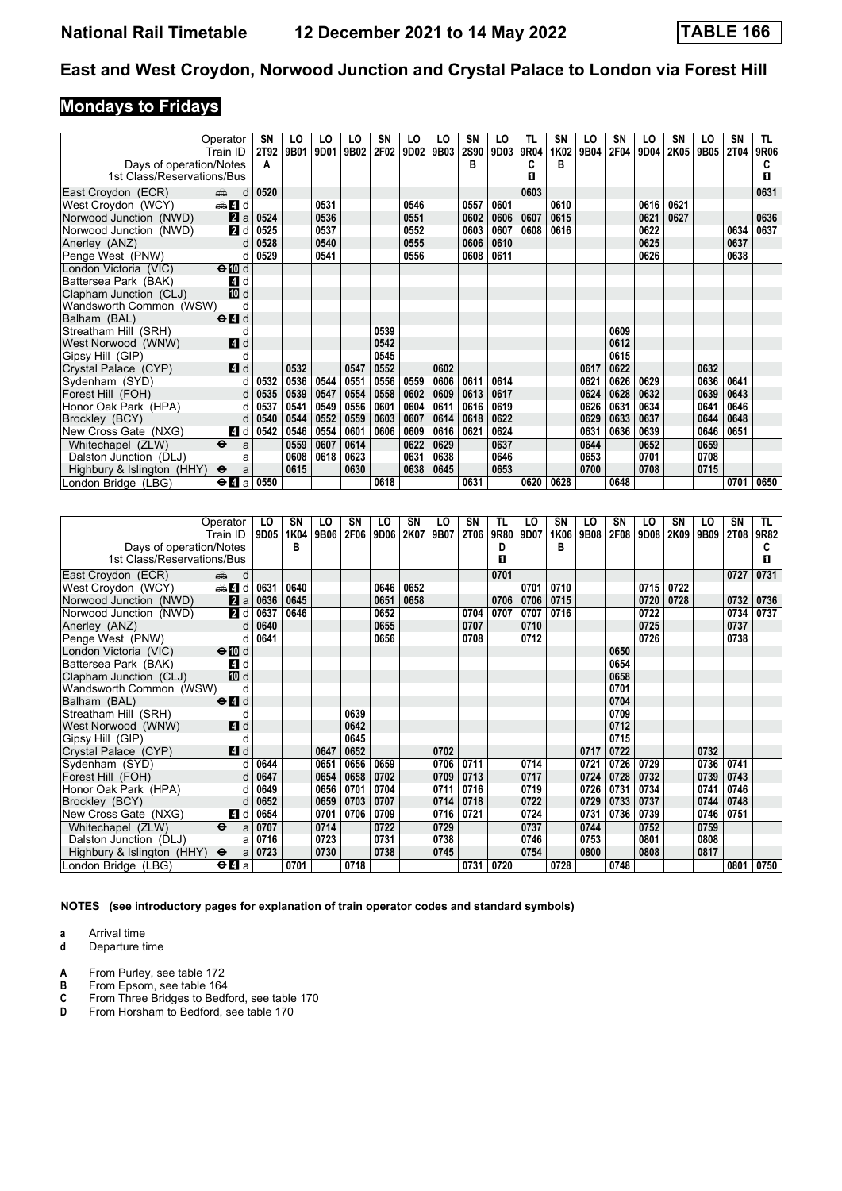# National Rail Timetable — 12 December 2021 to 14 May 2022 — TABLE 166

## East and West Croydon, Norwood Junction and Crystal Palace to London via Forest Hill

### Mondays to Fridays

| Operator | | SN | LO | LO | LO | SN | LO | LO | SN | LO | TL | SN | LO | SN | LO | SN | LO | SN | TL |
|---|---|---|---|---|---|---|---|---|---|---|---|---|---|---|---|---|---|---|---|
| Train ID | | 2T92 | 9B01 | 9D01 | 9B02 | 2F02 | 9D02 | 9B03 | 2S90 | 9D03 | 9R04 | 1K02 | 9B04 | 2F04 | 9D04 | 2K05 | 9B05 | 2T04 | 9R06 |
| Days of operation/Notes | | A | | | | | | | B | | C | B | | | | | | | C |
| 1st Class/Reservations/Bus | | | | | | | | | | | ■ | | | | | | | | ■ |
| East Croydon (ECR) | d | 0520 | | | | | | | | | 0603 | | | | | | | | 0631 |
| West Croydon (WCY) 4 | d | | | 0531 | | | 0546 | | 0557 | 0601 | | 0610 | | | 0616 | 0621 | | | |
| Norwood Junction (NWD) 2 | a | 0524 | | 0536 | | | 0551 | | 0602 | 0606 | 0607 | 0615 | | | 0621 | 0627 | | | 0636 |
| Norwood Junction (NWD) 2 | d | 0525 | | 0537 | | | 0552 | | 0603 | 0607 | 0608 | 0616 | | | 0622 | | | 0634 | 0637 |
| Anerley (ANZ) | d | 0528 | | 0540 | | | 0555 | | 0606 | 0610 | | | | | 0625 | | | 0637 | |
| Penge West (PNW) | d | 0529 | | 0541 | | | 0556 | | 0608 | 0611 | | | | | 0626 | | | 0638 | |
| London Victoria (VIC) 10 | d | | | | | | | | | | | | | | | | | | |
| Battersea Park (BAK) 4 | d | | | | | | | | | | | | | | | | | | |
| Clapham Junction (CLJ) 10 | d | | | | | | | | | | | | | | | | | | |
| Wandsworth Common (WSW) | d | | | | | | | | | | | | | | | | | | |
| Balham (BAL) 4 | d | | | | | | | | | | | | | | | | | | |
| Streatham Hill (SRH) | d | | | | | 0539 | | | | | | | | 0609 | | | | | |
| West Norwood (WNW) 4 | d | | | | | 0542 | | | | | | | | 0612 | | | | | |
| Gipsy Hill (GIP) | d | | | | | 0545 | | | | | | | | 0615 | | | | | |
| Crystal Palace (CYP) 4 | d | | 0532 | | 0547 | 0552 | | 0602 | | | | | 0617 | 0622 | | | 0632 | | |
| Sydenham (SYD) | d | 0532 | 0536 | 0544 | 0551 | 0556 | 0559 | 0606 | 0611 | 0614 | | | 0621 | 0626 | 0629 | | 0636 | 0641 | |
| Forest Hill (FOH) | d | 0535 | 0539 | 0547 | 0554 | 0558 | 0602 | 0609 | 0613 | 0617 | | | 0624 | 0628 | 0632 | | 0639 | 0643 | |
| Honor Oak Park (HPA) | d | 0537 | 0541 | 0549 | 0556 | 0601 | 0604 | 0611 | 0616 | 0619 | | | 0626 | 0631 | 0634 | | 0641 | 0646 | |
| Brockley (BCY) | d | 0540 | 0544 | 0552 | 0559 | 0603 | 0607 | 0614 | 0618 | 0622 | | | 0629 | 0633 | 0637 | | 0644 | 0648 | |
| New Cross Gate (NXG) 4 | d | 0542 | 0546 | 0554 | 0601 | 0606 | 0609 | 0616 | 0621 | 0624 | | | 0631 | 0636 | 0639 | | 0646 | 0651 | |
| Whitechapel (ZLW) | a | | 0559 | 0607 | 0614 | | 0622 | 0629 | | 0637 | | | 0644 | | 0652 | | 0659 | | |
| Dalston Junction (DLJ) | a | | 0608 | 0618 | 0623 | | 0631 | 0638 | | 0646 | | | 0653 | | 0701 | | 0708 | | |
| Highbury & Islington (HHY) | a | | 0615 | | 0630 | | 0638 | 0645 | | 0653 | | | 0700 | | 0708 | | 0715 | | |
| London Bridge (LBG) 4 | a | 0550 | | | | 0618 | | | 0631 | | 0620 | 0628 | | 0648 | | | | 0701 | 0650 |

| Operator | | LO | SN | LO | SN | LO | SN | LO | SN | TL | LO | SN | LO | SN | LO | SN | LO | SN | TL |
|---|---|---|---|---|---|---|---|---|---|---|---|---|---|---|---|---|---|---|---|
| Train ID | | 9D05 | 1K04 | 9B06 | 2F06 | 9D06 | 2K07 | 9B07 | 2T06 | 9R80 | 9D07 | 1K06 | 9B08 | 2F08 | 9D08 | 2K09 | 9B09 | 2T08 | 9R82 |
| Days of operation/Notes | | | B | | | | | | | D | | B | | | | | | | C |
| 1st Class/Reservations/Bus | | | | | | | | | | ■ | | | | | | | | | ■ |
| East Croydon (ECR) | d | | | | | | | | | 0701 | | | | | | | | 0727 | 0731 |
| West Croydon (WCY) 4 | d | 0631 | 0640 | | | 0646 | 0652 | | | | 0701 | 0710 | | | 0715 | 0722 | | | |
| Norwood Junction (NWD) 2 | a | 0636 | 0645 | | | 0651 | 0658 | | | 0706 | 0706 | 0715 | | | 0720 | 0728 | | 0732 | 0736 |
| Norwood Junction (NWD) 2 | d | 0637 | 0646 | | | 0652 | | | 0704 | 0707 | 0707 | 0716 | | | 0722 | | | 0734 | 0737 |
| Anerley (ANZ) | d | 0640 | | | | 0655 | | | 0707 | | 0710 | | | | 0725 | | | 0737 | |
| Penge West (PNW) | d | 0641 | | | | 0656 | | | 0708 | | 0712 | | | | 0726 | | | 0738 | |
| London Victoria (VIC) 10 | d | | | | | | | | | | | | | 0650 | | | | | |
| Battersea Park (BAK) 4 | d | | | | | | | | | | | | | 0654 | | | | | |
| Clapham Junction (CLJ) 10 | d | | | | | | | | | | | | | 0658 | | | | | |
| Wandsworth Common (WSW) | d | | | | | | | | | | | | | 0701 | | | | | |
| Balham (BAL) 4 | d | | | | | | | | | | | | | 0704 | | | | | |
| Streatham Hill (SRH) | d | | | | 0639 | | | | | | | | | 0709 | | | | | |
| West Norwood (WNW) 4 | d | | | | 0642 | | | | | | | | | 0712 | | | | | |
| Gipsy Hill (GIP) | d | | | | 0645 | | | | | | | | | 0715 | | | | | |
| Crystal Palace (CYP) 4 | d | | | 0647 | 0652 | | | 0702 | | | | | 0717 | 0722 | | | 0732 | | |
| Sydenham (SYD) | d | 0644 | | 0651 | 0656 | 0659 | | 0706 | 0711 | | 0714 | | 0721 | 0726 | 0729 | | 0736 | 0741 | |
| Forest Hill (FOH) | d | 0647 | | 0654 | 0658 | 0702 | | 0709 | 0713 | | 0717 | | 0724 | 0728 | 0732 | | 0739 | 0743 | |
| Honor Oak Park (HPA) | d | 0649 | | 0656 | 0701 | 0704 | | 0711 | 0716 | | 0719 | | 0726 | 0731 | 0734 | | 0741 | 0746 | |
| Brockley (BCY) | d | 0652 | | 0659 | 0703 | 0707 | | 0714 | 0718 | | 0722 | | 0729 | 0733 | 0737 | | 0744 | 0748 | |
| New Cross Gate (NXG) 4 | d | 0654 | | 0701 | 0706 | 0709 | | 0716 | 0721 | | 0724 | | 0731 | 0736 | 0739 | | 0746 | 0751 | |
| Whitechapel (ZLW) | a | 0707 | | 0714 | | 0722 | | 0729 | | | 0737 | | 0744 | | 0752 | | 0759 | | |
| Dalston Junction (DLJ) | a | 0716 | | 0723 | | 0731 | | 0738 | | | 0746 | | 0753 | | 0801 | | 0808 | | |
| Highbury & Islington (HHY) | a | 0723 | | 0730 | | 0738 | | 0745 | | | 0754 | | 0800 | | 0808 | | 0817 | | |
| London Bridge (LBG) 4 | a | | 0701 | | 0718 | | | | 0731 | 0720 | | 0728 | | 0748 | | | | 0801 | 0750 |

**NOTES (see introductory pages for explanation of train operator codes and standard symbols)**

- **a** Arrival time
- **d** Departure time

- **A** From Purley, see table 172
- **B** From Epsom, see table 164
- **C** From Three Bridges to Bedford, see table 170
- **D** From Horsham to Bedford, see table 170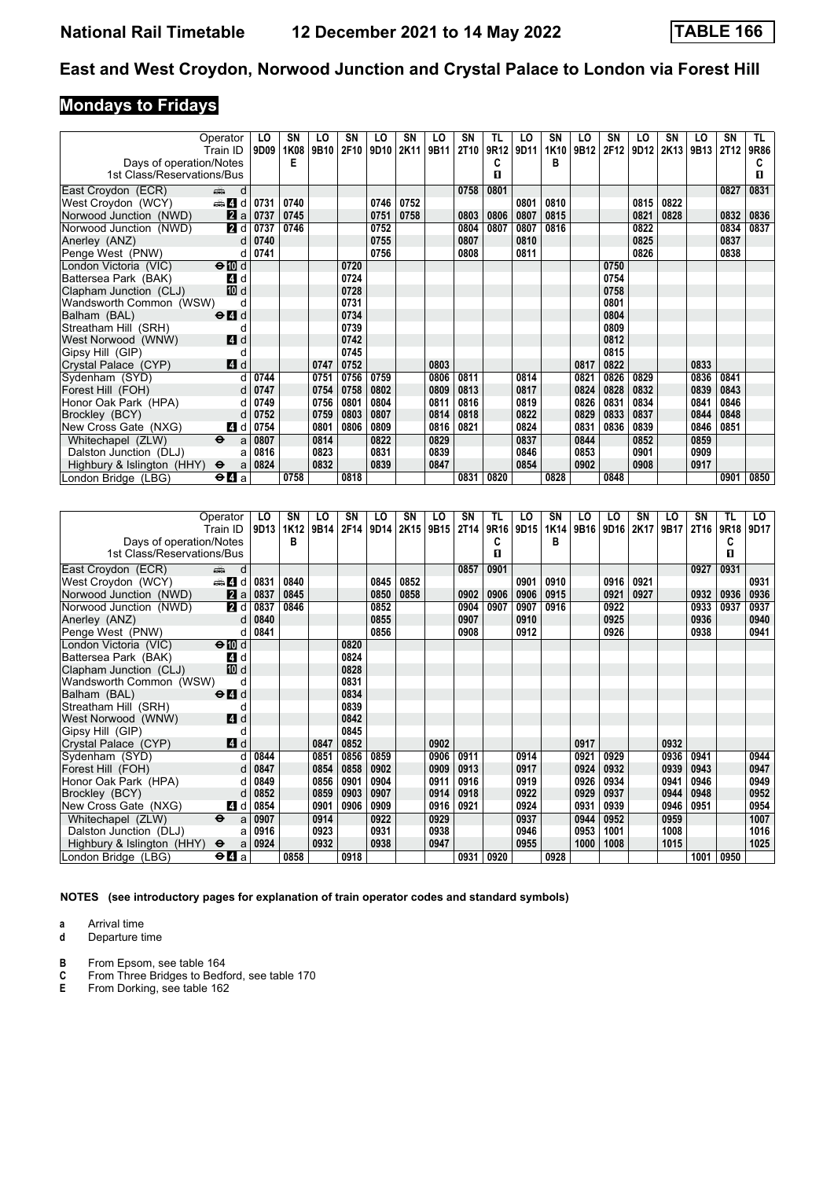# National Rail Timetable — 12 December 2021 to 14 May 2022 — TABLE 166

## East and West Croydon, Norwood Junction and Crystal Palace to London via Forest Hill

### Mondays to Fridays

| Operator | | LO | SN | LO | SN | LO | SN | LO | SN | TL | LO | SN | LO | SN | LO | SN | LO | SN | TL |
|---|---|---|---|---|---|---|---|---|---|---|---|---|---|---|---|---|---|---|---|
| Train ID | | 9D09 | 1K08 | 9B10 | 2F10 | 9D10 | 2K11 | 9B11 | 2T10 | 9R12 | 9D11 | 1K10 | 9B12 | 2F12 | 9D12 | 2K13 | 9B13 | 2T12 | 9R86 |
| Days of operation/Notes | | | E | | | | | | | C | | B | | | | | | | C |
| 1st Class/Reservations/Bus | | | | | | | | | | ■ | | | | | | | | | ■ |
| East Croydon (ECR) | d | | | | | | | | 0758 | 0801 | | | | | | | | 0827 | 0831 |
| West Croydon (WCY) | 4 d | 0731 | 0740 | | | 0746 | 0752 | | | | 0801 | 0810 | | | 0815 | 0822 | | | |
| Norwood Junction (NWD) | 2 a | 0737 | 0745 | | | 0751 | 0758 | | 0803 | 0806 | 0807 | 0815 | | | 0821 | 0828 | | 0832 | 0836 |
| Norwood Junction (NWD) | 2 d | 0737 | 0746 | | | 0752 | | | 0804 | 0807 | 0807 | 0816 | | | 0822 | | | 0834 | 0837 |
| Anerley (ANZ) | d | 0740 | | | | 0755 | | | 0807 | | 0810 | | | | 0825 | | | 0837 | |
| Penge West (PNW) | d | 0741 | | | | 0756 | | | 0808 | | 0811 | | | | 0826 | | | 0838 | |
| London Victoria (VIC) | 10 d | | | | 0720 | | | | | | | | | 0750 | | | | | |
| Battersea Park (BAK) | 4 d | | | | 0724 | | | | | | | | | 0754 | | | | | |
| Clapham Junction (CLJ) | 10 d | | | | 0728 | | | | | | | | | 0758 | | | | | |
| Wandsworth Common (WSW) | d | | | | 0731 | | | | | | | | | 0801 | | | | | |
| Balham (BAL) | 4 d | | | | 0734 | | | | | | | | | 0804 | | | | | |
| Streatham Hill (SRH) | d | | | | 0739 | | | | | | | | | 0809 | | | | | |
| West Norwood (WNW) | 4 d | | | | 0742 | | | | | | | | | 0812 | | | | | |
| Gipsy Hill (GIP) | d | | | | 0745 | | | | | | | | | 0815 | | | | | |
| Crystal Palace (CYP) | 4 d | | | 0747 | 0752 | | | 0803 | | | | | 0817 | 0822 | | | 0833 | | |
| Sydenham (SYD) | d | 0744 | | 0751 | 0756 | 0759 | | 0806 | 0811 | | 0814 | | 0821 | 0826 | 0829 | | 0836 | 0841 | |
| Forest Hill (FOH) | d | 0747 | | 0754 | 0758 | 0802 | | 0809 | 0813 | | 0817 | | 0824 | 0828 | 0832 | | 0839 | 0843 | |
| Honor Oak Park (HPA) | d | 0749 | | 0756 | 0801 | 0804 | | 0811 | 0816 | | 0819 | | 0826 | 0831 | 0834 | | 0841 | 0846 | |
| Brockley (BCY) | d | 0752 | | 0759 | 0803 | 0807 | | 0814 | 0818 | | 0822 | | 0829 | 0833 | 0837 | | 0844 | 0848 | |
| New Cross Gate (NXG) | 4 d | 0754 | | 0801 | 0806 | 0809 | | 0816 | 0821 | | 0824 | | 0831 | 0836 | 0839 | | 0846 | 0851 | |
| Whitechapel (ZLW) | a | 0807 | | 0814 | | 0822 | | 0829 | | | 0837 | | 0844 | | 0852 | | 0859 | | |
| Dalston Junction (DLJ) | a | 0816 | | 0823 | | 0831 | | 0839 | | | 0846 | | 0853 | | 0901 | | 0909 | | |
| Highbury & Islington (HHY) | a | 0824 | | 0832 | | 0839 | | 0847 | | | 0854 | | 0902 | | 0908 | | 0917 | | |
| London Bridge (LBG) | 4 a | | 0758 | | 0818 | | | | 0831 | 0820 | | 0828 | | 0848 | | | | 0901 | 0850 |

| Operator | | LO | SN | LO | SN | LO | SN | LO | SN | TL | LO | SN | LO | LO | SN | LO | SN | TL | LO |
|---|---|---|---|---|---|---|---|---|---|---|---|---|---|---|---|---|---|---|---|
| Train ID | | 9D13 | 1K12 | 9B14 | 2F14 | 9D14 | 2K15 | 9B15 | 2T14 | 9R16 | 9D15 | 1K14 | 9B16 | 9D16 | 2K17 | 9B17 | 2T16 | 9R18 | 9D17 |
| Days of operation/Notes | | | B | | | | | | | C | | B | | | | | | C | |
| 1st Class/Reservations/Bus | | | | | | | | | | ■ | | | | | | | | ■ | |
| East Croydon (ECR) | d | | | | | | | | 0857 | 0901 | | | | | | | 0927 | 0931 | |
| West Croydon (WCY) | 4 d | 0831 | 0840 | | | 0845 | 0852 | | | | 0901 | 0910 | | 0916 | 0921 | | | | 0931 |
| Norwood Junction (NWD) | 2 a | 0837 | 0845 | | | 0850 | 0858 | | 0902 | 0906 | 0906 | 0915 | | 0921 | 0927 | | 0932 | 0936 | 0936 |
| Norwood Junction (NWD) | 2 d | 0837 | 0846 | | | 0852 | | | 0904 | 0907 | 0907 | 0916 | | 0922 | | | 0933 | 0937 | 0937 |
| Anerley (ANZ) | d | 0840 | | | | 0855 | | | 0907 | | 0910 | | | 0925 | | | 0936 | | 0940 |
| Penge West (PNW) | d | 0841 | | | | 0856 | | | 0908 | | 0912 | | | 0926 | | | 0938 | | 0941 |
| London Victoria (VIC) | 10 d | | | | 0820 | | | | | | | | | | | | | | |
| Battersea Park (BAK) | 4 d | | | | 0824 | | | | | | | | | | | | | | |
| Clapham Junction (CLJ) | 10 d | | | | 0828 | | | | | | | | | | | | | | |
| Wandsworth Common (WSW) | d | | | | 0831 | | | | | | | | | | | | | | |
| Balham (BAL) | 4 d | | | | 0834 | | | | | | | | | | | | | | |
| Streatham Hill (SRH) | d | | | | 0839 | | | | | | | | | | | | | | |
| West Norwood (WNW) | 4 d | | | | 0842 | | | | | | | | | | | | | | |
| Gipsy Hill (GIP) | d | | | | 0845 | | | | | | | | | | | | | | |
| Crystal Palace (CYP) | 4 d | | | 0847 | 0852 | | | 0902 | | | | | 0917 | | | 0932 | | | |
| Sydenham (SYD) | d | 0844 | | 0851 | 0856 | 0859 | | 0906 | 0911 | | 0914 | | 0921 | 0929 | | 0936 | 0941 | | 0944 |
| Forest Hill (FOH) | d | 0847 | | 0854 | 0858 | 0902 | | 0909 | 0913 | | 0917 | | 0924 | 0932 | | 0939 | 0943 | | 0947 |
| Honor Oak Park (HPA) | d | 0849 | | 0856 | 0901 | 0904 | | 0911 | 0916 | | 0919 | | 0926 | 0934 | | 0941 | 0946 | | 0949 |
| Brockley (BCY) | d | 0852 | | 0859 | 0903 | 0907 | | 0914 | 0918 | | 0922 | | 0929 | 0937 | | 0944 | 0948 | | 0952 |
| New Cross Gate (NXG) | 4 d | 0854 | | 0901 | 0906 | 0909 | | 0916 | 0921 | | 0924 | | 0931 | 0939 | | 0946 | 0951 | | 0954 |
| Whitechapel (ZLW) | a | 0907 | | 0914 | | 0922 | | 0929 | | | 0937 | | 0944 | 0952 | | 0959 | | | 1007 |
| Dalston Junction (DLJ) | a | 0916 | | 0923 | | 0931 | | 0938 | | | 0946 | | 0953 | 1001 | | 1008 | | | 1016 |
| Highbury & Islington (HHY) | a | 0924 | | 0932 | | 0938 | | 0947 | | | 0955 | | 1000 | 1008 | | 1015 | | | 1025 |
| London Bridge (LBG) | 4 a | | 0858 | | 0918 | | | | 0931 | 0920 | | 0928 | | | | | 1001 | 0950 | |

**NOTES (see introductory pages for explanation of train operator codes and standard symbols)**

- **a** Arrival time
- **d** Departure time

- **B** From Epsom, see table 164
- **C** From Three Bridges to Bedford, see table 170
- **E** From Dorking, see table 162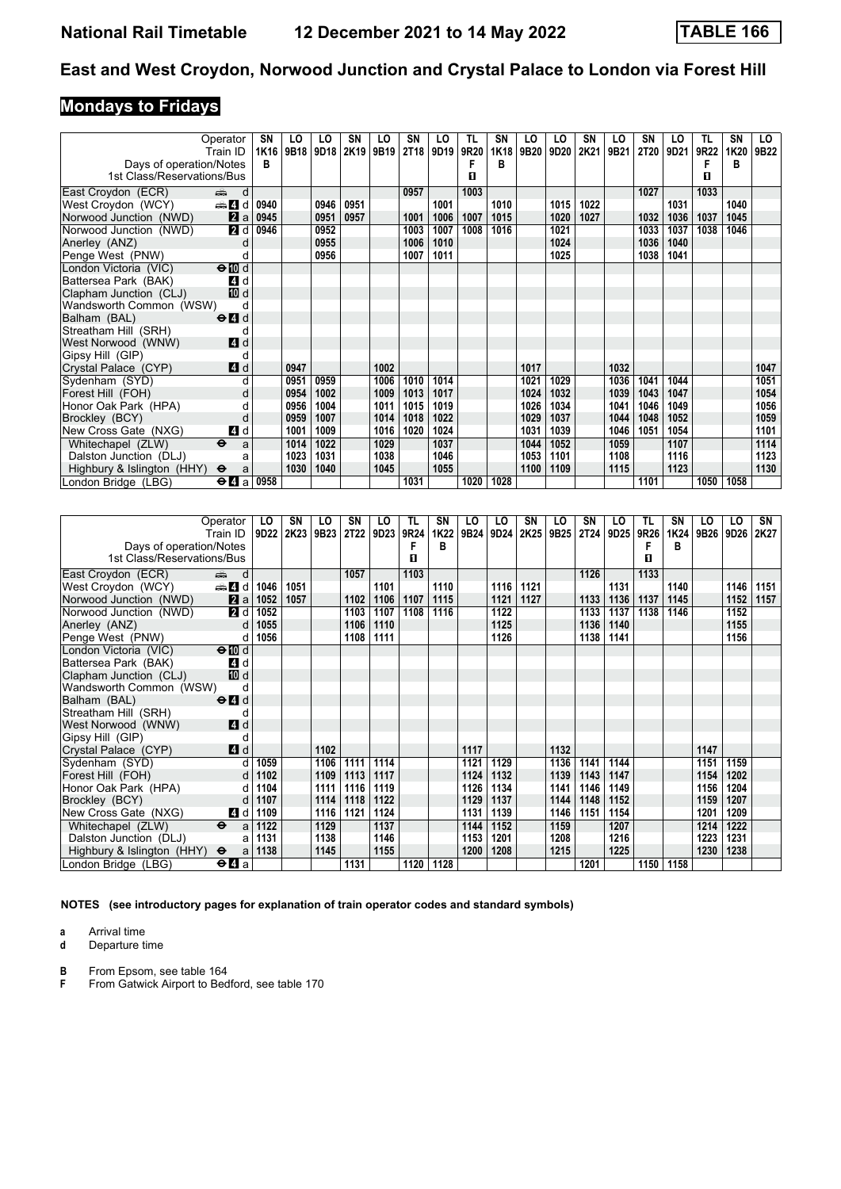# National Rail Timetable 12 December 2021 to 14 May 2022 TABLE 166

## East and West Croydon, Norwood Junction and Crystal Palace to London via Forest Hill

## Mondays to Fridays

| Operator | | SN | LO | LO | SN | LO | SN | LO | TL | SN | LO | LO | SN | LO | SN | LO | TL | SN | LO |
|---|---|---|---|---|---|---|---|---|---|---|---|---|---|---|---|---|---|---|---|
| Train ID | | 1K16 | 9B18 | 9D18 | 2K19 | 9B19 | 2T18 | 9D19 | 9R20 | 1K18 | 9B20 | 9D20 | 2K21 | 9B21 | 2T20 | 9D21 | 9R22 | 1K20 | 9B22 |
| Days of operation/Notes | | B | | | | | | | F | B | | | | | | | F | B | |
| 1st Class/Reservations/Bus | | | | | | | | | 1 | | | | | | | | 1 | | |
| East Croydon (ECR) | d | | | | | | 0957 | | 1003 | | | | | | 1027 | | 1033 | | |
| West Croydon (WCY) | d | 0940 | | 0946 | 0951 | | | 1001 | | 1010 | | 1015 | 1022 | | | 1031 | | 1040 | |
| Norwood Junction (NWD) | a | 0945 | | 0951 | 0957 | | 1001 | 1006 | 1007 | 1015 | | 1020 | 1027 | | 1032 | 1036 | 1037 | 1045 | |
| Norwood Junction (NWD) | d | 0946 | | 0952 | | | 1003 | 1007 | 1008 | 1016 | | 1021 | | | 1033 | 1037 | 1038 | 1046 | |
| Anerley (ANZ) | d | | | 0955 | | | 1006 | 1010 | | | | 1024 | | | 1036 | 1040 | | | |
| Penge West (PNW) | d | | | 0956 | | | 1007 | 1011 | | | | 1025 | | | 1038 | 1041 | | | |
| London Victoria (VIC) | d | | | | | | | | | | | | | | | | | | |
| Battersea Park (BAK) | d | | | | | | | | | | | | | | | | | | |
| Clapham Junction (CLJ) | d | | | | | | | | | | | | | | | | | | |
| Wandsworth Common (WSW) | d | | | | | | | | | | | | | | | | | | |
| Balham (BAL) | d | | | | | | | | | | | | | | | | | | |
| Streatham Hill (SRH) | d | | | | | | | | | | | | | | | | | | |
| West Norwood (WNW) | d | | | | | | | | | | | | | | | | | | |
| Gipsy Hill (GIP) | d | | | | | | | | | | | | | | | | | | |
| Crystal Palace (CYP) | d | | 0947 | | | 1002 | | | | | 1017 | | | 1032 | | | | | 1047 |
| Sydenham (SYD) | d | | 0951 | 0959 | | 1006 | 1010 | 1014 | | | 1021 | 1029 | | 1036 | 1041 | 1044 | | | 1051 |
| Forest Hill (FOH) | d | | 0954 | 1002 | | 1009 | 1013 | 1017 | | | 1024 | 1032 | | 1039 | 1043 | 1047 | | | 1054 |
| Honor Oak Park (HPA) | d | | 0956 | 1004 | | 1011 | 1015 | 1019 | | | 1026 | 1034 | | 1041 | 1046 | 1049 | | | 1056 |
| Brockley (BCY) | d | | 0959 | 1007 | | 1014 | 1018 | 1022 | | | 1029 | 1037 | | 1044 | 1048 | 1052 | | | 1059 |
| New Cross Gate (NXG) | d | | 1001 | 1009 | | 1016 | 1020 | 1024 | | | 1031 | 1039 | | 1046 | 1051 | 1054 | | | 1101 |
| Whitechapel (ZLW) | a | | 1014 | 1022 | | 1029 | | 1037 | | | 1044 | 1052 | | 1059 | | 1107 | | | 1114 |
| Dalston Junction (DLJ) | a | | 1023 | 1031 | | 1038 | | 1046 | | | 1053 | 1101 | | 1108 | | 1116 | | | 1123 |
| Highbury & Islington (HHY) | a | | 1030 | 1040 | | 1045 | | 1055 | | | 1100 | 1109 | | 1115 | | 1123 | | | 1130 |
| London Bridge (LBG) | a | 0958 | | | | | 1031 | | 1020 | 1028 | | | | | 1101 | | 1050 | 1058 | |

| Operator | | LO | SN | LO | SN | LO | TL | SN | LO | LO | SN | LO | SN | LO | TL | SN | LO | LO | SN |
|---|---|---|---|---|---|---|---|---|---|---|---|---|---|---|---|---|---|---|---|
| Train ID | | 9D22 | 2K23 | 9B23 | 2T22 | 9D23 | 9R24 | 1K22 | 9B24 | 9D24 | 2K25 | 9B25 | 2T24 | 9D25 | 9R26 | 1K24 | 9B26 | 9D26 | 2K27 |
| Days of operation/Notes | | | | | | | F | B | | | | | | | F | B | | | |
| 1st Class/Reservations/Bus | | | | | | | 1 | | | | | | | | 1 | | | | |
| East Croydon (ECR) | d | | | | 1057 | | 1103 | | | | | | 1126 | | 1133 | | | | |
| West Croydon (WCY) | d | 1046 | 1051 | | | 1101 | | 1110 | | 1116 | 1121 | | | 1131 | | 1140 | | 1146 | 1151 |
| Norwood Junction (NWD) | a | 1052 | 1057 | | 1102 | 1106 | 1107 | 1115 | | 1121 | 1127 | | 1133 | 1136 | 1137 | 1145 | | 1152 | 1157 |
| Norwood Junction (NWD) | d | 1052 | | | 1103 | 1107 | 1108 | 1116 | | 1122 | | | 1133 | 1137 | 1138 | 1146 | | 1152 | |
| Anerley (ANZ) | d | 1055 | | | 1106 | 1110 | | | | 1125 | | | 1136 | 1140 | | | | 1155 | |
| Penge West (PNW) | d | 1056 | | | 1108 | 1111 | | | | 1126 | | | 1138 | 1141 | | | | 1156 | |
| London Victoria (VIC) | d | | | | | | | | | | | | | | | | | | |
| Battersea Park (BAK) | d | | | | | | | | | | | | | | | | | | |
| Clapham Junction (CLJ) | d | | | | | | | | | | | | | | | | | | |
| Wandsworth Common (WSW) | d | | | | | | | | | | | | | | | | | | |
| Balham (BAL) | d | | | | | | | | | | | | | | | | | | |
| Streatham Hill (SRH) | d | | | | | | | | | | | | | | | | | | |
| West Norwood (WNW) | d | | | | | | | | | | | | | | | | | | |
| Gipsy Hill (GIP) | d | | | | | | | | | | | | | | | | | | |
| Crystal Palace (CYP) | d | | | 1102 | | | | | 1117 | | | 1132 | | | | | 1147 | | |
| Sydenham (SYD) | d | 1059 | | 1106 | 1111 | 1114 | | | 1121 | 1129 | | 1136 | 1141 | 1144 | | | 1151 | 1159 | |
| Forest Hill (FOH) | d | 1102 | | 1109 | 1113 | 1117 | | | 1124 | 1132 | | 1139 | 1143 | 1147 | | | 1154 | 1202 | |
| Honor Oak Park (HPA) | d | 1104 | | 1111 | 1116 | 1119 | | | 1126 | 1134 | | 1141 | 1146 | 1149 | | | 1156 | 1204 | |
| Brockley (BCY) | d | 1107 | | 1114 | 1118 | 1122 | | | 1129 | 1137 | | 1144 | 1148 | 1152 | | | 1159 | 1207 | |
| New Cross Gate (NXG) | d | 1109 | | 1116 | 1121 | 1124 | | | 1131 | 1139 | | 1146 | 1151 | 1154 | | | 1201 | 1209 | |
| Whitechapel (ZLW) | a | 1122 | | 1129 | | 1137 | | | 1144 | 1152 | | 1159 | | 1207 | | | 1214 | 1222 | |
| Dalston Junction (DLJ) | a | 1131 | | 1138 | | 1146 | | | 1153 | 1201 | | 1208 | | 1216 | | | 1223 | 1231 | |
| Highbury & Islington (HHY) | a | 1138 | | 1145 | | 1155 | | | 1200 | 1208 | | 1215 | | 1225 | | | 1230 | 1238 | |
| London Bridge (LBG) | a | | | | 1131 | | 1120 | 1128 | | | | | 1201 | | 1150 | 1158 | | | |

**NOTES (see introductory pages for explanation of train operator codes and standard symbols)**

- **a** Arrival time
- **d** Departure time

- **B** From Epsom, see table 164
- **F** From Gatwick Airport to Bedford, see table 170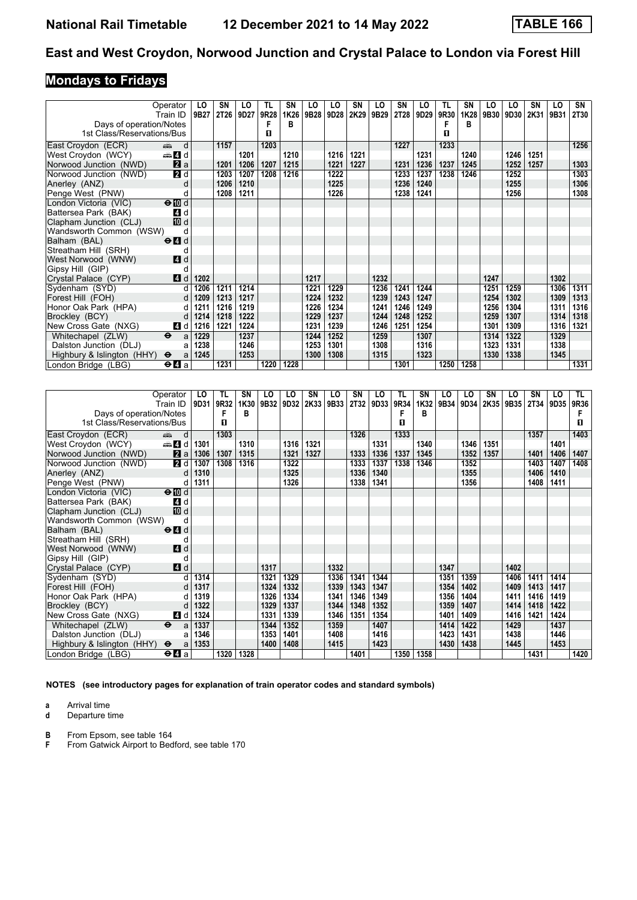# East and West Croydon, Norwood Junction and Crystal Palace to London via Forest Hill

## Mondays to Fridays

| Operator | | LO | SN | LO | TL | SN | LO | LO | SN | LO | SN | LO | TL | SN | LO | LO | SN | LO | SN |
|---|---|---|---|---|---|---|---|---|---|---|---|---|---|---|---|---|---|---|---|
| Train ID | | 9B27 | 2T26 | 9D27 | 9R28 | 1K26 | 9B28 | 9D28 | 2K29 | 9B29 | 2T28 | 9D29 | 9R30 | 1K28 | 9B30 | 9D30 | 2K31 | 9B31 | 2T30 |
| Days of operation/Notes | | | | | F | B | | | | | | | F | B | | | | | |
| 1st Class/Reservations/Bus | | | | | ■ | | | | | | | | ■ | | | | | | |
| East Croydon (ECR) | d | | 1157 | | 1203 | | | | | | 1227 | | 1233 | | | | | | 1256 |
| West Croydon (WCY) | 4 d | | | 1201 | | 1210 | | 1216 | 1221 | | | 1231 | | 1240 | | 1246 | 1251 | | |
| Norwood Junction (NWD) | 2 a | | 1201 | 1206 | 1207 | 1215 | | 1221 | 1227 | | 1231 | 1236 | 1237 | 1245 | | 1252 | 1257 | | 1303 |
| Norwood Junction (NWD) | 2 d | | 1203 | 1207 | 1208 | 1216 | | 1222 | | | 1233 | 1237 | 1238 | 1246 | | 1252 | | | 1303 |
| Anerley (ANZ) | d | | 1206 | 1210 | | | | 1225 | | | 1236 | 1240 | | | | 1255 | | | 1306 |
| Penge West (PNW) | d | | 1208 | 1211 | | | | 1226 | | | 1238 | 1241 | | | | 1256 | | | 1308 |
| London Victoria (VIC) | 10 d | | | | | | | | | | | | | | | | | | |
| Battersea Park (BAK) | 4 d | | | | | | | | | | | | | | | | | | |
| Clapham Junction (CLJ) | 10 d | | | | | | | | | | | | | | | | | | |
| Wandsworth Common (WSW) | d | | | | | | | | | | | | | | | | | | |
| Balham (BAL) | 4 d | | | | | | | | | | | | | | | | | | |
| Streatham Hill (SRH) | d | | | | | | | | | | | | | | | | | | |
| West Norwood (WNW) | 4 d | | | | | | | | | | | | | | | | | | |
| Gipsy Hill (GIP) | d | | | | | | | | | | | | | | | | | | |
| Crystal Palace (CYP) | 4 d | 1202 | | | | | 1217 | | | 1232 | | | | | 1247 | | | 1302 | |
| Sydenham (SYD) | d | 1206 | 1211 | 1214 | | | 1221 | 1229 | | 1236 | 1241 | 1244 | | | 1251 | 1259 | | 1306 | 1311 |
| Forest Hill (FOH) | d | 1209 | 1213 | 1217 | | | 1224 | 1232 | | 1239 | 1243 | 1247 | | | 1254 | 1302 | | 1309 | 1313 |
| Honor Oak Park (HPA) | d | 1211 | 1216 | 1219 | | | 1226 | 1234 | | 1241 | 1246 | 1249 | | | 1256 | 1304 | | 1311 | 1316 |
| Brockley (BCY) | d | 1214 | 1218 | 1222 | | | 1229 | 1237 | | 1244 | 1248 | 1252 | | | 1259 | 1307 | | 1314 | 1318 |
| New Cross Gate (NXG) | 4 d | 1216 | 1221 | 1224 | | | 1231 | 1239 | | 1246 | 1251 | 1254 | | | 1301 | 1309 | | 1316 | 1321 |
| Whitechapel (ZLW) | a | 1229 | | 1237 | | | 1244 | 1252 | | 1259 | | 1307 | | | 1314 | 1322 | | 1329 | |
| Dalston Junction (DLJ) | a | 1238 | | 1246 | | | 1253 | 1301 | | 1308 | | 1316 | | | 1323 | 1331 | | 1338 | |
| Highbury & Islington (HHY) | a | 1245 | | 1253 | | | 1300 | 1308 | | 1315 | | 1323 | | | 1330 | 1338 | | 1345 | |
| London Bridge (LBG) | 4 a | | 1231 | | 1220 | 1228 | | | | | 1301 | | 1250 | 1258 | | | | | 1331 |

| Operator | | LO | TL | SN | LO | LO | SN | LO | SN | LO | TL | SN | LO | LO | SN | LO | SN | LO | TL |
|---|---|---|---|---|---|---|---|---|---|---|---|---|---|---|---|---|---|---|---|
| Train ID | | 9D31 | 9R32 | 1K30 | 9B32 | 9D32 | 2K33 | 9B33 | 2T32 | 9D33 | 9R34 | 1K32 | 9B34 | 9D34 | 2K35 | 9B35 | 2T34 | 9D35 | 9R36 |
| Days of operation/Notes | | | F | B | | | | | | | F | B | | | | | | | F |
| 1st Class/Reservations/Bus | | | ■ | | | | | | | | ■ | | | | | | | | ■ |
| East Croydon (ECR) | d | | 1303 | | | | | | 1326 | | 1333 | | | | | | 1357 | | 1403 |
| West Croydon (WCY) | 4 d | 1301 | | 1310 | | 1316 | 1321 | | | 1331 | | 1340 | | 1346 | 1351 | | | 1401 | |
| Norwood Junction (NWD) | 2 a | 1306 | 1307 | 1315 | | 1321 | 1327 | | 1333 | 1336 | 1337 | 1345 | | 1352 | 1357 | | 1401 | 1406 | 1407 |
| Norwood Junction (NWD) | 2 d | 1307 | 1308 | 1316 | | 1322 | | | 1333 | 1337 | 1338 | 1346 | | 1352 | | | 1403 | 1407 | 1408 |
| Anerley (ANZ) | d | 1310 | | | | 1325 | | | 1336 | 1340 | | | | 1355 | | | 1406 | 1410 | |
| Penge West (PNW) | d | 1311 | | | | 1326 | | | 1338 | 1341 | | | | 1356 | | | 1408 | 1411 | |
| London Victoria (VIC) | 10 d | | | | | | | | | | | | | | | | | | |
| Battersea Park (BAK) | 4 d | | | | | | | | | | | | | | | | | | |
| Clapham Junction (CLJ) | 10 d | | | | | | | | | | | | | | | | | | |
| Wandsworth Common (WSW) | d | | | | | | | | | | | | | | | | | | |
| Balham (BAL) | 4 d | | | | | | | | | | | | | | | | | | |
| Streatham Hill (SRH) | d | | | | | | | | | | | | | | | | | | |
| West Norwood (WNW) | 4 d | | | | | | | | | | | | | | | | | | |
| Gipsy Hill (GIP) | d | | | | | | | | | | | | | | | | | | |
| Crystal Palace (CYP) | 4 d | | | | 1317 | | | 1332 | | | | | 1347 | | | 1402 | | | |
| Sydenham (SYD) | d | 1314 | | | 1321 | 1329 | | 1336 | 1341 | 1344 | | | 1351 | 1359 | | 1406 | 1411 | 1414 | |
| Forest Hill (FOH) | d | 1317 | | | 1324 | 1332 | | 1339 | 1343 | 1347 | | | 1354 | 1402 | | 1409 | 1413 | 1417 | |
| Honor Oak Park (HPA) | d | 1319 | | | 1326 | 1334 | | 1341 | 1346 | 1349 | | | 1356 | 1404 | | 1411 | 1416 | 1419 | |
| Brockley (BCY) | d | 1322 | | | 1329 | 1337 | | 1344 | 1348 | 1352 | | | 1359 | 1407 | | 1414 | 1418 | 1422 | |
| New Cross Gate (NXG) | 4 d | 1324 | | | 1331 | 1339 | | 1346 | 1351 | 1354 | | | 1401 | 1409 | | 1416 | 1421 | 1424 | |
| Whitechapel (ZLW) | a | 1337 | | | 1344 | 1352 | | 1359 | | 1407 | | | 1414 | 1422 | | 1429 | | 1437 | |
| Dalston Junction (DLJ) | a | 1346 | | | 1353 | 1401 | | 1408 | | 1416 | | | 1423 | 1431 | | 1438 | | 1446 | |
| Highbury & Islington (HHY) | a | 1353 | | | 1400 | 1408 | | 1415 | | 1423 | | | 1430 | 1438 | | 1445 | | 1453 | |
| London Bridge (LBG) | 4 a | | 1320 | 1328 | | | | | 1401 | | 1350 | 1358 | | | | | 1431 | | 1420 |

**NOTES (see introductory pages for explanation of train operator codes and standard symbols)**

**a** Arrival time
**d** Departure time

**B** From Epsom, see table 164
**F** From Gatwick Airport to Bedford, see table 170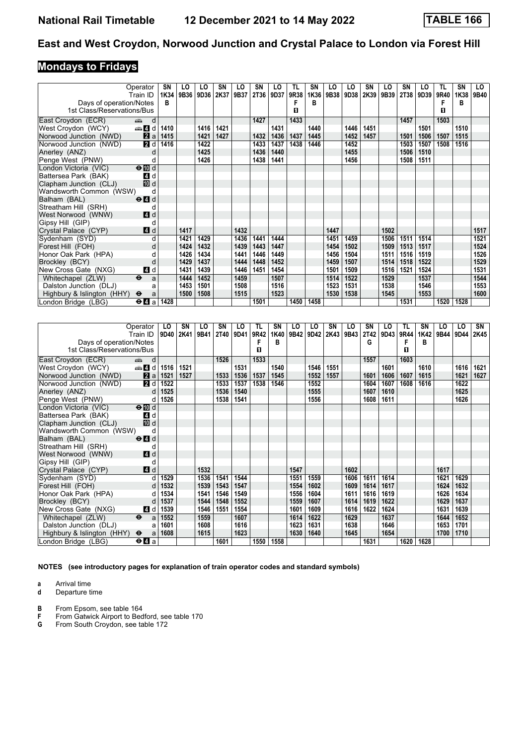# National Rail Timetable 12 December 2021 to 14 May 2022

**TABLE 166**

## East and West Croydon, Norwood Junction and Crystal Palace to London via Forest Hill

### Mondays to Fridays

| Operator | SN | LO | LO | SN | LO | SN | LO | TL | SN | LO | LO | SN | LO | SN | LO | TL | SN | LO |
|---|---|---|---|---|---|---|---|---|---|---|---|---|---|---|---|---|---|---|
| Train ID | 1K34 | 9B36 | 9D36 | 2K37 | 9B37 | 2T36 | 9D37 | 9R38 | 1K36 | 9B38 | 9D38 | 2K39 | 9B39 | 2T38 | 9D39 | 9R40 | 1K38 | 9B40 |
| Days of operation/Notes | B | | | | | | | F | B | | | | | | | F | B | |
| 1st Class/Reservations/Bus | | | | | | | | 1 | | | | | | | | 1 | | |
| East Croydon (ECR) d | | | | | | 1427 | | 1433 | | | | | | 1457 | | 1503 | | |
| West Croydon (WCY) 4 d | 1410 | | 1416 | 1421 | | | 1431 | | 1440 | | 1446 | 1451 | | | 1501 | | 1510 | |
| Norwood Junction (NWD) 2 a | 1415 | | 1421 | 1427 | | 1432 | 1436 | 1437 | 1445 | | 1452 | 1457 | | 1501 | 1506 | 1507 | 1515 | |
| Norwood Junction (NWD) 2 d | 1416 | | 1422 | | | 1433 | 1437 | 1438 | 1446 | | 1452 | | | 1503 | 1507 | 1508 | 1516 | |
| Anerley (ANZ) d | | | 1425 | | | 1436 | 1440 | | | | 1455 | | | 1506 | 1510 | | | |
| Penge West (PNW) d | | | 1426 | | | 1438 | 1441 | | | | 1456 | | | 1508 | 1511 | | | |
| London Victoria (VIC) 10 d | | | | | | | | | | | | | | | | | | |
| Battersea Park (BAK) 4 d | | | | | | | | | | | | | | | | | | |
| Clapham Junction (CLJ) 10 d | | | | | | | | | | | | | | | | | | |
| Wandsworth Common (WSW) d | | | | | | | | | | | | | | | | | | |
| Balham (BAL) 4 d | | | | | | | | | | | | | | | | | | |
| Streatham Hill (SRH) d | | | | | | | | | | | | | | | | | | |
| West Norwood (WNW) 4 d | | | | | | | | | | | | | | | | | | |
| Gipsy Hill (GIP) d | | | | | | | | | | | | | | | | | | |
| Crystal Palace (CYP) 4 d | | 1417 | | | 1432 | | | | | 1447 | | | 1502 | | | | | 1517 |
| Sydenham (SYD) d | | 1421 | 1429 | | 1436 | 1441 | 1444 | | | 1451 | 1459 | | 1506 | 1511 | 1514 | | | 1521 |
| Forest Hill (FOH) d | | 1424 | 1432 | | 1439 | 1443 | 1447 | | | 1454 | 1502 | | 1509 | 1513 | 1517 | | | 1524 |
| Honor Oak Park (HPA) d | | 1426 | 1434 | | 1441 | 1446 | 1449 | | | 1456 | 1504 | | 1511 | 1516 | 1519 | | | 1526 |
| Brockley (BCY) d | | 1429 | 1437 | | 1444 | 1448 | 1452 | | | 1459 | 1507 | | 1514 | 1518 | 1522 | | | 1529 |
| New Cross Gate (NXG) 4 d | | 1431 | 1439 | | 1446 | 1451 | 1454 | | | 1501 | 1509 | | 1516 | 1521 | 1524 | | | 1531 |
| Whitechapel (ZLW) a | | 1444 | 1452 | | 1459 | | 1507 | | | 1514 | 1522 | | 1529 | | 1537 | | | 1544 |
| Dalston Junction (DLJ) a | | 1453 | 1501 | | 1508 | | 1516 | | | 1523 | 1531 | | 1538 | | 1546 | | | 1553 |
| Highbury & Islington (HHY) a | | 1500 | 1508 | | 1515 | | 1523 | | | 1530 | 1538 | | 1545 | | 1553 | | | 1600 |
| London Bridge (LBG) 4 a | 1428 | | | | | 1501 | | 1450 | 1458 | | | | | 1531 | | 1520 | 1528 | |

| Operator | LO | SN | LO | SN | LO | TL | SN | LO | LO | SN | LO | SN | LO | TL | SN | LO | LO | SN |
|---|---|---|---|---|---|---|---|---|---|---|---|---|---|---|---|---|---|---|
| Train ID | 9D40 | 2K41 | 9B41 | 2T40 | 9D41 | 9R42 | 1K40 | 9B42 | 9D42 | 2K43 | 9B43 | 2T42 | 9D43 | 9R44 | 1K42 | 9B44 | 9D44 | 2K45 |
| Days of operation/Notes | | | | | | F | B | | | | | G | | F | B | | | |
| 1st Class/Reservations/Bus | | | | | | 1 | | | | | | | | 1 | | | | |
| East Croydon (ECR) d | | | | 1526 | | 1533 | | | | | | 1557 | | 1603 | | | | |
| West Croydon (WCY) 4 d | 1516 | 1521 | | | 1531 | | 1540 | | 1546 | 1551 | | | 1601 | | 1610 | | 1616 | 1621 |
| Norwood Junction (NWD) 2 a | 1521 | 1527 | | 1533 | 1536 | 1537 | 1545 | | 1552 | 1557 | | 1601 | 1606 | 1607 | 1615 | | 1621 | 1627 |
| Norwood Junction (NWD) 2 d | 1522 | | | 1533 | 1537 | 1538 | 1546 | | 1552 | | | 1604 | 1607 | 1608 | 1616 | | 1622 | |
| Anerley (ANZ) d | 1525 | | | 1536 | 1540 | | | | 1555 | | | 1607 | 1610 | | | | 1625 | |
| Penge West (PNW) d | 1526 | | | 1538 | 1541 | | | | 1556 | | | 1608 | 1611 | | | | 1626 | |
| London Victoria (VIC) 10 d | | | | | | | | | | | | | | | | | | |
| Battersea Park (BAK) 4 d | | | | | | | | | | | | | | | | | | |
| Clapham Junction (CLJ) 10 d | | | | | | | | | | | | | | | | | | |
| Wandsworth Common (WSW) d | | | | | | | | | | | | | | | | | | |
| Balham (BAL) 4 d | | | | | | | | | | | | | | | | | | |
| Streatham Hill (SRH) d | | | | | | | | | | | | | | | | | | |
| West Norwood (WNW) 4 d | | | | | | | | | | | | | | | | | | |
| Gipsy Hill (GIP) d | | | | | | | | | | | | | | | | | | |
| Crystal Palace (CYP) 4 d | | | 1532 | | | | | 1547 | | | 1602 | | | | | 1617 | | |
| Sydenham (SYD) d | 1529 | | 1536 | 1541 | 1544 | | | 1551 | 1559 | | 1606 | 1611 | 1614 | | | 1621 | 1629 | |
| Forest Hill (FOH) d | 1532 | | 1539 | 1543 | 1547 | | | 1554 | 1602 | | 1609 | 1614 | 1617 | | | 1624 | 1632 | |
| Honor Oak Park (HPA) d | 1534 | | 1541 | 1546 | 1549 | | | 1556 | 1604 | | 1611 | 1616 | 1619 | | | 1626 | 1634 | |
| Brockley (BCY) d | 1537 | | 1544 | 1548 | 1552 | | | 1559 | 1607 | | 1614 | 1619 | 1622 | | | 1629 | 1637 | |
| New Cross Gate (NXG) 4 d | 1539 | | 1546 | 1551 | 1554 | | | 1601 | 1609 | | 1616 | 1622 | 1624 | | | 1631 | 1639 | |
| Whitechapel (ZLW) a | 1552 | | 1559 | | 1607 | | | 1614 | 1622 | | 1629 | | 1637 | | | 1644 | 1652 | |
| Dalston Junction (DLJ) a | 1601 | | 1608 | | 1616 | | | 1623 | 1631 | | 1638 | | 1646 | | | 1653 | 1701 | |
| Highbury & Islington (HHY) a | 1608 | | 1615 | | 1623 | | | 1630 | 1640 | | 1645 | | 1654 | | | 1700 | 1710 | |
| London Bridge (LBG) 4 a | | | | 1601 | | 1550 | 1558 | | | | | 1631 | | 1620 | 1628 | | | |

**NOTES (see introductory pages for explanation of train operator codes and standard symbols)**

- **a** Arrival time
- **d** Departure time

- **B** From Epsom, see table 164
- **F** From Gatwick Airport to Bedford, see table 170
- **G** From South Croydon, see table 172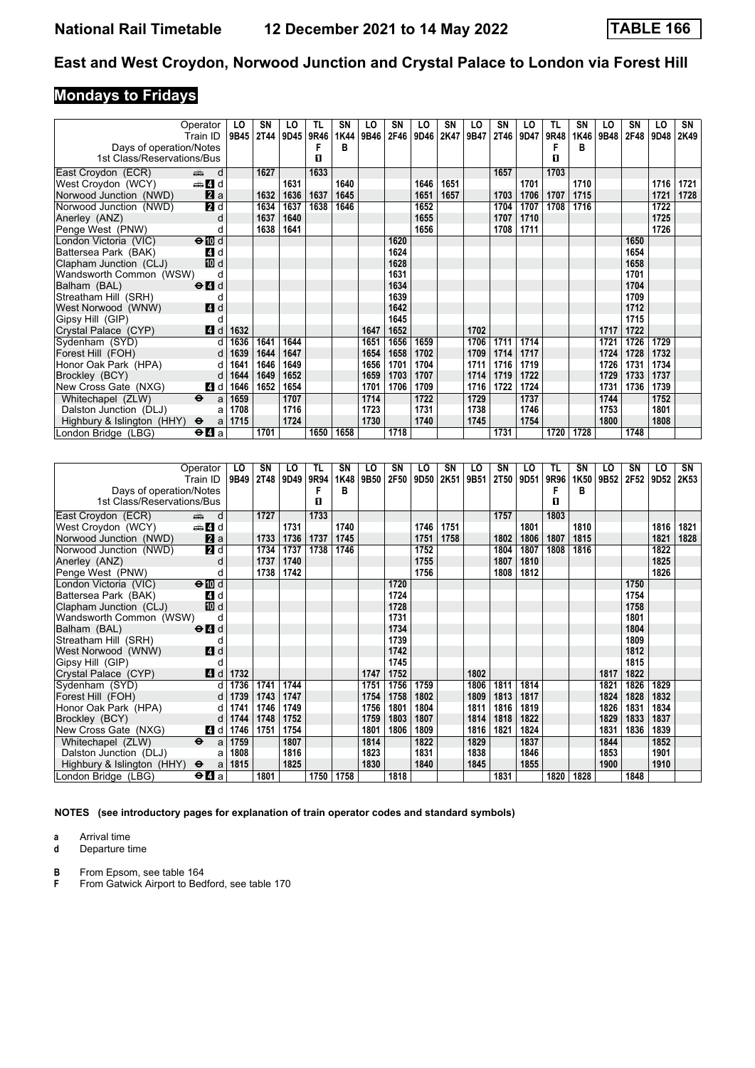# National Rail Timetable 12 December 2021 to 14 May 2022 TABLE 166

## East and West Croydon, Norwood Junction and Crystal Palace to London via Forest Hill

### Mondays to Fridays

| Operator | | LO | SN | LO | TL | SN | LO | SN | LO | SN | LO | SN | LO | TL | SN | LO | SN | LO | SN |
|---|---|---|---|---|---|---|---|---|---|---|---|---|---|---|---|---|---|---|---|
| Train ID | | 9B45 | 2T44 | 9D45 | 9R46 | 1K44 | 9B46 | 2F46 | 9D46 | 2K47 | 9B47 | 2T46 | 9D47 | 9R48 | 1K46 | 9B48 | 2F48 | 9D48 | 2K49 |
| Days of operation/Notes | | | | | F | B | | | | | | | | F | B | | | | |
| 1st Class/Reservations/Bus | | | | | 1 | | | | | | | | | 1 | | | | | |
| East Croydon (ECR) | d | | 1627 | | 1633 | | | | | | | 1657 | | 1703 | | | | | |
| West Croydon (WCY) | 4 d | | | 1631 | | 1640 | | | 1646 | 1651 | | | 1701 | | 1710 | | | 1716 | 1721 |
| Norwood Junction (NWD) | 2 a | | 1632 | 1636 | 1637 | 1645 | | | 1651 | 1657 | | 1703 | 1706 | 1707 | 1715 | | | 1721 | 1728 |
| Norwood Junction (NWD) | 2 d | | 1634 | 1637 | 1638 | 1646 | | | 1652 | | | 1704 | 1707 | 1708 | 1716 | | | 1722 | |
| Anerley (ANZ) | d | | 1637 | 1640 | | | | | 1655 | | | 1707 | 1710 | | | | | 1725 | |
| Penge West (PNW) | d | | 1638 | 1641 | | | | | 1656 | | | 1708 | 1711 | | | | | 1726 | |
| London Victoria (VIC) | 10 d | | | | | | | 1620 | | | | | | | | | 1650 | | |
| Battersea Park (BAK) | 4 d | | | | | | | 1624 | | | | | | | | | 1654 | | |
| Clapham Junction (CLJ) | 10 d | | | | | | | 1628 | | | | | | | | | 1658 | | |
| Wandsworth Common (WSW) | d | | | | | | | 1631 | | | | | | | | | 1701 | | |
| Balham (BAL) | 4 d | | | | | | | 1634 | | | | | | | | | 1704 | | |
| Streatham Hill (SRH) | d | | | | | | | 1639 | | | | | | | | | 1709 | | |
| West Norwood (WNW) | 4 d | | | | | | | 1642 | | | | | | | | | 1712 | | |
| Gipsy Hill (GIP) | d | | | | | | | 1645 | | | | | | | | | 1715 | | |
| Crystal Palace (CYP) | 4 d | 1632 | | | | | 1647 | 1652 | | | 1702 | | | | | 1717 | 1722 | | |
| Sydenham (SYD) | d | 1636 | 1641 | 1644 | | | 1651 | 1656 | 1659 | | 1706 | 1711 | 1714 | | | 1721 | 1726 | 1729 | |
| Forest Hill (FOH) | d | 1639 | 1644 | 1647 | | | 1654 | 1658 | 1702 | | 1709 | 1714 | 1717 | | | 1724 | 1728 | 1732 | |
| Honor Oak Park (HPA) | d | 1641 | 1646 | 1649 | | | 1656 | 1701 | 1704 | | 1711 | 1716 | 1719 | | | 1726 | 1731 | 1734 | |
| Brockley (BCY) | d | 1644 | 1649 | 1652 | | | 1659 | 1703 | 1707 | | 1714 | 1719 | 1722 | | | 1729 | 1733 | 1737 | |
| New Cross Gate (NXG) | 4 d | 1646 | 1652 | 1654 | | | 1701 | 1706 | 1709 | | 1716 | 1722 | 1724 | | | 1731 | 1736 | 1739 | |
| Whitechapel (ZLW) | a | 1659 | | 1707 | | | 1714 | | 1722 | | 1729 | | 1737 | | | 1744 | | 1752 | |
| Dalston Junction (DLJ) | a | 1708 | | 1716 | | | 1723 | | 1731 | | 1738 | | 1746 | | | 1753 | | 1801 | |
| Highbury & Islington (HHY) | a | 1715 | | 1724 | | | 1730 | | 1740 | | 1745 | | 1754 | | | 1800 | | 1808 | |
| London Bridge (LBG) | 4 a | | 1701 | | 1650 | 1658 | | 1718 | | | | 1731 | | 1720 | 1728 | | 1748 | | |

| Operator | | LO | SN | LO | TL | SN | LO | SN | LO | SN | LO | SN | LO | TL | SN | LO | SN | LO | SN |
|---|---|---|---|---|---|---|---|---|---|---|---|---|---|---|---|---|---|---|---|
| Train ID | | 9B49 | 2T48 | 9D49 | 9R94 | 1K48 | 9B50 | 2F50 | 9D50 | 2K51 | 9B51 | 2T50 | 9D51 | 9R96 | 1K50 | 9B52 | 2F52 | 9D52 | 2K53 |
| Days of operation/Notes | | | | | F | B | | | | | | | | F | B | | | | |
| 1st Class/Reservations/Bus | | | | | 1 | | | | | | | | | 1 | | | | | |
| East Croydon (ECR) | d | | 1727 | | 1733 | | | | | | | 1757 | | 1803 | | | | | |
| West Croydon (WCY) | 4 d | | | 1731 | | 1740 | | | 1746 | 1751 | | | 1801 | | 1810 | | | 1816 | 1821 |
| Norwood Junction (NWD) | 2 a | | 1733 | 1736 | 1737 | 1745 | | | 1751 | 1758 | | 1802 | 1806 | 1807 | 1815 | | | 1821 | 1828 |
| Norwood Junction (NWD) | 2 d | | 1734 | 1737 | 1738 | 1746 | | | 1752 | | | 1804 | 1807 | 1808 | 1816 | | | 1822 | |
| Anerley (ANZ) | d | | 1737 | 1740 | | | | | 1755 | | | 1807 | 1810 | | | | | 1825 | |
| Penge West (PNW) | d | | 1738 | 1742 | | | | | 1756 | | | 1808 | 1812 | | | | | 1826 | |
| London Victoria (VIC) | 10 d | | | | | | | 1720 | | | | | | | | | 1750 | | |
| Battersea Park (BAK) | 4 d | | | | | | | 1724 | | | | | | | | | 1754 | | |
| Clapham Junction (CLJ) | 10 d | | | | | | | 1728 | | | | | | | | | 1758 | | |
| Wandsworth Common (WSW) | d | | | | | | | 1731 | | | | | | | | | 1801 | | |
| Balham (BAL) | 4 d | | | | | | | 1734 | | | | | | | | | 1804 | | |
| Streatham Hill (SRH) | d | | | | | | | 1739 | | | | | | | | | 1809 | | |
| West Norwood (WNW) | 4 d | | | | | | | 1742 | | | | | | | | | 1812 | | |
| Gipsy Hill (GIP) | d | | | | | | | 1745 | | | | | | | | | 1815 | | |
| Crystal Palace (CYP) | 4 d | 1732 | | | | | 1747 | 1752 | | | 1802 | | | | | 1817 | 1822 | | |
| Sydenham (SYD) | d | 1736 | 1741 | 1744 | | | 1751 | 1756 | 1759 | | 1806 | 1811 | 1814 | | | 1821 | 1826 | 1829 | |
| Forest Hill (FOH) | d | 1739 | 1743 | 1747 | | | 1754 | 1758 | 1802 | | 1809 | 1813 | 1817 | | | 1824 | 1828 | 1832 | |
| Honor Oak Park (HPA) | d | 1741 | 1746 | 1749 | | | 1756 | 1801 | 1804 | | 1811 | 1816 | 1819 | | | 1826 | 1831 | 1834 | |
| Brockley (BCY) | d | 1744 | 1748 | 1752 | | | 1759 | 1803 | 1807 | | 1814 | 1818 | 1822 | | | 1829 | 1833 | 1837 | |
| New Cross Gate (NXG) | 4 d | 1746 | 1751 | 1754 | | | 1801 | 1806 | 1809 | | 1816 | 1821 | 1824 | | | 1831 | 1836 | 1839 | |
| Whitechapel (ZLW) | a | 1759 | | 1807 | | | 1814 | | 1822 | | 1829 | | 1837 | | | 1844 | | 1852 | |
| Dalston Junction (DLJ) | a | 1808 | | 1816 | | | 1823 | | 1831 | | 1838 | | 1846 | | | 1853 | | 1901 | |
| Highbury & Islington (HHY) | a | 1815 | | 1825 | | | 1830 | | 1840 | | 1845 | | 1855 | | | 1900 | | 1910 | |
| London Bridge (LBG) | 4 a | | 1801 | | 1750 | 1758 | | 1818 | | | | 1831 | | 1820 | 1828 | | 1848 | | |

**NOTES (see introductory pages for explanation of train operator codes and standard symbols)**

**a** Arrival time
**d** Departure time

**B** From Epsom, see table 164
**F** From Gatwick Airport to Bedford, see table 170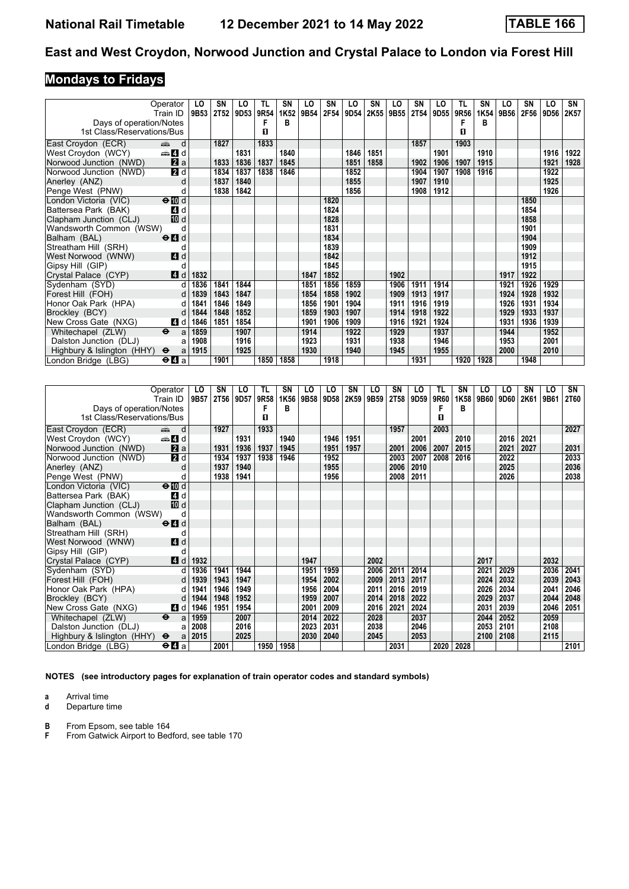# National Rail Timetable 12 December 2021 to 14 May 2022 TABLE 166

## East and West Croydon, Norwood Junction and Crystal Palace to London via Forest Hill

## Mondays to Fridays

| Operator | | LO | SN | LO | TL | SN | LO | SN | LO | SN | LO | SN | LO | TL | SN | LO | SN | LO | SN |
|---|---|---|---|---|---|---|---|---|---|---|---|---|---|---|---|---|---|---|---|
| Train ID | | 9B53 | 2T52 | 9D53 | 9R54 | 1K52 | 9B54 | 2F54 | 9D54 | 2K55 | 9B55 | 2T54 | 9D55 | 9R56 | 1K54 | 9B56 | 2F56 | 9D56 | 2K57 |
| Days of operation/Notes | | | | | F | B | | | | | | | | F | B | | | | |
| 1st Class/Reservations/Bus | | | | | ■ | | | | | | | | | ■ | | | | | |
| East Croydon (ECR) | d | | 1827 | | 1833 | | | | | | | 1857 | | 1903 | | | | | |
| West Croydon (WCY) | 4 d | | | 1831 | | 1840 | | | 1846 | 1851 | | | 1901 | | 1910 | | | 1916 | 1922 |
| Norwood Junction (NWD) | 2 a | | 1833 | 1836 | 1837 | 1845 | | | 1851 | 1858 | | 1902 | 1906 | 1907 | 1915 | | | 1921 | 1928 |
| Norwood Junction (NWD) | 2 d | | 1834 | 1837 | 1838 | 1846 | | | 1852 | | | 1904 | 1907 | 1908 | 1916 | | | 1922 | |
| Anerley (ANZ) | d | | 1837 | 1840 | | | | | 1855 | | | 1907 | 1910 | | | | | 1925 | |
| Penge West (PNW) | d | | 1838 | 1842 | | | | | 1856 | | | 1908 | 1912 | | | | | 1926 | |
| London Victoria (VIC) | ⊖10 d | | | | | | | 1820 | | | | | | | | | 1850 | | |
| Battersea Park (BAK) | 4 d | | | | | | | 1824 | | | | | | | | | 1854 | | |
| Clapham Junction (CLJ) | 10 d | | | | | | | 1828 | | | | | | | | | 1858 | | |
| Wandsworth Common (WSW) | d | | | | | | | 1831 | | | | | | | | | 1901 | | |
| Balham (BAL) | ⊖4 d | | | | | | | 1834 | | | | | | | | | 1904 | | |
| Streatham Hill (SRH) | d | | | | | | | 1839 | | | | | | | | | 1909 | | |
| West Norwood (WNW) | 4 d | | | | | | | 1842 | | | | | | | | | 1912 | | |
| Gipsy Hill (GIP) | d | | | | | | | 1845 | | | | | | | | | 1915 | | |
| Crystal Palace (CYP) | 4 d | 1832 | | | | | 1847 | 1852 | | | 1902 | | | | | 1917 | 1922 | | |
| Sydenham (SYD) | d | 1836 | 1841 | 1844 | | | 1851 | 1856 | 1859 | | 1906 | 1911 | 1914 | | | 1921 | 1926 | 1929 | |
| Forest Hill (FOH) | d | 1839 | 1843 | 1847 | | | 1854 | 1858 | 1902 | | 1909 | 1913 | 1917 | | | 1924 | 1928 | 1932 | |
| Honor Oak Park (HPA) | d | 1841 | 1846 | 1849 | | | 1856 | 1901 | 1904 | | 1911 | 1916 | 1919 | | | 1926 | 1931 | 1934 | |
| Brockley (BCY) | d | 1844 | 1848 | 1852 | | | 1859 | 1903 | 1907 | | 1914 | 1918 | 1922 | | | 1929 | 1933 | 1937 | |
| New Cross Gate (NXG) | 4 d | 1846 | 1851 | 1854 | | | 1901 | 1906 | 1909 | | 1916 | 1921 | 1924 | | | 1931 | 1936 | 1939 | |
| Whitechapel (ZLW) | ⊖ a | 1859 | | 1907 | | | 1914 | | 1922 | | 1929 | | 1937 | | | 1944 | | 1952 | |
| Dalston Junction (DLJ) | a | 1908 | | 1916 | | | 1923 | | 1931 | | 1938 | | 1946 | | | 1953 | | 2001 | |
| Highbury & Islington (HHY) | ⊖ a | 1915 | | 1925 | | | 1930 | | 1940 | | 1945 | | 1955 | | | 2000 | | 2010 | |
| London Bridge (LBG) | ⊖4 a | | 1901 | | 1850 | 1858 | | 1918 | | | | 1931 | | 1920 | 1928 | | 1948 | | |

| Operator | | LO | SN | LO | TL | SN | LO | LO | SN | LO | SN | LO | TL | SN | LO | LO | SN | LO | SN |
|---|---|---|---|---|---|---|---|---|---|---|---|---|---|---|---|---|---|---|---|
| Train ID | | 9B57 | 2T56 | 9D57 | 9R58 | 1K56 | 9B58 | 9D58 | 2K59 | 9B59 | 2T58 | 9D59 | 9R60 | 1K58 | 9B60 | 9D60 | 2K61 | 9B61 | 2T60 |
| Days of operation/Notes | | | | | F | B | | | | | | | F | B | | | | | |
| 1st Class/Reservations/Bus | | | | | ■ | | | | | | | | ■ | | | | | | |
| East Croydon (ECR) | d | | 1927 | | 1933 | | | | | | 1957 | | 2003 | | | | | | 2027 |
| West Croydon (WCY) | 4 d | | | 1931 | | 1940 | | 1946 | 1951 | | | 2001 | | 2010 | | 2016 | 2021 | | |
| Norwood Junction (NWD) | 2 a | | 1931 | 1936 | 1937 | 1945 | | 1951 | 1957 | | 2001 | 2006 | 2007 | 2015 | | 2021 | 2027 | | 2031 |
| Norwood Junction (NWD) | 2 d | | 1934 | 1937 | 1938 | 1946 | | 1952 | | | 2003 | 2007 | 2008 | 2016 | | 2022 | | | 2033 |
| Anerley (ANZ) | d | | 1937 | 1940 | | | | 1955 | | | 2006 | 2010 | | | | 2025 | | | 2036 |
| Penge West (PNW) | d | | 1938 | 1941 | | | | 1956 | | | 2008 | 2011 | | | | 2026 | | | 2038 |
| London Victoria (VIC) | ⊖10 d | | | | | | | | | | | | | | | | | | |
| Battersea Park (BAK) | 4 d | | | | | | | | | | | | | | | | | | |
| Clapham Junction (CLJ) | 10 d | | | | | | | | | | | | | | | | | | |
| Wandsworth Common (WSW) | d | | | | | | | | | | | | | | | | | | |
| Balham (BAL) | ⊖4 d | | | | | | | | | | | | | | | | | | |
| Streatham Hill (SRH) | d | | | | | | | | | | | | | | | | | | |
| West Norwood (WNW) | 4 d | | | | | | | | | | | | | | | | | | |
| Gipsy Hill (GIP) | d | | | | | | | | | | | | | | | | | | |
| Crystal Palace (CYP) | 4 d | 1932 | | | | | 1947 | | | 2002 | | | | | 2017 | | | 2032 | |
| Sydenham (SYD) | d | 1936 | 1941 | 1944 | | | 1951 | 1959 | | 2006 | 2011 | 2014 | | | 2021 | 2029 | | 2036 | 2041 |
| Forest Hill (FOH) | d | 1939 | 1943 | 1947 | | | 1954 | 2002 | | 2009 | 2013 | 2017 | | | 2024 | 2032 | | 2039 | 2043 |
| Honor Oak Park (HPA) | d | 1941 | 1946 | 1949 | | | 1956 | 2004 | | 2011 | 2016 | 2019 | | | 2026 | 2034 | | 2041 | 2046 |
| Brockley (BCY) | d | 1944 | 1948 | 1952 | | | 1959 | 2007 | | 2014 | 2018 | 2022 | | | 2029 | 2037 | | 2044 | 2048 |
| New Cross Gate (NXG) | 4 d | 1946 | 1951 | 1954 | | | 2001 | 2009 | | 2016 | 2021 | 2024 | | | 2031 | 2039 | | 2046 | 2051 |
| Whitechapel (ZLW) | ⊖ a | 1959 | | 2007 | | | 2014 | 2022 | | 2028 | | 2037 | | | 2044 | 2052 | | 2059 | |
| Dalston Junction (DLJ) | a | 2008 | | 2016 | | | 2023 | 2031 | | 2038 | | 2046 | | | 2053 | 2101 | | 2108 | |
| Highbury & Islington (HHY) | ⊖ a | 2015 | | 2025 | | | 2030 | 2040 | | 2045 | | 2053 | | | 2100 | 2108 | | 2115 | |
| London Bridge (LBG) | ⊖4 a | | 2001 | | 1950 | 1958 | | | | | 2031 | | 2020 | 2028 | | | | | 2101 |

**NOTES (see introductory pages for explanation of train operator codes and standard symbols)**

**a** Arrival time
**d** Departure time

**B** From Epsom, see table 164
**F** From Gatwick Airport to Bedford, see table 170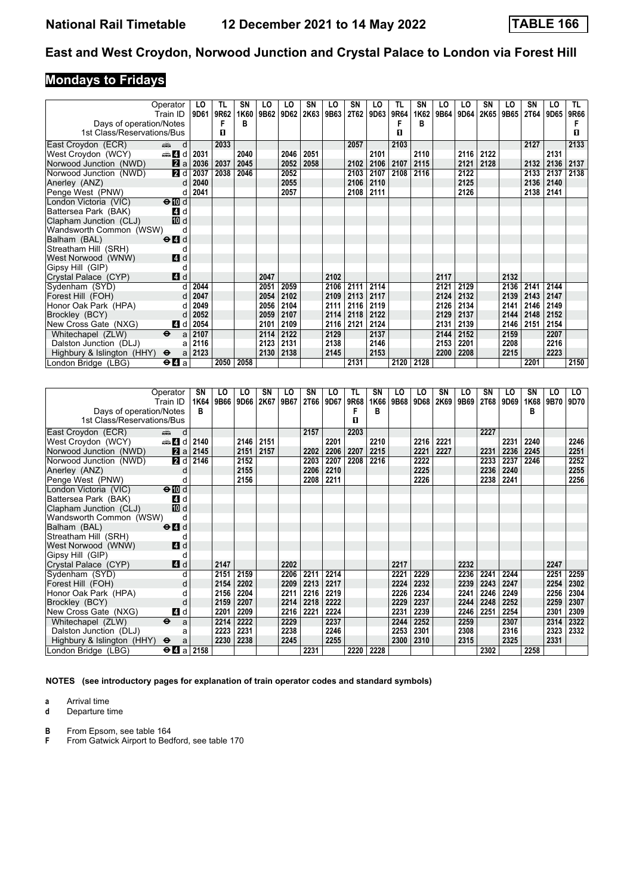# National Rail Timetable — 12 December 2021 to 14 May 2022 — TABLE 166

## East and West Croydon, Norwood Junction and Crystal Palace to London via Forest Hill

### Mondays to Fridays

| Operator | | LO | TL | SN | LO | LO | SN | LO | SN | LO | TL | SN | LO | LO | SN | LO | SN | LO | TL |
|---|---|---|---|---|---|---|---|---|---|---|---|---|---|---|---|---|---|---|---|
| Train ID | | 9D61 | 9R62 | 1K60 | 9B62 | 9D62 | 2K63 | 9B63 | 2T62 | 9D63 | 9R64 | 1K62 | 9B64 | 9D64 | 2K65 | 9B65 | 2T64 | 9D65 | 9R66 |
| Days of operation/Notes | | | F | B | | | | | | | F | B | | | | | | | F |
| 1st Class/Reservations/Bus | | | 1 | | | | | | | | 1 | | | | | | | | 1 |
| East Croydon (ECR) | d | | 2033 | | | | | | 2057 | | 2103 | | | | | | 2127 | | 2133 |
| West Croydon (WCY) | 4 d | 2031 | | 2040 | | 2046 | 2051 | | | 2101 | | 2110 | | 2116 | 2122 | | | 2131 | |
| Norwood Junction (NWD) | 2 a | 2036 | 2037 | 2045 | | 2052 | 2058 | | 2102 | 2106 | 2107 | 2115 | | 2121 | 2128 | | 2132 | 2136 | 2137 |
| Norwood Junction (NWD) | 2 d | 2037 | 2038 | 2046 | | 2052 | | | 2103 | 2107 | 2108 | 2116 | | 2122 | | | 2133 | 2137 | 2138 |
| Anerley (ANZ) | d | 2040 | | | | 2055 | | | 2106 | 2110 | | | | 2125 | | | 2136 | 2140 | |
| Penge West (PNW) | d | 2041 | | | | 2057 | | | 2108 | 2111 | | | | 2126 | | | 2138 | 2141 | |
| London Victoria (VIC) | 10 d | | | | | | | | | | | | | | | | | | |
| Battersea Park (BAK) | 4 d | | | | | | | | | | | | | | | | | | |
| Clapham Junction (CLJ) | 10 d | | | | | | | | | | | | | | | | | | |
| Wandsworth Common (WSW) | d | | | | | | | | | | | | | | | | | | |
| Balham (BAL) | 4 d | | | | | | | | | | | | | | | | | | |
| Streatham Hill (SRH) | d | | | | | | | | | | | | | | | | | | |
| West Norwood (WNW) | 4 d | | | | | | | | | | | | | | | | | | |
| Gipsy Hill (GIP) | d | | | | | | | | | | | | | | | | | | |
| Crystal Palace (CYP) | 4 d | | | | 2047 | | | 2102 | | | | | 2117 | | | 2132 | | | |
| Sydenham (SYD) | d | 2044 | | | 2051 | 2059 | | 2106 | 2111 | 2114 | | | 2121 | 2129 | | 2136 | 2141 | 2144 | |
| Forest Hill (FOH) | d | 2047 | | | 2054 | 2102 | | 2109 | 2113 | 2117 | | | 2124 | 2132 | | 2139 | 2143 | 2147 | |
| Honor Oak Park (HPA) | d | 2049 | | | 2056 | 2104 | | 2111 | 2116 | 2119 | | | 2126 | 2134 | | 2141 | 2146 | 2149 | |
| Brockley (BCY) | d | 2052 | | | 2059 | 2107 | | 2114 | 2118 | 2122 | | | 2129 | 2137 | | 2144 | 2148 | 2152 | |
| New Cross Gate (NXG) | 4 d | 2054 | | | 2101 | 2109 | | 2116 | 2121 | 2124 | | | 2131 | 2139 | | 2146 | 2151 | 2154 | |
| Whitechapel (ZLW) | a | 2107 | | | 2114 | 2122 | | 2129 | | 2137 | | | 2144 | 2152 | | 2159 | | 2207 | |
| Dalston Junction (DLJ) | a | 2116 | | | 2123 | 2131 | | 2138 | | 2146 | | | 2153 | 2201 | | 2208 | | 2216 | |
| Highbury & Islington (HHY) | a | 2123 | | | 2130 | 2138 | | 2145 | | 2153 | | | 2200 | 2208 | | 2215 | | 2223 | |
| London Bridge (LBG) | 4 a | | 2050 | 2058 | | | | | 2131 | | 2120 | 2128 | | | | | 2201 | | 2150 |

| Operator | | SN | LO | LO | SN | LO | SN | LO | TL | SN | LO | LO | SN | LO | SN | LO | SN | LO | LO |
|---|---|---|---|---|---|---|---|---|---|---|---|---|---|---|---|---|---|---|---|
| Train ID | | 1K64 | 9B66 | 9D66 | 2K67 | 9B67 | 2T66 | 9D67 | 9R68 | 1K66 | 9B68 | 9D68 | 2K69 | 9B69 | 2T68 | 9D69 | 1K68 | 9B70 | 9D70 |
| Days of operation/Notes | | B | | | | | | | F | B | | | | | | | B | | |
| 1st Class/Reservations/Bus | | | | | | | | | 1 | | | | | | | | | | |
| East Croydon (ECR) | d | | | | | | 2157 | | 2203 | | | | | | 2227 | | | | |
| West Croydon (WCY) | 4 d | 2140 | | 2146 | 2151 | | | 2201 | | 2210 | | 2216 | 2221 | | | 2231 | 2240 | | 2246 |
| Norwood Junction (NWD) | 2 a | 2145 | | 2151 | 2157 | | 2202 | 2206 | 2207 | 2215 | | 2221 | 2227 | | 2231 | 2236 | 2245 | | 2251 |
| Norwood Junction (NWD) | 2 d | 2146 | | 2152 | | | 2203 | 2207 | 2208 | 2216 | | 2222 | | | 2233 | 2237 | 2246 | | 2252 |
| Anerley (ANZ) | d | | | 2155 | | | 2206 | 2210 | | | | 2225 | | | 2236 | 2240 | | | 2255 |
| Penge West (PNW) | d | | | 2156 | | | 2208 | 2211 | | | | 2226 | | | 2238 | 2241 | | | 2256 |
| London Victoria (VIC) | 10 d | | | | | | | | | | | | | | | | | | |
| Battersea Park (BAK) | 4 d | | | | | | | | | | | | | | | | | | |
| Clapham Junction (CLJ) | 10 d | | | | | | | | | | | | | | | | | | |
| Wandsworth Common (WSW) | d | | | | | | | | | | | | | | | | | | |
| Balham (BAL) | 4 d | | | | | | | | | | | | | | | | | | |
| Streatham Hill (SRH) | d | | | | | | | | | | | | | | | | | | |
| West Norwood (WNW) | 4 d | | | | | | | | | | | | | | | | | | |
| Gipsy Hill (GIP) | d | | | | | | | | | | | | | | | | | | |
| Crystal Palace (CYP) | 4 d | | 2147 | | | 2202 | | | | | 2217 | | | 2232 | | | | 2247 | |
| Sydenham (SYD) | d | | 2151 | 2159 | | 2206 | 2211 | 2214 | | | 2221 | 2229 | | 2236 | 2241 | 2244 | | 2251 | 2259 |
| Forest Hill (FOH) | d | | 2154 | 2202 | | 2209 | 2213 | 2217 | | | 2224 | 2232 | | 2239 | 2243 | 2247 | | 2254 | 2302 |
| Honor Oak Park (HPA) | d | | 2156 | 2204 | | 2211 | 2216 | 2219 | | | 2226 | 2234 | | 2241 | 2246 | 2249 | | 2256 | 2304 |
| Brockley (BCY) | d | | 2159 | 2207 | | 2214 | 2218 | 2222 | | | 2229 | 2237 | | 2244 | 2248 | 2252 | | 2259 | 2307 |
| New Cross Gate (NXG) | 4 d | | 2201 | 2209 | | 2216 | 2221 | 2224 | | | 2231 | 2239 | | 2246 | 2251 | 2254 | | 2301 | 2309 |
| Whitechapel (ZLW) | a | | 2214 | 2222 | | 2229 | | 2237 | | | 2244 | 2252 | | 2259 | | 2307 | | 2314 | 2322 |
| Dalston Junction (DLJ) | a | | 2223 | 2231 | | 2238 | | 2246 | | | 2253 | 2301 | | 2308 | | 2316 | | 2323 | 2332 |
| Highbury & Islington (HHY) | a | | 2230 | 2238 | | 2245 | | 2255 | | | 2300 | 2310 | | 2315 | | 2325 | | 2331 | |
| London Bridge (LBG) | 4 a | 2158 | | | | | 2231 | | 2220 | 2228 | | | | | 2302 | | 2258 | | |

**NOTES (see introductory pages for explanation of train operator codes and standard symbols)**

- **a** Arrival time
- **d** Departure time
- **B** From Epsom, see table 164
- **F** From Gatwick Airport to Bedford, see table 170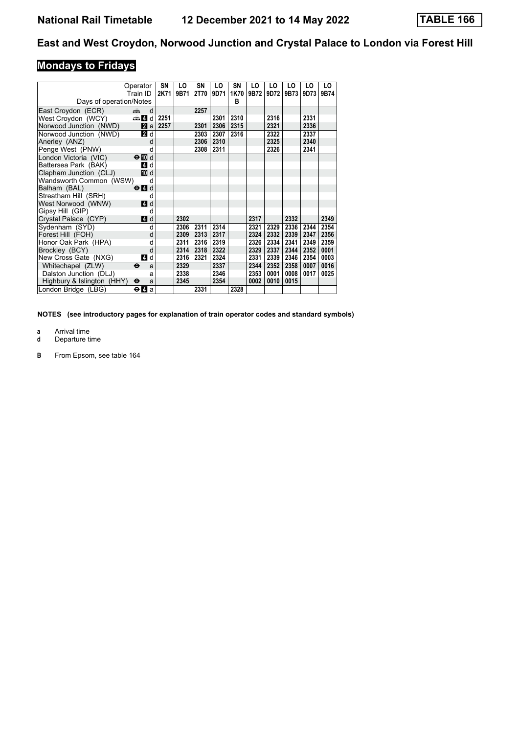# East and West Croydon, Norwood Junction and Crystal Palace to London via Forest Hill

## Mondays to Fridays

| Operator | | SN | LO | SN | LO | SN | LO | LO | LO | LO | LO |
|---|---|---|---|---|---|---|---|---|---|---|---|
| Train ID | | 2K71 | 9B71 | 2T70 | 9D71 | 1K70 | 9B72 | 9D72 | 9B73 | 9D73 | 9B74 |
| Days of operation/Notes | | | | | | B | | | | | |
| East Croydon (ECR) | d | | | 2257 | | | | | | | |
| West Croydon (WCY) | 4 d | 2251 | | | 2301 | 2310 | | 2316 | | 2331 | |
| Norwood Junction (NWD) | 2 a | 2257 | | 2301 | 2306 | 2315 | | 2321 | | 2336 | |
| Norwood Junction (NWD) | 2 d | | | 2303 | 2307 | 2316 | | 2322 | | 2337 | |
| Anerley (ANZ) | d | | | 2306 | 2310 | | | 2325 | | 2340 | |
| Penge West (PNW) | d | | | 2308 | 2311 | | | 2326 | | 2341 | |
| London Victoria (VIC) | 10 d | | | | | | | | | | |
| Battersea Park (BAK) | 4 d | | | | | | | | | | |
| Clapham Junction (CLJ) | 10 d | | | | | | | | | | |
| Wandsworth Common (WSW) | d | | | | | | | | | | |
| Balham (BAL) | 4 d | | | | | | | | | | |
| Streatham Hill (SRH) | d | | | | | | | | | | |
| West Norwood (WNW) | 4 d | | | | | | | | | | |
| Gipsy Hill (GIP) | d | | | | | | | | | | |
| Crystal Palace (CYP) | 4 d | | 2302 | | | | 2317 | | 2332 | | 2349 |
| Sydenham (SYD) | d | | 2306 | 2311 | 2314 | | 2321 | 2329 | 2336 | 2344 | 2354 |
| Forest Hill (FOH) | d | | 2309 | 2313 | 2317 | | 2324 | 2332 | 2339 | 2347 | 2356 |
| Honor Oak Park (HPA) | d | | 2311 | 2316 | 2319 | | 2326 | 2334 | 2341 | 2349 | 2359 |
| Brockley (BCY) | d | | 2314 | 2318 | 2322 | | 2329 | 2337 | 2344 | 2352 | 0001 |
| New Cross Gate (NXG) | 4 d | | 2316 | 2321 | 2324 | | 2331 | 2339 | 2346 | 2354 | 0003 |
| Whitechapel (ZLW) | a | | 2329 | | 2337 | | 2344 | 2352 | 2358 | 0007 | 0016 |
| Dalston Junction (DLJ) | a | | 2338 | | 2346 | | 2353 | 0001 | 0008 | 0017 | 0025 |
| Highbury & Islington (HHY) | a | | 2345 | | 2354 | | 0002 | 0010 | 0015 | | |
| London Bridge (LBG) | 4 a | | | 2331 | | 2328 | | | | | |

**NOTES (see introductory pages for explanation of train operator codes and standard symbols)**

**a** Arrival time
**d** Departure time

**B** From Epsom, see table 164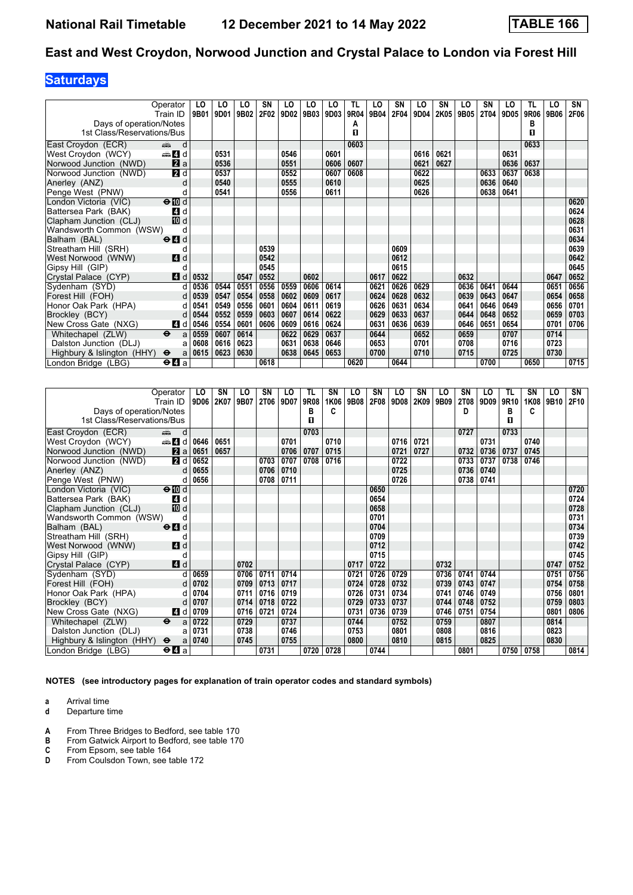# National Rail Timetable — 12 December 2021 to 14 May 2022 — TABLE 166

## East and West Croydon, Norwood Junction and Crystal Palace to London via Forest Hill

### Saturdays

| Operator | | LO | LO | LO | SN | LO | LO | LO | TL | LO | SN | LO | SN | LO | SN | LO | TL | LO | SN |
|---|---|---|---|---|---|---|---|---|---|---|---|---|---|---|---|---|---|---|---|
| Train ID | | 9B01 | 9D01 | 9B02 | 2F02 | 9D02 | 9B03 | 9D03 | 9R04 | 9B04 | 2F04 | 9D04 | 2K05 | 9B05 | 2T04 | 9D05 | 9R06 | 9B06 | 2F06 |
| Days of operation/Notes | | | | | | | | | A | | | | | | | | B | | |
| 1st Class/Reservations/Bus | | | | | | | | | ■ | | | | | | | | ■ | | |
| East Croydon (ECR) | d | | | | | | | | 0603 | | | | | | | | 0633 | | |
| West Croydon (WCY) | d | | 0531 | | | 0546 | | 0601 | | | | 0616 | 0621 | | | 0631 | | | |
| Norwood Junction (NWD) | a | | 0536 | | | 0551 | | 0606 | 0607 | | | 0621 | 0627 | | | 0636 | 0637 | | |
| Norwood Junction (NWD) | d | | 0537 | | | 0552 | | 0607 | 0608 | | | 0622 | | | 0633 | 0637 | 0638 | | |
| Anerley (ANZ) | d | | 0540 | | | 0555 | | 0610 | | | | 0625 | | | 0636 | 0640 | | | |
| Penge West (PNW) | d | | 0541 | | | 0556 | | 0611 | | | | 0626 | | | 0638 | 0641 | | | |
| London Victoria (VIC) | d | | | | | | | | | | | | | | | | | | 0620 |
| Battersea Park (BAK) | d | | | | | | | | | | | | | | | | | | 0624 |
| Clapham Junction (CLJ) | d | | | | | | | | | | | | | | | | | | 0628 |
| Wandsworth Common (WSW) | d | | | | | | | | | | | | | | | | | | 0631 |
| Balham (BAL) | d | | | | | | | | | | | | | | | | | | 0634 |
| Streatham Hill (SRH) | d | | | | 0539 | | | | | | 0609 | | | | | | | | 0639 |
| West Norwood (WNW) | d | | | | 0542 | | | | | | 0612 | | | | | | | | 0642 |
| Gipsy Hill (GIP) | d | | | | 0545 | | | | | | 0615 | | | | | | | | 0645 |
| Crystal Palace (CYP) | d | 0532 | | 0547 | 0552 | | 0602 | | | 0617 | 0622 | | | 0632 | | | | 0647 | 0652 |
| Sydenham (SYD) | d | 0536 | 0544 | 0551 | 0556 | 0559 | 0606 | 0614 | | 0621 | 0626 | 0629 | | 0636 | 0641 | 0644 | | 0651 | 0656 |
| Forest Hill (FOH) | d | 0539 | 0547 | 0554 | 0558 | 0602 | 0609 | 0617 | | 0624 | 0628 | 0632 | | 0639 | 0643 | 0647 | | 0654 | 0658 |
| Honor Oak Park (HPA) | d | 0541 | 0549 | 0556 | 0601 | 0604 | 0611 | 0619 | | 0626 | 0631 | 0634 | | 0641 | 0646 | 0649 | | 0656 | 0701 |
| Brockley (BCY) | d | 0544 | 0552 | 0559 | 0603 | 0607 | 0614 | 0622 | | 0629 | 0633 | 0637 | | 0644 | 0648 | 0652 | | 0659 | 0703 |
| New Cross Gate (NXG) | d | 0546 | 0554 | 0601 | 0606 | 0609 | 0616 | 0624 | | 0631 | 0636 | 0639 | | 0646 | 0651 | 0654 | | 0701 | 0706 |
| Whitechapel (ZLW) | a | 0559 | 0607 | 0614 | | 0622 | 0629 | 0637 | | 0644 | | 0652 | | 0659 | | 0707 | | 0714 | |
| Dalston Junction (DLJ) | a | 0608 | 0616 | 0623 | | 0631 | 0638 | 0646 | | 0653 | | 0701 | | 0708 | | 0716 | | 0723 | |
| Highbury & Islington (HHY) | a | 0615 | 0623 | 0630 | | 0638 | 0645 | 0653 | | 0700 | | 0710 | | 0715 | | 0725 | | 0730 | |
| London Bridge (LBG) | a | | | | 0618 | | | | 0620 | | 0644 | | | | 0700 | | 0650 | | 0715 |

| Operator | | LO | SN | LO | SN | LO | TL | SN | LO | SN | LO | SN | LO | SN | LO | TL | SN | LO | SN |
|---|---|---|---|---|---|---|---|---|---|---|---|---|---|---|---|---|---|---|---|
| Train ID | | 9D06 | 2K07 | 9B07 | 2T06 | 9D07 | 9R08 | 1K06 | 9B08 | 2F08 | 9D08 | 2K09 | 9B09 | 2T08 | 9D09 | 9R10 | 1K08 | 9B10 | 2F10 |
| Days of operation/Notes | | | | | | | B | C | | | | | | D | | B | C | | |
| 1st Class/Reservations/Bus | | | | | | | ■ | | | | | | | | | ■ | | | |
| East Croydon (ECR) | d | | | | | | 0703 | | | | | | | 0727 | | 0733 | | | |
| West Croydon (WCY) | d | 0646 | 0651 | | | 0701 | | 0710 | | | 0716 | 0721 | | | 0731 | | 0740 | | |
| Norwood Junction (NWD) | a | 0651 | 0657 | | | 0706 | 0707 | 0715 | | | 0721 | 0727 | | 0732 | 0736 | 0737 | 0745 | | |
| Norwood Junction (NWD) | d | 0652 | | | 0703 | 0707 | 0708 | 0716 | | | 0722 | | | 0733 | 0737 | 0738 | 0746 | | |
| Anerley (ANZ) | d | 0655 | | | 0706 | 0710 | | | | | 0725 | | | 0736 | 0740 | | | | |
| Penge West (PNW) | d | 0656 | | | 0708 | 0711 | | | | | 0726 | | | 0738 | 0741 | | | | |
| London Victoria (VIC) | d | | | | | | | | | 0650 | | | | | | | | | 0720 |
| Battersea Park (BAK) | d | | | | | | | | | 0654 | | | | | | | | | 0724 |
| Clapham Junction (CLJ) | d | | | | | | | | | 0658 | | | | | | | | | 0728 |
| Wandsworth Common (WSW) | d | | | | | | | | | 0701 | | | | | | | | | 0731 |
| Balham (BAL) | d | | | | | | | | | 0704 | | | | | | | | | 0734 |
| Streatham Hill (SRH) | d | | | | | | | | | 0709 | | | | | | | | | 0739 |
| West Norwood (WNW) | d | | | | | | | | | 0712 | | | | | | | | | 0742 |
| Gipsy Hill (GIP) | d | | | | | | | | | 0715 | | | | | | | | | 0745 |
| Crystal Palace (CYP) | d | | | 0702 | | | | | 0717 | 0722 | | | 0732 | | | | | 0747 | 0752 |
| Sydenham (SYD) | d | 0659 | | 0706 | 0711 | 0714 | | | 0721 | 0726 | 0729 | | 0736 | 0741 | 0744 | | | 0751 | 0756 |
| Forest Hill (FOH) | d | 0702 | | 0709 | 0713 | 0717 | | | 0724 | 0728 | 0732 | | 0739 | 0743 | 0747 | | | 0754 | 0758 |
| Honor Oak Park (HPA) | d | 0704 | | 0711 | 0716 | 0719 | | | 0726 | 0731 | 0734 | | 0741 | 0746 | 0749 | | | 0756 | 0801 |
| Brockley (BCY) | d | 0707 | | 0714 | 0718 | 0722 | | | 0729 | 0733 | 0737 | | 0744 | 0748 | 0752 | | | 0759 | 0803 |
| New Cross Gate (NXG) | d | 0709 | | 0716 | 0721 | 0724 | | | 0731 | 0736 | 0739 | | 0746 | 0751 | 0754 | | | 0801 | 0806 |
| Whitechapel (ZLW) | a | 0722 | | 0729 | | 0737 | | | 0744 | | 0752 | | 0759 | | 0807 | | | 0814 | |
| Dalston Junction (DLJ) | a | 0731 | | 0738 | | 0746 | | | 0753 | | 0801 | | 0808 | | 0816 | | | 0823 | |
| Highbury & Islington (HHY) | a | 0740 | | 0745 | | 0755 | | | 0800 | | 0810 | | 0815 | | 0825 | | | 0830 | |
| London Bridge (LBG) | a | | | | 0731 | | 0720 | 0728 | | 0744 | | | | 0801 | | 0750 | 0758 | | 0814 |

**NOTES (see introductory pages for explanation of train operator codes and standard symbols)**

- **a** Arrival time
- **d** Departure time

- **A** From Three Bridges to Bedford, see table 170
- **B** From Gatwick Airport to Bedford, see table 170
- **C** From Epsom, see table 164
- **D** From Coulsdon Town, see table 172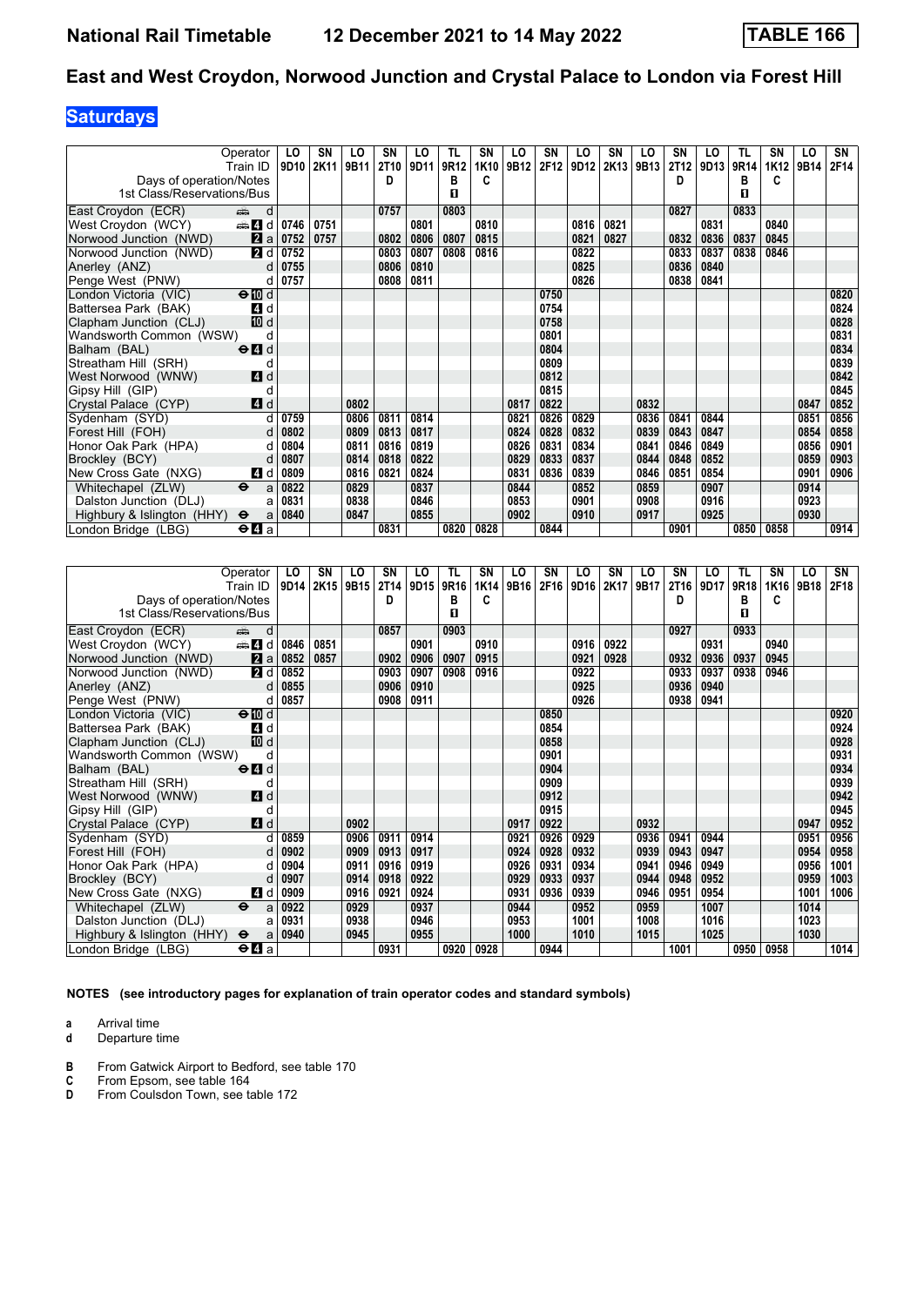# National Rail Timetable 12 December 2021 to 14 May 2022 TABLE 166

## East and West Croydon, Norwood Junction and Crystal Palace to London via Forest Hill

**Saturdays**

| Operator | | LO | SN | LO | SN | LO | TL | SN | LO | SN | LO | SN | LO | SN | LO | TL | SN | LO | SN |
|---|---|---|---|---|---|---|---|---|---|---|---|---|---|---|---|---|---|---|---|
| Train ID | | 9D10 | 2K11 | 9B11 | 2T10 | 9D11 | 9R12 | 1K10 | 9B12 | 2F12 | 9D12 | 2K13 | 9B13 | 2T12 | 9D13 | 9R14 | 1K12 | 9B14 | 2F14 |
| Days of operation/Notes | | | | | D | | B | C | | | | | | D | | B | C | | |
| 1st Class/Reservations/Bus | | | | | | | ■ | | | | | | | | | ■ | | | |
| East Croydon (ECR) | d | | | | 0757 | | 0803 | | | | | | | 0827 | | 0833 | | | |
| West Croydon (WCY) | 4 d | 0746 | 0751 | | | 0801 | | 0810 | | | 0816 | 0821 | | | 0831 | | 0840 | | |
| Norwood Junction (NWD) | 2 a | 0752 | 0757 | | 0802 | 0806 | 0807 | 0815 | | | 0821 | 0827 | | 0832 | 0836 | 0837 | 0845 | | |
| Norwood Junction (NWD) | 2 d | 0752 | | | 0803 | 0807 | 0808 | 0816 | | | 0822 | | | 0833 | 0837 | 0838 | 0846 | | |
| Anerley (ANZ) | d | 0755 | | | 0806 | 0810 | | | | | 0825 | | | 0836 | 0840 | | | | |
| Penge West (PNW) | d | 0757 | | | 0808 | 0811 | | | | | 0826 | | | 0838 | 0841 | | | | |
| London Victoria (VIC) | 10 d | | | | | | | | | 0750 | | | | | | | | | 0820 |
| Battersea Park (BAK) | 4 d | | | | | | | | | 0754 | | | | | | | | | 0824 |
| Clapham Junction (CLJ) | 10 d | | | | | | | | | 0758 | | | | | | | | | 0828 |
| Wandsworth Common (WSW) | d | | | | | | | | | 0801 | | | | | | | | | 0831 |
| Balham (BAL) | 4 d | | | | | | | | | 0804 | | | | | | | | | 0834 |
| Streatham Hill (SRH) | d | | | | | | | | | 0809 | | | | | | | | | 0839 |
| West Norwood (WNW) | 4 d | | | | | | | | | 0812 | | | | | | | | | 0842 |
| Gipsy Hill (GIP) | d | | | | | | | | | 0815 | | | | | | | | | 0845 |
| Crystal Palace (CYP) | 4 d | | | 0802 | | | | | 0817 | 0822 | | | 0832 | | | | | 0847 | 0852 |
| Sydenham (SYD) | d | 0759 | | 0806 | 0811 | 0814 | | | 0821 | 0826 | 0829 | | 0836 | 0841 | 0844 | | | 0851 | 0856 |
| Forest Hill (FOH) | d | 0802 | | 0809 | 0813 | 0817 | | | 0824 | 0828 | 0832 | | 0839 | 0843 | 0847 | | | 0854 | 0858 |
| Honor Oak Park (HPA) | d | 0804 | | 0811 | 0816 | 0819 | | | 0826 | 0831 | 0834 | | 0841 | 0846 | 0849 | | | 0856 | 0901 |
| Brockley (BCY) | d | 0807 | | 0814 | 0818 | 0822 | | | 0829 | 0833 | 0837 | | 0844 | 0848 | 0852 | | | 0859 | 0903 |
| New Cross Gate (NXG) | 4 d | 0809 | | 0816 | 0821 | 0824 | | | 0831 | 0836 | 0839 | | 0846 | 0851 | 0854 | | | 0901 | 0906 |
| Whitechapel (ZLW) | a | 0822 | | 0829 | | 0837 | | | 0844 | | 0852 | | 0859 | | 0907 | | | 0914 | |
| Dalston Junction (DLJ) | a | 0831 | | 0838 | | 0846 | | | 0853 | | 0901 | | 0908 | | 0916 | | | 0923 | |
| Highbury & Islington (HHY) | a | 0840 | | 0847 | | 0855 | | | 0902 | | 0910 | | 0917 | | 0925 | | | 0930 | |
| London Bridge (LBG) | 4 a | | | | 0831 | | 0820 | 0828 | | 0844 | | | | 0901 | | 0850 | 0858 | | 0914 |

| Operator | | LO | SN | LO | SN | LO | TL | SN | LO | SN | LO | SN | LO | SN | LO | TL | SN | LO | SN |
|---|---|---|---|---|---|---|---|---|---|---|---|---|---|---|---|---|---|---|---|
| Train ID | | 9D14 | 2K15 | 9B15 | 2T14 | 9D15 | 9R16 | 1K14 | 9B16 | 2F16 | 9D16 | 2K17 | 9B17 | 2T16 | 9D17 | 9R18 | 1K16 | 9B18 | 2F18 |
| Days of operation/Notes | | | | | D | | B | C | | | | | | D | | B | C | | |
| 1st Class/Reservations/Bus | | | | | | | ■ | | | | | | | | | ■ | | | |
| East Croydon (ECR) | d | | | | 0857 | | 0903 | | | | | | | 0927 | | 0933 | | | |
| West Croydon (WCY) | 4 d | 0846 | 0851 | | | 0901 | | 0910 | | | 0916 | 0922 | | | 0931 | | 0940 | | |
| Norwood Junction (NWD) | 2 a | 0852 | 0857 | | 0902 | 0906 | 0907 | 0915 | | | 0921 | 0928 | | 0932 | 0936 | 0937 | 0945 | | |
| Norwood Junction (NWD) | 2 d | 0852 | | | 0903 | 0907 | 0908 | 0916 | | | 0922 | | | 0933 | 0937 | 0938 | 0946 | | |
| Anerley (ANZ) | d | 0855 | | | 0906 | 0910 | | | | | 0925 | | | 0936 | 0940 | | | | |
| Penge West (PNW) | d | 0857 | | | 0908 | 0911 | | | | | 0926 | | | 0938 | 0941 | | | | |
| London Victoria (VIC) | 10 d | | | | | | | | | 0850 | | | | | | | | | 0920 |
| Battersea Park (BAK) | 4 d | | | | | | | | | 0854 | | | | | | | | | 0924 |
| Clapham Junction (CLJ) | 10 d | | | | | | | | | 0858 | | | | | | | | | 0928 |
| Wandsworth Common (WSW) | d | | | | | | | | | 0901 | | | | | | | | | 0931 |
| Balham (BAL) | 4 d | | | | | | | | | 0904 | | | | | | | | | 0934 |
| Streatham Hill (SRH) | d | | | | | | | | | 0909 | | | | | | | | | 0939 |
| West Norwood (WNW) | 4 d | | | | | | | | | 0912 | | | | | | | | | 0942 |
| Gipsy Hill (GIP) | d | | | | | | | | | 0915 | | | | | | | | | 0945 |
| Crystal Palace (CYP) | 4 d | | | 0902 | | | | | 0917 | 0922 | | | 0932 | | | | | 0947 | 0952 |
| Sydenham (SYD) | d | 0859 | | 0906 | 0911 | 0914 | | | 0921 | 0926 | 0929 | | 0936 | 0941 | 0944 | | | 0951 | 0956 |
| Forest Hill (FOH) | d | 0902 | | 0909 | 0913 | 0917 | | | 0924 | 0928 | 0932 | | 0939 | 0943 | 0947 | | | 0954 | 0958 |
| Honor Oak Park (HPA) | d | 0904 | | 0911 | 0916 | 0919 | | | 0926 | 0931 | 0934 | | 0941 | 0946 | 0949 | | | 0956 | 1001 |
| Brockley (BCY) | d | 0907 | | 0914 | 0918 | 0922 | | | 0929 | 0933 | 0937 | | 0944 | 0948 | 0952 | | | 0959 | 1003 |
| New Cross Gate (NXG) | 4 d | 0909 | | 0916 | 0921 | 0924 | | | 0931 | 0936 | 0939 | | 0946 | 0951 | 0954 | | | 1001 | 1006 |
| Whitechapel (ZLW) | a | 0922 | | 0929 | | 0937 | | | 0944 | | 0952 | | 0959 | | 1007 | | | 1014 | |
| Dalston Junction (DLJ) | a | 0931 | | 0938 | | 0946 | | | 0953 | | 1001 | | 1008 | | 1016 | | | 1023 | |
| Highbury & Islington (HHY) | a | 0940 | | 0945 | | 0955 | | | 1000 | | 1010 | | 1015 | | 1025 | | | 1030 | |
| London Bridge (LBG) | 4 a | | | | 0931 | | 0920 | 0928 | | 0944 | | | | 1001 | | 0950 | 0958 | | 1014 |

**NOTES (see introductory pages for explanation of train operator codes and standard symbols)**

- **a** Arrival time
- **d** Departure time

- **B** From Gatwick Airport to Bedford, see table 170
- **C** From Epsom, see table 164
- **D** From Coulsdon Town, see table 172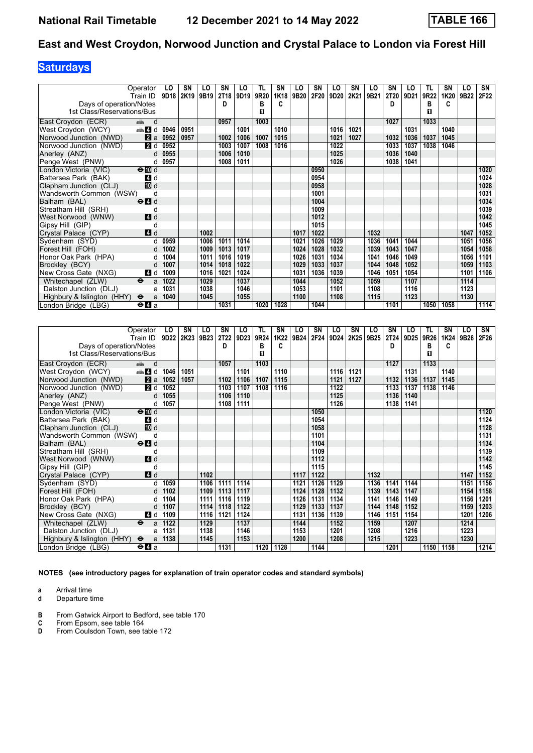# TABLE 166

## East and West Croydon, Norwood Junction and Crystal Palace to London via Forest Hill

**Saturdays**

National Rail Timetable 12 December 2021 to 14 May 2022

| Operator | | LO | SN | LO | SN | LO | TL | SN | LO | SN | LO | SN | LO | SN | LO | TL | SN | LO | SN |
|---|---|---|---|---|---|---|---|---|---|---|---|---|---|---|---|---|---|---|---|
| Train ID | | 9D18 | 2K19 | 9B19 | 2T18 | 9D19 | 9R20 | 1K18 | 9B20 | 2F20 | 9D20 | 2K21 | 9B21 | 2T20 | 9D21 | 9R22 | 1K20 | 9B22 | 2F22 |
| Days of operation/Notes | | | | | D | | B | C | | | | | | D | | B | C | | |
| 1st Class/Reservations/Bus | | | | | | | ◻ | | | | | | | | | ◻ | | | |
| East Croydon (ECR) | d | | | | 0957 | | 1003 | | | | | | | 1027 | | 1033 | | | |
| West Croydon (WCY) | d | 0946 | 0951 | | | 1001 | | 1010 | | | 1016 | 1021 | | | 1031 | | 1040 | | |
| Norwood Junction (NWD) | a | 0952 | 0957 | | 1002 | 1006 | 1007 | 1015 | | | 1021 | 1027 | | 1032 | 1036 | 1037 | 1045 | | |
| Norwood Junction (NWD) | d | 0952 | | | 1003 | 1007 | 1008 | 1016 | | | 1022 | | | 1033 | 1037 | 1038 | 1046 | | |
| Anerley (ANZ) | d | 0955 | | | 1006 | 1010 | | | | | 1025 | | | 1036 | 1040 | | | | |
| Penge West (PNW) | d | 0957 | | | 1008 | 1011 | | | | | 1026 | | | 1038 | 1041 | | | | |
| London Victoria (VIC) | d | | | | | | | | | 0950 | | | | | | | | | 1020 |
| Battersea Park (BAK) | d | | | | | | | | | 0954 | | | | | | | | | 1024 |
| Clapham Junction (CLJ) | d | | | | | | | | | 0958 | | | | | | | | | 1028 |
| Wandsworth Common (WSW) | d | | | | | | | | | 1001 | | | | | | | | | 1031 |
| Balham (BAL) | d | | | | | | | | | 1004 | | | | | | | | | 1034 |
| Streatham Hill (SRH) | d | | | | | | | | | 1009 | | | | | | | | | 1039 |
| West Norwood (WNW) | d | | | | | | | | | 1012 | | | | | | | | | 1042 |
| Gipsy Hill (GIP) | d | | | | | | | | | 1015 | | | | | | | | | 1045 |
| Crystal Palace (CYP) | d | | | 1002 | | | | | 1017 | 1022 | | | 1032 | | | | | 1047 | 1052 |
| Sydenham (SYD) | d | 0959 | | 1006 | 1011 | 1014 | | | 1021 | 1026 | 1029 | | 1036 | 1041 | 1044 | | | 1051 | 1056 |
| Forest Hill (FOH) | d | 1002 | | 1009 | 1013 | 1017 | | | 1024 | 1028 | 1032 | | 1039 | 1043 | 1047 | | | 1054 | 1058 |
| Honor Oak Park (HPA) | d | 1004 | | 1011 | 1016 | 1019 | | | 1026 | 1031 | 1034 | | 1041 | 1046 | 1049 | | | 1056 | 1101 |
| Brockley (BCY) | d | 1007 | | 1014 | 1018 | 1022 | | | 1029 | 1033 | 1037 | | 1044 | 1048 | 1052 | | | 1059 | 1103 |
| New Cross Gate (NXG) | d | 1009 | | 1016 | 1021 | 1024 | | | 1031 | 1036 | 1039 | | 1046 | 1051 | 1054 | | | 1101 | 1106 |
| Whitechapel (ZLW) | a | 1022 | | 1029 | | 1037 | | | 1044 | | 1052 | | 1059 | | 1107 | | | 1114 | |
| Dalston Junction (DLJ) | a | 1031 | | 1038 | | 1046 | | | 1053 | | 1101 | | 1108 | | 1116 | | | 1123 | |
| Highbury & Islington (HHY) | a | 1040 | | 1045 | | 1055 | | | 1100 | | 1108 | | 1115 | | 1123 | | | 1130 | |
| London Bridge (LBG) | a | | | | 1031 | | 1020 | 1028 | | 1044 | | | | 1101 | | 1050 | 1058 | | 1114 |

| Operator | | LO | SN | LO | SN | LO | TL | SN | LO | SN | LO | SN | LO | SN | LO | TL | SN | LO | SN |
|---|---|---|---|---|---|---|---|---|---|---|---|---|---|---|---|---|---|---|---|
| Train ID | | 9D22 | 2K23 | 9B23 | 2T22 | 9D23 | 9R24 | 1K22 | 9B24 | 2F24 | 9D24 | 2K25 | 9B25 | 2T24 | 9D25 | 9R26 | 1K24 | 9B26 | 2F26 |
| Days of operation/Notes | | | | | D | | B | C | | | | | | D | | B | C | | |
| 1st Class/Reservations/Bus | | | | | | | ◻ | | | | | | | | | ◻ | | | |
| East Croydon (ECR) | d | | | | 1057 | | 1103 | | | | | | | 1127 | | 1133 | | | |
| West Croydon (WCY) | d | 1046 | 1051 | | | 1101 | | 1110 | | | 1116 | 1121 | | | 1131 | | 1140 | | |
| Norwood Junction (NWD) | a | 1052 | 1057 | | 1102 | 1106 | 1107 | 1115 | | | 1121 | 1127 | | 1132 | 1136 | 1137 | 1145 | | |
| Norwood Junction (NWD) | d | 1052 | | | 1103 | 1107 | 1108 | 1116 | | | 1122 | | | 1133 | 1137 | 1138 | 1146 | | |
| Anerley (ANZ) | d | 1055 | | | 1106 | 1110 | | | | | 1125 | | | 1136 | 1140 | | | | |
| Penge West (PNW) | d | 1057 | | | 1108 | 1111 | | | | | 1126 | | | 1138 | 1141 | | | | |
| London Victoria (VIC) | d | | | | | | | | | 1050 | | | | | | | | | 1120 |
| Battersea Park (BAK) | d | | | | | | | | | 1054 | | | | | | | | | 1124 |
| Clapham Junction (CLJ) | d | | | | | | | | | 1058 | | | | | | | | | 1128 |
| Wandsworth Common (WSW) | d | | | | | | | | | 1101 | | | | | | | | | 1131 |
| Balham (BAL) | d | | | | | | | | | 1104 | | | | | | | | | 1134 |
| Streatham Hill (SRH) | d | | | | | | | | | 1109 | | | | | | | | | 1139 |
| West Norwood (WNW) | d | | | | | | | | | 1112 | | | | | | | | | 1142 |
| Gipsy Hill (GIP) | d | | | | | | | | | 1115 | | | | | | | | | 1145 |
| Crystal Palace (CYP) | d | | | 1102 | | | | | 1117 | 1122 | | | 1132 | | | | | 1147 | 1152 |
| Sydenham (SYD) | d | 1059 | | 1106 | 1111 | 1114 | | | 1121 | 1126 | 1129 | | 1136 | 1141 | 1144 | | | 1151 | 1156 |
| Forest Hill (FOH) | d | 1102 | | 1109 | 1113 | 1117 | | | 1124 | 1128 | 1132 | | 1139 | 1143 | 1147 | | | 1154 | 1158 |
| Honor Oak Park (HPA) | d | 1104 | | 1111 | 1116 | 1119 | | | 1126 | 1131 | 1134 | | 1141 | 1146 | 1149 | | | 1156 | 1201 |
| Brockley (BCY) | d | 1107 | | 1114 | 1118 | 1122 | | | 1129 | 1133 | 1137 | | 1144 | 1148 | 1152 | | | 1159 | 1203 |
| New Cross Gate (NXG) | d | 1109 | | 1116 | 1121 | 1124 | | | 1131 | 1136 | 1139 | | 1146 | 1151 | 1154 | | | 1201 | 1206 |
| Whitechapel (ZLW) | a | 1122 | | 1129 | | 1137 | | | 1144 | | 1152 | | 1159 | | 1207 | | | 1214 | |
| Dalston Junction (DLJ) | a | 1131 | | 1138 | | 1146 | | | 1153 | | 1201 | | 1208 | | 1216 | | | 1223 | |
| Highbury & Islington (HHY) | a | 1138 | | 1145 | | 1153 | | | 1200 | | 1208 | | 1215 | | 1223 | | | 1230 | |
| London Bridge (LBG) | a | | | | 1131 | | 1120 | 1128 | | 1144 | | | | 1201 | | 1150 | 1158 | | 1214 |

**NOTES (see introductory pages for explanation of train operator codes and standard symbols)**

- **a** Arrival time
- **d** Departure time

- **B** From Gatwick Airport to Bedford, see table 170
- **C** From Epsom, see table 164
- **D** From Coulsdon Town, see table 172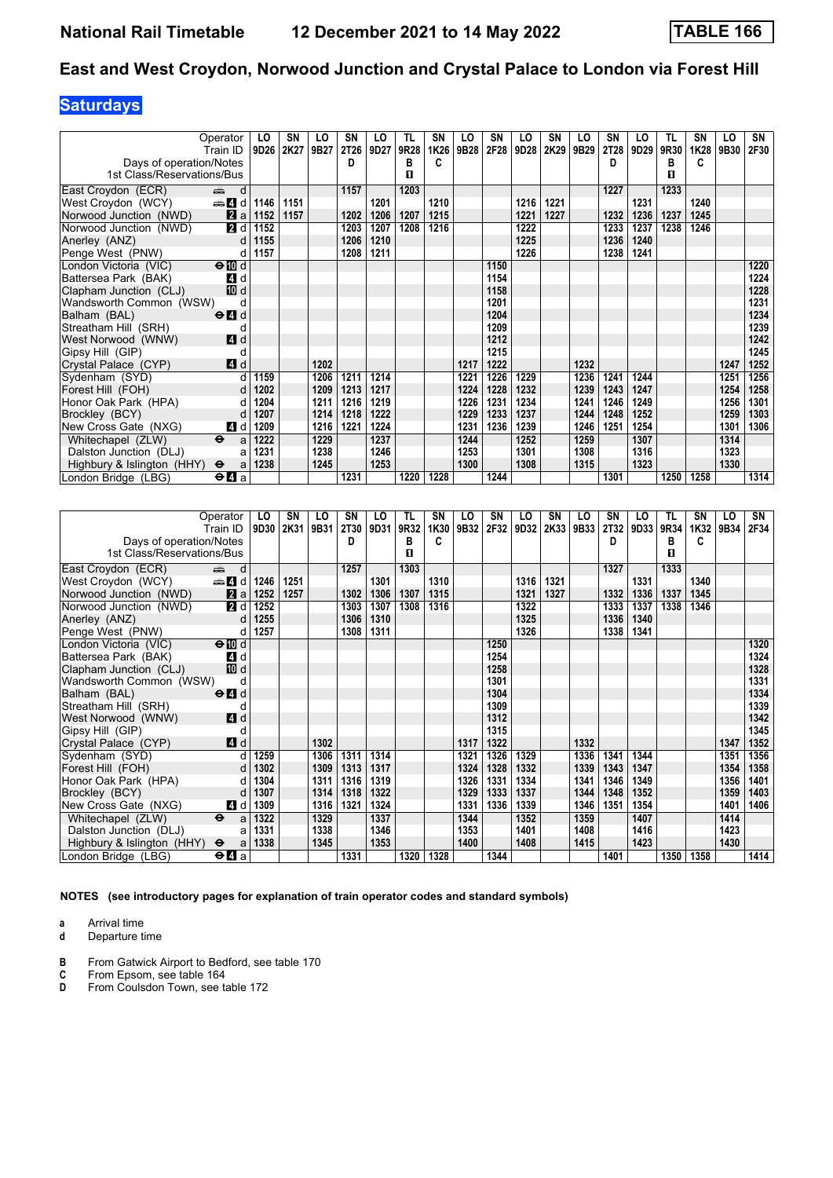# National Rail Timetable — 12 December 2021 to 14 May 2022 — TABLE 166

## East and West Croydon, Norwood Junction and Crystal Palace to London via Forest Hill

### Saturdays

| Operator | | LO | SN | LO | SN | LO | TL | SN | LO | SN | LO | SN | LO | SN | LO | TL | SN | LO | SN |
|---|---|---|---|---|---|---|---|---|---|---|---|---|---|---|---|---|---|---|---|
| Train ID | | 9D26 | 2K27 | 9B27 | 2T26 | 9D27 | 9R28 | 1K26 | 9B28 | 2F28 | 9D28 | 2K29 | 9B29 | 2T28 | 9D29 | 9R30 | 1K28 | 9B30 | 2F30 |
| Days of operation/Notes | | | | | D | | B | C | | | | | | D | | B | C | | |
| 1st Class/Reservations/Bus | | | | | | | ◨ | | | | | | | | | ◨ | | | |
| East Croydon (ECR) | 🚌 d | | | | 1157 | | 1203 | | | | | | | 1227 | | 1233 | | | |
| West Croydon (WCY) | 🚌 4 d | 1146 | 1151 | | | 1201 | | 1210 | | | 1216 | 1221 | | | 1231 | | 1240 | | |
| Norwood Junction (NWD) | 2 a | 1152 | 1157 | | 1202 | 1206 | 1207 | 1215 | | | 1221 | 1227 | | 1232 | 1236 | 1237 | 1245 | | |
| Norwood Junction (NWD) | 2 d | 1152 | | | 1203 | 1207 | 1208 | 1216 | | | 1222 | | | 1233 | 1237 | 1238 | 1246 | | |
| Anerley (ANZ) | d | 1155 | | | 1206 | 1210 | | | | | 1225 | | | 1236 | 1240 | | | | |
| Penge West (PNW) | d | 1157 | | | 1208 | 1211 | | | | | 1226 | | | 1238 | 1241 | | | | |
| London Victoria (VIC) | ⊖ 10 d | | | | | | | | | 1150 | | | | | | | | | 1220 |
| Battersea Park (BAK) | 4 d | | | | | | | | | 1154 | | | | | | | | | 1224 |
| Clapham Junction (CLJ) | 10 d | | | | | | | | | 1158 | | | | | | | | | 1228 |
| Wandsworth Common (WSW) | d | | | | | | | | | 1201 | | | | | | | | | 1231 |
| Balham (BAL) | ⊖ 4 d | | | | | | | | | 1204 | | | | | | | | | 1234 |
| Streatham Hill (SRH) | d | | | | | | | | | 1209 | | | | | | | | | 1239 |
| West Norwood (WNW) | 4 d | | | | | | | | | 1212 | | | | | | | | | 1242 |
| Gipsy Hill (GIP) | d | | | | | | | | | 1215 | | | | | | | | | 1245 |
| Crystal Palace (CYP) | 4 d | | | 1202 | | | | | 1217 | 1222 | | | 1232 | | | | | 1247 | 1252 |
| Sydenham (SYD) | d | 1159 | | 1206 | 1211 | 1214 | | | 1221 | 1226 | 1229 | | 1236 | 1241 | 1244 | | | 1251 | 1256 |
| Forest Hill (FOH) | d | 1202 | | 1209 | 1213 | 1217 | | | 1224 | 1228 | 1232 | | 1239 | 1243 | 1247 | | | 1254 | 1258 |
| Honor Oak Park (HPA) | d | 1204 | | 1211 | 1216 | 1219 | | | 1226 | 1231 | 1234 | | 1241 | 1246 | 1249 | | | 1256 | 1301 |
| Brockley (BCY) | d | 1207 | | 1214 | 1218 | 1222 | | | 1229 | 1233 | 1237 | | 1244 | 1248 | 1252 | | | 1259 | 1303 |
| New Cross Gate (NXG) | 4 d | 1209 | | 1216 | 1221 | 1224 | | | 1231 | 1236 | 1239 | | 1246 | 1251 | 1254 | | | 1301 | 1306 |
| Whitechapel (ZLW) | ⊖ a | 1222 | | 1229 | | 1237 | | | 1244 | | 1252 | | 1259 | | 1307 | | | 1314 | |
| Dalston Junction (DLJ) | a | 1231 | | 1238 | | 1246 | | | 1253 | | 1301 | | 1308 | | 1316 | | | 1323 | |
| Highbury & Islington (HHY) | ⊖ a | 1238 | | 1245 | | 1253 | | | 1300 | | 1308 | | 1315 | | 1323 | | | 1330 | |
| London Bridge (LBG) | ⊖ 4 a | | | | 1231 | | 1220 | 1228 | | 1244 | | | | 1301 | | 1250 | 1258 | | 1314 |

| Operator | | LO | SN | LO | SN | LO | TL | SN | LO | SN | LO | SN | LO | SN | LO | TL | SN | LO | SN |
|---|---|---|---|---|---|---|---|---|---|---|---|---|---|---|---|---|---|---|---|
| Train ID | | 9D30 | 2K31 | 9B31 | 2T30 | 9D31 | 9R32 | 1K30 | 9B32 | 2F32 | 9D32 | 2K33 | 9B33 | 2T32 | 9D33 | 9R34 | 1K32 | 9B34 | 2F34 |
| Days of operation/Notes | | | | | D | | B | C | | | | | | D | | B | C | | |
| 1st Class/Reservations/Bus | | | | | | | ◨ | | | | | | | | | ◨ | | | |
| East Croydon (ECR) | 🚌 d | | | | 1257 | | 1303 | | | | | | | 1327 | | 1333 | | | |
| West Croydon (WCY) | 🚌 4 d | 1246 | 1251 | | | 1301 | | 1310 | | | 1316 | 1321 | | | 1331 | | 1340 | | |
| Norwood Junction (NWD) | 2 a | 1252 | 1257 | | 1302 | 1306 | 1307 | 1315 | | | 1321 | 1327 | | 1332 | 1336 | 1337 | 1345 | | |
| Norwood Junction (NWD) | 2 d | 1252 | | | 1303 | 1307 | 1308 | 1316 | | | 1322 | | | 1333 | 1337 | 1338 | 1346 | | |
| Anerley (ANZ) | d | 1255 | | | 1306 | 1310 | | | | | 1325 | | | 1336 | 1340 | | | | |
| Penge West (PNW) | d | 1257 | | | 1308 | 1311 | | | | | 1326 | | | 1338 | 1341 | | | | |
| London Victoria (VIC) | ⊖ 10 d | | | | | | | | | 1250 | | | | | | | | | 1320 |
| Battersea Park (BAK) | 4 d | | | | | | | | | 1254 | | | | | | | | | 1324 |
| Clapham Junction (CLJ) | 10 d | | | | | | | | | 1258 | | | | | | | | | 1328 |
| Wandsworth Common (WSW) | d | | | | | | | | | 1301 | | | | | | | | | 1331 |
| Balham (BAL) | ⊖ 4 d | | | | | | | | | 1304 | | | | | | | | | 1334 |
| Streatham Hill (SRH) | d | | | | | | | | | 1309 | | | | | | | | | 1339 |
| West Norwood (WNW) | 4 d | | | | | | | | | 1312 | | | | | | | | | 1342 |
| Gipsy Hill (GIP) | d | | | | | | | | | 1315 | | | | | | | | | 1345 |
| Crystal Palace (CYP) | 4 d | | | 1302 | | | | | 1317 | 1322 | | | 1332 | | | | | 1347 | 1352 |
| Sydenham (SYD) | d | 1259 | | 1306 | 1311 | 1314 | | | 1321 | 1326 | 1329 | | 1336 | 1341 | 1344 | | | 1351 | 1356 |
| Forest Hill (FOH) | d | 1302 | | 1309 | 1313 | 1317 | | | 1324 | 1328 | 1332 | | 1339 | 1343 | 1347 | | | 1354 | 1358 |
| Honor Oak Park (HPA) | d | 1304 | | 1311 | 1316 | 1319 | | | 1326 | 1331 | 1334 | | 1341 | 1346 | 1349 | | | 1356 | 1401 |
| Brockley (BCY) | d | 1307 | | 1314 | 1318 | 1322 | | | 1329 | 1333 | 1337 | | 1344 | 1348 | 1352 | | | 1359 | 1403 |
| New Cross Gate (NXG) | 4 d | 1309 | | 1316 | 1321 | 1324 | | | 1331 | 1336 | 1339 | | 1346 | 1351 | 1354 | | | 1401 | 1406 |
| Whitechapel (ZLW) | ⊖ a | 1322 | | 1329 | | 1337 | | | 1344 | | 1352 | | 1359 | | 1407 | | | 1414 | |
| Dalston Junction (DLJ) | a | 1331 | | 1338 | | 1346 | | | 1353 | | 1401 | | 1408 | | 1416 | | | 1423 | |
| Highbury & Islington (HHY) | ⊖ a | 1338 | | 1345 | | 1353 | | | 1400 | | 1408 | | 1415 | | 1423 | | | 1430 | |
| London Bridge (LBG) | ⊖ 4 a | | | | 1331 | | 1320 | 1328 | | 1344 | | | | 1401 | | 1350 | 1358 | | 1414 |

**NOTES (see introductory pages for explanation of train operator codes and standard symbols)**

- **a** Arrival time
- **d** Departure time

- **B** From Gatwick Airport to Bedford, see table 170
- **C** From Epsom, see table 164
- **D** From Coulsdon Town, see table 172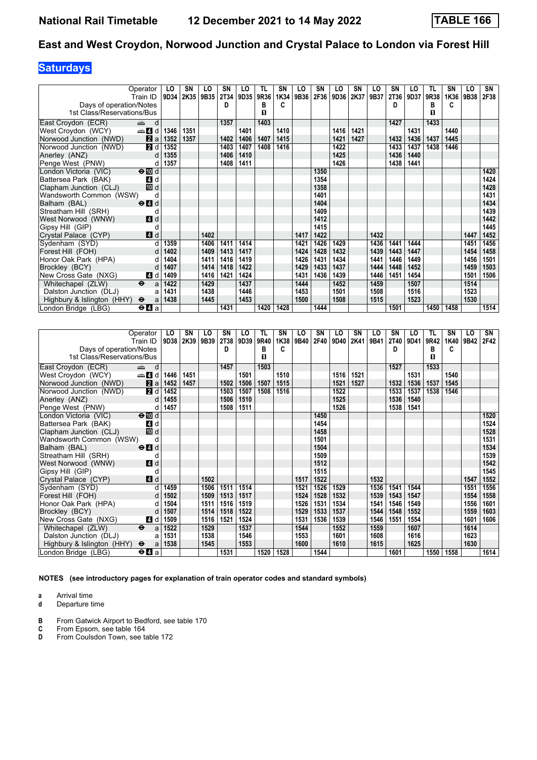# National Rail Timetable 12 December 2021 to 14 May 2022 TABLE 166

## East and West Croydon, Norwood Junction and Crystal Palace to London via Forest Hill

**Saturdays**

| Operator | | LO | SN | LO | SN | LO | TL | SN | LO | SN | LO | SN | LO | SN | LO | TL | SN | LO | SN |
|---|---|---|---|---|---|---|---|---|---|---|---|---|---|---|---|---|---|---|---|
| Train ID | | 9D34 | 2K35 | 9B35 | 2T34 | 9D35 | 9R36 | 1K34 | 9B36 | 2F36 | 9D36 | 2K37 | 9B37 | 2T36 | 9D37 | 9R38 | 1K36 | 9B38 | 2F38 |
| Days of operation/Notes | | | | | D | | B | C | | | | | | D | | B | C | | |
| 1st Class/Reservations/Bus | | | | | | | ◼ | | | | | | | | | ◼ | | | |
| East Croydon (ECR) | d | | | | 1357 | | 1403 | | | | | | | 1427 | | 1433 | | | |
| West Croydon (WCY) | 4 d | 1346 | 1351 | | | 1401 | | 1410 | | | 1416 | 1421 | | | 1431 | | 1440 | | |
| Norwood Junction (NWD) | 2 a | 1352 | 1357 | | 1402 | 1406 | 1407 | 1415 | | | 1421 | 1427 | | 1432 | 1436 | 1437 | 1445 | | |
| Norwood Junction (NWD) | 2 d | 1352 | | | 1403 | 1407 | 1408 | 1416 | | | 1422 | | | 1433 | 1437 | 1438 | 1446 | | |
| Anerley (ANZ) | d | 1355 | | | 1406 | 1410 | | | | | 1425 | | | 1436 | 1440 | | | | |
| Penge West (PNW) | d | 1357 | | | 1408 | 1411 | | | | | 1426 | | | 1438 | 1441 | | | | |
| London Victoria (VIC) | ⊖10 d | | | | | | | | | 1350 | | | | | | | | | 1420 |
| Battersea Park (BAK) | 4 d | | | | | | | | | 1354 | | | | | | | | | 1424 |
| Clapham Junction (CLJ) | 10 d | | | | | | | | | 1358 | | | | | | | | | 1428 |
| Wandsworth Common (WSW) | d | | | | | | | | | 1401 | | | | | | | | | 1431 |
| Balham (BAL) | ⊖4 d | | | | | | | | | 1404 | | | | | | | | | 1434 |
| Streatham Hill (SRH) | d | | | | | | | | | 1409 | | | | | | | | | 1439 |
| West Norwood (WNW) | 4 d | | | | | | | | | 1412 | | | | | | | | | 1442 |
| Gipsy Hill (GIP) | d | | | | | | | | | 1415 | | | | | | | | | 1445 |
| Crystal Palace (CYP) | 4 d | | | 1402 | | | | | 1417 | 1422 | | | 1432 | | | | | 1447 | 1452 |
| Sydenham (SYD) | d | 1359 | | 1406 | 1411 | 1414 | | | 1421 | 1426 | 1429 | | 1436 | 1441 | 1444 | | | 1451 | 1456 |
| Forest Hill (FOH) | d | 1402 | | 1409 | 1413 | 1417 | | | 1424 | 1428 | 1432 | | 1439 | 1443 | 1447 | | | 1454 | 1458 |
| Honor Oak Park (HPA) | d | 1404 | | 1411 | 1416 | 1419 | | | 1426 | 1431 | 1434 | | 1441 | 1446 | 1449 | | | 1456 | 1501 |
| Brockley (BCY) | d | 1407 | | 1414 | 1418 | 1422 | | | 1429 | 1433 | 1437 | | 1444 | 1448 | 1452 | | | 1459 | 1503 |
| New Cross Gate (NXG) | 4 d | 1409 | | 1416 | 1421 | 1424 | | | 1431 | 1436 | 1439 | | 1446 | 1451 | 1454 | | | 1501 | 1506 |
| Whitechapel (ZLW) | ⊖ a | 1422 | | 1429 | | 1437 | | | 1444 | | 1452 | | 1459 | | 1507 | | | 1514 | |
| Dalston Junction (DLJ) | a | 1431 | | 1438 | | 1446 | | | 1453 | | 1501 | | 1508 | | 1516 | | | 1523 | |
| Highbury & Islington (HHY) | ⊖ a | 1438 | | 1445 | | 1453 | | | 1500 | | 1508 | | 1515 | | 1523 | | | 1530 | |
| London Bridge (LBG) | ⊖4 a | | | | 1431 | | 1420 | 1428 | | 1444 | | | | 1501 | | 1450 | 1458 | | 1514 |

| Operator | | LO | SN | LO | SN | LO | TL | SN | LO | SN | LO | SN | LO | SN | LO | TL | SN | LO | SN |
|---|---|---|---|---|---|---|---|---|---|---|---|---|---|---|---|---|---|---|---|
| Train ID | | 9D38 | 2K39 | 9B39 | 2T38 | 9D39 | 9R40 | 1K38 | 9B40 | 2F40 | 9D40 | 2K41 | 9B41 | 2T40 | 9D41 | 9R42 | 1K40 | 9B42 | 2F42 |
| Days of operation/Notes | | | | | D | | B | C | | | | | | D | | B | C | | |
| 1st Class/Reservations/Bus | | | | | | | ◼ | | | | | | | | | ◼ | | | |
| East Croydon (ECR) | d | | | | 1457 | | 1503 | | | | | | | 1527 | | 1533 | | | |
| West Croydon (WCY) | 4 d | 1446 | 1451 | | | 1501 | | 1510 | | | 1516 | 1521 | | | 1531 | | 1540 | | |
| Norwood Junction (NWD) | 2 a | 1452 | 1457 | | 1502 | 1506 | 1507 | 1515 | | | 1521 | 1527 | | 1532 | 1536 | 1537 | 1545 | | |
| Norwood Junction (NWD) | 2 d | 1452 | | | 1503 | 1507 | 1508 | 1516 | | | 1522 | | | 1533 | 1537 | 1538 | 1546 | | |
| Anerley (ANZ) | d | 1455 | | | 1506 | 1510 | | | | | 1525 | | | 1536 | 1540 | | | | |
| Penge West (PNW) | d | 1457 | | | 1508 | 1511 | | | | | 1526 | | | 1538 | 1541 | | | | |
| London Victoria (VIC) | ⊖10 d | | | | | | | | | 1450 | | | | | | | | | 1520 |
| Battersea Park (BAK) | 4 d | | | | | | | | | 1454 | | | | | | | | | 1524 |
| Clapham Junction (CLJ) | 10 d | | | | | | | | | 1458 | | | | | | | | | 1528 |
| Wandsworth Common (WSW) | d | | | | | | | | | 1501 | | | | | | | | | 1531 |
| Balham (BAL) | ⊖4 d | | | | | | | | | 1504 | | | | | | | | | 1534 |
| Streatham Hill (SRH) | d | | | | | | | | | 1509 | | | | | | | | | 1539 |
| West Norwood (WNW) | 4 d | | | | | | | | | 1512 | | | | | | | | | 1542 |
| Gipsy Hill (GIP) | d | | | | | | | | | 1515 | | | | | | | | | 1545 |
| Crystal Palace (CYP) | 4 d | | | 1502 | | | | | 1517 | 1522 | | | 1532 | | | | | 1547 | 1552 |
| Sydenham (SYD) | d | 1459 | | 1506 | 1511 | 1514 | | | 1521 | 1526 | 1529 | | 1536 | 1541 | 1544 | | | 1551 | 1556 |
| Forest Hill (FOH) | d | 1502 | | 1509 | 1513 | 1517 | | | 1524 | 1528 | 1532 | | 1539 | 1543 | 1547 | | | 1554 | 1558 |
| Honor Oak Park (HPA) | d | 1504 | | 1511 | 1516 | 1519 | | | 1526 | 1531 | 1534 | | 1541 | 1546 | 1549 | | | 1556 | 1601 |
| Brockley (BCY) | d | 1507 | | 1514 | 1518 | 1522 | | | 1529 | 1533 | 1537 | | 1544 | 1548 | 1552 | | | 1559 | 1603 |
| New Cross Gate (NXG) | 4 d | 1509 | | 1516 | 1521 | 1524 | | | 1531 | 1536 | 1539 | | 1546 | 1551 | 1554 | | | 1601 | 1606 |
| Whitechapel (ZLW) | ⊖ a | 1522 | | 1529 | | 1537 | | | 1544 | | 1552 | | 1559 | | 1607 | | | 1614 | |
| Dalston Junction (DLJ) | a | 1531 | | 1538 | | 1546 | | | 1553 | | 1601 | | 1608 | | 1616 | | | 1623 | |
| Highbury & Islington (HHY) | ⊖ a | 1538 | | 1545 | | 1553 | | | 1600 | | 1610 | | 1615 | | 1625 | | | 1630 | |
| London Bridge (LBG) | ⊖4 a | | | | 1531 | | 1520 | 1528 | | 1544 | | | | 1601 | | 1550 | 1558 | | 1614 |

**NOTES (see introductory pages for explanation of train operator codes and standard symbols)**

**a** Arrival time
**d** Departure time

**B** From Gatwick Airport to Bedford, see table 170
**C** From Epsom, see table 164
**D** From Coulsdon Town, see table 172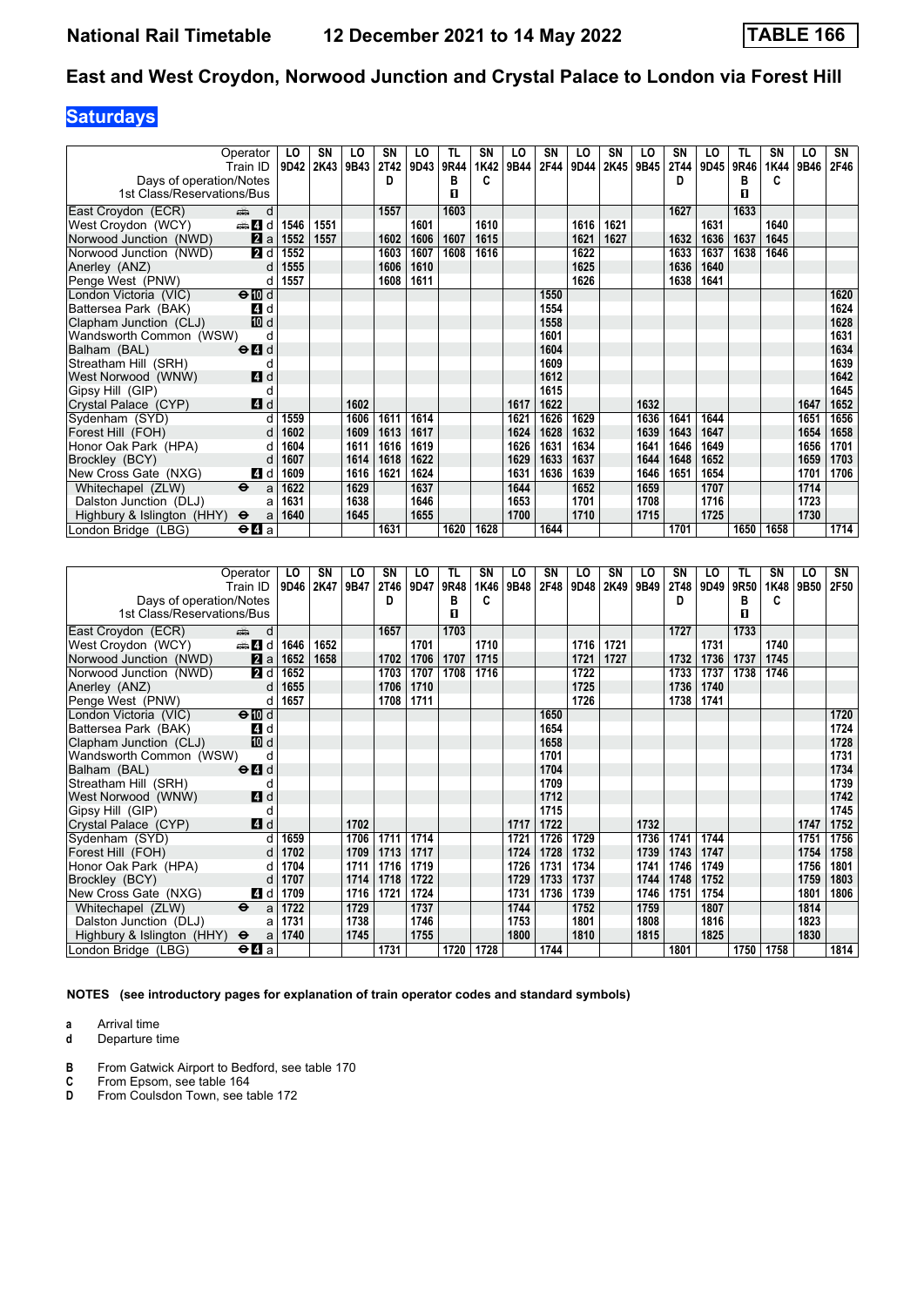**National Rail Timetable** **12 December 2021 to 14 May 2022** **TABLE 166**

## East and West Croydon, Norwood Junction and Crystal Palace to London via Forest Hill

### Saturdays

| Operator | | LO | SN | LO | SN | LO | TL | SN | LO | SN | LO | SN | LO | SN | LO | TL | SN | LO | SN |
|---|---|---|---|---|---|---|---|---|---|---|---|---|---|---|---|---|---|---|---|
| Train ID | | 9D42 | 2K43 | 9B43 | 2T42 | 9D43 | 9R44 | 1K42 | 9B44 | 2F44 | 9D44 | 2K45 | 9B45 | 2T44 | 9D45 | 9R46 | 1K44 | 9B46 | 2F46 |
| Days of operation/Notes | | | | | D | | B | C | | | | | | D | | B | C | | |
| 1st Class/Reservations/Bus | | | | | | | ■ | | | | | | | | | ■ | | | |
| East Croydon (ECR) | d | | | | 1557 | | 1603 | | | | | | | 1627 | | 1633 | | | |
| West Croydon (WCY) | d | 1546 | 1551 | | | 1601 | | 1610 | | | 1616 | 1621 | | | 1631 | | 1640 | | |
| Norwood Junction (NWD) | a | 1552 | 1557 | | 1602 | 1606 | 1607 | 1615 | | | 1621 | 1627 | | 1632 | 1636 | 1637 | 1645 | | |
| Norwood Junction (NWD) | d | 1552 | | | 1603 | 1607 | 1608 | 1616 | | | 1622 | | | 1633 | 1637 | 1638 | 1646 | | |
| Anerley (ANZ) | d | 1555 | | | 1606 | 1610 | | | | | 1625 | | | 1636 | 1640 | | | | |
| Penge West (PNW) | d | 1557 | | | 1608 | 1611 | | | | | 1626 | | | 1638 | 1641 | | | | |
| London Victoria (VIC) | d | | | | | | | | | 1550 | | | | | | | | | 1620 |
| Battersea Park (BAK) | d | | | | | | | | | 1554 | | | | | | | | | 1624 |
| Clapham Junction (CLJ) | d | | | | | | | | | 1558 | | | | | | | | | 1628 |
| Wandsworth Common (WSW) | d | | | | | | | | | 1601 | | | | | | | | | 1631 |
| Balham (BAL) | d | | | | | | | | | 1604 | | | | | | | | | 1634 |
| Streatham Hill (SRH) | d | | | | | | | | | 1609 | | | | | | | | | 1639 |
| West Norwood (WNW) | d | | | | | | | | | 1612 | | | | | | | | | 1642 |
| Gipsy Hill (GIP) | d | | | | | | | | | 1615 | | | | | | | | | 1645 |
| Crystal Palace (CYP) | d | | | 1602 | | | | | 1617 | 1622 | | | 1632 | | | | | 1647 | 1652 |
| Sydenham (SYD) | d | 1559 | | 1606 | 1611 | 1614 | | | 1621 | 1626 | 1629 | | 1636 | 1641 | 1644 | | | 1651 | 1656 |
| Forest Hill (FOH) | d | 1602 | | 1609 | 1613 | 1617 | | | 1624 | 1628 | 1632 | | 1639 | 1643 | 1647 | | | 1654 | 1658 |
| Honor Oak Park (HPA) | d | 1604 | | 1611 | 1616 | 1619 | | | 1626 | 1631 | 1634 | | 1641 | 1646 | 1649 | | | 1656 | 1701 |
| Brockley (BCY) | d | 1607 | | 1614 | 1618 | 1622 | | | 1629 | 1633 | 1637 | | 1644 | 1648 | 1652 | | | 1659 | 1703 |
| New Cross Gate (NXG) | d | 1609 | | 1616 | 1621 | 1624 | | | 1631 | 1636 | 1639 | | 1646 | 1651 | 1654 | | | 1701 | 1706 |
| Whitechapel (ZLW) | a | 1622 | | 1629 | | 1637 | | | 1644 | | 1652 | | 1659 | | 1707 | | | 1714 | |
| Dalston Junction (DLJ) | a | 1631 | | 1638 | | 1646 | | | 1653 | | 1701 | | 1708 | | 1716 | | | 1723 | |
| Highbury & Islington (HHY) | a | 1640 | | 1645 | | 1655 | | | 1700 | | 1710 | | 1715 | | 1725 | | | 1730 | |
| London Bridge (LBG) | a | | | | 1631 | | 1620 | 1628 | | 1644 | | | | 1701 | | 1650 | 1658 | | 1714 |

| Operator | | LO | SN | LO | SN | LO | TL | SN | LO | SN | LO | SN | LO | SN | LO | TL | SN | LO | SN |
|---|---|---|---|---|---|---|---|---|---|---|---|---|---|---|---|---|---|---|---|
| Train ID | | 9D46 | 2K47 | 9B47 | 2T46 | 9D47 | 9R48 | 1K46 | 9B48 | 2F48 | 9D48 | 2K49 | 9B49 | 2T48 | 9D49 | 9R50 | 1K48 | 9B50 | 2F50 |
| Days of operation/Notes | | | | | D | | B | C | | | | | | D | | B | C | | |
| 1st Class/Reservations/Bus | | | | | | | ■ | | | | | | | | | ■ | | | |
| East Croydon (ECR) | d | | | | 1657 | | 1703 | | | | | | | 1727 | | 1733 | | | |
| West Croydon (WCY) | d | 1646 | 1652 | | | 1701 | | 1710 | | | 1716 | 1721 | | | 1731 | | 1740 | | |
| Norwood Junction (NWD) | a | 1652 | 1658 | | 1702 | 1706 | 1707 | 1715 | | | 1721 | 1727 | | 1732 | 1736 | 1737 | 1745 | | |
| Norwood Junction (NWD) | d | 1652 | | | 1703 | 1707 | 1708 | 1716 | | | 1722 | | | 1733 | 1737 | 1738 | 1746 | | |
| Anerley (ANZ) | d | 1655 | | | 1706 | 1710 | | | | | 1725 | | | 1736 | 1740 | | | | |
| Penge West (PNW) | d | 1657 | | | 1708 | 1711 | | | | | 1726 | | | 1738 | 1741 | | | | |
| London Victoria (VIC) | d | | | | | | | | | 1650 | | | | | | | | | 1720 |
| Battersea Park (BAK) | d | | | | | | | | | 1654 | | | | | | | | | 1724 |
| Clapham Junction (CLJ) | d | | | | | | | | | 1658 | | | | | | | | | 1728 |
| Wandsworth Common (WSW) | d | | | | | | | | | 1701 | | | | | | | | | 1731 |
| Balham (BAL) | d | | | | | | | | | 1704 | | | | | | | | | 1734 |
| Streatham Hill (SRH) | d | | | | | | | | | 1709 | | | | | | | | | 1739 |
| West Norwood (WNW) | d | | | | | | | | | 1712 | | | | | | | | | 1742 |
| Gipsy Hill (GIP) | d | | | | | | | | | 1715 | | | | | | | | | 1745 |
| Crystal Palace (CYP) | d | | | 1702 | | | | | 1717 | 1722 | | | 1732 | | | | | 1747 | 1752 |
| Sydenham (SYD) | d | 1659 | | 1706 | 1711 | 1714 | | | 1721 | 1726 | 1729 | | 1736 | 1741 | 1744 | | | 1751 | 1756 |
| Forest Hill (FOH) | d | 1702 | | 1709 | 1713 | 1717 | | | 1724 | 1728 | 1732 | | 1739 | 1743 | 1747 | | | 1754 | 1758 |
| Honor Oak Park (HPA) | d | 1704 | | 1711 | 1716 | 1719 | | | 1726 | 1731 | 1734 | | 1741 | 1746 | 1749 | | | 1756 | 1801 |
| Brockley (BCY) | d | 1707 | | 1714 | 1718 | 1722 | | | 1729 | 1733 | 1737 | | 1744 | 1748 | 1752 | | | 1759 | 1803 |
| New Cross Gate (NXG) | d | 1709 | | 1716 | 1721 | 1724 | | | 1731 | 1736 | 1739 | | 1746 | 1751 | 1754 | | | 1801 | 1806 |
| Whitechapel (ZLW) | a | 1722 | | 1729 | | 1737 | | | 1744 | | 1752 | | 1759 | | 1807 | | | 1814 | |
| Dalston Junction (DLJ) | a | 1731 | | 1738 | | 1746 | | | 1753 | | 1801 | | 1808 | | 1816 | | | 1823 | |
| Highbury & Islington (HHY) | a | 1740 | | 1745 | | 1755 | | | 1800 | | 1810 | | 1815 | | 1825 | | | 1830 | |
| London Bridge (LBG) | a | | | | 1731 | | 1720 | 1728 | | 1744 | | | | 1801 | | 1750 | 1758 | | 1814 |

**NOTES (see introductory pages for explanation of train operator codes and standard symbols)**

**a** Arrival time
**d** Departure time

**B** From Gatwick Airport to Bedford, see table 170
**C** From Epsom, see table 164
**D** From Coulsdon Town, see table 172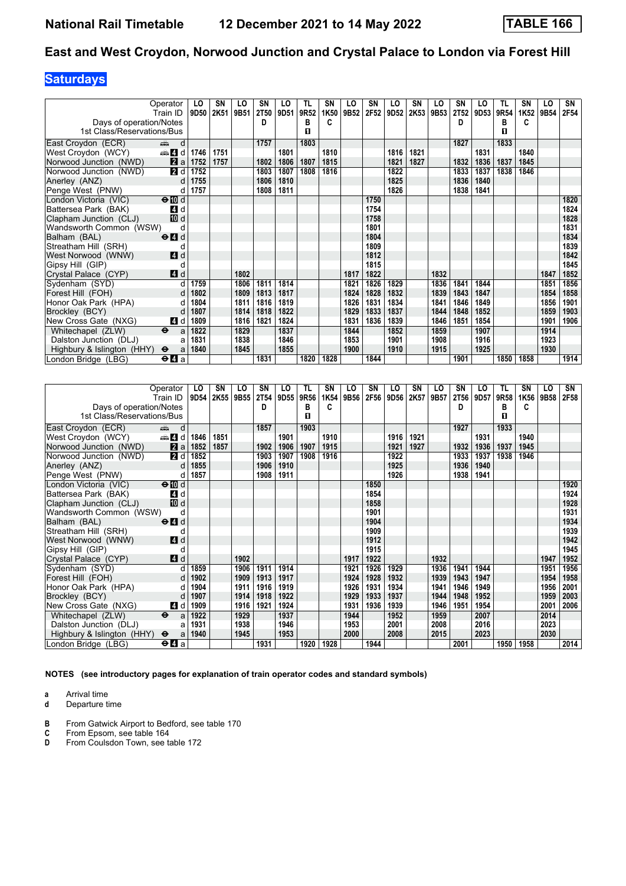# National Rail Timetable 12 December 2021 to 14 May 2022 TABLE 166

## East and West Croydon, Norwood Junction and Crystal Palace to London via Forest Hill

**Saturdays**

| Operator | | LO | SN | LO | SN | LO | TL | SN | LO | SN | LO | SN | LO | SN | LO | TL | SN | LO | SN |
|---|---|---|---|---|---|---|---|---|---|---|---|---|---|---|---|---|---|---|---|
| Train ID | | 9D50 | 2K51 | 9B51 | 2T50 | 9D51 | 9R52 | 1K50 | 9B52 | 2F52 | 9D52 | 2K53 | 9B53 | 2T52 | 9D53 | 9R54 | 1K52 | 9B54 | 2F54 |
| Days of operation/Notes | | | | | D | | B | C | | | | | | D | | B | C | | |
| 1st Class/Reservations/Bus | | | | | | | ◨ | | | | | | | | | ◨ | | | |
| East Croydon (ECR) | d | | | | 1757 | | 1803 | | | | | | | 1827 | | 1833 | | | |
| West Croydon (WCY) | 4 d | 1746 | 1751 | | | 1801 | | 1810 | | | 1816 | 1821 | | | 1831 | | 1840 | | |
| Norwood Junction (NWD) | 2 a | 1752 | 1757 | | 1802 | 1806 | 1807 | 1815 | | | 1821 | 1827 | | 1832 | 1836 | 1837 | 1845 | | |
| Norwood Junction (NWD) | 2 d | 1752 | | | 1803 | 1807 | 1808 | 1816 | | | 1822 | | | 1833 | 1837 | 1838 | 1846 | | |
| Anerley (ANZ) | d | 1755 | | | 1806 | 1810 | | | | | 1825 | | | 1836 | 1840 | | | | |
| Penge West (PNW) | d | 1757 | | | 1808 | 1811 | | | | | 1826 | | | 1838 | 1841 | | | | |
| London Victoria (VIC) | ⊖10 d | | | | | | | | | 1750 | | | | | | | | | 1820 |
| Battersea Park (BAK) | 4 d | | | | | | | | | 1754 | | | | | | | | | 1824 |
| Clapham Junction (CLJ) | 10 d | | | | | | | | | 1758 | | | | | | | | | 1828 |
| Wandsworth Common (WSW) | d | | | | | | | | | 1801 | | | | | | | | | 1831 |
| Balham (BAL) | ⊖4 d | | | | | | | | | 1804 | | | | | | | | | 1834 |
| Streatham Hill (SRH) | d | | | | | | | | | 1809 | | | | | | | | | 1839 |
| West Norwood (WNW) | 4 d | | | | | | | | | 1812 | | | | | | | | | 1842 |
| Gipsy Hill (GIP) | d | | | | | | | | | 1815 | | | | | | | | | 1845 |
| Crystal Palace (CYP) | 4 d | | | 1802 | | | | | 1817 | 1822 | | | 1832 | | | | | 1847 | 1852 |
| Sydenham (SYD) | d | 1759 | | 1806 | 1811 | 1814 | | | 1821 | 1826 | 1829 | | 1836 | 1841 | 1844 | | | 1851 | 1856 |
| Forest Hill (FOH) | d | 1802 | | 1809 | 1813 | 1817 | | | 1824 | 1828 | 1832 | | 1839 | 1843 | 1847 | | | 1854 | 1858 |
| Honor Oak Park (HPA) | d | 1804 | | 1811 | 1816 | 1819 | | | 1826 | 1831 | 1834 | | 1841 | 1846 | 1849 | | | 1856 | 1901 |
| Brockley (BCY) | d | 1807 | | 1814 | 1818 | 1822 | | | 1829 | 1833 | 1837 | | 1844 | 1848 | 1852 | | | 1859 | 1903 |
| New Cross Gate (NXG) | 4 d | 1809 | | 1816 | 1821 | 1824 | | | 1831 | 1836 | 1839 | | 1846 | 1851 | 1854 | | | 1901 | 1906 |
| Whitechapel (ZLW) | ⊖ a | 1822 | | 1829 | | 1837 | | | 1844 | | 1852 | | 1859 | | 1907 | | | 1914 | |
| Dalston Junction (DLJ) | a | 1831 | | 1838 | | 1846 | | | 1853 | | 1901 | | 1908 | | 1916 | | | 1923 | |
| Highbury & Islington (HHY) | ⊖ a | 1840 | | 1845 | | 1855 | | | 1900 | | 1910 | | 1915 | | 1925 | | | 1930 | |
| London Bridge (LBG) | ⊖4 a | | | | 1831 | | 1820 | 1828 | | 1844 | | | | 1901 | | 1850 | 1858 | | 1914 |

| Operator | | LO | SN | LO | SN | LO | TL | SN | LO | SN | LO | SN | LO | SN | LO | TL | SN | LO | SN |
|---|---|---|---|---|---|---|---|---|---|---|---|---|---|---|---|---|---|---|---|
| Train ID | | 9D54 | 2K55 | 9B55 | 2T54 | 9D55 | 9R56 | 1K54 | 9B56 | 2F56 | 9D56 | 2K57 | 9B57 | 2T56 | 9D57 | 9R58 | 1K56 | 9B58 | 2F58 |
| Days of operation/Notes | | | | | D | | B | C | | | | | | D | | B | C | | |
| 1st Class/Reservations/Bus | | | | | | | ◨ | | | | | | | | | ◨ | | | |
| East Croydon (ECR) | d | | | | 1857 | | 1903 | | | | | | | 1927 | | 1933 | | | |
| West Croydon (WCY) | 4 d | 1846 | 1851 | | | 1901 | | 1910 | | | 1916 | 1921 | | | 1931 | | 1940 | | |
| Norwood Junction (NWD) | 2 a | 1852 | 1857 | | 1902 | 1906 | 1907 | 1915 | | | 1921 | 1927 | | 1932 | 1936 | 1937 | 1945 | | |
| Norwood Junction (NWD) | 2 d | 1852 | | | 1903 | 1907 | 1908 | 1916 | | | 1922 | | | 1933 | 1937 | 1938 | 1946 | | |
| Anerley (ANZ) | d | 1855 | | | 1906 | 1910 | | | | | 1925 | | | 1936 | 1940 | | | | |
| Penge West (PNW) | d | 1857 | | | 1908 | 1911 | | | | | 1926 | | | 1938 | 1941 | | | | |
| London Victoria (VIC) | ⊖10 d | | | | | | | | | 1850 | | | | | | | | | 1920 |
| Battersea Park (BAK) | 4 d | | | | | | | | | 1854 | | | | | | | | | 1924 |
| Clapham Junction (CLJ) | 10 d | | | | | | | | | 1858 | | | | | | | | | 1928 |
| Wandsworth Common (WSW) | d | | | | | | | | | 1901 | | | | | | | | | 1931 |
| Balham (BAL) | ⊖4 d | | | | | | | | | 1904 | | | | | | | | | 1934 |
| Streatham Hill (SRH) | d | | | | | | | | | 1909 | | | | | | | | | 1939 |
| West Norwood (WNW) | 4 d | | | | | | | | | 1912 | | | | | | | | | 1942 |
| Gipsy Hill (GIP) | d | | | | | | | | | 1915 | | | | | | | | | 1945 |
| Crystal Palace (CYP) | 4 d | | | 1902 | | | | | 1917 | 1922 | | | 1932 | | | | | 1947 | 1952 |
| Sydenham (SYD) | d | 1859 | | 1906 | 1911 | 1914 | | | 1921 | 1926 | 1929 | | 1936 | 1941 | 1944 | | | 1951 | 1956 |
| Forest Hill (FOH) | d | 1902 | | 1909 | 1913 | 1917 | | | 1924 | 1928 | 1932 | | 1939 | 1943 | 1947 | | | 1954 | 1958 |
| Honor Oak Park (HPA) | d | 1904 | | 1911 | 1916 | 1919 | | | 1926 | 1931 | 1934 | | 1941 | 1946 | 1949 | | | 1956 | 2001 |
| Brockley (BCY) | d | 1907 | | 1914 | 1918 | 1922 | | | 1929 | 1933 | 1937 | | 1944 | 1948 | 1952 | | | 1959 | 2003 |
| New Cross Gate (NXG) | 4 d | 1909 | | 1916 | 1921 | 1924 | | | 1931 | 1936 | 1939 | | 1946 | 1951 | 1954 | | | 2001 | 2006 |
| Whitechapel (ZLW) | ⊖ a | 1922 | | 1929 | | 1937 | | | 1944 | | 1952 | | 1959 | | 2007 | | | 2014 | |
| Dalston Junction (DLJ) | a | 1931 | | 1938 | | 1946 | | | 1953 | | 2001 | | 2008 | | 2016 | | | 2023 | |
| Highbury & Islington (HHY) | ⊖ a | 1940 | | 1945 | | 1953 | | | 2000 | | 2008 | | 2015 | | 2023 | | | 2030 | |
| London Bridge (LBG) | ⊖4 a | | | | 1931 | | 1920 | 1928 | | 1944 | | | | 2001 | | 1950 | 1958 | | 2014 |

**NOTES (see introductory pages for explanation of train operator codes and standard symbols)**

**a** Arrival time
**d** Departure time

**B** From Gatwick Airport to Bedford, see table 170
**C** From Epsom, see table 164
**D** From Coulsdon Town, see table 172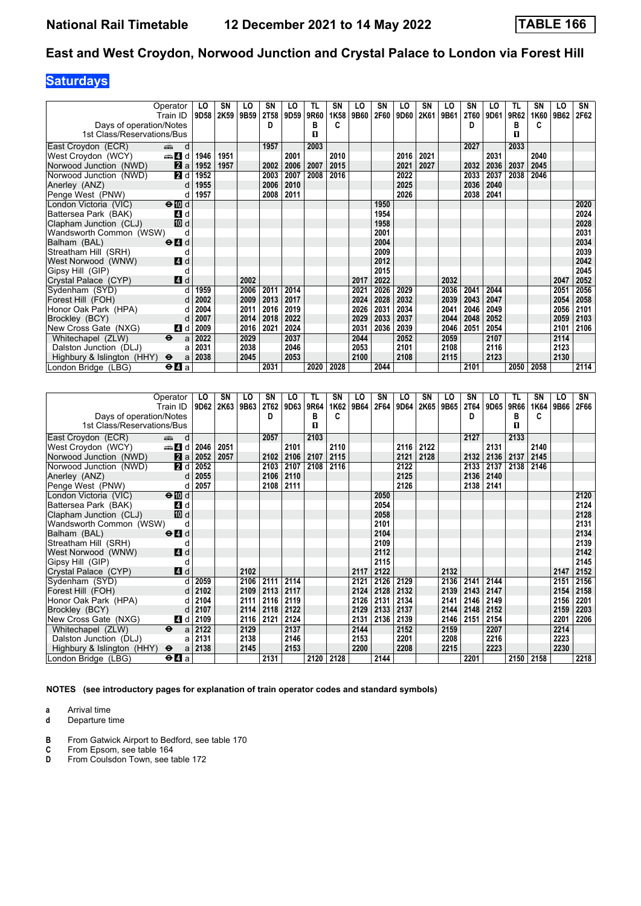# National Rail Timetable 12 December 2021 to 14 May 2022 TABLE 166

## East and West Croydon, Norwood Junction and Crystal Palace to London via Forest Hill

**Saturdays**

| Operator | | LO | SN | LO | SN | LO | TL | SN | LO | SN | LO | SN | LO | SN | LO | TL | SN | LO | SN |
|---|---|---|---|---|---|---|---|---|---|---|---|---|---|---|---|---|---|---|---|
| Train ID | | 9D58 | 2K59 | 9B59 | 2T58 | 9D59 | 9R60 | 1K58 | 9B60 | 2F60 | 9D60 | 2K61 | 9B61 | 2T60 | 9D61 | 9R62 | 1K60 | 9B62 | 2F62 |
| Days of operation/Notes | | | | | D | | B | C | | | | | | D | | B | C | | |
| 1st Class/Reservations/Bus | | | | | | | ▯ | | | | | | | | | ▯ | | | |
| East Croydon (ECR) | d | | | | 1957 | | 2003 | | | | | | | 2027 | | 2033 | | | |
| West Croydon (WCY) | 4 d | 1946 | 1951 | | | 2001 | | 2010 | | | 2016 | 2021 | | | 2031 | | 2040 | | |
| Norwood Junction (NWD) | 2 a | 1952 | 1957 | | 2002 | 2006 | 2007 | 2015 | | | 2021 | 2027 | | 2032 | 2036 | 2037 | 2045 | | |
| Norwood Junction (NWD) | 2 d | 1952 | | | 2003 | 2007 | 2008 | 2016 | | | 2022 | | | 2033 | 2037 | 2038 | 2046 | | |
| Anerley (ANZ) | d | 1955 | | | 2006 | 2010 | | | | | 2025 | | | 2036 | 2040 | | | | |
| Penge West (PNW) | d | 1957 | | | 2008 | 2011 | | | | | 2026 | | | 2038 | 2041 | | | | |
| London Victoria (VIC) | 10 d | | | | | | | | | 1950 | | | | | | | | | 2020 |
| Battersea Park (BAK) | 4 d | | | | | | | | | 1954 | | | | | | | | | 2024 |
| Clapham Junction (CLJ) | 10 d | | | | | | | | | 1958 | | | | | | | | | 2028 |
| Wandsworth Common (WSW) | d | | | | | | | | | 2001 | | | | | | | | | 2031 |
| Balham (BAL) | 4 d | | | | | | | | | 2004 | | | | | | | | | 2034 |
| Streatham Hill (SRH) | d | | | | | | | | | 2009 | | | | | | | | | 2039 |
| West Norwood (WNW) | 4 d | | | | | | | | | 2012 | | | | | | | | | 2042 |
| Gipsy Hill (GIP) | d | | | | | | | | | 2015 | | | | | | | | | 2045 |
| Crystal Palace (CYP) | 4 d | | | 2002 | | | | | 2017 | 2022 | | | 2032 | | | | | 2047 | 2052 |
| Sydenham (SYD) | d | 1959 | | 2006 | 2011 | 2014 | | | 2021 | 2026 | 2029 | | 2036 | 2041 | 2044 | | | 2051 | 2056 |
| Forest Hill (FOH) | d | 2002 | | 2009 | 2013 | 2017 | | | 2024 | 2028 | 2032 | | 2039 | 2043 | 2047 | | | 2054 | 2058 |
| Honor Oak Park (HPA) | d | 2004 | | 2011 | 2016 | 2019 | | | 2026 | 2031 | 2034 | | 2041 | 2046 | 2049 | | | 2056 | 2101 |
| Brockley (BCY) | d | 2007 | | 2014 | 2018 | 2022 | | | 2029 | 2033 | 2037 | | 2044 | 2048 | 2052 | | | 2059 | 2103 |
| New Cross Gate (NXG) | 4 d | 2009 | | 2016 | 2021 | 2024 | | | 2031 | 2036 | 2039 | | 2046 | 2051 | 2054 | | | 2101 | 2106 |
| Whitechapel (ZLW) | a | 2022 | | 2029 | | 2037 | | | 2044 | | 2052 | | 2059 | | 2107 | | | 2114 | |
| Dalston Junction (DLJ) | a | 2031 | | 2038 | | 2046 | | | 2053 | | 2101 | | 2108 | | 2116 | | | 2123 | |
| Highbury & Islington (HHY) | a | 2038 | | 2045 | | 2053 | | | 2100 | | 2108 | | 2115 | | 2123 | | | 2130 | |
| London Bridge (LBG) | 4 a | | | | 2031 | | 2020 | 2028 | | 2044 | | | | 2101 | | 2050 | 2058 | | 2114 |

| Operator | | LO | SN | LO | SN | LO | TL | SN | LO | SN | LO | SN | LO | SN | LO | TL | SN | LO | SN |
|---|---|---|---|---|---|---|---|---|---|---|---|---|---|---|---|---|---|---|---|
| Train ID | | 9D62 | 2K63 | 9B63 | 2T62 | 9D63 | 9R64 | 1K62 | 9B64 | 2F64 | 9D64 | 2K65 | 9B65 | 2T64 | 9D65 | 9R66 | 1K64 | 9B66 | 2F66 |
| Days of operation/Notes | | | | | D | | B | C | | | | | | D | | B | C | | |
| 1st Class/Reservations/Bus | | | | | | | ▯ | | | | | | | | | ▯ | | | |
| East Croydon (ECR) | d | | | | 2057 | | 2103 | | | | | | | 2127 | | 2133 | | | |
| West Croydon (WCY) | 4 d | 2046 | 2051 | | | 2101 | | 2110 | | | 2116 | 2122 | | | 2131 | | 2140 | | |
| Norwood Junction (NWD) | 2 a | 2052 | 2057 | | 2102 | 2106 | 2107 | 2115 | | | 2121 | 2128 | | 2132 | 2136 | 2137 | 2145 | | |
| Norwood Junction (NWD) | 2 d | 2052 | | | 2103 | 2107 | 2108 | 2116 | | | 2122 | | | 2133 | 2137 | 2138 | 2146 | | |
| Anerley (ANZ) | d | 2055 | | | 2106 | 2110 | | | | | 2125 | | | 2136 | 2140 | | | | |
| Penge West (PNW) | d | 2057 | | | 2108 | 2111 | | | | | 2126 | | | 2138 | 2141 | | | | |
| London Victoria (VIC) | 10 d | | | | | | | | | 2050 | | | | | | | | | 2120 |
| Battersea Park (BAK) | 4 d | | | | | | | | | 2054 | | | | | | | | | 2124 |
| Clapham Junction (CLJ) | 10 d | | | | | | | | | 2058 | | | | | | | | | 2128 |
| Wandsworth Common (WSW) | d | | | | | | | | | 2101 | | | | | | | | | 2131 |
| Balham (BAL) | 4 d | | | | | | | | | 2104 | | | | | | | | | 2134 |
| Streatham Hill (SRH) | d | | | | | | | | | 2109 | | | | | | | | | 2139 |
| West Norwood (WNW) | 4 d | | | | | | | | | 2112 | | | | | | | | | 2142 |
| Gipsy Hill (GIP) | d | | | | | | | | | 2115 | | | | | | | | | 2145 |
| Crystal Palace (CYP) | 4 d | | | 2102 | | | | | 2117 | 2122 | | | 2132 | | | | | 2147 | 2152 |
| Sydenham (SYD) | d | 2059 | | 2106 | 2111 | 2114 | | | 2121 | 2126 | 2129 | | 2136 | 2141 | 2144 | | | 2151 | 2156 |
| Forest Hill (FOH) | d | 2102 | | 2109 | 2113 | 2117 | | | 2124 | 2128 | 2132 | | 2139 | 2143 | 2147 | | | 2154 | 2158 |
| Honor Oak Park (HPA) | d | 2104 | | 2111 | 2116 | 2119 | | | 2126 | 2131 | 2134 | | 2141 | 2146 | 2149 | | | 2156 | 2201 |
| Brockley (BCY) | d | 2107 | | 2114 | 2118 | 2122 | | | 2129 | 2133 | 2137 | | 2144 | 2148 | 2152 | | | 2159 | 2203 |
| New Cross Gate (NXG) | 4 d | 2109 | | 2116 | 2121 | 2124 | | | 2131 | 2136 | 2139 | | 2146 | 2151 | 2154 | | | 2201 | 2206 |
| Whitechapel (ZLW) | a | 2122 | | 2129 | | 2137 | | | 2144 | | 2152 | | 2159 | | 2207 | | | 2214 | |
| Dalston Junction (DLJ) | a | 2131 | | 2138 | | 2146 | | | 2153 | | 2201 | | 2208 | | 2216 | | | 2223 | |
| Highbury & Islington (HHY) | a | 2138 | | 2145 | | 2153 | | | 2200 | | 2208 | | 2215 | | 2223 | | | 2230 | |
| London Bridge (LBG) | 4 a | | | | 2131 | | 2120 | 2128 | | 2144 | | | | 2201 | | 2150 | 2158 | | 2218 |

**NOTES (see introductory pages for explanation of train operator codes and standard symbols)**

- **a** Arrival time
- **d** Departure time

- **B** From Gatwick Airport to Bedford, see table 170
- **C** From Epsom, see table 164
- **D** From Coulsdon Town, see table 172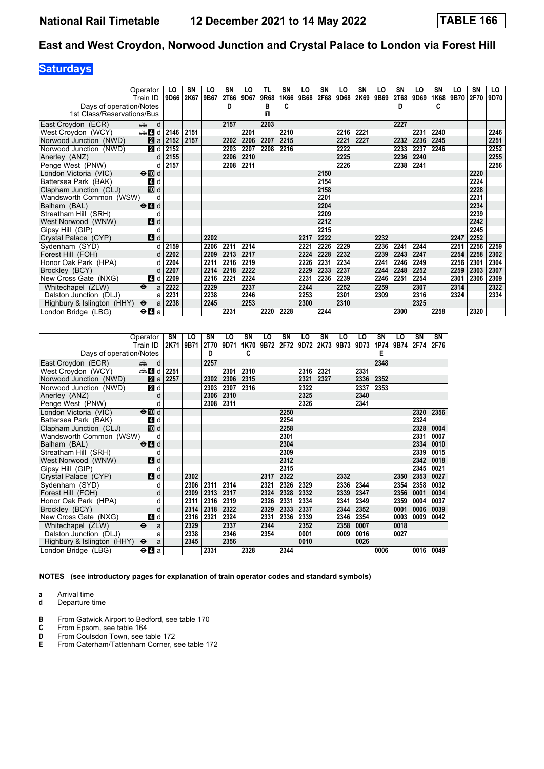# National Rail Timetable 12 December 2021 to 14 May 2022 TABLE 166

## East and West Croydon, Norwood Junction and Crystal Palace to London via Forest Hill

**Saturdays**

| Operator | | LO | SN | LO | SN | LO | TL | SN | LO | SN | LO | SN | LO | SN | LO | SN | LO | SN | LO |
|---|---|---|---|---|---|---|---|---|---|---|---|---|---|---|---|---|---|---|---|
| Train ID | | 9D66 | 2K67 | 9B67 | 2T66 | 9D67 | 9R68 | 1K66 | 9B68 | 2F68 | 9D68 | 2K69 | 9B69 | 2T68 | 9D69 | 1K68 | 9B70 | 2F70 | 9D70 |
| Days of operation/Notes | | | | | D | | B | C | | | | | | D | | C | | | |
| 1st Class/Reservations/Bus | | | | | | | ◧ | | | | | | | | | | | | |
| East Croydon (ECR) | d | | | | 2157 | | 2203 | | | | | | | 2227 | | | | | |
| West Croydon (WCY) | 4 d | 2146 | 2151 | | | 2201 | | 2210 | | | 2216 | 2221 | | | 2231 | 2240 | | | 2246 |
| Norwood Junction (NWD) | 2 a | 2152 | 2157 | | 2202 | 2206 | 2207 | 2215 | | | 2221 | 2227 | | 2232 | 2236 | 2245 | | | 2251 |
| Norwood Junction (NWD) | 2 d | 2152 | | | 2203 | 2207 | 2208 | 2216 | | | 2222 | | | 2233 | 2237 | 2246 | | | 2252 |
| Anerley (ANZ) | d | 2155 | | | 2206 | 2210 | | | | | 2225 | | | 2236 | 2240 | | | | 2255 |
| Penge West (PNW) | d | 2157 | | | 2208 | 2211 | | | | | 2226 | | | 2238 | 2241 | | | | 2256 |
| London Victoria (VIC) | 10 d | | | | | | | | | 2150 | | | | | | | | 2220 | |
| Battersea Park (BAK) | 4 d | | | | | | | | | 2154 | | | | | | | | 2224 | |
| Clapham Junction (CLJ) | 10 d | | | | | | | | | 2158 | | | | | | | | 2228 | |
| Wandsworth Common (WSW) | d | | | | | | | | | 2201 | | | | | | | | 2231 | |
| Balham (BAL) | 4 d | | | | | | | | | 2204 | | | | | | | | 2234 | |
| Streatham Hill (SRH) | d | | | | | | | | | 2209 | | | | | | | | 2239 | |
| West Norwood (WNW) | 4 d | | | | | | | | | 2212 | | | | | | | | 2242 | |
| Gipsy Hill (GIP) | d | | | | | | | | | 2215 | | | | | | | | 2245 | |
| Crystal Palace (CYP) | 4 d | | | 2202 | | | | | 2217 | 2222 | | | 2232 | | | | 2247 | 2252 | |
| Sydenham (SYD) | d | 2159 | | 2206 | 2211 | 2214 | | | 2221 | 2226 | 2229 | | 2236 | 2241 | 2244 | | 2251 | 2256 | 2259 |
| Forest Hill (FOH) | d | 2202 | | 2209 | 2213 | 2217 | | | 2224 | 2228 | 2232 | | 2239 | 2243 | 2247 | | 2254 | 2258 | 2302 |
| Honor Oak Park (HPA) | d | 2204 | | 2211 | 2216 | 2219 | | | 2226 | 2231 | 2234 | | 2241 | 2246 | 2249 | | 2256 | 2301 | 2304 |
| Brockley (BCY) | d | 2207 | | 2214 | 2218 | 2222 | | | 2229 | 2233 | 2237 | | 2244 | 2248 | 2252 | | 2259 | 2303 | 2307 |
| New Cross Gate (NXG) | 4 d | 2209 | | 2216 | 2221 | 2224 | | | 2231 | 2236 | 2239 | | 2246 | 2251 | 2254 | | 2301 | 2306 | 2309 |
| Whitechapel (ZLW) | a | 2222 | | 2229 | | 2237 | | | 2244 | | 2252 | | 2259 | | 2307 | | 2314 | | 2322 |
| Dalston Junction (DLJ) | a | 2231 | | 2238 | | 2246 | | | 2253 | | 2301 | | 2309 | | 2316 | | 2324 | | 2334 |
| Highbury & Islington (HHY) | a | 2238 | | 2245 | | 2253 | | | 2300 | | 2310 | | | | 2325 | | | | |
| London Bridge (LBG) | 4 a | | | | 2231 | | 2220 | 2228 | | 2244 | | | | 2300 | | 2258 | | 2320 | |

| Operator | | SN | LO | SN | LO | SN | LO | SN | LO | SN | LO | LO | SN | LO | SN | SN |
|---|---|---|---|---|---|---|---|---|---|---|---|---|---|---|---|---|
| Train ID | | 2K71 | 9B71 | 2T70 | 9D71 | 1K70 | 9B72 | 2F72 | 9D72 | 2K73 | 9B73 | 9D73 | 1P74 | 9B74 | 2F74 | 2F76 |
| Days of operation/Notes | | | | D | | C | | | | | | | E | | | |
| East Croydon (ECR) | d | | | 2257 | | | | | | | | | 2348 | | | |
| West Croydon (WCY) | 4 d | 2251 | | | 2301 | 2310 | | | 2316 | 2321 | | 2331 | | | | |
| Norwood Junction (NWD) | 2 a | 2257 | | 2302 | 2306 | 2315 | | | 2321 | 2327 | | 2336 | 2352 | | | |
| Norwood Junction (NWD) | 2 d | | | 2303 | 2307 | 2316 | | | 2322 | | | 2337 | 2353 | | | |
| Anerley (ANZ) | d | | | 2306 | 2310 | | | | 2325 | | | 2340 | | | | |
| Penge West (PNW) | d | | | 2308 | 2311 | | | | 2326 | | | 2341 | | | | |
| London Victoria (VIC) | 10 d | | | | | | | 2250 | | | | | | | 2320 | 2356 |
| Battersea Park (BAK) | 4 d | | | | | | | 2254 | | | | | | | 2324 | |
| Clapham Junction (CLJ) | 10 d | | | | | | | 2258 | | | | | | | 2328 | 0004 |
| Wandsworth Common (WSW) | d | | | | | | | 2301 | | | | | | | 2331 | 0007 |
| Balham (BAL) | 4 d | | | | | | | 2304 | | | | | | | 2334 | 0010 |
| Streatham Hill (SRH) | d | | | | | | | 2309 | | | | | | | 2339 | 0015 |
| West Norwood (WNW) | 4 d | | | | | | | 2312 | | | | | | | 2342 | 0018 |
| Gipsy Hill (GIP) | d | | | | | | | 2315 | | | | | | | 2345 | 0021 |
| Crystal Palace (CYP) | 4 d | | 2302 | | | | 2317 | 2322 | | | 2332 | | | 2350 | 2353 | 0027 |
| Sydenham (SYD) | d | | 2306 | 2311 | 2314 | | 2321 | 2326 | 2329 | | 2336 | 2344 | | 2354 | 2358 | 0032 |
| Forest Hill (FOH) | d | | 2309 | 2313 | 2317 | | 2324 | 2328 | 2332 | | 2339 | 2347 | | 2356 | 0001 | 0034 |
| Honor Oak Park (HPA) | d | | 2311 | 2316 | 2319 | | 2326 | 2331 | 2334 | | 2341 | 2349 | | 2359 | 0004 | 0037 |
| Brockley (BCY) | d | | 2314 | 2318 | 2322 | | 2329 | 2333 | 2337 | | 2344 | 2352 | | 0001 | 0006 | 0039 |
| New Cross Gate (NXG) | 4 d | | 2316 | 2321 | 2324 | | 2331 | 2336 | 2339 | | 2346 | 2354 | | 0003 | 0009 | 0042 |
| Whitechapel (ZLW) | a | | 2329 | | 2337 | | 2344 | | 2352 | | 2358 | 0007 | | 0018 | | |
| Dalston Junction (DLJ) | a | | 2338 | | 2346 | | 2354 | | 0001 | | 0009 | 0016 | | 0027 | | |
| Highbury & Islington (HHY) | a | | 2345 | | 2356 | | | | 0010 | | | 0026 | | | | |
| London Bridge (LBG) | 4 a | | | 2331 | | 2328 | | 2344 | | | | | 0006 | | 0016 | 0049 |

**NOTES (see introductory pages for explanation of train operator codes and standard symbols)**

- **a** Arrival time
- **d** Departure time

- **B** From Gatwick Airport to Bedford, see table 170
- **C** From Epsom, see table 164
- **D** From Coulsdon Town, see table 172
- **E** From Caterham/Tattenham Corner, see table 172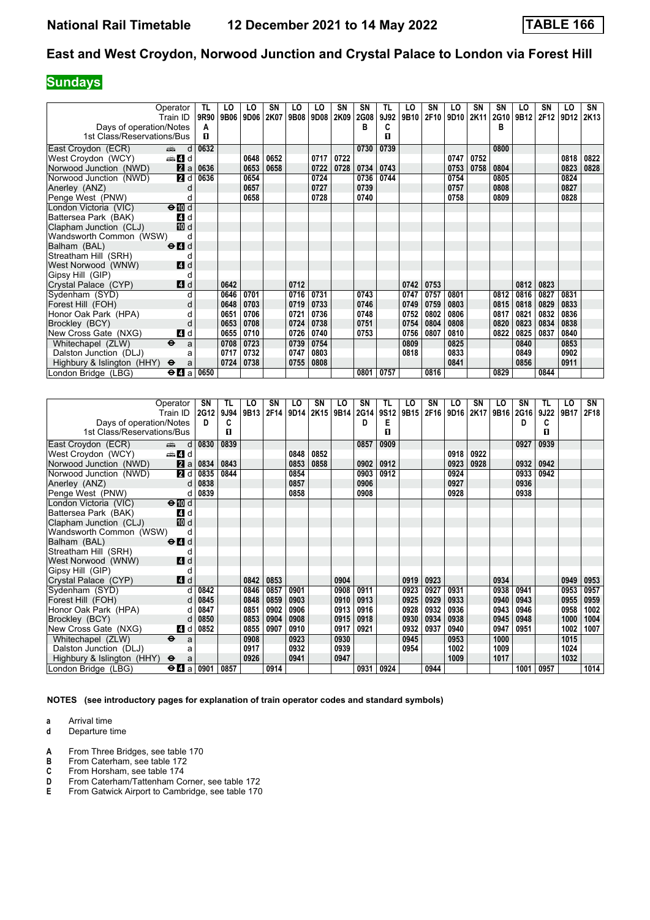# National Rail Timetable 12 December 2021 to 14 May 2022 TABLE 166

## East and West Croydon, Norwood Junction and Crystal Palace to London via Forest Hill

**Sundays**

| Operator | | TL | LO | LO | SN | LO | LO | SN | SN | TL | LO | SN | LO | SN | SN | LO | SN | LO | SN |
|---|---|---|---|---|---|---|---|---|---|---|---|---|---|---|---|---|---|---|---|
| Train ID | | 9R90 | 9B06 | 9D06 | 2K07 | 9B08 | 9D08 | 2K09 | 2G08 | 9J92 | 9B10 | 2F10 | 9D10 | 2K11 | 2G10 | 9B12 | 2F12 | 9D12 | 2K13 |
| Days of operation/Notes | | A | | | | | | | B | C | | | | | B | | | | |
| 1st Class/Reservations/Bus | | ◼ | | | | | | | | ◼ | | | | | | | | | |
| East Croydon (ECR) | d | 0632 | | | | | | | 0730 | 0739 | | | | | 0800 | | | | |
| West Croydon (WCY) | 4 d | | | 0648 | 0652 | | 0717 | 0722 | | | | | 0747 | 0752 | | | | 0818 | 0822 |
| Norwood Junction (NWD) | 2 a | 0636 | | 0653 | 0658 | | 0722 | 0728 | 0734 | 0743 | | | 0753 | 0758 | 0804 | | | 0823 | 0828 |
| Norwood Junction (NWD) | 2 d | 0636 | | 0654 | | | 0724 | | 0736 | 0744 | | | 0754 | | 0805 | | | 0824 | |
| Anerley (ANZ) | d | | | 0657 | | | 0727 | | 0739 | | | | 0757 | | 0808 | | | 0827 | |
| Penge West (PNW) | d | | | 0658 | | | 0728 | | 0740 | | | | 0758 | | 0809 | | | 0828 | |
| London Victoria (VIC) | 10 d | | | | | | | | | | | | | | | | | | |
| Battersea Park (BAK) | 4 d | | | | | | | | | | | | | | | | | | |
| Clapham Junction (CLJ) | 10 d | | | | | | | | | | | | | | | | | | |
| Wandsworth Common (WSW) | d | | | | | | | | | | | | | | | | | | |
| Balham (BAL) | 4 d | | | | | | | | | | | | | | | | | | |
| Streatham Hill (SRH) | d | | | | | | | | | | | | | | | | | | |
| West Norwood (WNW) | 4 d | | | | | | | | | | | | | | | | | | |
| Gipsy Hill (GIP) | d | | | | | | | | | | | | | | | | | | |
| Crystal Palace (CYP) | 4 d | | 0642 | | | 0712 | | | | | 0742 | 0753 | | | | 0812 | 0823 | | |
| Sydenham (SYD) | d | | 0646 | 0701 | | 0716 | 0731 | | 0743 | | 0747 | 0757 | 0801 | | 0812 | 0816 | 0827 | 0831 | |
| Forest Hill (FOH) | d | | 0648 | 0703 | | 0719 | 0733 | | 0746 | | 0749 | 0759 | 0803 | | 0815 | 0818 | 0829 | 0833 | |
| Honor Oak Park (HPA) | d | | 0651 | 0706 | | 0721 | 0736 | | 0748 | | 0752 | 0802 | 0806 | | 0817 | 0821 | 0832 | 0836 | |
| Brockley (BCY) | d | | 0653 | 0708 | | 0724 | 0738 | | 0751 | | 0754 | 0804 | 0808 | | 0820 | 0823 | 0834 | 0838 | |
| New Cross Gate (NXG) | 4 d | | 0655 | 0710 | | 0726 | 0740 | | 0753 | | 0756 | 0807 | 0810 | | 0822 | 0825 | 0837 | 0840 | |
| Whitechapel (ZLW) | a | | 0708 | 0723 | | 0739 | 0754 | | | | 0809 | | 0825 | | | 0840 | | 0853 | |
| Dalston Junction (DLJ) | a | | 0717 | 0732 | | 0747 | 0803 | | | | 0818 | | 0833 | | | 0849 | | 0902 | |
| Highbury & Islington (HHY) | a | | 0724 | 0738 | | 0755 | 0808 | | | | | | 0841 | | | 0856 | | 0911 | |
| London Bridge (LBG) | 4 a | 0650 | | | | | | | 0801 | 0757 | | 0816 | | | 0829 | | 0844 | | |

| Operator | | SN | TL | LO | SN | LO | SN | LO | SN | TL | LO | SN | LO | SN | LO | SN | TL | LO | SN |
|---|---|---|---|---|---|---|---|---|---|---|---|---|---|---|---|---|---|---|---|
| Train ID | | 2G12 | 9J94 | 9B13 | 2F14 | 9D14 | 2K15 | 9B14 | 2G14 | 9S12 | 9B15 | 2F16 | 9D16 | 2K17 | 9B16 | 2G16 | 9J22 | 9B17 | 2F18 |
| Days of operation/Notes | | D | C | | | | | | D | E | | | | | | D | C | | |
| 1st Class/Reservations/Bus | | | ◼ | | | | | | | ◼ | | | | | | | ◼ | | |
| East Croydon (ECR) | d | 0830 | 0839 | | | | | | 0857 | 0909 | | | | | | 0927 | 0939 | | |
| West Croydon (WCY) | 4 d | | | | | 0848 | 0852 | | | | | | 0918 | 0922 | | | | | |
| Norwood Junction (NWD) | 2 a | 0834 | 0843 | | | 0853 | 0858 | | 0902 | 0912 | | | 0923 | 0928 | | 0932 | 0942 | | |
| Norwood Junction (NWD) | 2 d | 0835 | 0844 | | | 0854 | | | 0903 | 0912 | | | 0924 | | | 0933 | 0942 | | |
| Anerley (ANZ) | d | 0838 | | | | 0857 | | | 0906 | | | | 0927 | | | 0936 | | | |
| Penge West (PNW) | d | 0839 | | | | 0858 | | | 0908 | | | | 0928 | | | 0938 | | | |
| London Victoria (VIC) | 10 d | | | | | | | | | | | | | | | | | | |
| Battersea Park (BAK) | 4 d | | | | | | | | | | | | | | | | | | |
| Clapham Junction (CLJ) | 10 d | | | | | | | | | | | | | | | | | | |
| Wandsworth Common (WSW) | d | | | | | | | | | | | | | | | | | | |
| Balham (BAL) | 4 d | | | | | | | | | | | | | | | | | | |
| Streatham Hill (SRH) | d | | | | | | | | | | | | | | | | | | |
| West Norwood (WNW) | 4 d | | | | | | | | | | | | | | | | | | |
| Gipsy Hill (GIP) | d | | | | | | | | | | | | | | | | | | |
| Crystal Palace (CYP) | 4 d | | | 0842 | 0853 | | | 0904 | | | 0919 | 0923 | | | 0934 | | | 0949 | 0953 |
| Sydenham (SYD) | d | 0842 | | 0846 | 0857 | 0901 | | 0908 | 0911 | | 0923 | 0927 | 0931 | | 0938 | 0941 | | 0953 | 0957 |
| Forest Hill (FOH) | d | 0845 | | 0848 | 0859 | 0903 | | 0910 | 0913 | | 0925 | 0929 | 0933 | | 0940 | 0943 | | 0955 | 0959 |
| Honor Oak Park (HPA) | d | 0847 | | 0851 | 0902 | 0906 | | 0913 | 0916 | | 0928 | 0932 | 0936 | | 0943 | 0946 | | 0958 | 1002 |
| Brockley (BCY) | d | 0850 | | 0853 | 0904 | 0908 | | 0915 | 0918 | | 0930 | 0934 | 0938 | | 0945 | 0948 | | 1000 | 1004 |
| New Cross Gate (NXG) | 4 d | 0852 | | 0855 | 0907 | 0910 | | 0917 | 0921 | | 0932 | 0937 | 0940 | | 0947 | 0951 | | 1002 | 1007 |
| Whitechapel (ZLW) | a | | | 0908 | | 0923 | | 0930 | | | 0945 | | 0953 | | 1000 | | | 1015 | |
| Dalston Junction (DLJ) | a | | | 0917 | | 0932 | | 0939 | | | 0954 | | 1002 | | 1009 | | | 1024 | |
| Highbury & Islington (HHY) | a | | | 0926 | | 0941 | | 0947 | | | | | 1009 | | 1017 | | | 1032 | |
| London Bridge (LBG) | 4 a | 0901 | 0857 | | 0914 | | | | 0931 | 0924 | | 0944 | | | | 1001 | 0957 | | 1014 |

**NOTES (see introductory pages for explanation of train operator codes and standard symbols)**

- **a** Arrival time
- **d** Departure time

- **A** From Three Bridges, see table 170
- **B** From Caterham, see table 172
- **C** From Horsham, see table 174
- **D** From Caterham/Tattenham Corner, see table 172
- **E** From Gatwick Airport to Cambridge, see table 170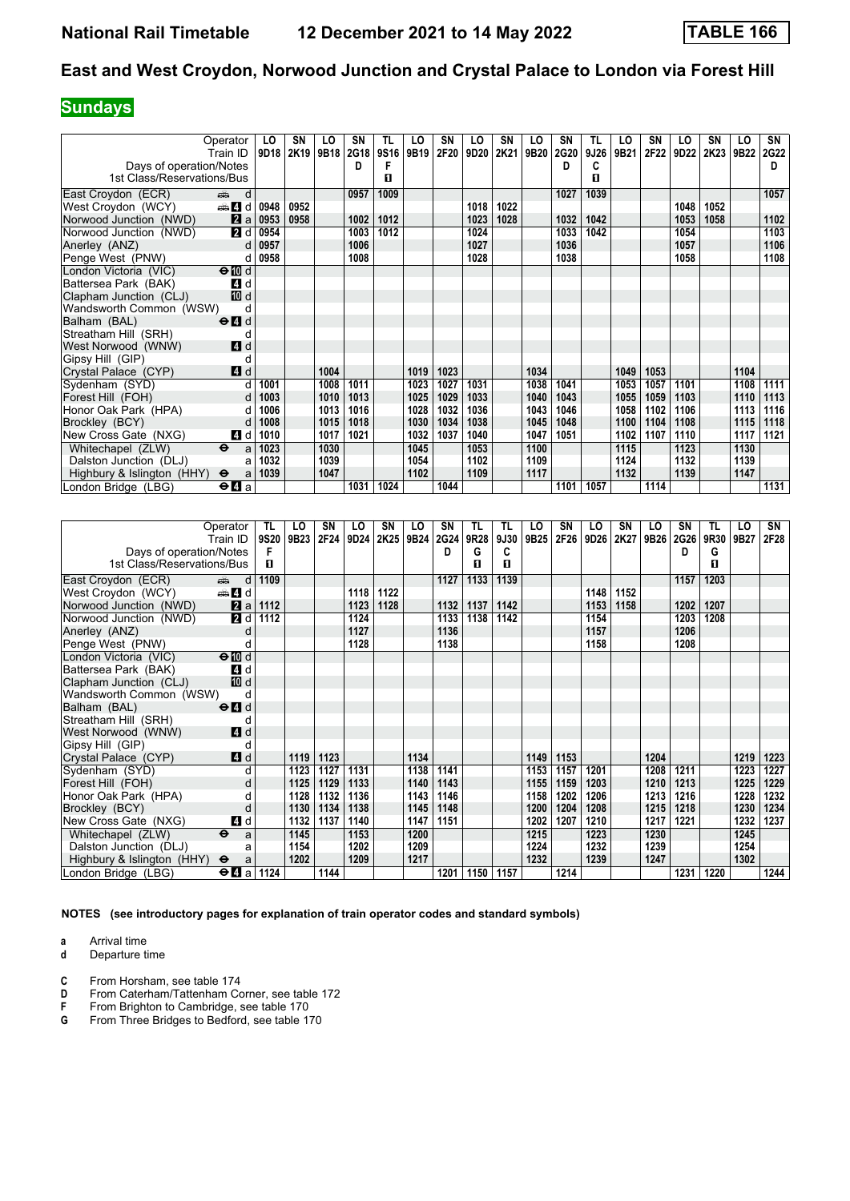# National Rail Timetable 12 December 2021 to 14 May 2022 TABLE 166

## East and West Croydon, Norwood Junction and Crystal Palace to London via Forest Hill

**Sundays**

| Operator | | LO | SN | LO | SN | TL | LO | SN | LO | SN | LO | SN | TL | LO | SN | LO | SN | LO | SN |
|---|---|---|---|---|---|---|---|---|---|---|---|---|---|---|---|---|---|---|---|
| Train ID | | 9D18 | 2K19 | 9B18 | 2G18 | 9S16 | 9B19 | 2F20 | 9D20 | 2K21 | 9B20 | 2G20 | 9J26 | 9B21 | 2F22 | 9D22 | 2K23 | 9B22 | 2G22 |
| Days of operation/Notes | | | | | D | F | | | | | | D | C | | | | | | D |
| 1st Class/Reservations/Bus | | | | | | 1 | | | | | | | 1 | | | | | | |
| East Croydon (ECR) | d | | | | 0957 | 1009 | | | | | | 1027 | 1039 | | | | | | 1057 |
| West Croydon (WCY) | d | 0948 | 0952 | | | | | | 1018 | 1022 | | | | | | 1048 | 1052 | | |
| Norwood Junction (NWD) | a | 0953 | 0958 | | 1002 | 1012 | | | 1023 | 1028 | | 1032 | 1042 | | | 1053 | 1058 | | 1102 |
| Norwood Junction (NWD) | d | 0954 | | | 1003 | 1012 | | | 1024 | | | 1033 | 1042 | | | 1054 | | | 1103 |
| Anerley (ANZ) | d | 0957 | | | 1006 | | | | 1027 | | | 1036 | | | | 1057 | | | 1106 |
| Penge West (PNW) | d | 0958 | | | 1008 | | | | 1028 | | | 1038 | | | | 1058 | | | 1108 |
| London Victoria (VIC) | d | | | | | | | | | | | | | | | | | | |
| Battersea Park (BAK) | d | | | | | | | | | | | | | | | | | | |
| Clapham Junction (CLJ) | d | | | | | | | | | | | | | | | | | | |
| Wandsworth Common (WSW) | d | | | | | | | | | | | | | | | | | | |
| Balham (BAL) | d | | | | | | | | | | | | | | | | | | |
| Streatham Hill (SRH) | d | | | | | | | | | | | | | | | | | | |
| West Norwood (WNW) | d | | | | | | | | | | | | | | | | | | |
| Gipsy Hill (GIP) | d | | | | | | | | | | | | | | | | | | |
| Crystal Palace (CYP) | d | | | 1004 | | | 1019 | 1023 | | | 1034 | | | 1049 | 1053 | | | 1104 | |
| Sydenham (SYD) | d | 1001 | | 1008 | 1011 | | 1023 | 1027 | 1031 | | 1038 | 1041 | | 1053 | 1057 | 1101 | | 1108 | 1111 |
| Forest Hill (FOH) | d | 1003 | | 1010 | 1013 | | 1025 | 1029 | 1033 | | 1040 | 1043 | | 1055 | 1059 | 1103 | | 1110 | 1113 |
| Honor Oak Park (HPA) | d | 1006 | | 1013 | 1016 | | 1028 | 1032 | 1036 | | 1043 | 1046 | | 1058 | 1102 | 1106 | | 1113 | 1116 |
| Brockley (BCY) | d | 1008 | | 1015 | 1018 | | 1030 | 1034 | 1038 | | 1045 | 1048 | | 1100 | 1104 | 1108 | | 1115 | 1118 |
| New Cross Gate (NXG) | d | 1010 | | 1017 | 1021 | | 1032 | 1037 | 1040 | | 1047 | 1051 | | 1102 | 1107 | 1110 | | 1117 | 1121 |
| Whitechapel (ZLW) | a | 1023 | | 1030 | | | 1045 | | 1053 | | 1100 | | | 1115 | | 1123 | | 1130 | |
| Dalston Junction (DLJ) | a | 1032 | | 1039 | | | 1054 | | 1102 | | 1109 | | | 1124 | | 1132 | | 1139 | |
| Highbury & Islington (HHY) | a | 1039 | | 1047 | | | 1102 | | 1109 | | 1117 | | | 1132 | | 1139 | | 1147 | |
| London Bridge (LBG) | a | | | | 1031 | 1024 | | 1044 | | | | 1101 | 1057 | | 1114 | | | | 1131 |

| Operator | | TL | LO | SN | LO | SN | LO | SN | TL | TL | LO | SN | LO | SN | LO | SN | TL | LO | SN |
|---|---|---|---|---|---|---|---|---|---|---|---|---|---|---|---|---|---|---|---|
| Train ID | | 9S20 | 9B23 | 2F24 | 9D24 | 2K25 | 9B24 | 2G24 | 9R28 | 9J30 | 9B25 | 2F26 | 9D26 | 2K27 | 9B26 | 2G26 | 9R30 | 9B27 | 2F28 |
| Days of operation/Notes | | F | | | | | | D | G | C | | | | | | D | G | | |
| 1st Class/Reservations/Bus | | 1 | | | | | | | 1 | 1 | | | | | | | 1 | | |
| East Croydon (ECR) | d | 1109 | | | | | | 1127 | 1133 | 1139 | | | | | | 1157 | 1203 | | |
| West Croydon (WCY) | d | | | | 1118 | 1122 | | | | | | | 1148 | 1152 | | | | | |
| Norwood Junction (NWD) | a | 1112 | | | 1123 | 1128 | | 1132 | 1137 | 1142 | | | 1153 | 1158 | | 1202 | 1207 | | |
| Norwood Junction (NWD) | d | 1112 | | | 1124 | | | 1133 | 1138 | 1142 | | | 1154 | | | 1203 | 1208 | | |
| Anerley (ANZ) | d | | | | 1127 | | | 1136 | | | | | 1157 | | | 1206 | | | |
| Penge West (PNW) | d | | | | 1128 | | | 1138 | | | | | 1158 | | | 1208 | | | |
| London Victoria (VIC) | d | | | | | | | | | | | | | | | | | | |
| Battersea Park (BAK) | d | | | | | | | | | | | | | | | | | | |
| Clapham Junction (CLJ) | d | | | | | | | | | | | | | | | | | | |
| Wandsworth Common (WSW) | d | | | | | | | | | | | | | | | | | | |
| Balham (BAL) | d | | | | | | | | | | | | | | | | | | |
| Streatham Hill (SRH) | d | | | | | | | | | | | | | | | | | | |
| West Norwood (WNW) | d | | | | | | | | | | | | | | | | | | |
| Gipsy Hill (GIP) | d | | | | | | | | | | | | | | | | | | |
| Crystal Palace (CYP) | d | | 1119 | 1123 | | | 1134 | | | | 1149 | 1153 | | | 1204 | | | 1219 | 1223 |
| Sydenham (SYD) | d | | 1123 | 1127 | 1131 | | 1138 | 1141 | | | 1153 | 1157 | 1201 | | 1208 | 1211 | | 1223 | 1227 |
| Forest Hill (FOH) | d | | 1125 | 1129 | 1133 | | 1140 | 1143 | | | 1155 | 1159 | 1203 | | 1210 | 1213 | | 1225 | 1229 |
| Honor Oak Park (HPA) | d | | 1128 | 1132 | 1136 | | 1143 | 1146 | | | 1158 | 1202 | 1206 | | 1213 | 1216 | | 1228 | 1232 |
| Brockley (BCY) | d | | 1130 | 1134 | 1138 | | 1145 | 1148 | | | 1200 | 1204 | 1208 | | 1215 | 1218 | | 1230 | 1234 |
| New Cross Gate (NXG) | d | | 1132 | 1137 | 1140 | | 1147 | 1151 | | | 1202 | 1207 | 1210 | | 1217 | 1221 | | 1232 | 1237 |
| Whitechapel (ZLW) | a | | 1145 | | 1153 | | 1200 | | | | 1215 | | 1223 | | 1230 | | | 1245 | |
| Dalston Junction (DLJ) | a | | 1154 | | 1202 | | 1209 | | | | 1224 | | 1232 | | 1239 | | | 1254 | |
| Highbury & Islington (HHY) | a | | 1202 | | 1209 | | 1217 | | | | 1232 | | 1239 | | 1247 | | | 1302 | |
| London Bridge (LBG) | a | 1124 | | 1144 | | | | 1201 | 1150 | 1157 | | 1214 | | | | 1231 | 1220 | | 1244 |

**NOTES (see introductory pages for explanation of train operator codes and standard symbols)**

- **a** Arrival time
- **d** Departure time

- **C** From Horsham, see table 174
- **D** From Caterham/Tattenham Corner, see table 172
- **F** From Brighton to Cambridge, see table 170
- **G** From Three Bridges to Bedford, see table 170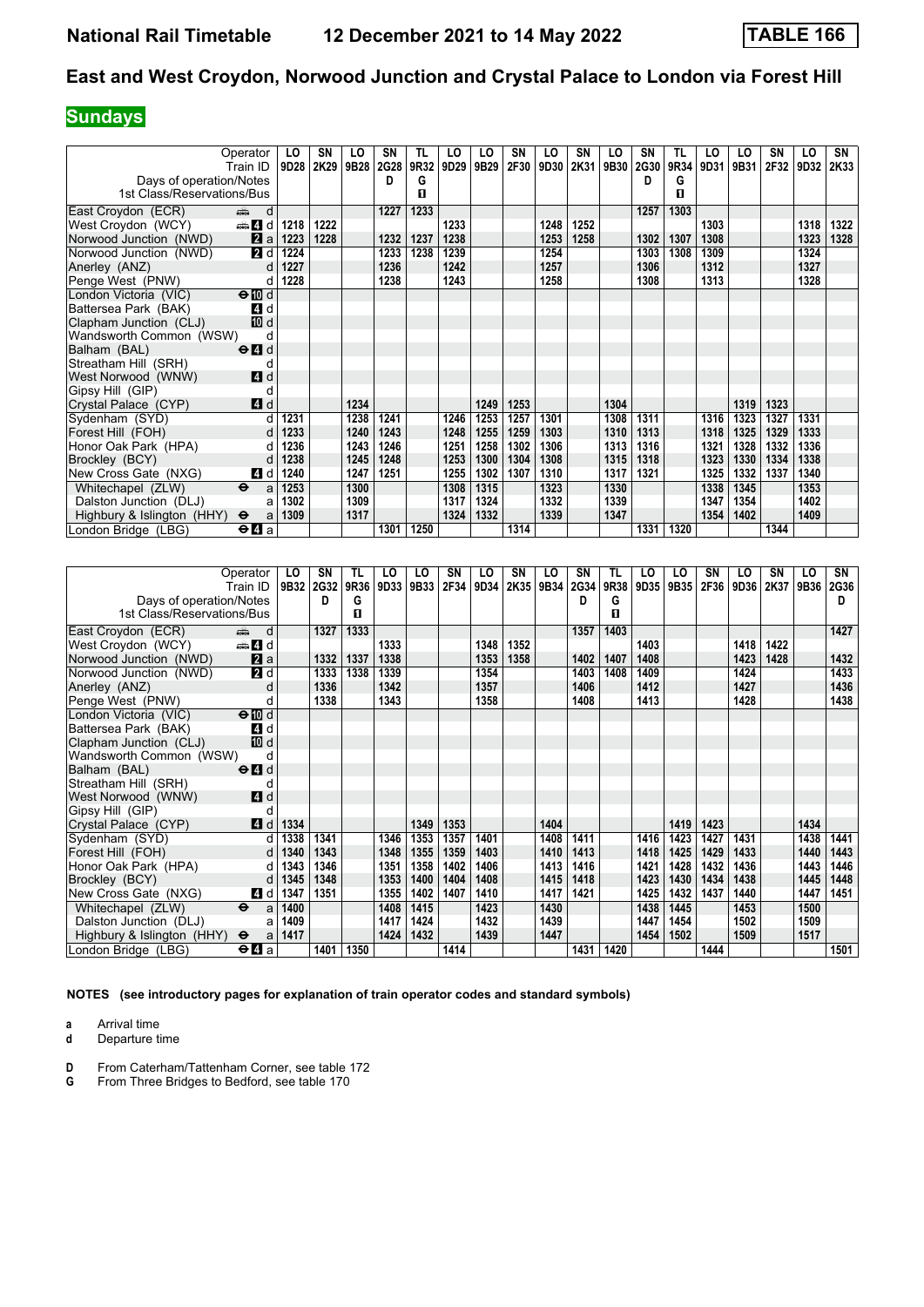# National Rail Timetable — 12 December 2021 to 14 May 2022 — TABLE 166

## East and West Croydon, Norwood Junction and Crystal Palace to London via Forest Hill

**Sundays**

| Operator | | LO | SN | LO | SN | TL | LO | LO | SN | LO | SN | LO | SN | TL | LO | LO | SN | LO | SN |
|---|---|---|---|---|---|---|---|---|---|---|---|---|---|---|---|---|---|---|---|
| Train ID | | 9D28 | 2K29 | 9B28 | 2G28 | 9R32 | 9D29 | 9B29 | 2F30 | 9D30 | 2K31 | 9B30 | 2G30 | 9R34 | 9D31 | 9B31 | 2F32 | 9D32 | 2K33 |
| Days of operation/Notes | | | | | D | G | | | | | | | D | G | | | | | |
| 1st Class/Reservations/Bus | | | | | | 1 | | | | | | | | 1 | | | | | |
| East Croydon (ECR) | d | | | | 1227 | 1233 | | | | | | | 1257 | 1303 | | | | | |
| West Croydon (WCY) | 4 d | 1218 | 1222 | | | | 1233 | | | 1248 | 1252 | | | | 1303 | | | 1318 | 1322 |
| Norwood Junction (NWD) | 2 a | 1223 | 1228 | | 1232 | 1237 | 1238 | | | 1253 | 1258 | | 1302 | 1307 | 1308 | | | 1323 | 1328 |
| Norwood Junction (NWD) | 2 d | 1224 | | | 1233 | 1238 | 1239 | | | 1254 | | | 1303 | 1308 | 1309 | | | 1324 | |
| Anerley (ANZ) | d | 1227 | | | 1236 | | 1242 | | | 1257 | | | 1306 | | 1312 | | | 1327 | |
| Penge West (PNW) | d | 1228 | | | 1238 | | 1243 | | | 1258 | | | 1308 | | 1313 | | | 1328 | |
| London Victoria (VIC) | 10 d | | | | | | | | | | | | | | | | | | |
| Battersea Park (BAK) | 4 d | | | | | | | | | | | | | | | | | | |
| Clapham Junction (CLJ) | 10 d | | | | | | | | | | | | | | | | | | |
| Wandsworth Common (WSW) | d | | | | | | | | | | | | | | | | | | |
| Balham (BAL) | 4 d | | | | | | | | | | | | | | | | | | |
| Streatham Hill (SRH) | d | | | | | | | | | | | | | | | | | | |
| West Norwood (WNW) | 4 d | | | | | | | | | | | | | | | | | | |
| Gipsy Hill (GIP) | d | | | | | | | | | | | | | | | | | | |
| Crystal Palace (CYP) | 4 d | | | 1234 | | | | 1249 | 1253 | | | 1304 | | | | 1319 | 1323 | | |
| Sydenham (SYD) | d | 1231 | | 1238 | 1241 | | 1246 | 1253 | 1257 | 1301 | | 1308 | 1311 | | 1316 | 1323 | 1327 | 1331 | |
| Forest Hill (FOH) | d | 1233 | | 1240 | 1243 | | 1248 | 1255 | 1259 | 1303 | | 1310 | 1313 | | 1318 | 1325 | 1329 | 1333 | |
| Honor Oak Park (HPA) | d | 1236 | | 1243 | 1246 | | 1251 | 1258 | 1302 | 1306 | | 1313 | 1316 | | 1321 | 1328 | 1332 | 1336 | |
| Brockley (BCY) | d | 1238 | | 1245 | 1248 | | 1253 | 1300 | 1304 | 1308 | | 1315 | 1318 | | 1323 | 1330 | 1334 | 1338 | |
| New Cross Gate (NXG) | 4 d | 1240 | | 1247 | 1251 | | 1255 | 1302 | 1307 | 1310 | | 1317 | 1321 | | 1325 | 1332 | 1337 | 1340 | |
| Whitechapel (ZLW) | a | 1253 | | 1300 | | | 1308 | 1315 | | 1323 | | 1330 | | | 1338 | 1345 | | 1353 | |
| Dalston Junction (DLJ) | a | 1302 | | 1309 | | | 1317 | 1324 | | 1332 | | 1339 | | | 1347 | 1354 | | 1402 | |
| Highbury & Islington (HHY) | a | 1309 | | 1317 | | | 1324 | 1332 | | 1339 | | 1347 | | | 1354 | 1402 | | 1409 | |
| London Bridge (LBG) | 4 a | | | | 1301 | 1250 | | | 1314 | | | | 1331 | 1320 | | | 1344 | | |

| Operator | | LO | SN | TL | LO | LO | SN | LO | SN | LO | SN | TL | LO | LO | SN | LO | SN | LO | SN |
|---|---|---|---|---|---|---|---|---|---|---|---|---|---|---|---|---|---|---|---|
| Train ID | | 9B32 | 2G32 | 9R36 | 9D33 | 9B33 | 2F34 | 9D34 | 2K35 | 9B34 | 2G34 | 9R38 | 9D35 | 9B35 | 2F36 | 9D36 | 2K37 | 9B36 | 2G36 |
| Days of operation/Notes | | | D | G | | | | | | | D | G | | | | | | | D |
| 1st Class/Reservations/Bus | | | | 1 | | | | | | | | 1 | | | | | | | |
| East Croydon (ECR) | d | | 1327 | 1333 | | | | | | | 1357 | 1403 | | | | | | | 1427 |
| West Croydon (WCY) | 4 d | | | | 1333 | | | 1348 | 1352 | | | | 1403 | | | 1418 | 1422 | | |
| Norwood Junction (NWD) | 2 a | | 1332 | 1337 | 1338 | | | 1353 | 1358 | | 1402 | 1407 | 1408 | | | 1423 | 1428 | | 1432 |
| Norwood Junction (NWD) | 2 d | | 1333 | 1338 | 1339 | | | 1354 | | | 1403 | 1408 | 1409 | | | 1424 | | | 1433 |
| Anerley (ANZ) | d | | 1336 | | 1342 | | | 1357 | | | 1406 | | 1412 | | | 1427 | | | 1436 |
| Penge West (PNW) | d | | 1338 | | 1343 | | | 1358 | | | 1408 | | 1413 | | | 1428 | | | 1438 |
| London Victoria (VIC) | 10 d | | | | | | | | | | | | | | | | | | |
| Battersea Park (BAK) | 4 d | | | | | | | | | | | | | | | | | | |
| Clapham Junction (CLJ) | 10 d | | | | | | | | | | | | | | | | | | |
| Wandsworth Common (WSW) | d | | | | | | | | | | | | | | | | | | |
| Balham (BAL) | 4 d | | | | | | | | | | | | | | | | | | |
| Streatham Hill (SRH) | d | | | | | | | | | | | | | | | | | | |
| West Norwood (WNW) | 4 d | | | | | | | | | | | | | | | | | | |
| Gipsy Hill (GIP) | d | | | | | | | | | | | | | | | | | | |
| Crystal Palace (CYP) | 4 d | 1334 | | | | 1349 | 1353 | | | 1404 | | | | 1419 | 1423 | | | 1434 | |
| Sydenham (SYD) | d | 1338 | 1341 | | 1346 | 1353 | 1357 | 1401 | | 1408 | 1411 | | 1416 | 1423 | 1427 | 1431 | | 1438 | 1441 |
| Forest Hill (FOH) | d | 1340 | 1343 | | 1348 | 1355 | 1359 | 1403 | | 1410 | 1413 | | 1418 | 1425 | 1429 | 1433 | | 1440 | 1443 |
| Honor Oak Park (HPA) | d | 1343 | 1346 | | 1351 | 1358 | 1402 | 1406 | | 1413 | 1416 | | 1421 | 1428 | 1432 | 1436 | | 1443 | 1446 |
| Brockley (BCY) | d | 1345 | 1348 | | 1353 | 1400 | 1404 | 1408 | | 1415 | 1418 | | 1423 | 1430 | 1434 | 1438 | | 1445 | 1448 |
| New Cross Gate (NXG) | 4 d | 1347 | 1351 | | 1355 | 1402 | 1407 | 1410 | | 1417 | 1421 | | 1425 | 1432 | 1437 | 1440 | | 1447 | 1451 |
| Whitechapel (ZLW) | a | 1400 | | | 1408 | 1415 | | 1423 | | 1430 | | | 1438 | 1445 | | 1453 | | 1500 | |
| Dalston Junction (DLJ) | a | 1409 | | | 1417 | 1424 | | 1432 | | 1439 | | | 1447 | 1454 | | 1502 | | 1509 | |
| Highbury & Islington (HHY) | a | 1417 | | | 1424 | 1432 | | 1439 | | 1447 | | | 1454 | 1502 | | 1509 | | 1517 | |
| London Bridge (LBG) | 4 a | | 1401 | 1350 | | | 1414 | | | | 1431 | 1420 | | | 1444 | | | | 1501 |

**NOTES (see introductory pages for explanation of train operator codes and standard symbols)**

**a** Arrival time
**d** Departure time

**D** From Caterham/Tattenham Corner, see table 172
**G** From Three Bridges to Bedford, see table 170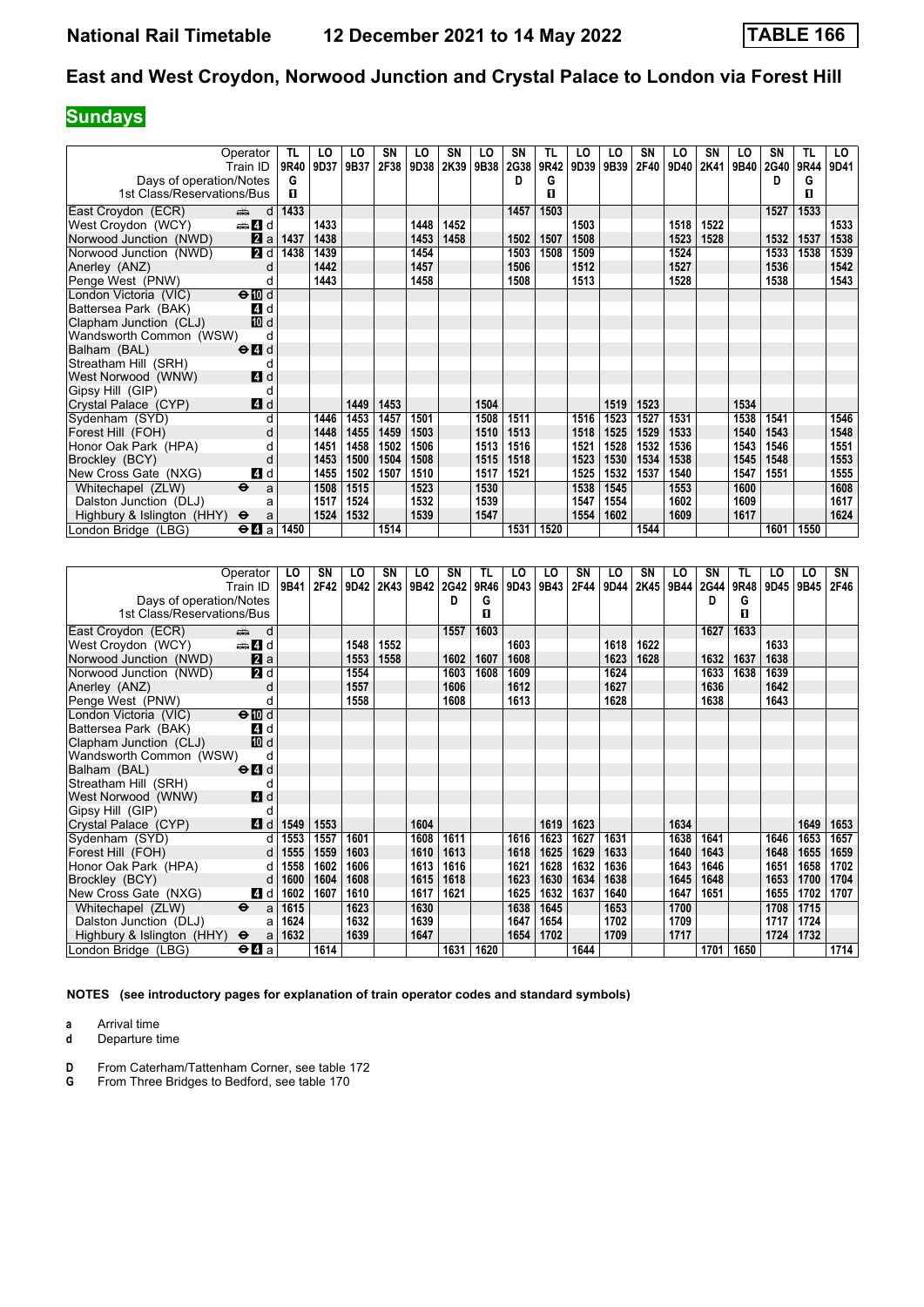# East and West Croydon, Norwood Junction and Crystal Palace to London via Forest Hill

**National Rail Timetable — 12 December 2021 to 14 May 2022 — TABLE 166**

## Sundays

| Operator | | TL | LO | LO | SN | LO | SN | LO | SN | TL | LO | LO | SN | LO | SN | LO | SN | TL | LO |
|---|---|---|---|---|---|---|---|---|---|---|---|---|---|---|---|---|---|---|---|
| Train ID | | 9R40 | 9D37 | 9B37 | 2F38 | 9D38 | 2K39 | 9B38 | 2G38 | 9R42 | 9D39 | 9B39 | 2F40 | 9D40 | 2K41 | 9B40 | 2G40 | 9R44 | 9D41 |
| Days of operation/Notes | | G | | | | | | | D | G | | | | | | | D | G | |
| 1st Class/Reservations/Bus | | 1 | | | | | | | | 1 | | | | | | | | 1 | |
| East Croydon (ECR) | d | 1433 | | | | | | | 1457 | 1503 | | | | | | | 1527 | 1533 | |
| West Croydon (WCY) | 4 d | | 1433 | | | 1448 | 1452 | | | | 1503 | | | 1518 | 1522 | | | | 1533 |
| Norwood Junction (NWD) | 2 a | 1437 | 1438 | | | 1453 | 1458 | | 1502 | 1507 | 1508 | | | 1523 | 1528 | | 1532 | 1537 | 1538 |
| Norwood Junction (NWD) | 2 d | 1438 | 1439 | | | 1454 | | | 1503 | 1508 | 1509 | | | 1524 | | | 1533 | 1538 | 1539 |
| Anerley (ANZ) | d | | 1442 | | | 1457 | | | 1506 | | 1512 | | | 1527 | | | 1536 | | 1542 |
| Penge West (PNW) | d | | 1443 | | | 1458 | | | 1508 | | 1513 | | | 1528 | | | 1538 | | 1543 |
| London Victoria (VIC) | 10 d | | | | | | | | | | | | | | | | | | |
| Battersea Park (BAK) | 4 d | | | | | | | | | | | | | | | | | | |
| Clapham Junction (CLJ) | 10 d | | | | | | | | | | | | | | | | | | |
| Wandsworth Common (WSW) | d | | | | | | | | | | | | | | | | | | |
| Balham (BAL) | 4 d | | | | | | | | | | | | | | | | | | |
| Streatham Hill (SRH) | d | | | | | | | | | | | | | | | | | | |
| West Norwood (WNW) | 4 d | | | | | | | | | | | | | | | | | | |
| Gipsy Hill (GIP) | d | | | | | | | | | | | | | | | | | | |
| Crystal Palace (CYP) | 4 d | | | 1449 | 1453 | | | 1504 | | | | 1519 | 1523 | | | 1534 | | | |
| Sydenham (SYD) | d | | 1446 | 1453 | 1457 | 1501 | | 1508 | 1511 | | 1516 | 1523 | 1527 | 1531 | | 1538 | 1541 | | 1546 |
| Forest Hill (FOH) | d | | 1448 | 1455 | 1459 | 1503 | | 1510 | 1513 | | 1518 | 1525 | 1529 | 1533 | | 1540 | 1543 | | 1548 |
| Honor Oak Park (HPA) | d | | 1451 | 1458 | 1502 | 1506 | | 1513 | 1516 | | 1521 | 1528 | 1532 | 1536 | | 1543 | 1546 | | 1551 |
| Brockley (BCY) | d | | 1453 | 1500 | 1504 | 1508 | | 1515 | 1518 | | 1523 | 1530 | 1534 | 1538 | | 1545 | 1548 | | 1553 |
| New Cross Gate (NXG) | 4 d | | 1455 | 1502 | 1507 | 1510 | | 1517 | 1521 | | 1525 | 1532 | 1537 | 1540 | | 1547 | 1551 | | 1555 |
| Whitechapel (ZLW) | a | | 1508 | 1515 | | 1523 | | 1530 | | | 1538 | 1545 | | 1553 | | 1600 | | | 1608 |
| Dalston Junction (DLJ) | a | | 1517 | 1524 | | 1532 | | 1539 | | | 1547 | 1554 | | 1602 | | 1609 | | | 1617 |
| Highbury & Islington (HHY) | a | | 1524 | 1532 | | 1539 | | 1547 | | | 1554 | 1602 | | 1609 | | 1617 | | | 1624 |
| London Bridge (LBG) | 4 a | 1450 | | | 1514 | | | | 1531 | 1520 | | | 1544 | | | | 1601 | 1550 | |

| Operator | | LO | SN | LO | SN | LO | SN | TL | LO | LO | SN | LO | SN | LO | SN | TL | LO | LO | SN |
|---|---|---|---|---|---|---|---|---|---|---|---|---|---|---|---|---|---|---|---|
| Train ID | | 9B41 | 2F42 | 9D42 | 2K43 | 9B42 | 2G42 | 9R46 | 9D43 | 9B43 | 2F44 | 9D44 | 2K45 | 9B44 | 2G44 | 9R48 | 9D45 | 9B45 | 2F46 |
| Days of operation/Notes | | | | | | | D | G | | | | | | | D | G | | | |
| 1st Class/Reservations/Bus | | | | | | | | 1 | | | | | | | | 1 | | | |
| East Croydon (ECR) | d | | | | | | 1557 | 1603 | | | | | | | 1627 | 1633 | | | |
| West Croydon (WCY) | 4 d | | | 1548 | 1552 | | | | 1603 | | | 1618 | 1622 | | | | 1633 | | |
| Norwood Junction (NWD) | 2 a | | | 1553 | 1558 | | 1602 | 1607 | 1608 | | | 1623 | 1628 | | 1632 | 1637 | 1638 | | |
| Norwood Junction (NWD) | 2 d | | | 1554 | | | 1603 | 1608 | 1609 | | | 1624 | | | 1633 | 1638 | 1639 | | |
| Anerley (ANZ) | d | | | 1557 | | | 1606 | | 1612 | | | 1627 | | | 1636 | | 1642 | | |
| Penge West (PNW) | d | | | 1558 | | | 1608 | | 1613 | | | 1628 | | | 1638 | | 1643 | | |
| London Victoria (VIC) | 10 d | | | | | | | | | | | | | | | | | | |
| Battersea Park (BAK) | 4 d | | | | | | | | | | | | | | | | | | |
| Clapham Junction (CLJ) | 10 d | | | | | | | | | | | | | | | | | | |
| Wandsworth Common (WSW) | d | | | | | | | | | | | | | | | | | | |
| Balham (BAL) | 4 d | | | | | | | | | | | | | | | | | | |
| Streatham Hill (SRH) | d | | | | | | | | | | | | | | | | | | |
| West Norwood (WNW) | 4 d | | | | | | | | | | | | | | | | | | |
| Gipsy Hill (GIP) | d | | | | | | | | | | | | | | | | | | |
| Crystal Palace (CYP) | 4 d | 1549 | 1553 | | | 1604 | | | | 1619 | 1623 | | | 1634 | | | | 1649 | 1653 |
| Sydenham (SYD) | d | 1553 | 1557 | 1601 | | 1608 | 1611 | | 1616 | 1623 | 1627 | 1631 | | 1638 | 1641 | | 1646 | 1653 | 1657 |
| Forest Hill (FOH) | d | 1555 | 1559 | 1603 | | 1610 | 1613 | | 1618 | 1625 | 1629 | 1633 | | 1640 | 1643 | | 1648 | 1655 | 1659 |
| Honor Oak Park (HPA) | d | 1558 | 1602 | 1606 | | 1613 | 1616 | | 1621 | 1628 | 1632 | 1636 | | 1643 | 1646 | | 1651 | 1658 | 1702 |
| Brockley (BCY) | d | 1600 | 1604 | 1608 | | 1615 | 1618 | | 1623 | 1630 | 1634 | 1638 | | 1645 | 1648 | | 1653 | 1700 | 1704 |
| New Cross Gate (NXG) | 4 d | 1602 | 1607 | 1610 | | 1617 | 1621 | | 1625 | 1632 | 1637 | 1640 | | 1647 | 1651 | | 1655 | 1702 | 1707 |
| Whitechapel (ZLW) | a | 1615 | | 1623 | | 1630 | | | 1638 | 1645 | | 1653 | | 1700 | | | 1708 | 1715 | |
| Dalston Junction (DLJ) | a | 1624 | | 1632 | | 1639 | | | 1647 | 1654 | | 1702 | | 1709 | | | 1717 | 1724 | |
| Highbury & Islington (HHY) | a | 1632 | | 1639 | | 1647 | | | 1654 | 1702 | | 1709 | | 1717 | | | 1724 | 1732 | |
| London Bridge (LBG) | 4 a | | 1614 | | | | 1631 | 1620 | | | 1644 | | | | 1701 | 1650 | | | 1714 |

**NOTES (see introductory pages for explanation of train operator codes and standard symbols)**

**a** Arrival time
**d** Departure time

**D** From Caterham/Tattenham Corner, see table 172
**G** From Three Bridges to Bedford, see table 170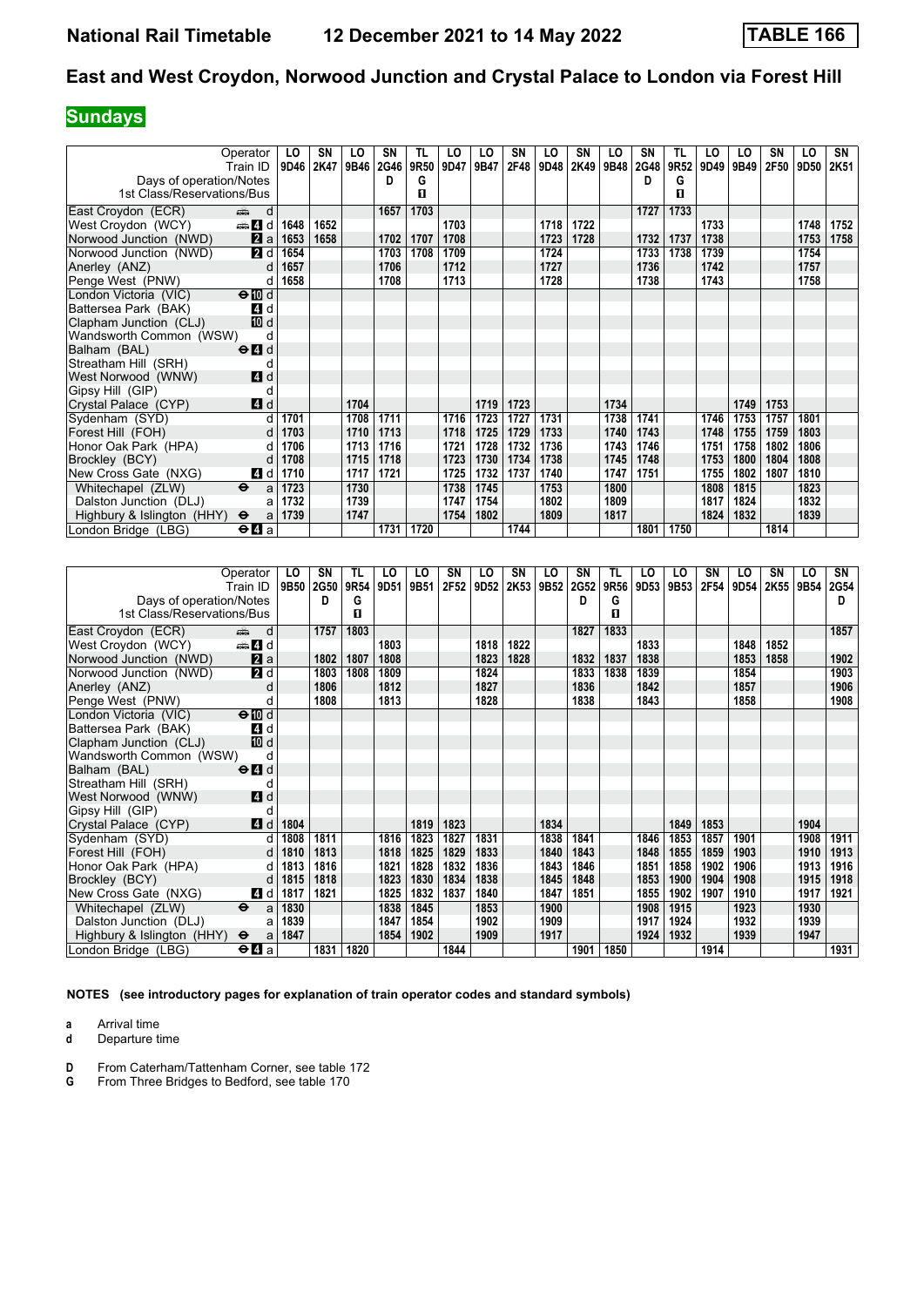**National Rail Timetable** **12 December 2021 to 14 May 2022** **TABLE 166**

## East and West Croydon, Norwood Junction and Crystal Palace to London via Forest Hill

**Sundays**

| Operator | | LO | SN | LO | SN | TL | LO | LO | SN | LO | SN | LO | SN | TL | LO | LO | SN | LO | SN |
|---|---|---|---|---|---|---|---|---|---|---|---|---|---|---|---|---|---|---|---|
| Train ID | | 9D46 | 2K47 | 9B46 | 2G46 | 9R50 | 9D47 | 9B47 | 2F48 | 9D48 | 2K49 | 9B48 | 2G48 | 9R52 | 9D49 | 9B49 | 2F50 | 9D50 | 2K51 |
| Days of operation/Notes | | | | | D | G | | | | | | | D | G | | | | | |
| 1st Class/Reservations/Bus | | | | | | ■ | | | | | | | | ■ | | | | | |
| East Croydon (ECR) | d | | | | 1657 | 1703 | | | | | | | 1727 | 1733 | | | | | |
| West Croydon (WCY) | 4 d | 1648 | 1652 | | | | 1703 | | | 1718 | 1722 | | | | 1733 | | | 1748 | 1752 |
| Norwood Junction (NWD) | 2 a | 1653 | 1658 | | 1702 | 1707 | 1708 | | | 1723 | 1728 | | 1732 | 1737 | 1738 | | | 1753 | 1758 |
| Norwood Junction (NWD) | 2 d | 1654 | | | 1703 | 1708 | 1709 | | | 1724 | | | 1733 | 1738 | 1739 | | | 1754 | |
| Anerley (ANZ) | d | 1657 | | | 1706 | | 1712 | | | 1727 | | | 1736 | | 1742 | | | 1757 | |
| Penge West (PNW) | d | 1658 | | | 1708 | | 1713 | | | 1728 | | | 1738 | | 1743 | | | 1758 | |
| London Victoria (VIC) | 10 d | | | | | | | | | | | | | | | | | | |
| Battersea Park (BAK) | 4 d | | | | | | | | | | | | | | | | | | |
| Clapham Junction (CLJ) | 10 d | | | | | | | | | | | | | | | | | | |
| Wandsworth Common (WSW) | d | | | | | | | | | | | | | | | | | | |
| Balham (BAL) | 4 d | | | | | | | | | | | | | | | | | | |
| Streatham Hill (SRH) | d | | | | | | | | | | | | | | | | | | |
| West Norwood (WNW) | 4 d | | | | | | | | | | | | | | | | | | |
| Gipsy Hill (GIP) | d | | | | | | | | | | | | | | | | | | |
| Crystal Palace (CYP) | 4 d | | | 1704 | | | | 1719 | 1723 | | | 1734 | | | | 1749 | 1753 | | |
| Sydenham (SYD) | d | 1701 | | 1708 | 1711 | | 1716 | 1723 | 1727 | 1731 | | 1738 | 1741 | | 1746 | 1753 | 1757 | 1801 | |
| Forest Hill (FOH) | d | 1703 | | 1710 | 1713 | | 1718 | 1725 | 1729 | 1733 | | 1740 | 1743 | | 1748 | 1755 | 1759 | 1803 | |
| Honor Oak Park (HPA) | d | 1706 | | 1713 | 1716 | | 1721 | 1728 | 1732 | 1736 | | 1743 | 1746 | | 1751 | 1758 | 1802 | 1806 | |
| Brockley (BCY) | d | 1708 | | 1715 | 1718 | | 1723 | 1730 | 1734 | 1738 | | 1745 | 1748 | | 1753 | 1800 | 1804 | 1808 | |
| New Cross Gate (NXG) | 4 d | 1710 | | 1717 | 1721 | | 1725 | 1732 | 1737 | 1740 | | 1747 | 1751 | | 1755 | 1802 | 1807 | 1810 | |
| Whitechapel (ZLW) | a | 1723 | | 1730 | | | 1738 | 1745 | | 1753 | | 1800 | | | 1808 | 1815 | | 1823 | |
| Dalston Junction (DLJ) | a | 1732 | | 1739 | | | 1747 | 1754 | | 1802 | | 1809 | | | 1817 | 1824 | | 1832 | |
| Highbury & Islington (HHY) | a | 1739 | | 1747 | | | 1754 | 1802 | | 1809 | | 1817 | | | 1824 | 1832 | | 1839 | |
| London Bridge (LBG) | 4 a | | | | 1731 | 1720 | | | 1744 | | | | 1801 | 1750 | | | 1814 | | |

| Operator | | LO | SN | TL | LO | LO | SN | LO | SN | LO | SN | TL | LO | LO | SN | LO | SN | LO | SN |
|---|---|---|---|---|---|---|---|---|---|---|---|---|---|---|---|---|---|---|---|
| Train ID | | 9B50 | 2G50 | 9R54 | 9D51 | 9B51 | 2F52 | 9D52 | 2K53 | 9B52 | 2G52 | 9R56 | 9D53 | 9B53 | 2F54 | 9D54 | 2K55 | 9B54 | 2G54 |
| Days of operation/Notes | | | D | G | | | | | | | D | G | | | | | | | D |
| 1st Class/Reservations/Bus | | | | ■ | | | | | | | | ■ | | | | | | | |
| East Croydon (ECR) | d | | 1757 | 1803 | | | | | | | 1827 | 1833 | | | | | | | 1857 |
| West Croydon (WCY) | 4 d | | | | 1803 | | | 1818 | 1822 | | | | 1833 | | | 1848 | 1852 | | |
| Norwood Junction (NWD) | 2 a | | 1802 | 1807 | 1808 | | | 1823 | 1828 | | 1832 | 1837 | 1838 | | | 1853 | 1858 | | 1902 |
| Norwood Junction (NWD) | 2 d | | 1803 | 1808 | 1809 | | | 1824 | | | 1833 | 1838 | 1839 | | | 1854 | | | 1903 |
| Anerley (ANZ) | d | | 1806 | | 1812 | | | 1827 | | | 1836 | | 1842 | | | 1857 | | | 1906 |
| Penge West (PNW) | d | | 1808 | | 1813 | | | 1828 | | | 1838 | | 1843 | | | 1858 | | | 1908 |
| London Victoria (VIC) | 10 d | | | | | | | | | | | | | | | | | | |
| Battersea Park (BAK) | 4 d | | | | | | | | | | | | | | | | | | |
| Clapham Junction (CLJ) | 10 d | | | | | | | | | | | | | | | | | | |
| Wandsworth Common (WSW) | d | | | | | | | | | | | | | | | | | | |
| Balham (BAL) | 4 d | | | | | | | | | | | | | | | | | | |
| Streatham Hill (SRH) | d | | | | | | | | | | | | | | | | | | |
| West Norwood (WNW) | 4 d | | | | | | | | | | | | | | | | | | |
| Gipsy Hill (GIP) | d | | | | | | | | | | | | | | | | | | |
| Crystal Palace (CYP) | 4 d | 1804 | | | | 1819 | 1823 | | | 1834 | | | | 1849 | 1853 | | | 1904 | |
| Sydenham (SYD) | d | 1808 | 1811 | | 1816 | 1823 | 1827 | 1831 | | 1838 | 1841 | | 1846 | 1853 | 1857 | 1901 | | 1908 | 1911 |
| Forest Hill (FOH) | d | 1810 | 1813 | | 1818 | 1825 | 1829 | 1833 | | 1840 | 1843 | | 1848 | 1855 | 1859 | 1903 | | 1910 | 1913 |
| Honor Oak Park (HPA) | d | 1813 | 1816 | | 1821 | 1828 | 1832 | 1836 | | 1843 | 1846 | | 1851 | 1858 | 1902 | 1906 | | 1913 | 1916 |
| Brockley (BCY) | d | 1815 | 1818 | | 1823 | 1830 | 1834 | 1838 | | 1845 | 1848 | | 1853 | 1900 | 1904 | 1908 | | 1915 | 1918 |
| New Cross Gate (NXG) | 4 d | 1817 | 1821 | | 1825 | 1832 | 1837 | 1840 | | 1847 | 1851 | | 1855 | 1902 | 1907 | 1910 | | 1917 | 1921 |
| Whitechapel (ZLW) | a | 1830 | | | 1838 | 1845 | | 1853 | | 1900 | | | 1908 | 1915 | | 1923 | | 1930 | |
| Dalston Junction (DLJ) | a | 1839 | | | 1847 | 1854 | | 1902 | | 1909 | | | 1917 | 1924 | | 1932 | | 1939 | |
| Highbury & Islington (HHY) | a | 1847 | | | 1854 | 1902 | | 1909 | | 1917 | | | 1924 | 1932 | | 1939 | | 1947 | |
| London Bridge (LBG) | 4 a | | 1831 | 1820 | | | 1844 | | | | 1901 | 1850 | | | 1914 | | | | 1931 |

**NOTES (see introductory pages for explanation of train operator codes and standard symbols)**

**a** Arrival time
**d** Departure time

**D** From Caterham/Tattenham Corner, see table 172
**G** From Three Bridges to Bedford, see table 170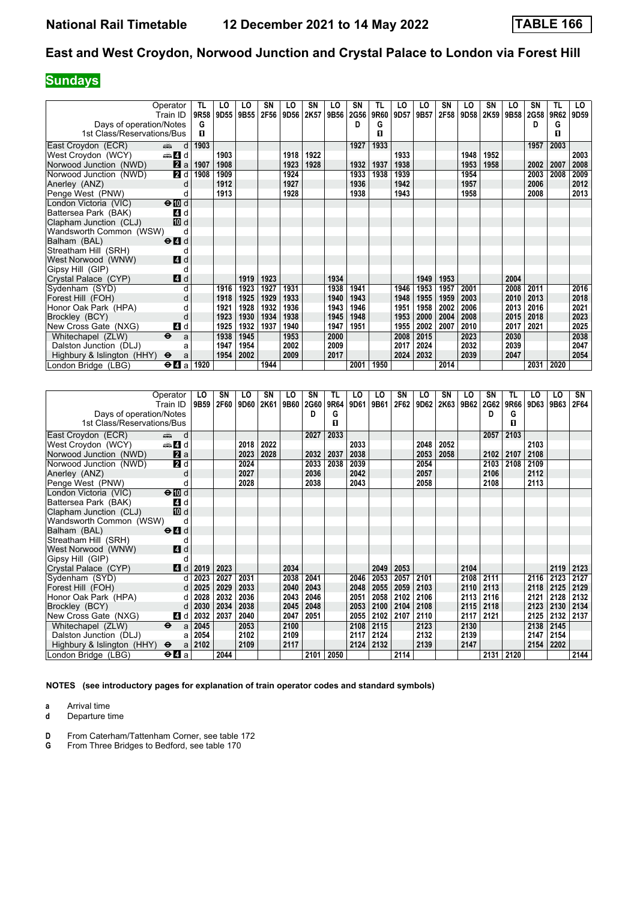# East and West Croydon, Norwood Junction and Crystal Palace to London via Forest Hill

## Sundays

| Operator | | TL | LO | LO | SN | LO | SN | LO | SN | TL | LO | LO | SN | LO | SN | LO | SN | TL | LO |
|---|---|---|---|---|---|---|---|---|---|---|---|---|---|---|---|---|---|---|---|
| Train ID | | 9R58 | 9D55 | 9B55 | 2F56 | 9D56 | 2K57 | 9B56 | 2G56 | 9R60 | 9D57 | 9B57 | 2F58 | 9D58 | 2K59 | 9B58 | 2G58 | 9R62 | 9D59 |
| Days of operation/Notes | | G | | | | | | | D | G | | | | | | | D | G | |
| 1st Class/Reservations/Bus | | 1 | | | | | | | | 1 | | | | | | | | 1 | |
| East Croydon (ECR) | d | 1903 | | | | | | | 1927 | 1933 | | | | | | | 1957 | 2003 | |
| West Croydon (WCY) | 4 d | | 1903 | | | 1918 | 1922 | | | | 1933 | | | 1948 | 1952 | | | | 2003 |
| Norwood Junction (NWD) | 2 a | 1907 | 1908 | | | 1923 | 1928 | | 1932 | 1937 | 1938 | | | 1953 | 1958 | | 2002 | 2007 | 2008 |
| Norwood Junction (NWD) | 2 d | 1908 | 1909 | | | 1924 | | | 1933 | 1938 | 1939 | | | 1954 | | | 2003 | 2008 | 2009 |
| Anerley (ANZ) | d | | 1912 | | | 1927 | | | 1936 | | 1942 | | | 1957 | | | 2006 | | 2012 |
| Penge West (PNW) | d | | 1913 | | | 1928 | | | 1938 | | 1943 | | | 1958 | | | 2008 | | 2013 |
| London Victoria (VIC) | 10 d | | | | | | | | | | | | | | | | | | |
| Battersea Park (BAK) | 4 d | | | | | | | | | | | | | | | | | | |
| Clapham Junction (CLJ) | 10 d | | | | | | | | | | | | | | | | | | |
| Wandsworth Common (WSW) | d | | | | | | | | | | | | | | | | | | |
| Balham (BAL) | 4 d | | | | | | | | | | | | | | | | | | |
| Streatham Hill (SRH) | d | | | | | | | | | | | | | | | | | | |
| West Norwood (WNW) | 4 d | | | | | | | | | | | | | | | | | | |
| Gipsy Hill (GIP) | d | | | | | | | | | | | | | | | | | | |
| Crystal Palace (CYP) | 4 d | | | 1919 | 1923 | | | 1934 | | | | 1949 | 1953 | | | 2004 | | | |
| Sydenham (SYD) | d | | 1916 | 1923 | 1927 | 1931 | | 1938 | 1941 | | 1946 | 1953 | 1957 | 2001 | | 2008 | 2011 | | 2016 |
| Forest Hill (FOH) | d | | 1918 | 1925 | 1929 | 1933 | | 1940 | 1943 | | 1948 | 1955 | 1959 | 2003 | | 2010 | 2013 | | 2018 |
| Honor Oak Park (HPA) | d | | 1921 | 1928 | 1932 | 1936 | | 1943 | 1946 | | 1951 | 1958 | 2002 | 2006 | | 2013 | 2016 | | 2021 |
| Brockley (BCY) | d | | 1923 | 1930 | 1934 | 1938 | | 1945 | 1948 | | 1953 | 2000 | 2004 | 2008 | | 2015 | 2018 | | 2023 |
| New Cross Gate (NXG) | 4 d | | 1925 | 1932 | 1937 | 1940 | | 1947 | 1951 | | 1955 | 2002 | 2007 | 2010 | | 2017 | 2021 | | 2025 |
| Whitechapel (ZLW) | a | | 1938 | 1945 | | 1953 | | 2000 | | | 2008 | 2015 | | 2023 | | 2030 | | | 2038 |
| Dalston Junction (DLJ) | a | | 1947 | 1954 | | 2002 | | 2009 | | | 2017 | 2024 | | 2032 | | 2039 | | | 2047 |
| Highbury & Islington (HHY) | a | | 1954 | 2002 | | 2009 | | 2017 | | | 2024 | 2032 | | 2039 | | 2047 | | | 2054 |
| London Bridge (LBG) | 4 a | 1920 | | | 1944 | | | | 2001 | 1950 | | | 2014 | | | | 2031 | 2020 | |

| Operator | | LO | SN | LO | SN | LO | SN | TL | LO | LO | SN | LO | SN | LO | SN | TL | LO | LO | SN |
|---|---|---|---|---|---|---|---|---|---|---|---|---|---|---|---|---|---|---|---|
| Train ID | | 9B59 | 2F60 | 9D60 | 2K61 | 9B60 | 2G60 | 9R64 | 9D61 | 9B61 | 2F62 | 9D62 | 2K63 | 9B62 | 2G62 | 9R66 | 9D63 | 9B63 | 2F64 |
| Days of operation/Notes | | | | | | | D | G | | | | | | | D | G | | | |
| 1st Class/Reservations/Bus | | | | | | | | 1 | | | | | | | | 1 | | | |
| East Croydon (ECR) | d | | | | | | 2027 | 2033 | | | | | | | 2057 | 2103 | | | |
| West Croydon (WCY) | 4 d | | | 2018 | 2022 | | | | 2033 | | | 2048 | 2052 | | | | 2103 | | |
| Norwood Junction (NWD) | 2 a | | | 2023 | 2028 | | 2032 | 2037 | 2038 | | | 2053 | 2058 | | 2102 | 2107 | 2108 | | |
| Norwood Junction (NWD) | 2 d | | | 2024 | | | 2033 | 2038 | 2039 | | | 2054 | | | 2103 | 2108 | 2109 | | |
| Anerley (ANZ) | d | | | 2027 | | | 2036 | | 2042 | | | 2057 | | | 2106 | | 2112 | | |
| Penge West (PNW) | d | | | 2028 | | | 2038 | | 2043 | | | 2058 | | | 2108 | | 2113 | | |
| London Victoria (VIC) | 10 d | | | | | | | | | | | | | | | | | | |
| Battersea Park (BAK) | 4 d | | | | | | | | | | | | | | | | | | |
| Clapham Junction (CLJ) | 10 d | | | | | | | | | | | | | | | | | | |
| Wandsworth Common (WSW) | d | | | | | | | | | | | | | | | | | | |
| Balham (BAL) | 4 d | | | | | | | | | | | | | | | | | | |
| Streatham Hill (SRH) | d | | | | | | | | | | | | | | | | | | |
| West Norwood (WNW) | 4 d | | | | | | | | | | | | | | | | | | |
| Gipsy Hill (GIP) | d | | | | | | | | | | | | | | | | | | |
| Crystal Palace (CYP) | 4 d | 2019 | 2023 | | | 2034 | | | | 2049 | 2053 | | | 2104 | | | | 2119 | 2123 |
| Sydenham (SYD) | d | 2023 | 2027 | 2031 | | 2038 | 2041 | | 2046 | 2053 | 2057 | 2101 | | 2108 | 2111 | | 2116 | 2123 | 2127 |
| Forest Hill (FOH) | d | 2025 | 2029 | 2033 | | 2040 | 2043 | | 2048 | 2055 | 2059 | 2103 | | 2110 | 2113 | | 2118 | 2125 | 2129 |
| Honor Oak Park (HPA) | d | 2028 | 2032 | 2036 | | 2043 | 2046 | | 2051 | 2058 | 2102 | 2106 | | 2113 | 2116 | | 2121 | 2128 | 2132 |
| Brockley (BCY) | d | 2030 | 2034 | 2038 | | 2045 | 2048 | | 2053 | 2100 | 2104 | 2108 | | 2115 | 2118 | | 2123 | 2130 | 2134 |
| New Cross Gate (NXG) | 4 d | 2032 | 2037 | 2040 | | 2047 | 2051 | | 2055 | 2102 | 2107 | 2110 | | 2117 | 2121 | | 2125 | 2132 | 2137 |
| Whitechapel (ZLW) | a | 2045 | | 2053 | | 2100 | | | 2108 | 2115 | | 2123 | | 2130 | | | 2138 | 2145 | |
| Dalston Junction (DLJ) | a | 2054 | | 2102 | | 2109 | | | 2117 | 2124 | | 2132 | | 2139 | | | 2147 | 2154 | |
| Highbury & Islington (HHY) | a | 2102 | | 2109 | | 2117 | | | 2124 | 2132 | | 2139 | | 2147 | | | 2154 | 2202 | |
| London Bridge (LBG) | 4 a | | 2044 | | | | 2101 | 2050 | | | 2114 | | | | 2131 | 2120 | | | 2144 |

**NOTES (see introductory pages for explanation of train operator codes and standard symbols)**

**a** Arrival time
**d** Departure time

**D** From Caterham/Tattenham Corner, see table 172
**G** From Three Bridges to Bedford, see table 170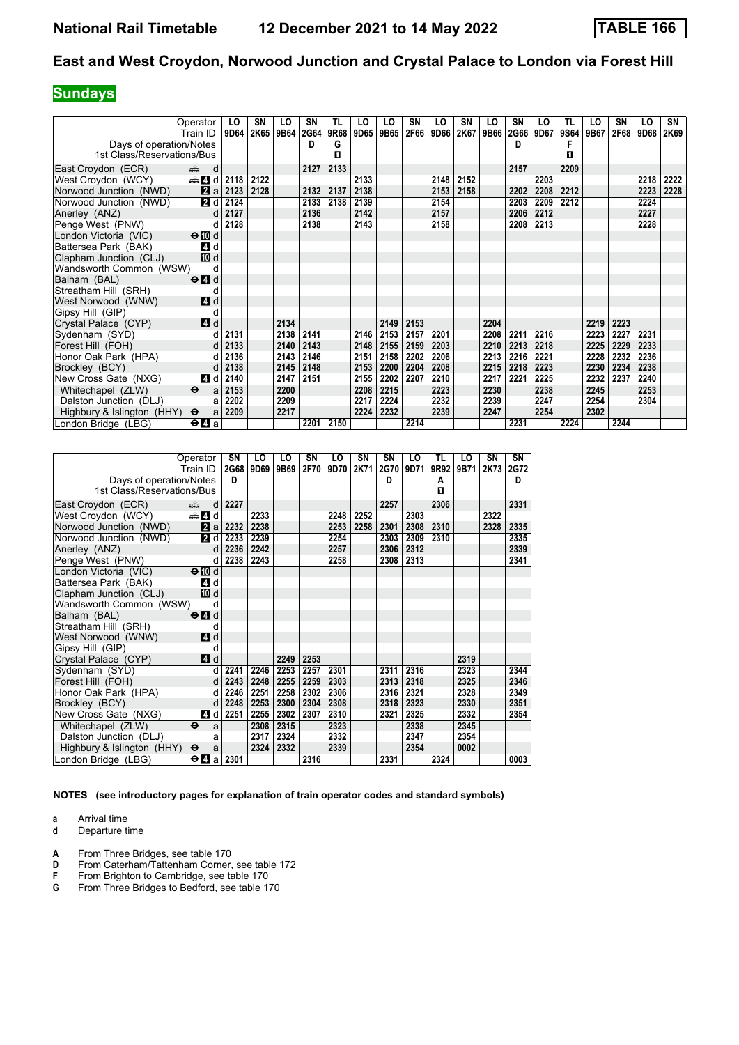# East and West Croydon, Norwood Junction and Crystal Palace to London via Forest Hill

## Sundays

| Operator | | LO | SN | LO | SN | TL | LO | LO | SN | LO | SN | LO | SN | LO | TL | LO | SN | LO | SN |
|---|---|---|---|---|---|---|---|---|---|---|---|---|---|---|---|---|---|---|---|
| Train ID | | 9D64 | 2K65 | 9B64 | 2G64 | 9R68 | 9D65 | 9B65 | 2F66 | 9D66 | 2K67 | 9B66 | 2G66 | 9D67 | 9S64 | 9B67 | 2F68 | 9D68 | 2K69 |
| Days of operation/Notes | | | | | D | G | | | | | | | D | | F | | | | |
| 1st Class/Reservations/Bus | | | | | | 1 | | | | | | | | | 1 | | | | |
| East Croydon (ECR) | d | | | | 2127 | 2133 | | | | | | | 2157 | | 2209 | | | | |
| West Croydon (WCY) | 4 d | 2118 | 2122 | | | | 2133 | | | 2148 | 2152 | | | 2203 | | | | 2218 | 2222 |
| Norwood Junction (NWD) | 2 a | 2123 | 2128 | | 2132 | 2137 | 2138 | | | 2153 | 2158 | | 2202 | 2208 | 2212 | | | 2223 | 2228 |
| Norwood Junction (NWD) | 2 d | 2124 | | | 2133 | 2138 | 2139 | | | 2154 | | | 2203 | 2209 | 2212 | | | 2224 | |
| Anerley (ANZ) | d | 2127 | | | 2136 | | 2142 | | | 2157 | | | 2206 | 2212 | | | | 2227 | |
| Penge West (PNW) | d | 2128 | | | 2138 | | 2143 | | | 2158 | | | 2208 | 2213 | | | | 2228 | |
| London Victoria (VIC) | 10 d | | | | | | | | | | | | | | | | | | |
| Battersea Park (BAK) | 4 d | | | | | | | | | | | | | | | | | | |
| Clapham Junction (CLJ) | 10 d | | | | | | | | | | | | | | | | | | |
| Wandsworth Common (WSW) | d | | | | | | | | | | | | | | | | | | |
| Balham (BAL) | 4 d | | | | | | | | | | | | | | | | | | |
| Streatham Hill (SRH) | d | | | | | | | | | | | | | | | | | | |
| West Norwood (WNW) | 4 d | | | | | | | | | | | | | | | | | | |
| Gipsy Hill (GIP) | d | | | | | | | | | | | | | | | | | | |
| Crystal Palace (CYP) | 4 d | | | 2134 | | | | 2149 | 2153 | | | 2204 | | | | 2219 | 2223 | | |
| Sydenham (SYD) | d | 2131 | | 2138 | 2141 | | 2146 | 2153 | 2157 | 2201 | | 2208 | 2211 | 2216 | | 2223 | 2227 | 2231 | |
| Forest Hill (FOH) | d | 2133 | | 2140 | 2143 | | 2148 | 2155 | 2159 | 2203 | | 2210 | 2213 | 2218 | | 2225 | 2229 | 2233 | |
| Honor Oak Park (HPA) | d | 2136 | | 2143 | 2146 | | 2151 | 2158 | 2202 | 2206 | | 2213 | 2216 | 2221 | | 2228 | 2232 | 2236 | |
| Brockley (BCY) | d | 2138 | | 2145 | 2148 | | 2153 | 2200 | 2204 | 2208 | | 2215 | 2218 | 2223 | | 2230 | 2234 | 2238 | |
| New Cross Gate (NXG) | 4 d | 2140 | | 2147 | 2151 | | 2155 | 2202 | 2207 | 2210 | | 2217 | 2221 | 2225 | | 2232 | 2237 | 2240 | |
| Whitechapel (ZLW) | a | 2153 | | 2200 | | | 2208 | 2215 | | 2223 | | 2230 | | 2238 | | 2245 | | 2253 | |
| Dalston Junction (DLJ) | a | 2202 | | 2209 | | | 2217 | 2224 | | 2232 | | 2239 | | 2247 | | 2254 | | 2304 | |
| Highbury & Islington (HHY) | a | 2209 | | 2217 | | | 2224 | 2232 | | 2239 | | 2247 | | 2254 | | 2302 | | | |
| London Bridge (LBG) | 4 a | | | | 2201 | 2150 | | | 2214 | | | | 2231 | | 2224 | | 2244 | | |

| Operator | | SN | LO | LO | SN | LO | SN | SN | LO | TL | LO | SN | SN |
|---|---|---|---|---|---|---|---|---|---|---|---|---|---|
| Train ID | | 2G68 | 9D69 | 9B69 | 2F70 | 9D70 | 2K71 | 2G70 | 9D71 | 9R92 | 9B71 | 2K73 | 2G72 |
| Days of operation/Notes | | D | | | | | | D | | A | | | D |
| 1st Class/Reservations/Bus | | | | | | | | | | 1 | | | |
| East Croydon (ECR) | d | 2227 | | | | | | 2257 | | 2306 | | | 2331 |
| West Croydon (WCY) | 4 d | | 2233 | | | 2248 | 2252 | | 2303 | | | 2322 | |
| Norwood Junction (NWD) | 2 a | 2232 | 2238 | | | 2253 | 2258 | 2301 | 2308 | 2310 | | 2328 | 2335 |
| Norwood Junction (NWD) | 2 d | 2233 | 2239 | | | 2254 | | 2303 | 2309 | 2310 | | | 2335 |
| Anerley (ANZ) | d | 2236 | 2242 | | | 2257 | | 2306 | 2312 | | | | 2339 |
| Penge West (PNW) | d | 2238 | 2243 | | | 2258 | | 2308 | 2313 | | | | 2341 |
| London Victoria (VIC) | 10 d | | | | | | | | | | | | |
| Battersea Park (BAK) | 4 d | | | | | | | | | | | | |
| Clapham Junction (CLJ) | 10 d | | | | | | | | | | | | |
| Wandsworth Common (WSW) | d | | | | | | | | | | | | |
| Balham (BAL) | 4 d | | | | | | | | | | | | |
| Streatham Hill (SRH) | d | | | | | | | | | | | | |
| West Norwood (WNW) | 4 d | | | | | | | | | | | | |
| Gipsy Hill (GIP) | d | | | | | | | | | | | | |
| Crystal Palace (CYP) | 4 d | | | 2249 | 2253 | | | | | | 2319 | | |
| Sydenham (SYD) | d | 2241 | 2246 | 2253 | 2257 | 2301 | | 2311 | 2316 | | 2323 | | 2344 |
| Forest Hill (FOH) | d | 2243 | 2248 | 2255 | 2259 | 2303 | | 2313 | 2318 | | 2325 | | 2346 |
| Honor Oak Park (HPA) | d | 2246 | 2251 | 2258 | 2302 | 2306 | | 2316 | 2321 | | 2328 | | 2349 |
| Brockley (BCY) | d | 2248 | 2253 | 2300 | 2304 | 2308 | | 2318 | 2323 | | 2330 | | 2351 |
| New Cross Gate (NXG) | 4 d | 2251 | 2255 | 2302 | 2307 | 2310 | | 2321 | 2325 | | 2332 | | 2354 |
| Whitechapel (ZLW) | a | | 2308 | 2315 | | 2323 | | | 2338 | | 2345 | | |
| Dalston Junction (DLJ) | a | | 2317 | 2324 | | 2332 | | | 2347 | | 2354 | | |
| Highbury & Islington (HHY) | a | | 2324 | 2332 | | 2339 | | | 2354 | | 0002 | | |
| London Bridge (LBG) | 4 a | 2301 | | | 2316 | | | 2331 | | 2324 | | | 0003 |

**NOTES (see introductory pages for explanation of train operator codes and standard symbols)**

- **a** Arrival time
- **d** Departure time

- **A** From Three Bridges, see table 170
- **D** From Caterham/Tattenham Corner, see table 172
- **F** From Brighton to Cambridge, see table 170
- **G** From Three Bridges to Bedford, see table 170